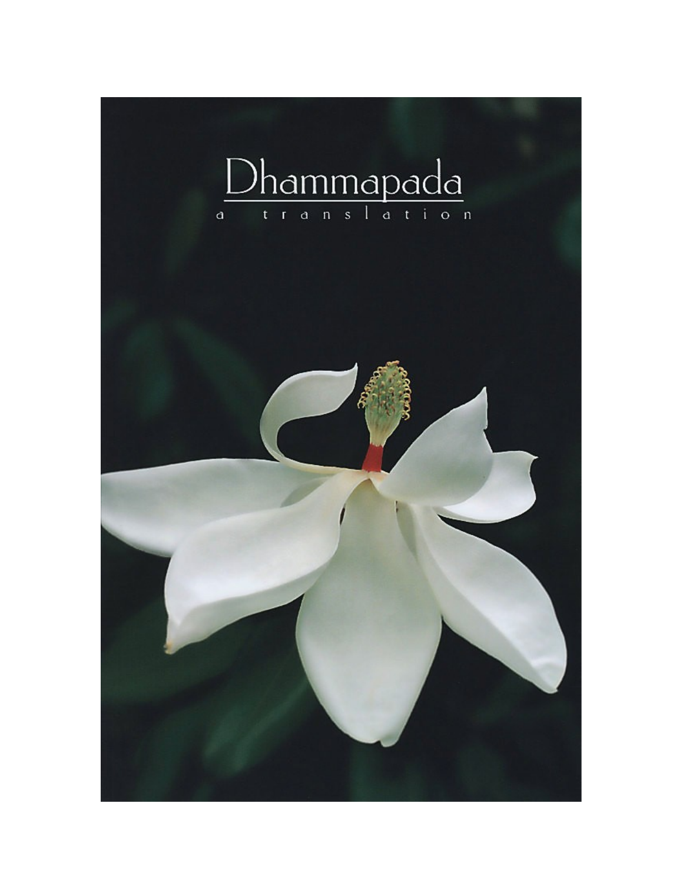# Dhammapada

a translation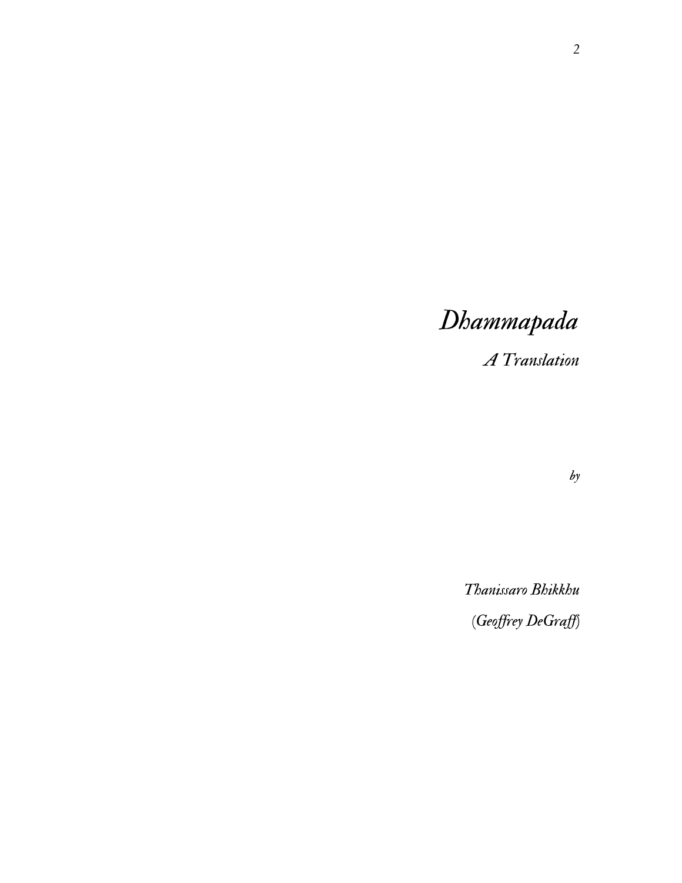# *Dhammapada*

## *A Translation*

*by*

*Thanissaro Bhikkhu*

*(Geoffrey DeGraff)*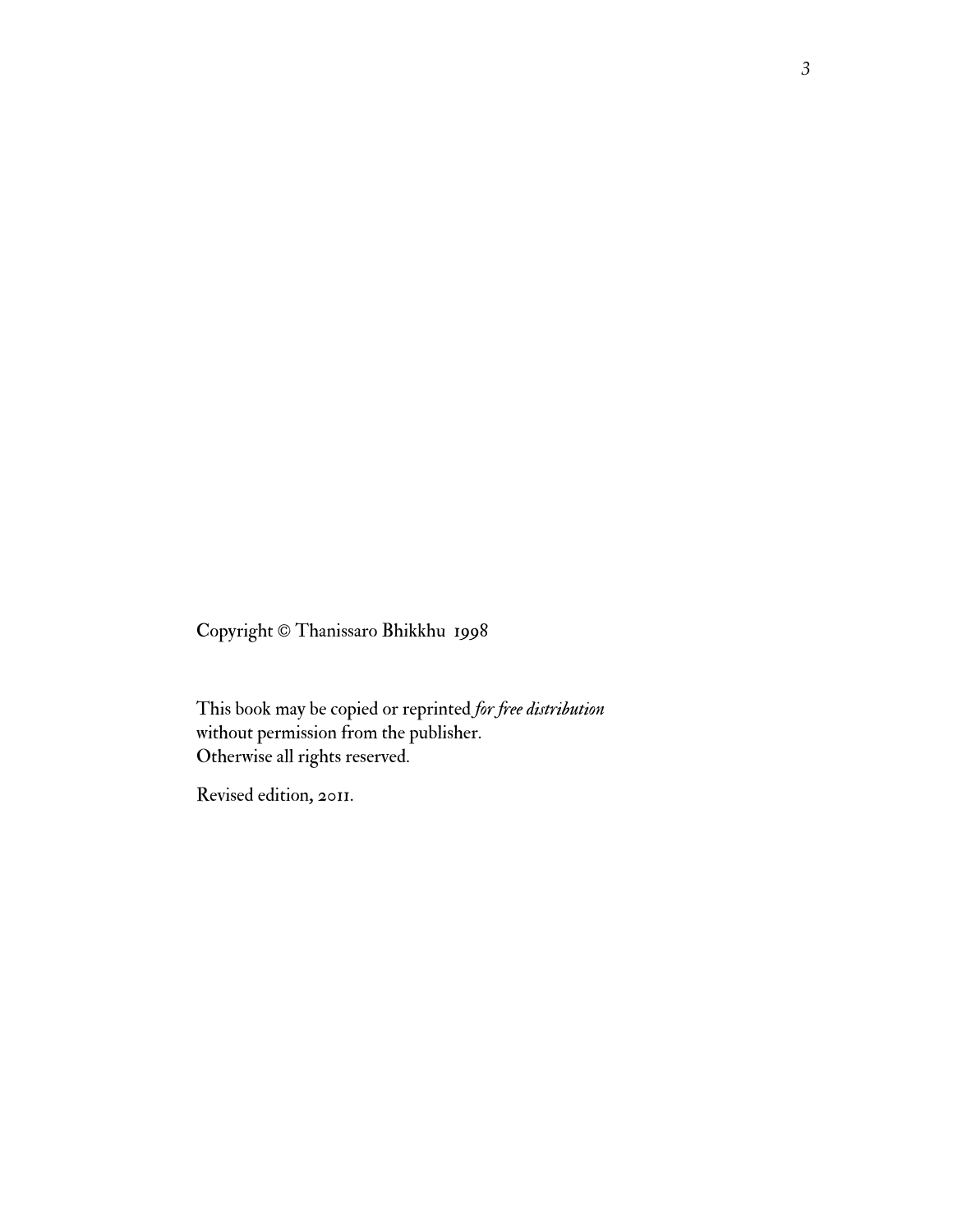Copyright © Thanissaro Bhikkhu 1998

This book may be copied or reprinted *for free distribution*
without permission from the publisher.
Otherwise all rights reserved.

Revised edition, 2011.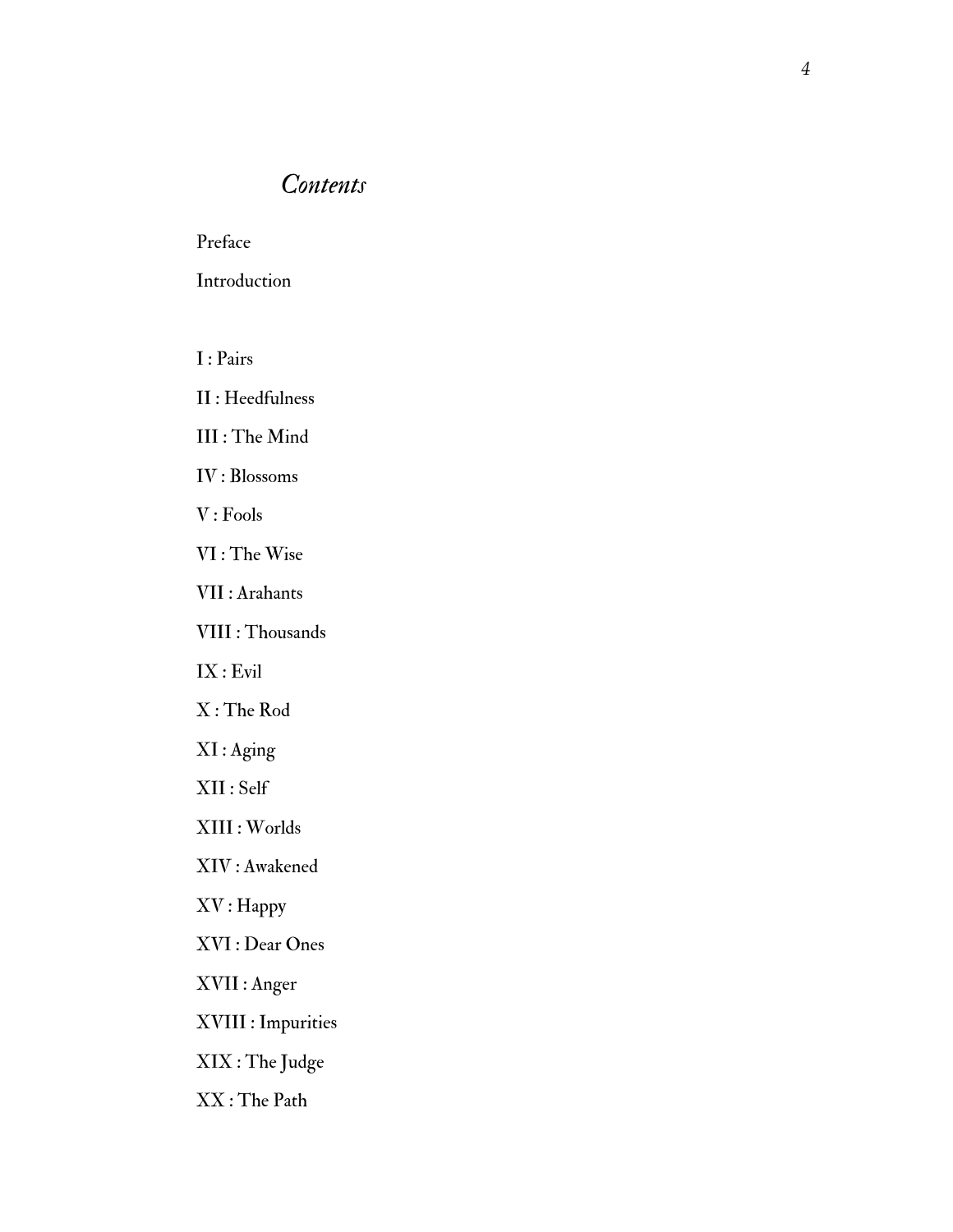# *Contents*

Preface

Introduction

I : Pairs

II : Heedfulness

III : The Mind

IV : Blossoms

V : Fools

VI : The Wise

VII : Arahants

VIII : Thousands

IX : Evil

X : The Rod

XI : Aging

XII : Self

XIII : Worlds

XIV : Awakened

XV : Happy

XVI : Dear Ones

XVII : Anger

XVIII : Impurities

XIX : The Judge

XX : The Path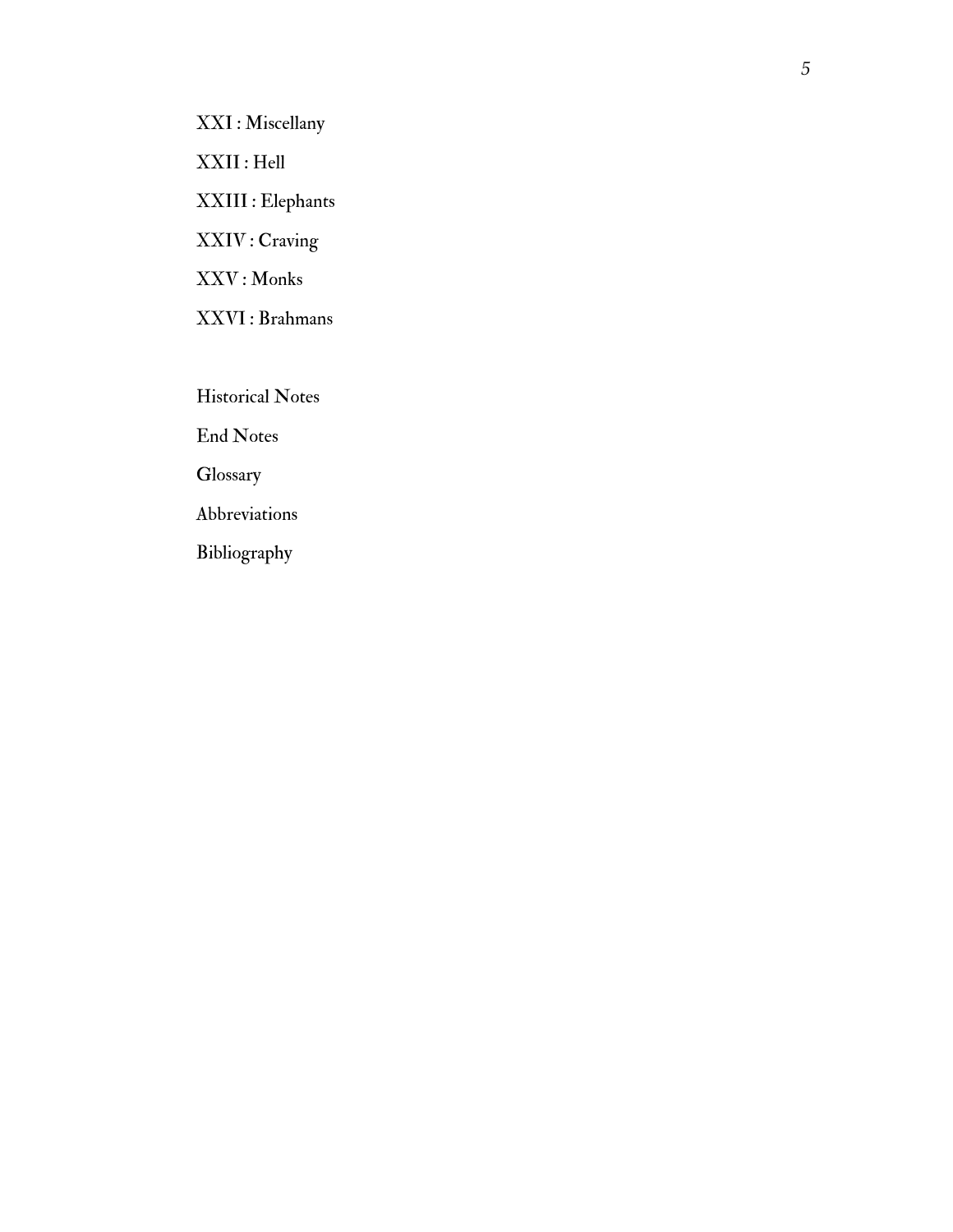XXI : Miscellany

XXII : Hell

XXIII : Elephants

XXIV : Craving

XXV : Monks

XXVI : Brahmans

Historical Notes

End Notes

Glossary

Abbreviations

Bibliography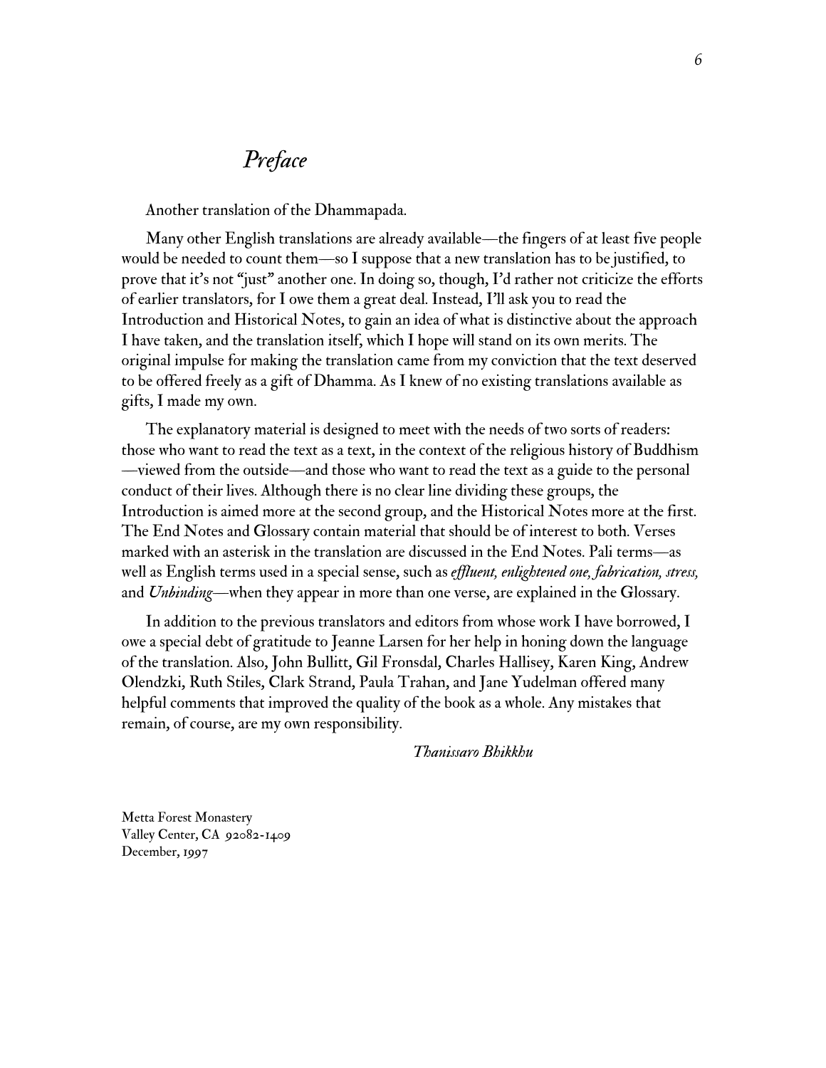# *Preface*

Another translation of the Dhammapada.

Many other English translations are already available—the fingers of at least five people would be needed to count them—so I suppose that a new translation has to be justified, to prove that it's not "just" another one. In doing so, though, I'd rather not criticize the efforts of earlier translators, for I owe them a great deal. Instead, I'll ask you to read the Introduction and Historical Notes, to gain an idea of what is distinctive about the approach I have taken, and the translation itself, which I hope will stand on its own merits. The original impulse for making the translation came from my conviction that the text deserved to be offered freely as a gift of Dhamma. As I knew of no existing translations available as gifts, I made my own.

The explanatory material is designed to meet with the needs of two sorts of readers: those who want to read the text as a text, in the context of the religious history of Buddhism—viewed from the outside—and those who want to read the text as a guide to the personal conduct of their lives. Although there is no clear line dividing these groups, the Introduction is aimed more at the second group, and the Historical Notes more at the first. The End Notes and Glossary contain material that should be of interest to both. Verses marked with an asterisk in the translation are discussed in the End Notes. Pali terms—as well as English terms used in a special sense, such as *effluent, enlightened one, fabrication, stress,* and *Unbinding*—when they appear in more than one verse, are explained in the Glossary.

In addition to the previous translators and editors from whose work I have borrowed, I owe a special debt of gratitude to Jeanne Larsen for her help in honing down the language of the translation. Also, John Bullitt, Gil Fronsdal, Charles Hallisey, Karen King, Andrew Olendzki, Ruth Stiles, Clark Strand, Paula Trahan, and Jane Yudelman offered many helpful comments that improved the quality of the book as a whole. Any mistakes that remain, of course, are my own responsibility.

*Thanissaro Bhikkhu*

Metta Forest Monastery
Valley Center, CA 92082-1409
December, 1997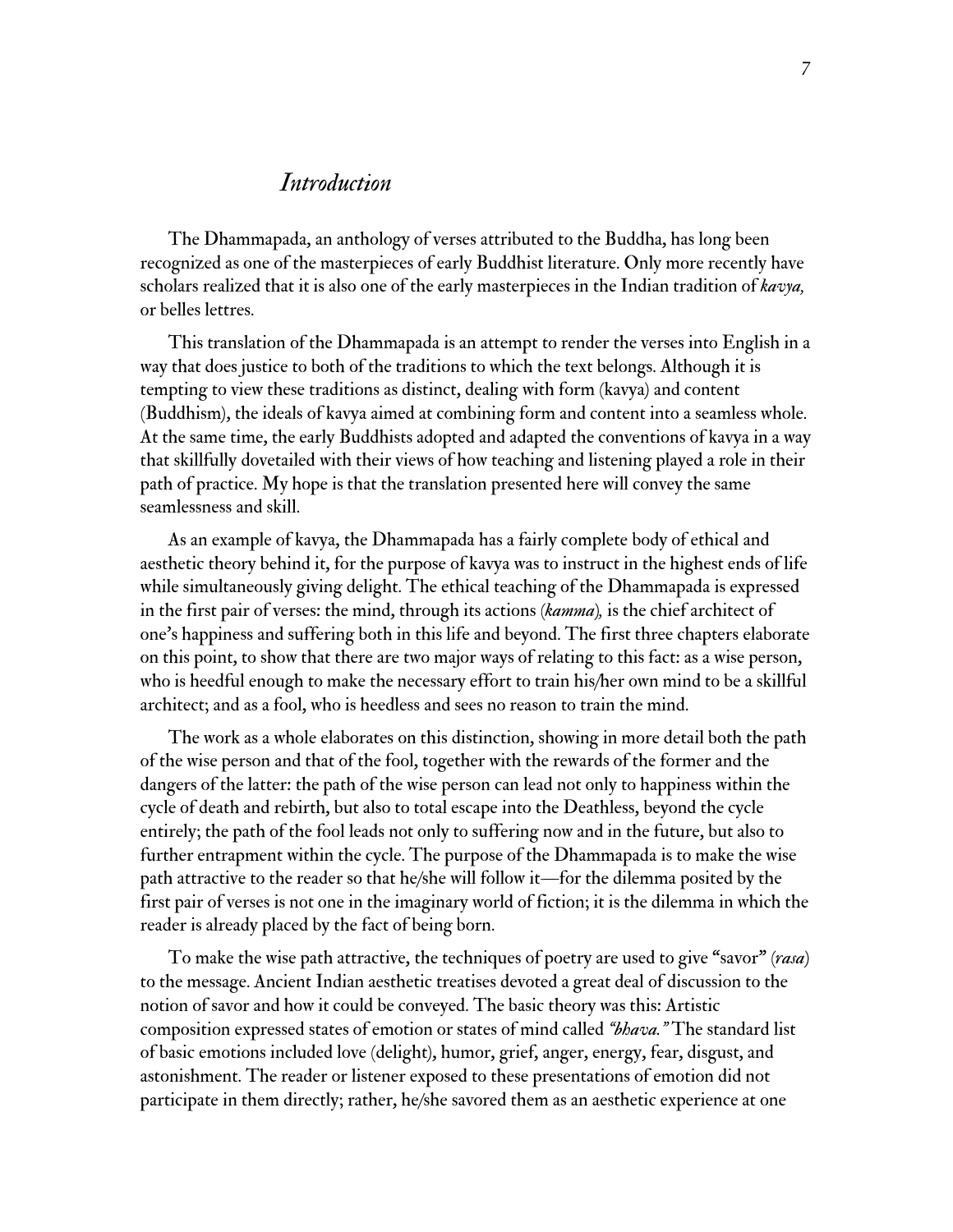# *Introduction*

The Dhammapada, an anthology of verses attributed to the Buddha, has long been recognized as one of the masterpieces of early Buddhist literature. Only more recently have scholars realized that it is also one of the early masterpieces in the Indian tradition of ***kavya,*** or belles lettres.

This translation of the Dhammapada is an attempt to render the verses into English in a way that does justice to both of the traditions to which the text belongs. Although it is tempting to view these traditions as distinct, dealing with form (kavya) and content (Buddhism), the ideals of kavya aimed at combining form and content into a seamless whole. At the same time, the early Buddhists adopted and adapted the conventions of kavya in a way that skillfully dovetailed with their views of how teaching and listening played a role in their path of practice. My hope is that the translation presented here will convey the same seamlessness and skill.

As an example of kavya, the Dhammapada has a fairly complete body of ethical and aesthetic theory behind it, for the purpose of kavya was to instruct in the highest ends of life while simultaneously giving delight. The ethical teaching of the Dhammapada is expressed in the first pair of verses: the mind, through its actions (***kamma***), is the chief architect of one's happiness and suffering both in this life and beyond. The first three chapters elaborate on this point, to show that there are two major ways of relating to this fact: as a wise person, who is heedful enough to make the necessary effort to train his/her own mind to be a skillful architect; and as a fool, who is heedless and sees no reason to train the mind.

The work as a whole elaborates on this distinction, showing in more detail both the path of the wise person and that of the fool, together with the rewards of the former and the dangers of the latter: the path of the wise person can lead not only to happiness within the cycle of death and rebirth, but also to total escape into the Deathless, beyond the cycle entirely; the path of the fool leads not only to suffering now and in the future, but also to further entrapment within the cycle. The purpose of the Dhammapada is to make the wise path attractive to the reader so that he/she will follow it—for the dilemma posited by the first pair of verses is not one in the imaginary world of fiction; it is the dilemma in which the reader is already placed by the fact of being born.

To make the wise path attractive, the techniques of poetry are used to give "savor" (***rasa***) to the message. Ancient Indian aesthetic treatises devoted a great deal of discussion to the notion of savor and how it could be conveyed. The basic theory was this: Artistic composition expressed states of emotion or states of mind called ***"bhava."*** The standard list of basic emotions included love (delight), humor, grief, anger, energy, fear, disgust, and astonishment. The reader or listener exposed to these presentations of emotion did not participate in them directly; rather, he/she savored them as an aesthetic experience at one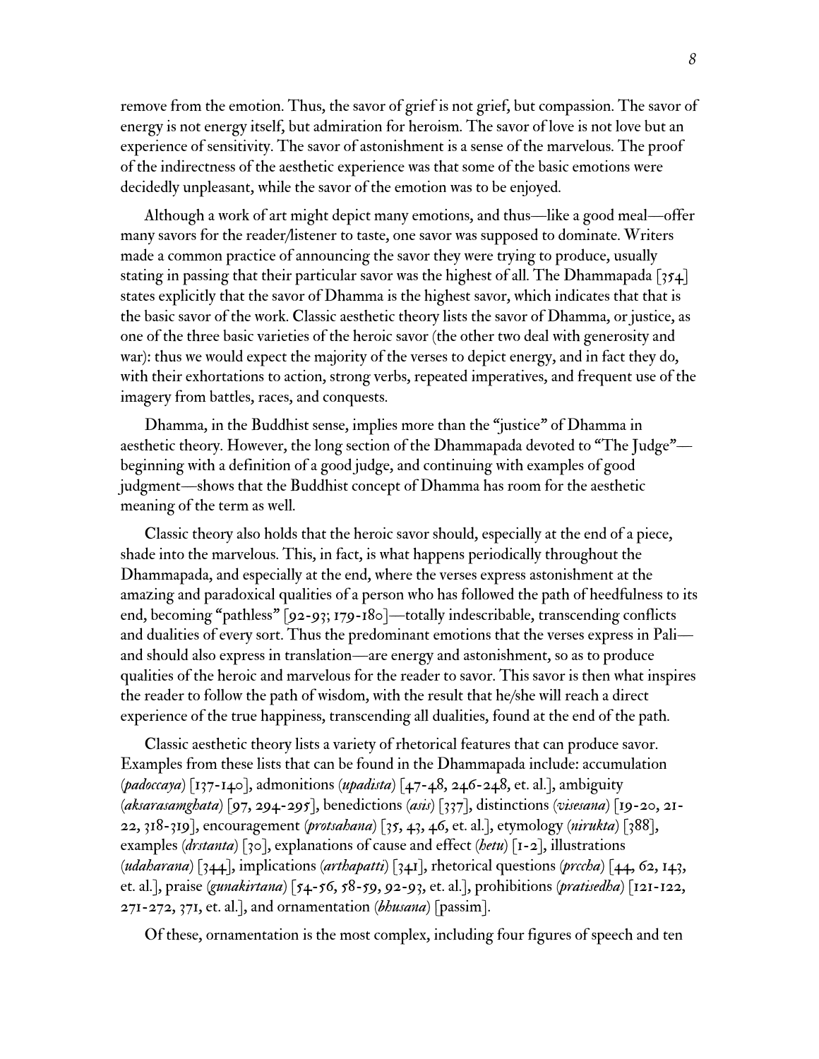remove from the emotion. Thus, the savor of grief is not grief, but compassion. The savor of energy is not energy itself, but admiration for heroism. The savor of love is not love but an experience of sensitivity. The savor of astonishment is a sense of the marvelous. The proof of the indirectness of the aesthetic experience was that some of the basic emotions were decidedly unpleasant, while the savor of the emotion was to be enjoyed.

Although a work of art might depict many emotions, and thus—like a good meal—offer many savors for the reader/listener to taste, one savor was supposed to dominate. Writers made a common practice of announcing the savor they were trying to produce, usually stating in passing that their particular savor was the highest of all. The Dhammapada [354] states explicitly that the savor of Dhamma is the highest savor, which indicates that that is the basic savor of the work. Classic aesthetic theory lists the savor of Dhamma, or justice, as one of the three basic varieties of the heroic savor (the other two deal with generosity and war): thus we would expect the majority of the verses to depict energy, and in fact they do, with their exhortations to action, strong verbs, repeated imperatives, and frequent use of the imagery from battles, races, and conquests.

Dhamma, in the Buddhist sense, implies more than the "justice" of Dhamma in aesthetic theory. However, the long section of the Dhammapada devoted to "The Judge"—beginning with a definition of a good judge, and continuing with examples of good judgment—shows that the Buddhist concept of Dhamma has room for the aesthetic meaning of the term as well.

Classic theory also holds that the heroic savor should, especially at the end of a piece, shade into the marvelous. This, in fact, is what happens periodically throughout the Dhammapada, and especially at the end, where the verses express astonishment at the amazing and paradoxical qualities of a person who has followed the path of heedfulness to its end, becoming "pathless" [92-93; 179-180]—totally indescribable, transcending conflicts and dualities of every sort. Thus the predominant emotions that the verses express in Pali—and should also express in translation—are energy and astonishment, so as to produce qualities of the heroic and marvelous for the reader to savor. This savor is then what inspires the reader to follow the path of wisdom, with the result that he/she will reach a direct experience of the true happiness, transcending all dualities, found at the end of the path.

Classic aesthetic theory lists a variety of rhetorical features that can produce savor. Examples from these lists that can be found in the Dhammapada include: accumulation (*padoccaya*) [137-140], admonitions (*upadista*) [47-48, 246-248, et. al.], ambiguity (*aksarasamghata*) [97, 294-295], benedictions (*asis*) [337], distinctions (*visesana*) [19-20, 21-22, 318-319], encouragement (*protsahana*) [35, 43, 46, et. al.], etymology (*nirukta*) [388], examples (*drstanta*) [30], explanations of cause and effect (*hetu*) [1-2], illustrations (*udaharana*) [344], implications (*arthapatti*) [341], rhetorical questions (*prccha*) [44, 62, 143, et. al.], praise (*gunakirtana*) [54-56, 58-59, 92-93, et. al.], prohibitions (*pratisedha*) [121-122, 271-272, 371, et. al.], and ornamentation (*bhusana*) [passim].

Of these, ornamentation is the most complex, including four figures of speech and ten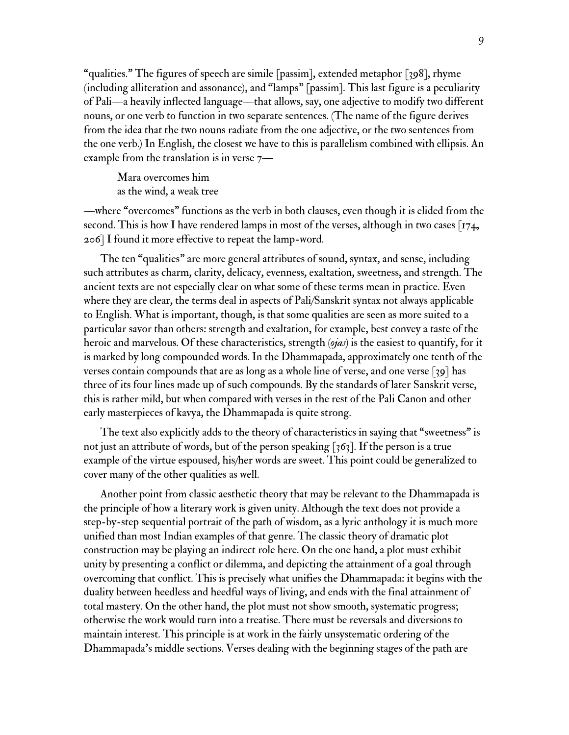"qualities." The figures of speech are simile [passim], extended metaphor [398], rhyme (including alliteration and assonance), and "lamps" [passim]. This last figure is a peculiarity of Pali—a heavily inflected language—that allows, say, one adjective to modify two different nouns, or one verb to function in two separate sentences. (The name of the figure derives from the idea that the two nouns radiate from the one adjective, or the two sentences from the one verb.) In English, the closest we have to this is parallelism combined with ellipsis. An example from the translation is in verse 7—

> Mara overcomes him
> as the wind, a weak tree

—where "overcomes" functions as the verb in both clauses, even though it is elided from the second. This is how I have rendered lamps in most of the verses, although in two cases [174, 206] I found it more effective to repeat the lamp-word.

The ten "qualities" are more general attributes of sound, syntax, and sense, including such attributes as charm, clarity, delicacy, evenness, exaltation, sweetness, and strength. The ancient texts are not especially clear on what some of these terms mean in practice. Even where they are clear, the terms deal in aspects of Pali/Sanskrit syntax not always applicable to English. What is important, though, is that some qualities are seen as more suited to a particular savor than others: strength and exaltation, for example, best convey a taste of the heroic and marvelous. Of these characteristics, strength (*ojas*) is the easiest to quantify, for it is marked by long compounded words. In the Dhammapada, approximately one tenth of the verses contain compounds that are as long as a whole line of verse, and one verse [39] has three of its four lines made up of such compounds. By the standards of later Sanskrit verse, this is rather mild, but when compared with verses in the rest of the Pali Canon and other early masterpieces of kavya, the Dhammapada is quite strong.

The text also explicitly adds to the theory of characteristics in saying that "sweetness" is not just an attribute of words, but of the person speaking [363]. If the person is a true example of the virtue espoused, his/her words are sweet. This point could be generalized to cover many of the other qualities as well.

Another point from classic aesthetic theory that may be relevant to the Dhammapada is the principle of how a literary work is given unity. Although the text does not provide a step-by-step sequential portrait of the path of wisdom, as a lyric anthology it is much more unified than most Indian examples of that genre. The classic theory of dramatic plot construction may be playing an indirect role here. On the one hand, a plot must exhibit unity by presenting a conflict or dilemma, and depicting the attainment of a goal through overcoming that conflict. This is precisely what unifies the Dhammapada: it begins with the duality between heedless and heedful ways of living, and ends with the final attainment of total mastery. On the other hand, the plot must not show smooth, systematic progress; otherwise the work would turn into a treatise. There must be reversals and diversions to maintain interest. This principle is at work in the fairly unsystematic ordering of the Dhammapada's middle sections. Verses dealing with the beginning stages of the path are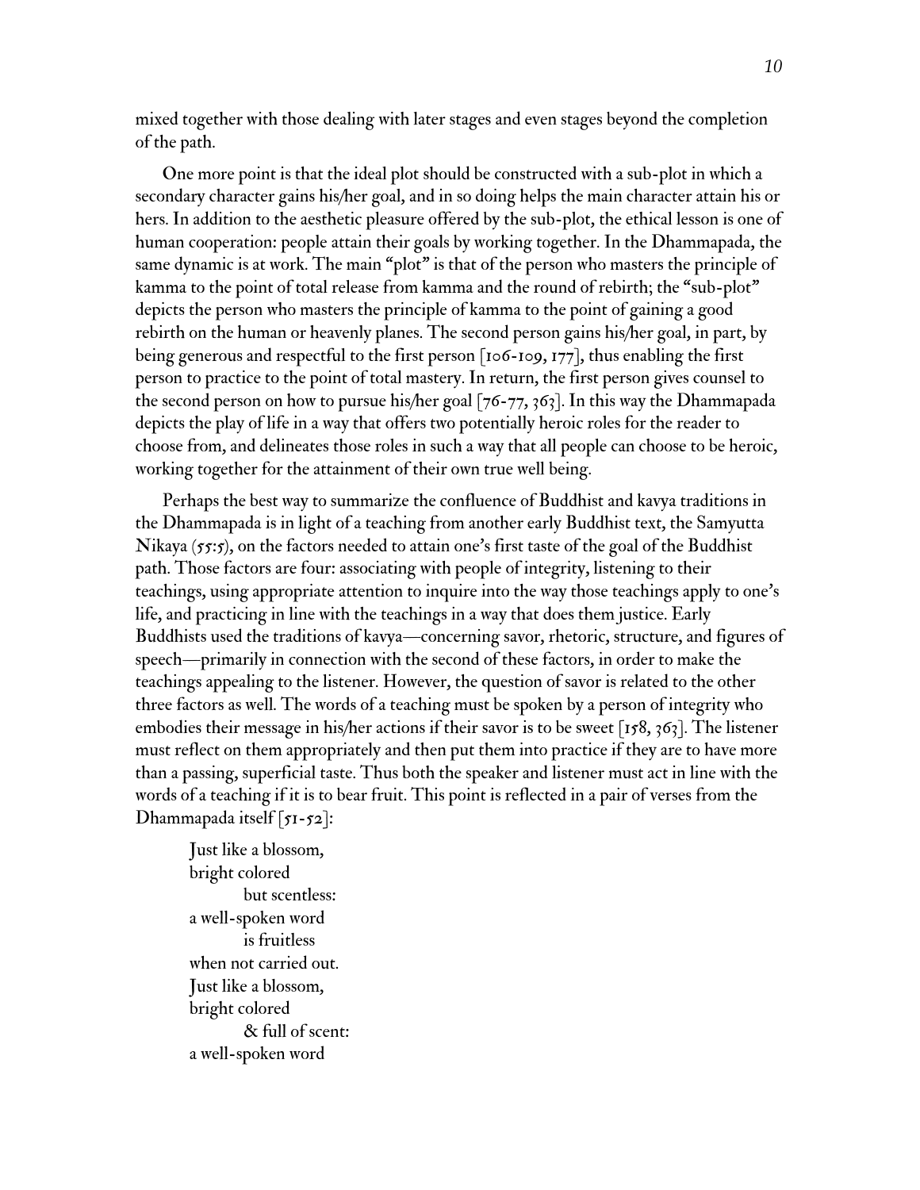mixed together with those dealing with later stages and even stages beyond the completion of the path.

One more point is that the ideal plot should be constructed with a sub-plot in which a secondary character gains his/her goal, and in so doing helps the main character attain his or hers. In addition to the aesthetic pleasure offered by the sub-plot, the ethical lesson is one of human cooperation: people attain their goals by working together. In the Dhammapada, the same dynamic is at work. The main "plot" is that of the person who masters the principle of kamma to the point of total release from kamma and the round of rebirth; the "sub-plot" depicts the person who masters the principle of kamma to the point of gaining a good rebirth on the human or heavenly planes. The second person gains his/her goal, in part, by being generous and respectful to the first person [106-109, 177], thus enabling the first person to practice to the point of total mastery. In return, the first person gives counsel to the second person on how to pursue his/her goal [76-77, 363]. In this way the Dhammapada depicts the play of life in a way that offers two potentially heroic roles for the reader to choose from, and delineates those roles in such a way that all people can choose to be heroic, working together for the attainment of their own true well being.

Perhaps the best way to summarize the confluence of Buddhist and kavya traditions in the Dhammapada is in light of a teaching from another early Buddhist text, the Samyutta Nikaya (55:5), on the factors needed to attain one's first taste of the goal of the Buddhist path. Those factors are four: associating with people of integrity, listening to their teachings, using appropriate attention to inquire into the way those teachings apply to one's life, and practicing in line with the teachings in a way that does them justice. Early Buddhists used the traditions of kavya—concerning savor, rhetoric, structure, and figures of speech—primarily in connection with the second of these factors, in order to make the teachings appealing to the listener. However, the question of savor is related to the other three factors as well. The words of a teaching must be spoken by a person of integrity who embodies their message in his/her actions if their savor is to be sweet [158, 363]. The listener must reflect on them appropriately and then put them into practice if they are to have more than a passing, superficial taste. Thus both the speaker and listener must act in line with the words of a teaching if it is to bear fruit. This point is reflected in a pair of verses from the Dhammapada itself [51-52]:

> Just like a blossom,
> bright colored
> &emsp;&emsp;but scentless:
> a well-spoken word
> &emsp;&emsp;is fruitless
> when not carried out.
> Just like a blossom,
> bright colored
> &emsp;&emsp;& full of scent:
> a well-spoken word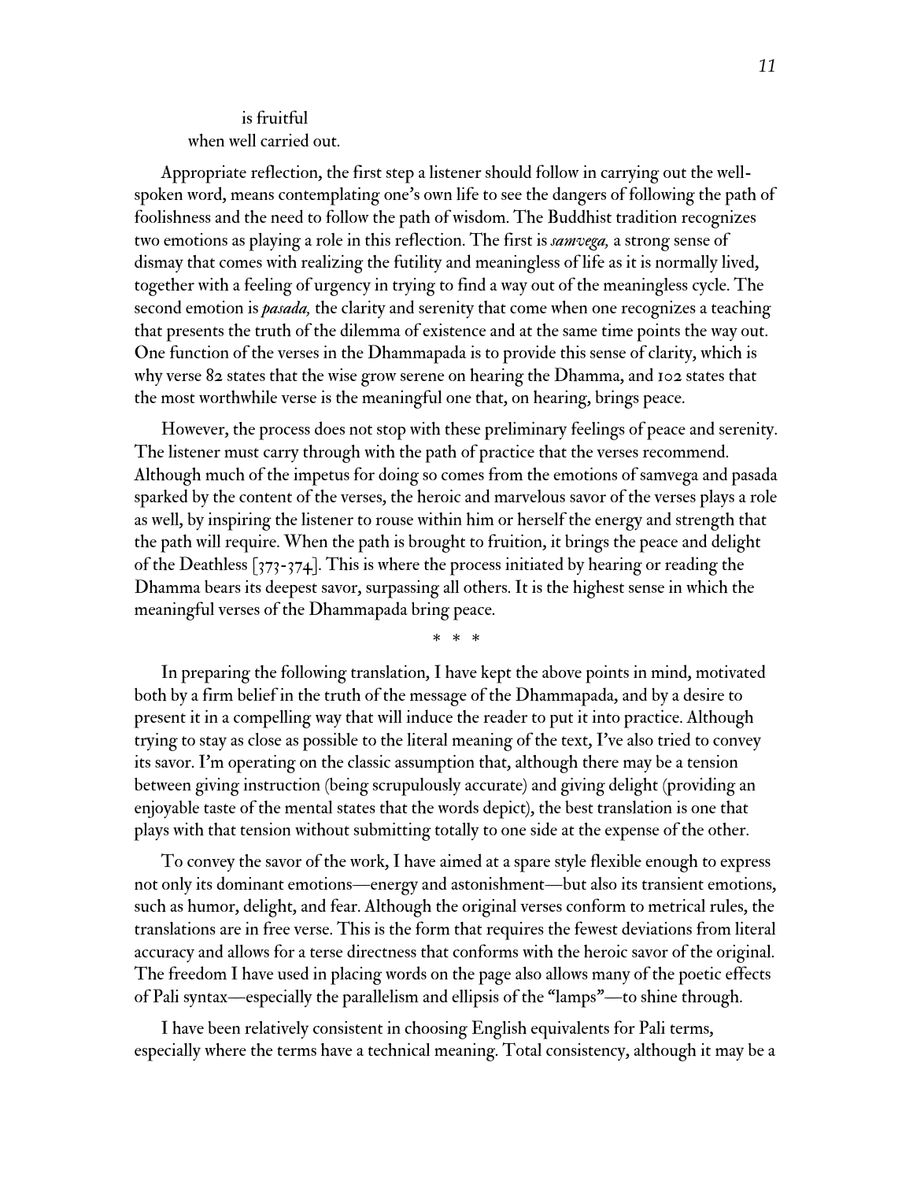is fruitful
when well carried out.

Appropriate reflection, the first step a listener should follow in carrying out the well-spoken word, means contemplating one's own life to see the dangers of following the path of foolishness and the need to follow the path of wisdom. The Buddhist tradition recognizes two emotions as playing a role in this reflection. The first is ***samvega,*** a strong sense of dismay that comes with realizing the futility and meaningless of life as it is normally lived, together with a feeling of urgency in trying to find a way out of the meaningless cycle. The second emotion is ***pasada,*** the clarity and serenity that come when one recognizes a teaching that presents the truth of the dilemma of existence and at the same time points the way out. One function of the verses in the Dhammapada is to provide this sense of clarity, which is why verse 82 states that the wise grow serene on hearing the Dhamma, and 102 states that the most worthwhile verse is the meaningful one that, on hearing, brings peace.

However, the process does not stop with these preliminary feelings of peace and serenity. The listener must carry through with the path of practice that the verses recommend. Although much of the impetus for doing so comes from the emotions of samvega and pasada sparked by the content of the verses, the heroic and marvelous savor of the verses plays a role as well, by inspiring the listener to rouse within him or herself the energy and strength that the path will require. When the path is brought to fruition, it brings the peace and delight of the Deathless [373-374]. This is where the process initiated by hearing or reading the Dhamma bears its deepest savor, surpassing all others. It is the highest sense in which the meaningful verses of the Dhammapada bring peace.

\* \* \*

In preparing the following translation, I have kept the above points in mind, motivated both by a firm belief in the truth of the message of the Dhammapada, and by a desire to present it in a compelling way that will induce the reader to put it into practice. Although trying to stay as close as possible to the literal meaning of the text, I've also tried to convey its savor. I'm operating on the classic assumption that, although there may be a tension between giving instruction (being scrupulously accurate) and giving delight (providing an enjoyable taste of the mental states that the words depict), the best translation is one that plays with that tension without submitting totally to one side at the expense of the other.

To convey the savor of the work, I have aimed at a spare style flexible enough to express not only its dominant emotions—energy and astonishment—but also its transient emotions, such as humor, delight, and fear. Although the original verses conform to metrical rules, the translations are in free verse. This is the form that requires the fewest deviations from literal accuracy and allows for a terse directness that conforms with the heroic savor of the original. The freedom I have used in placing words on the page also allows many of the poetic effects of Pali syntax—especially the parallelism and ellipsis of the "lamps"—to shine through.

I have been relatively consistent in choosing English equivalents for Pali terms, especially where the terms have a technical meaning. Total consistency, although it may be a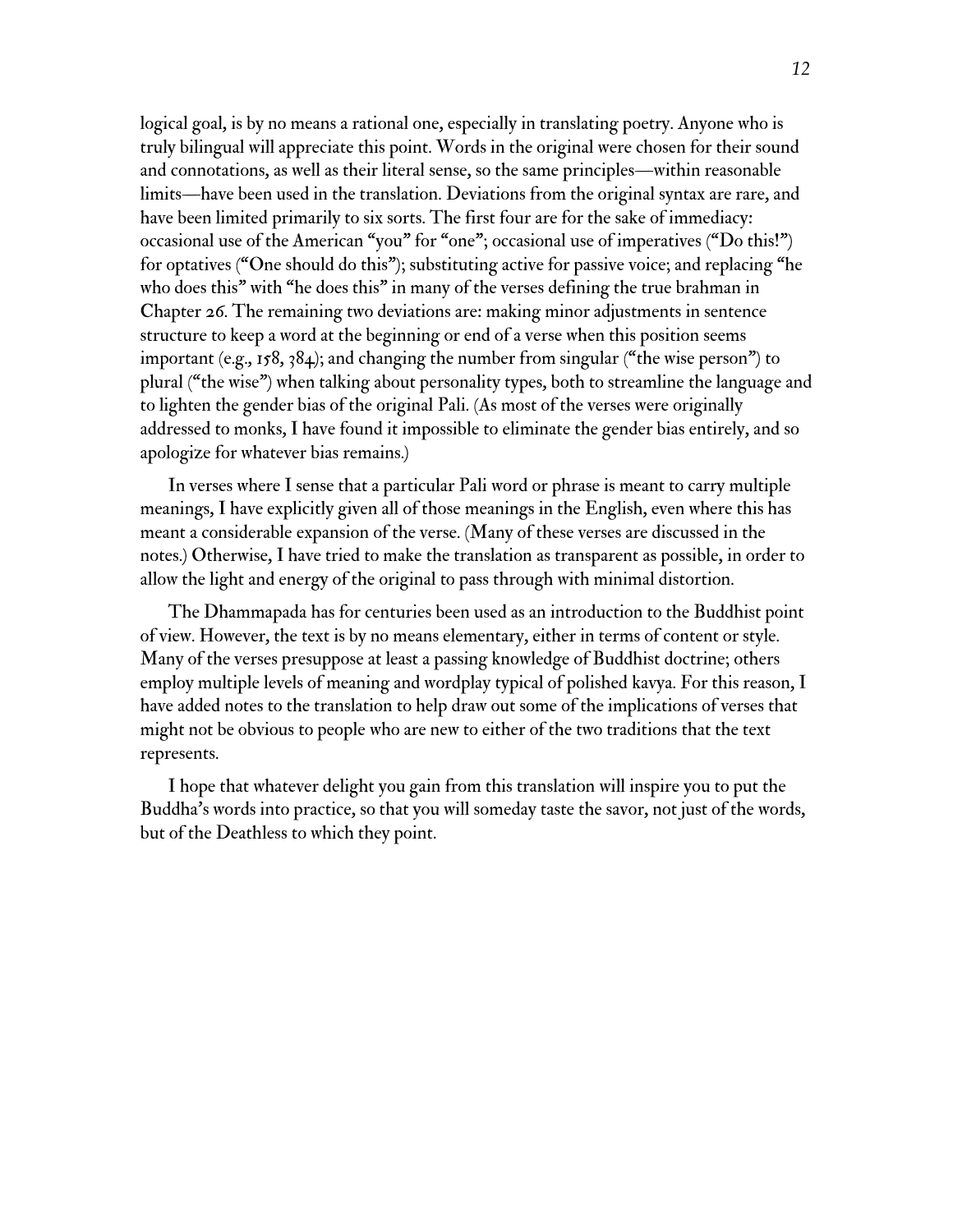logical goal, is by no means a rational one, especially in translating poetry. Anyone who is truly bilingual will appreciate this point. Words in the original were chosen for their sound and connotations, as well as their literal sense, so the same principles—within reasonable limits—have been used in the translation. Deviations from the original syntax are rare, and have been limited primarily to six sorts. The first four are for the sake of immediacy: occasional use of the American "you" for "one"; occasional use of imperatives ("Do this!") for optatives ("One should do this"); substituting active for passive voice; and replacing "he who does this" with "he does this" in many of the verses defining the true brahman in Chapter 26. The remaining two deviations are: making minor adjustments in sentence structure to keep a word at the beginning or end of a verse when this position seems important (e.g., 158, 384); and changing the number from singular ("the wise person") to plural ("the wise") when talking about personality types, both to streamline the language and to lighten the gender bias of the original Pali. (As most of the verses were originally addressed to monks, I have found it impossible to eliminate the gender bias entirely, and so apologize for whatever bias remains.)

In verses where I sense that a particular Pali word or phrase is meant to carry multiple meanings, I have explicitly given all of those meanings in the English, even where this has meant a considerable expansion of the verse. (Many of these verses are discussed in the notes.) Otherwise, I have tried to make the translation as transparent as possible, in order to allow the light and energy of the original to pass through with minimal distortion.

The Dhammapada has for centuries been used as an introduction to the Buddhist point of view. However, the text is by no means elementary, either in terms of content or style. Many of the verses presuppose at least a passing knowledge of Buddhist doctrine; others employ multiple levels of meaning and wordplay typical of polished kavya. For this reason, I have added notes to the translation to help draw out some of the implications of verses that might not be obvious to people who are new to either of the two traditions that the text represents.

I hope that whatever delight you gain from this translation will inspire you to put the Buddha's words into practice, so that you will someday taste the savor, not just of the words, but of the Deathless to which they point.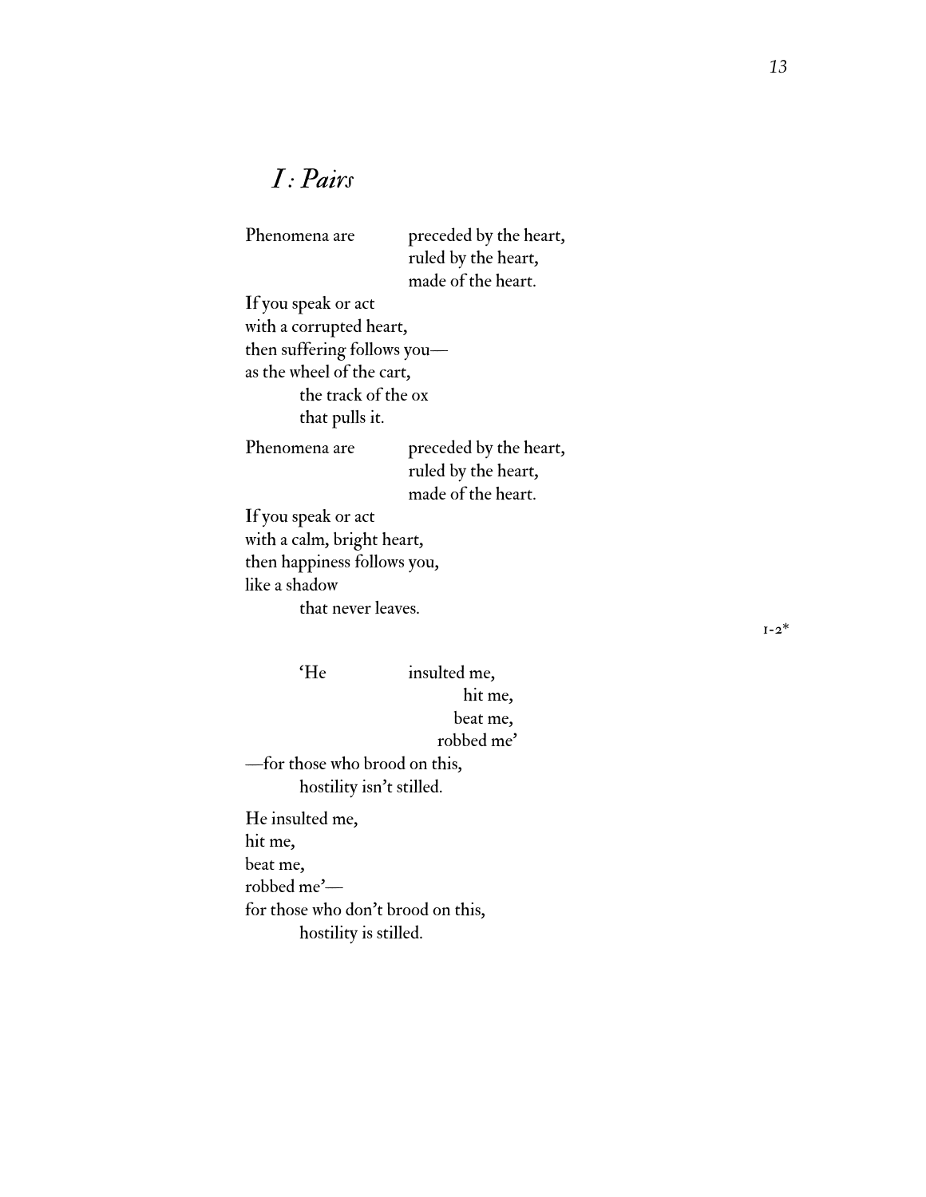## *I : Pairs*

Phenomena are preceded by the heart,  
ruled by the heart,  
made of the heart.  
If you speak or act  
with a corrupted heart,  
then suffering follows you—  
as the wheel of the cart,  
the track of the ox  
that pulls it.

Phenomena are preceded by the heart,  
ruled by the heart,  
made of the heart.  
If you speak or act  
with a calm, bright heart,  
then happiness follows you,  
like a shadow  
that never leaves.

1-2*

'He insulted me,  
hit me,  
beat me,  
robbed me'  
—for those who brood on this,  
hostility isn't stilled.

He insulted me,  
hit me,  
beat me,  
robbed me'—  
for those who don't brood on this,  
hostility is stilled.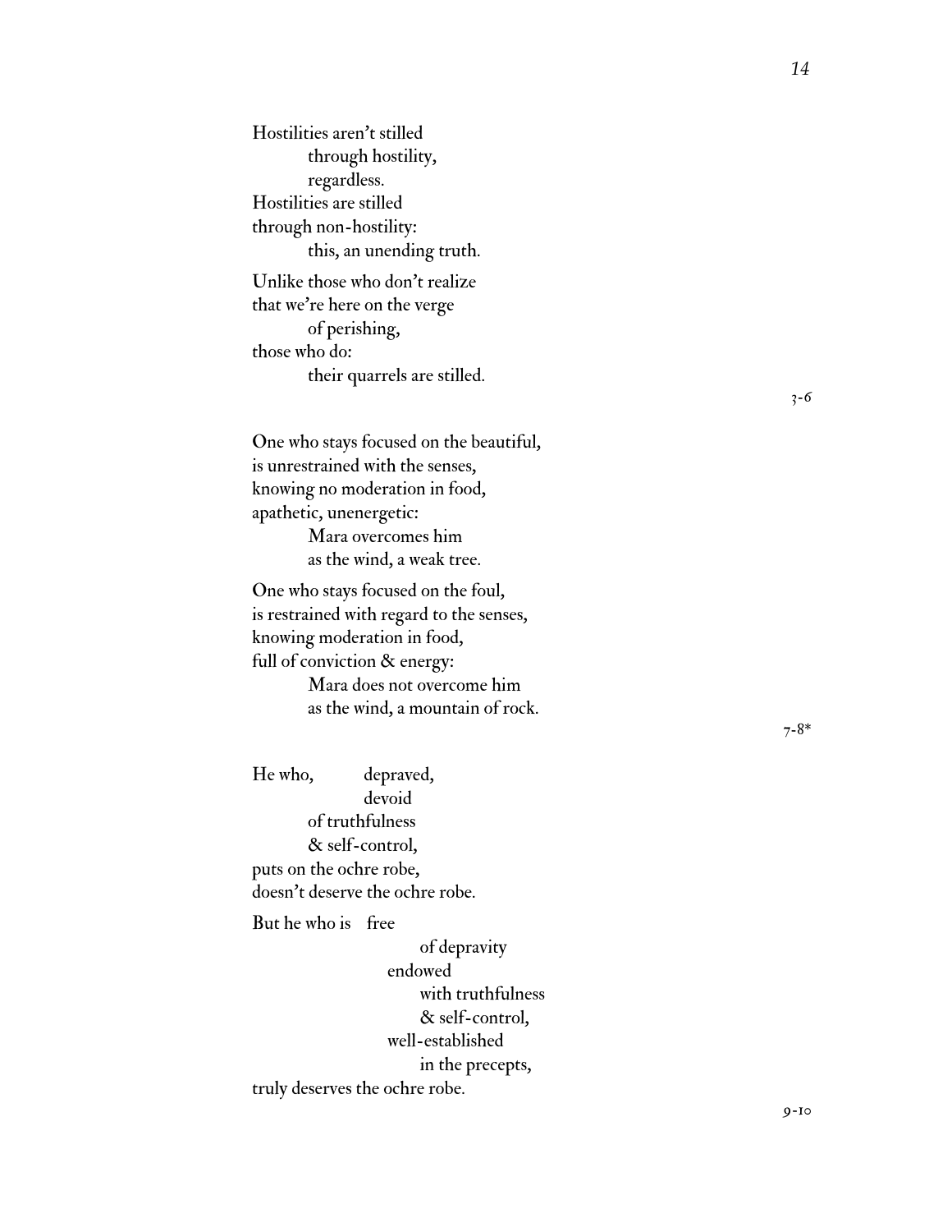Hostilities aren't stilled
    through hostility,
    regardless.
Hostilities are stilled
through non-hostility:
    this, an unending truth.

Unlike those who don't realize
that we're here on the verge
    of perishing,
those who do:
    their quarrels are stilled.

3-6

One who stays focused on the beautiful,
is unrestrained with the senses,
knowing no moderation in food,
apathetic, unenergetic:
    Mara overcomes him
    as the wind, a weak tree.

One who stays focused on the foul,
is restrained with regard to the senses,
knowing moderation in food,
full of conviction & energy:
    Mara does not overcome him
    as the wind, a mountain of rock.

7-8*

He who,    depraved,
        devoid
    of truthfulness
    & self-control,
puts on the ochre robe,
doesn't deserve the ochre robe.

But he who is  free
            of depravity
        endowed
            with truthfulness
            & self-control,
        well-established
            in the precepts,
truly deserves the ochre robe.

9-10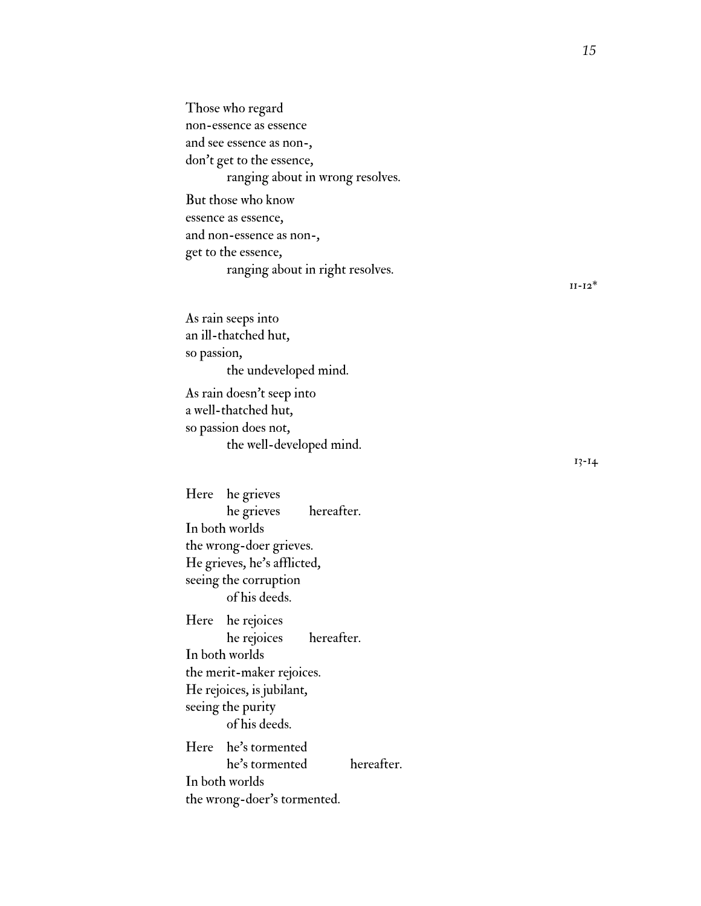Those who regard  
non-essence as essence  
and see essence as non-,  
don't get to the essence,  
    ranging about in wrong resolves.

But those who know  
essence as essence,  
and non-essence as non-,  
get to the essence,  
    ranging about in right resolves.

11-12*

As rain seeps into  
an ill-thatched hut,  
so passion,  
    the undeveloped mind.

As rain doesn't seep into  
a well-thatched hut,  
so passion does not,  
    the well-developed mind.

13-14

Here  he grieves  
    he grieves  hereafter.  
In both worlds  
the wrong-doer grieves.  
He grieves, he's afflicted,  
seeing the corruption  
    of his deeds.

Here  he rejoices  
    he rejoices  hereafter.  
In both worlds  
the merit-maker rejoices.  
He rejoices, is jubilant,  
seeing the purity  
    of his deeds.

Here  he's tormented  
    he's tormented  hereafter.  
In both worlds  
the wrong-doer's tormented.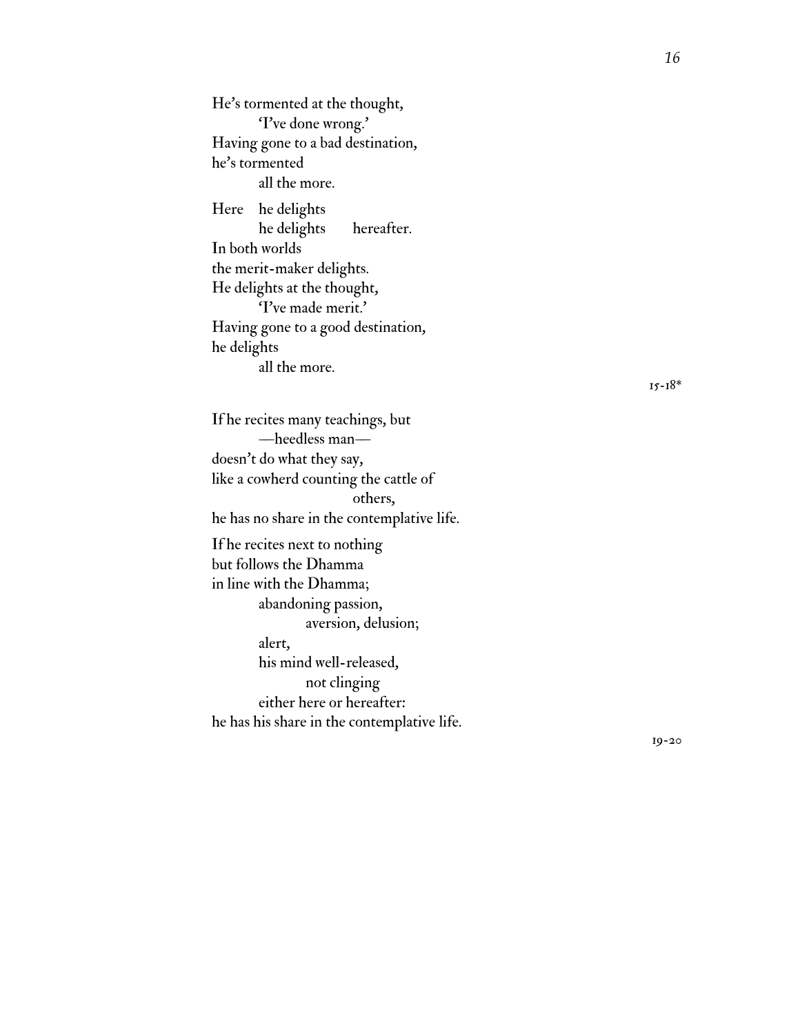He's tormented at the thought,
    'I've done wrong.'
Having gone to a bad destination,
he's tormented
    all the more.

Here    he delights
    he delights    hereafter.
In both worlds
the merit-maker delights.
He delights at the thought,
    'I've made merit.'
Having gone to a good destination,
he delights
    all the more.

15-18*

If he recites many teachings, but
    —heedless man—
doesn't do what they say,
like a cowherd counting the cattle of
            others,
he has no share in the contemplative life.

If he recites next to nothing
but follows the Dhamma
in line with the Dhamma;
    abandoning passion,
        aversion, delusion;
    alert,
    his mind well-released,
        not clinging
    either here or hereafter:
he has his share in the contemplative life.

19-20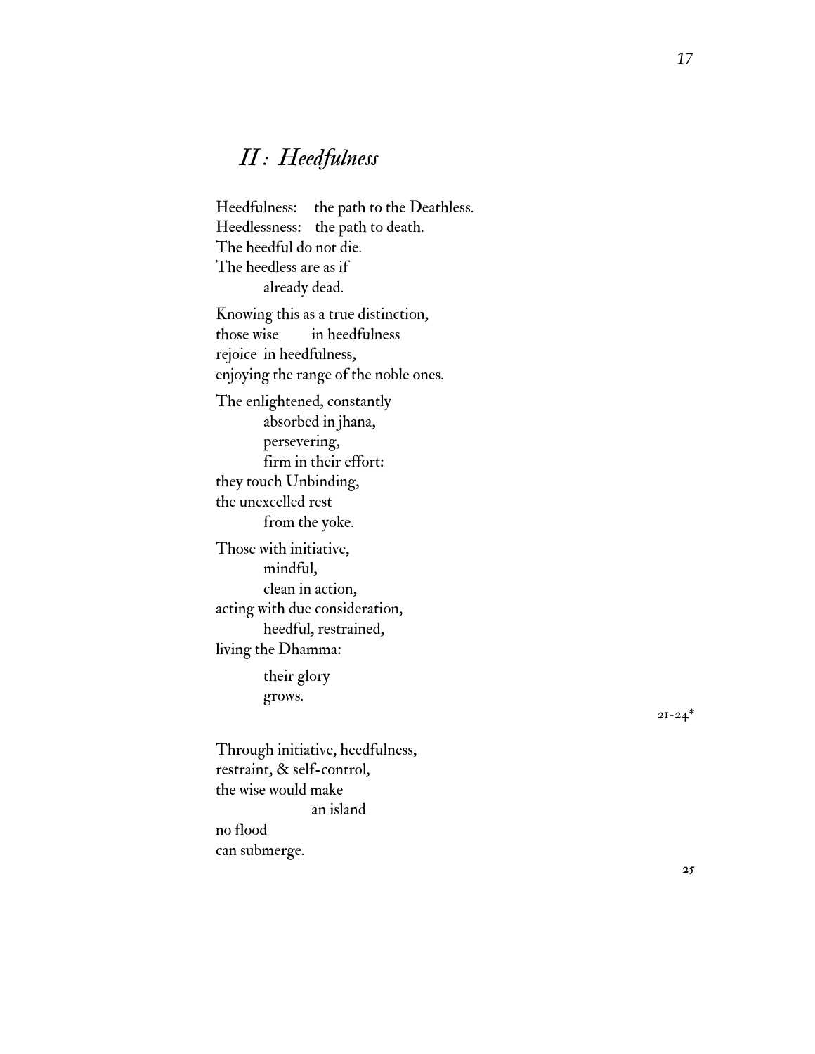## *II : Heedfulness*

Heedfulness: the path to the Deathless.
Heedlessness: the path to death.
The heedful do not die.
The heedless are as if
already dead.

Knowing this as a true distinction,
those wise in heedfulness
rejoice in heedfulness,
enjoying the range of the noble ones.

The enlightened, constantly
absorbed in jhana,
persevering,
firm in their effort:
they touch Unbinding,
the unexcelled rest
from the yoke.

Those with initiative,
mindful,
clean in action,
acting with due consideration,
heedful, restrained,
living the Dhamma:

their glory
grows.

21-24*

Through initiative, heedfulness,
restraint, & self-control,
the wise would make
an island
no flood
can submerge.

25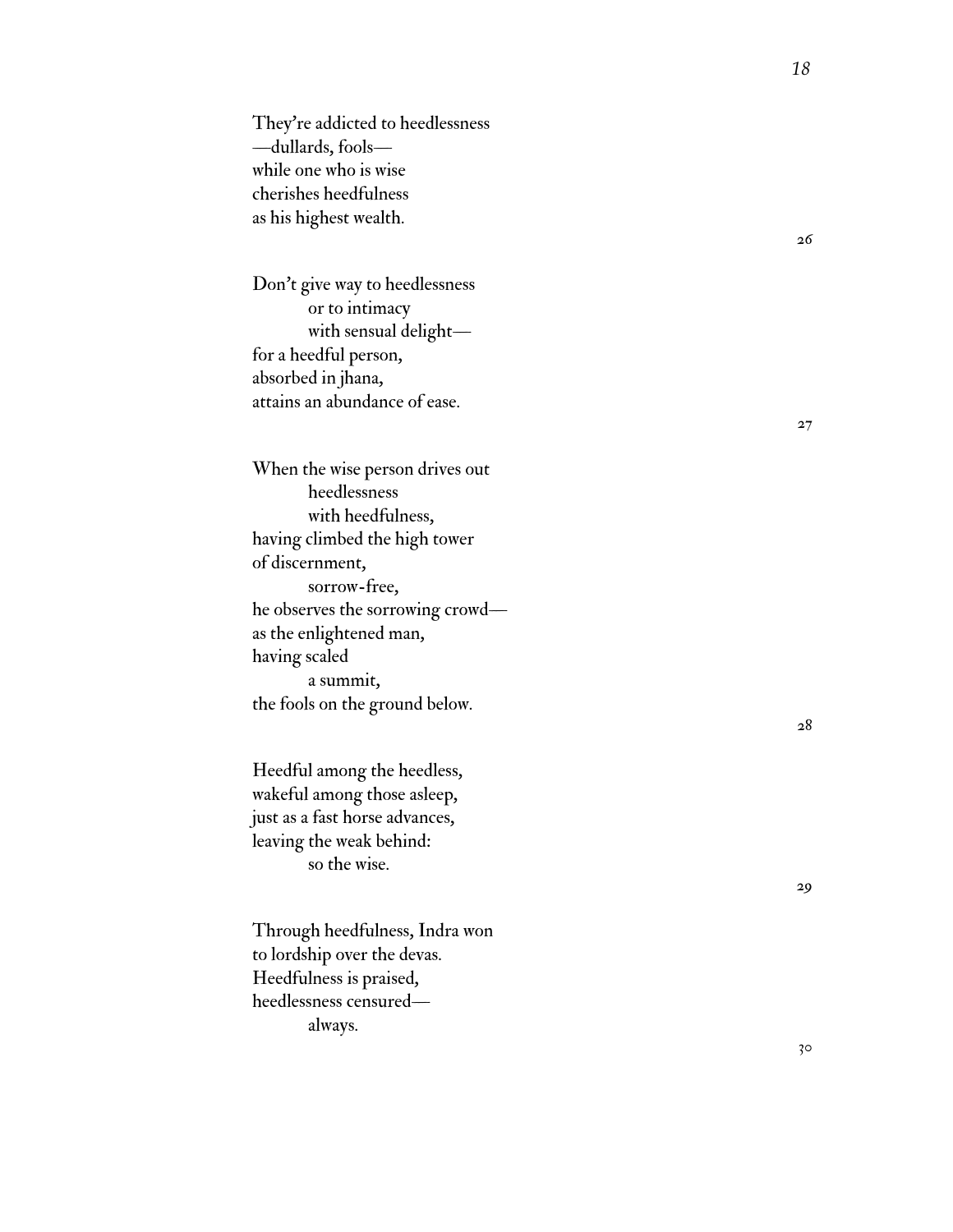They're addicted to heedlessness  
—dullards, fools—  
while one who is wise  
cherishes heedfulness  
as his highest wealth.

26

Don't give way to heedlessness  
&nbsp;&nbsp;&nbsp;&nbsp;&nbsp;&nbsp;&nbsp;&nbsp;or to intimacy  
&nbsp;&nbsp;&nbsp;&nbsp;&nbsp;&nbsp;&nbsp;&nbsp;with sensual delight—  
for a heedful person,  
absorbed in jhana,  
attains an abundance of ease.

27

When the wise person drives out  
&nbsp;&nbsp;&nbsp;&nbsp;&nbsp;&nbsp;&nbsp;&nbsp;heedlessness  
&nbsp;&nbsp;&nbsp;&nbsp;&nbsp;&nbsp;&nbsp;&nbsp;with heedfulness,  
having climbed the high tower  
of discernment,  
&nbsp;&nbsp;&nbsp;&nbsp;&nbsp;&nbsp;&nbsp;&nbsp;sorrow-free,  
he observes the sorrowing crowd—  
as the enlightened man,  
having scaled  
&nbsp;&nbsp;&nbsp;&nbsp;&nbsp;&nbsp;&nbsp;&nbsp;a summit,  
the fools on the ground below.

28

Heedful among the heedless,  
wakeful among those asleep,  
just as a fast horse advances,  
leaving the weak behind:  
&nbsp;&nbsp;&nbsp;&nbsp;&nbsp;&nbsp;&nbsp;&nbsp;so the wise.

29

Through heedfulness, Indra won  
to lordship over the devas.  
Heedfulness is praised,  
heedlessness censured—  
&nbsp;&nbsp;&nbsp;&nbsp;&nbsp;&nbsp;&nbsp;&nbsp;always.

30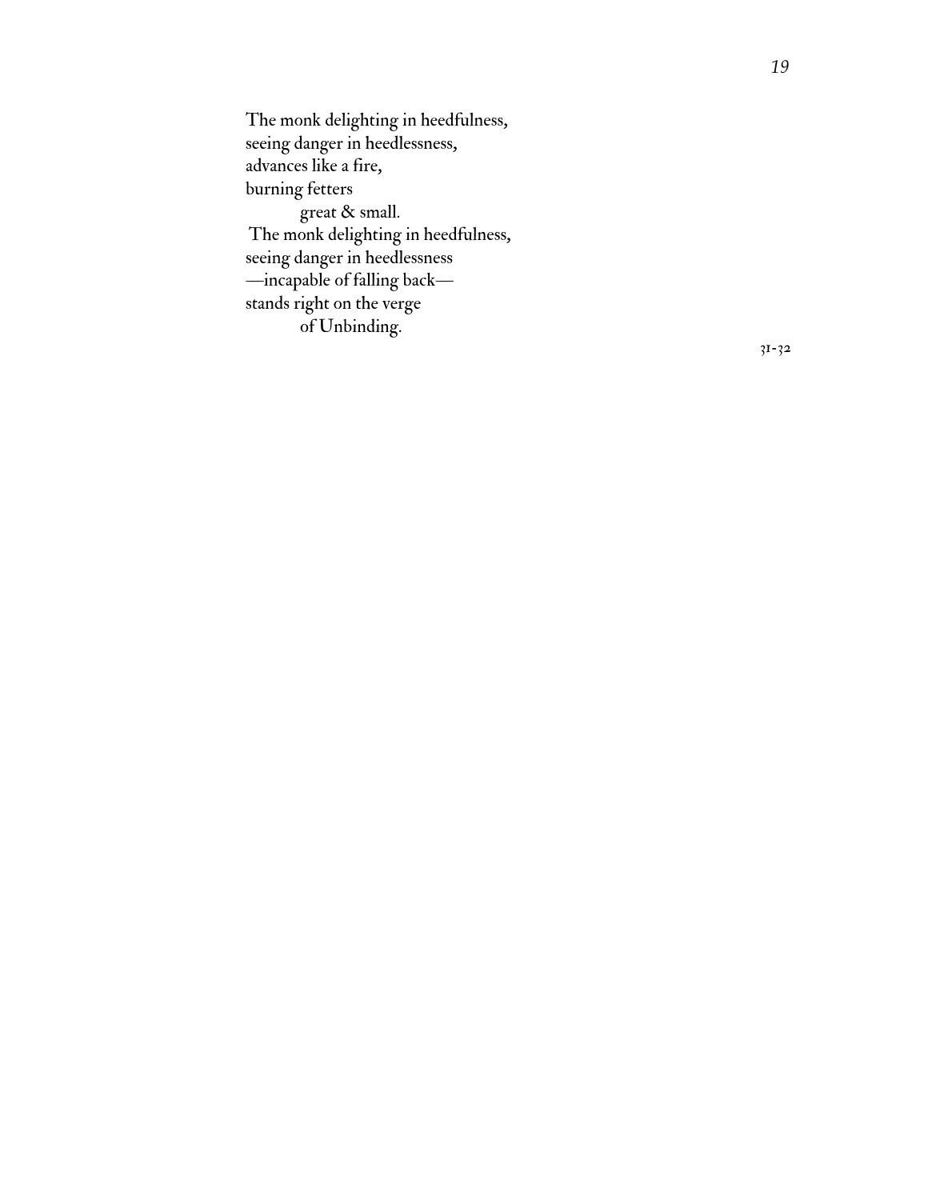The monk delighting in heedfulness,  
seeing danger in heedlessness,  
advances like a fire,  
burning fetters  
&emsp;&emsp;great & small.  
The monk delighting in heedfulness,  
seeing danger in heedlessness  
—incapable of falling back—  
stands right on the verge  
&emsp;&emsp;of Unbinding.

31-32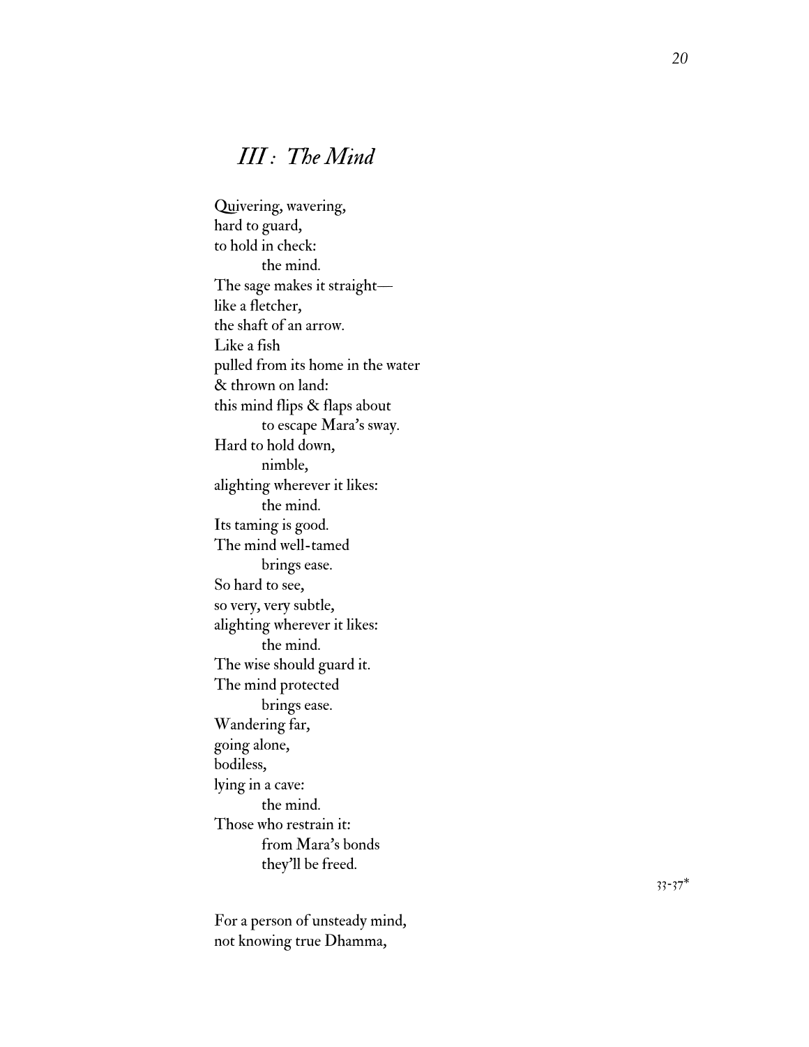## *III : The Mind*

Quivering, wavering,
hard to guard,
to hold in check:
&nbsp;&nbsp;&nbsp;&nbsp;&nbsp;&nbsp;&nbsp;&nbsp;the mind.
The sage makes it straight—
like a fletcher,
the shaft of an arrow.
Like a fish
pulled from its home in the water
& thrown on land:
this mind flips & flaps about
&nbsp;&nbsp;&nbsp;&nbsp;&nbsp;&nbsp;&nbsp;&nbsp;to escape Mara's sway.
Hard to hold down,
&nbsp;&nbsp;&nbsp;&nbsp;&nbsp;&nbsp;&nbsp;&nbsp;nimble,
alighting wherever it likes:
&nbsp;&nbsp;&nbsp;&nbsp;&nbsp;&nbsp;&nbsp;&nbsp;the mind.
Its taming is good.
The mind well-tamed
&nbsp;&nbsp;&nbsp;&nbsp;&nbsp;&nbsp;&nbsp;&nbsp;brings ease.
So hard to see,
so very, very subtle,
alighting wherever it likes:
&nbsp;&nbsp;&nbsp;&nbsp;&nbsp;&nbsp;&nbsp;&nbsp;the mind.
The wise should guard it.
The mind protected
&nbsp;&nbsp;&nbsp;&nbsp;&nbsp;&nbsp;&nbsp;&nbsp;brings ease.
Wandering far,
going alone,
bodiless,
lying in a cave:
&nbsp;&nbsp;&nbsp;&nbsp;&nbsp;&nbsp;&nbsp;&nbsp;the mind.
Those who restrain it:
&nbsp;&nbsp;&nbsp;&nbsp;&nbsp;&nbsp;&nbsp;&nbsp;from Mara's bonds
&nbsp;&nbsp;&nbsp;&nbsp;&nbsp;&nbsp;&nbsp;&nbsp;they'll be freed.

33-37*

For a person of unsteady mind,
not knowing true Dhamma,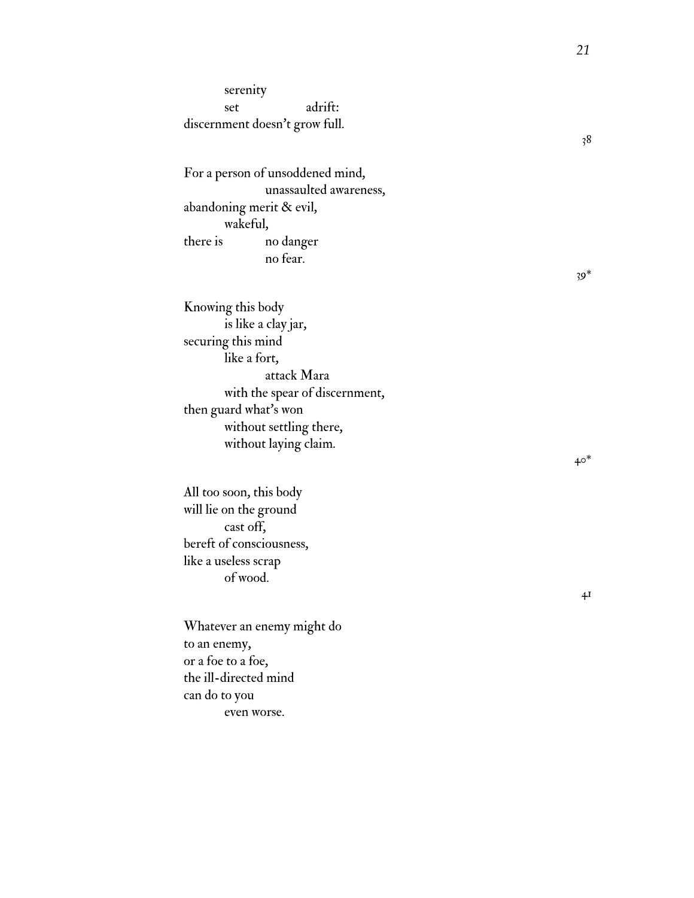serenity
set adrift:
discernment doesn't grow full.

38

For a person of unsoddened mind,
unassaulted awareness,
abandoning merit & evil,
wakeful,
there is no danger
no fear.

39*

Knowing this body
is like a clay jar,
securing this mind
like a fort,
attack Mara
with the spear of discernment,
then guard what's won
without settling there,
without laying claim.

40*

All too soon, this body
will lie on the ground
cast off,
bereft of consciousness,
like a useless scrap
of wood.

41

Whatever an enemy might do
to an enemy,
or a foe to a foe,
the ill-directed mind
can do to you
even worse.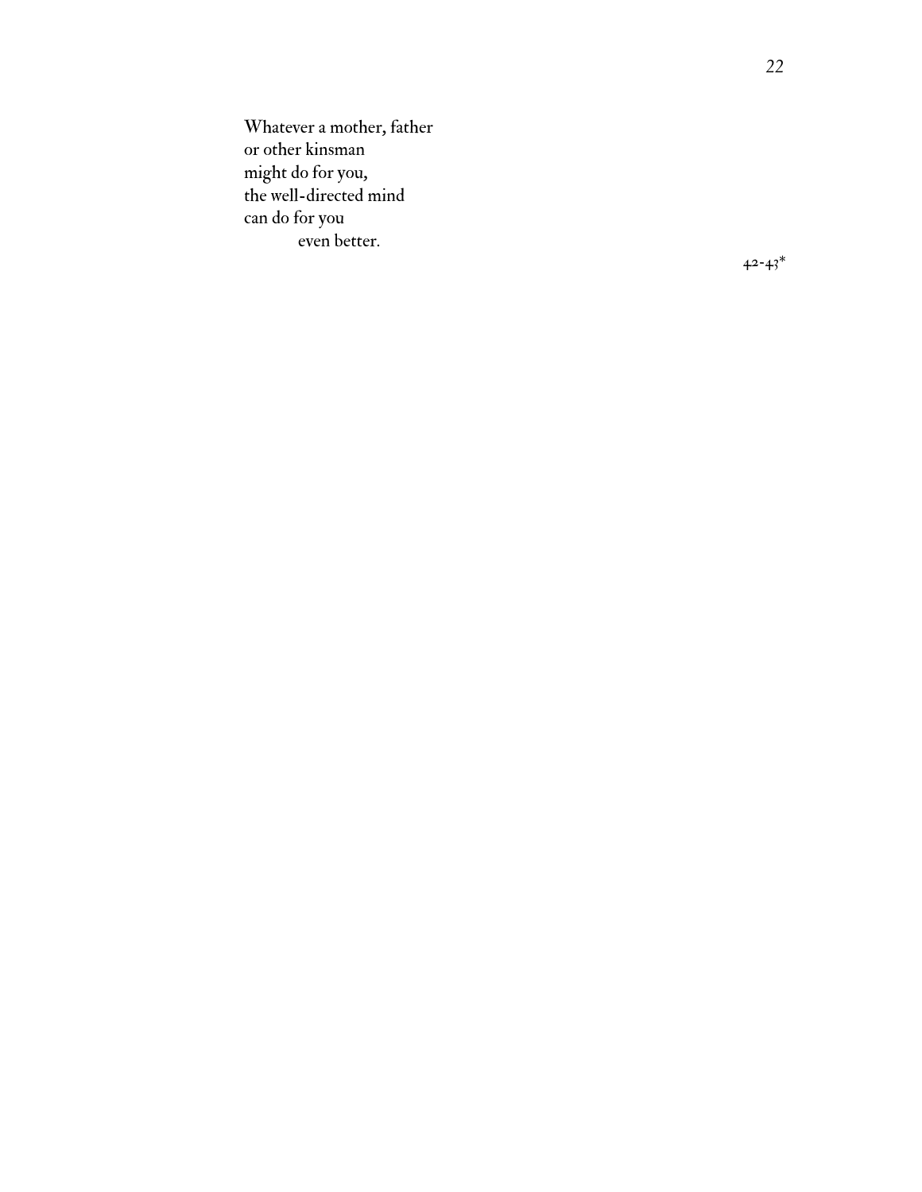Whatever a mother, father
or other kinsman
might do for you,
the well-directed mind
can do for you
          even better.

42-43*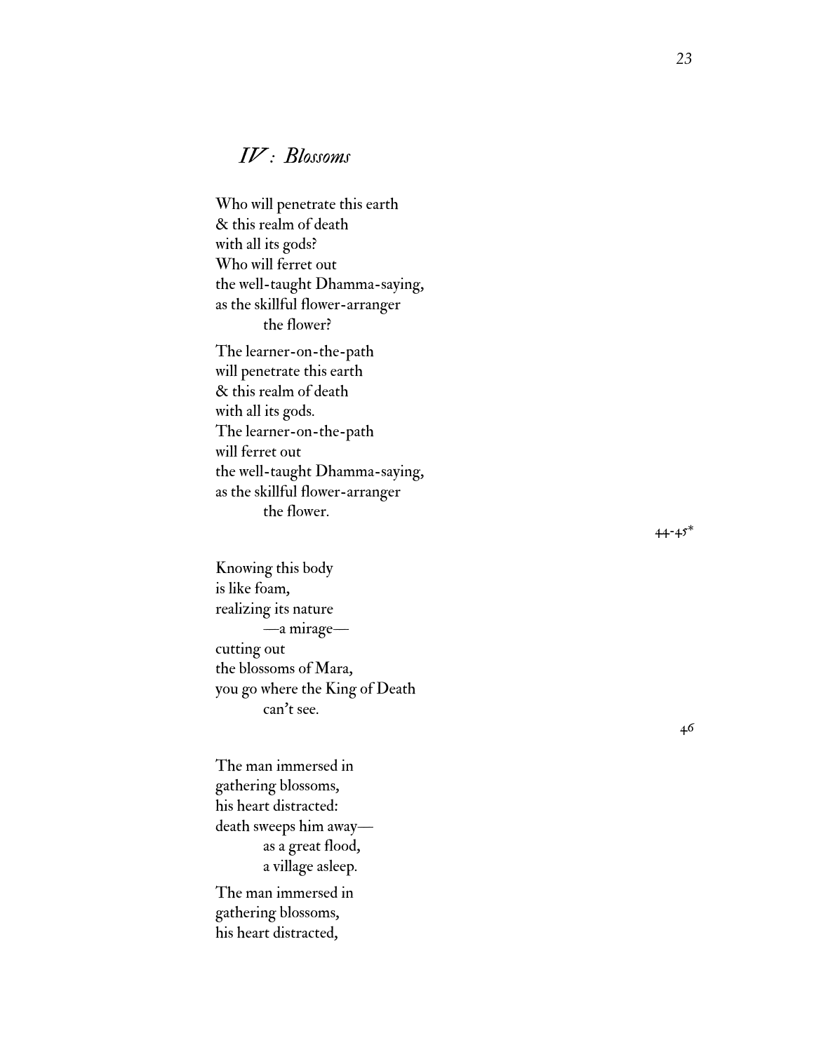## *IV : Blossoms*

Who will penetrate this earth
& this realm of death
with all its gods?
Who will ferret out
the well-taught Dhamma-saying,
as the skillful flower-arranger
  the flower?

The learner-on-the-path
will penetrate this earth
& this realm of death
with all its gods.
The learner-on-the-path
will ferret out
the well-taught Dhamma-saying,
as the skillful flower-arranger
  the flower.

44-45*

Knowing this body
is like foam,
realizing its nature
  —a mirage—
cutting out
the blossoms of Mara,
you go where the King of Death
  can't see.

46

The man immersed in
gathering blossoms,
his heart distracted:
death sweeps him away—
  as a great flood,
  a village asleep.

The man immersed in
gathering blossoms,
his heart distracted,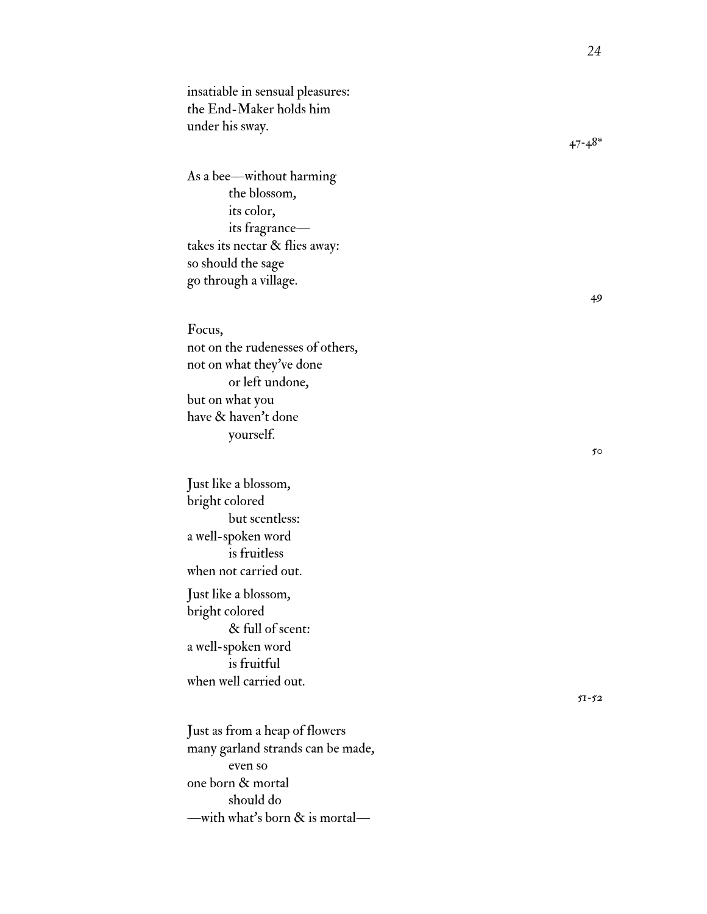insatiable in sensual pleasures:
the End-Maker holds him
under his sway.

47-48*

As a bee—without harming
  the blossom,
  its color,
  its fragrance—
takes its nectar & flies away:
so should the sage
go through a village.

49

Focus,
not on the rudenesses of others,
not on what they've done
  or left undone,
but on what you
have & haven't done
  yourself.

50

Just like a blossom,
bright colored
  but scentless:
a well-spoken word
  is fruitless
when not carried out.

Just like a blossom,
bright colored
  & full of scent:
a well-spoken word
  is fruitful
when well carried out.

51-52

Just as from a heap of flowers
many garland strands can be made,
  even so
one born & mortal
  should do
—with what's born & is mortal—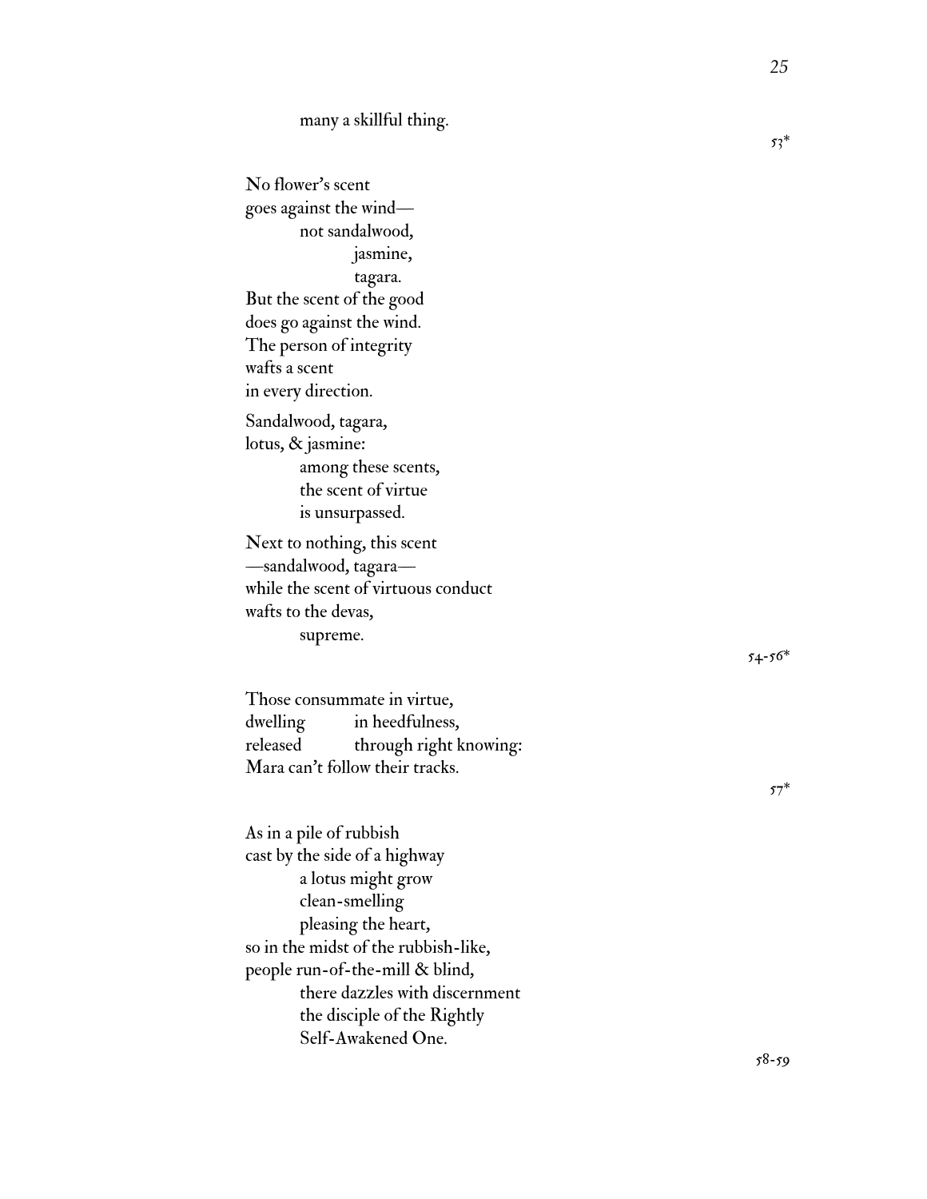many a skillful thing.

53*

No flower's scent
goes against the wind—
not sandalwood,
jasmine,
tagara.
But the scent of the good
does go against the wind.
The person of integrity
wafts a scent
in every direction.

Sandalwood, tagara,
lotus, & jasmine:
among these scents,
the scent of virtue
is unsurpassed.

Next to nothing, this scent
—sandalwood, tagara—
while the scent of virtuous conduct
wafts to the devas,
supreme.

54-56*

Those consummate in virtue,
dwelling in heedfulness,
released through right knowing:
Mara can't follow their tracks.

57*

As in a pile of rubbish
cast by the side of a highway
a lotus might grow
clean-smelling
pleasing the heart,
so in the midst of the rubbish-like,
people run-of-the-mill & blind,
there dazzles with discernment
the disciple of the Rightly
Self-Awakened One.

58-59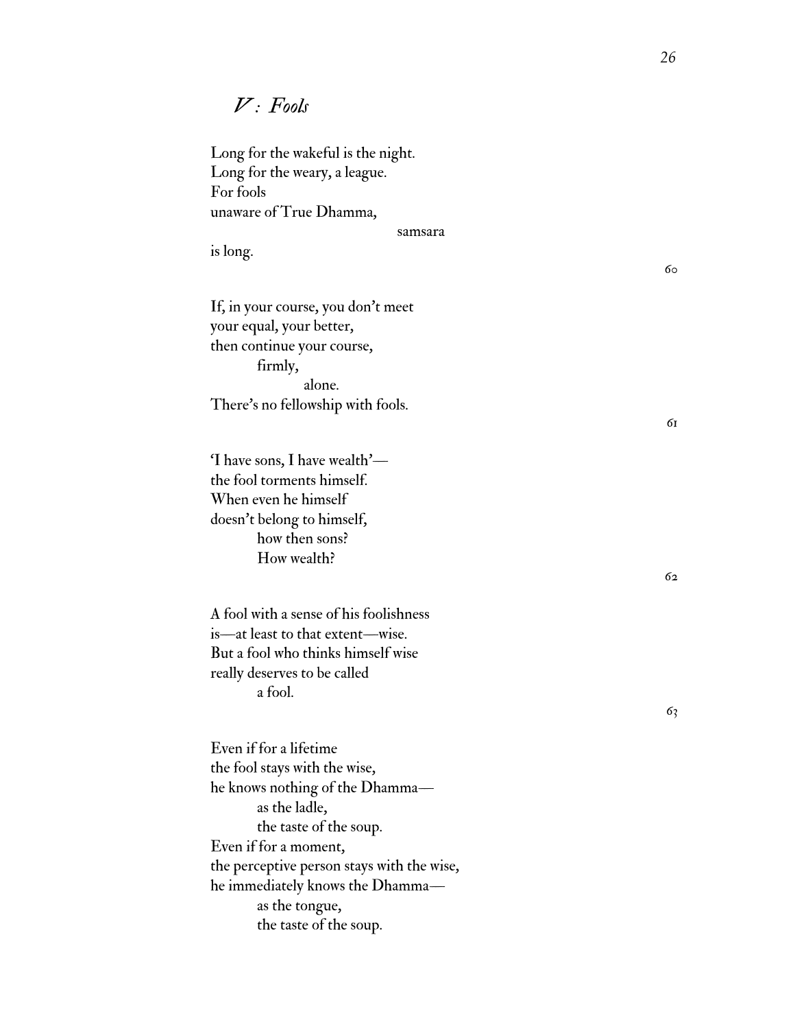## V : Fools

Long for the wakeful is the night.
Long for the weary, a league.
For fools
unaware of True Dhamma,
                                        samsara
is long.

60

If, in your course, you don't meet
your equal, your better,
then continue your course,
          firmly,
                    alone.
There's no fellowship with fools.

61

'I have sons, I have wealth'—
the fool torments himself.
When even he himself
doesn't belong to himself,
          how then sons?
          How wealth?

62

A fool with a sense of his foolishness
is—at least to that extent—wise.
But a fool who thinks himself wise
really deserves to be called
          a fool.

63

Even if for a lifetime
the fool stays with the wise,
he knows nothing of the Dhamma—
          as the ladle,
          the taste of the soup.
Even if for a moment,
the perceptive person stays with the wise,
he immediately knows the Dhamma—
          as the tongue,
          the taste of the soup.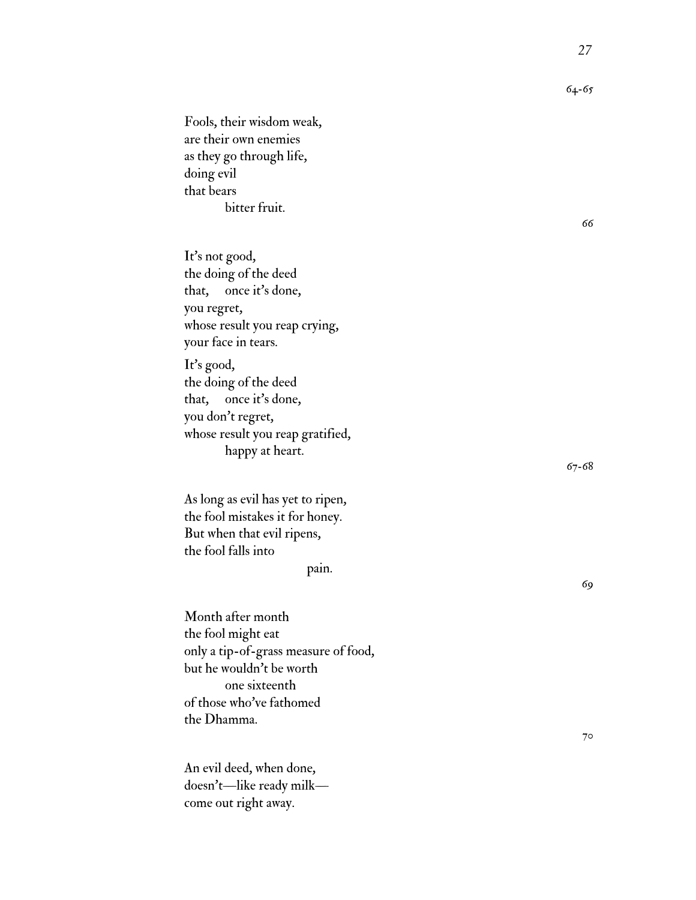64-65

Fools, their wisdom weak,
are their own enemies
as they go through life,
doing evil
that bears
bitter fruit.

66

It's not good,
the doing of the deed
that, once it's done,
you regret,
whose result you reap crying,
your face in tears.

It's good,
the doing of the deed
that, once it's done,
you don't regret,
whose result you reap gratified,
happy at heart.

67-68

As long as evil has yet to ripen,
the fool mistakes it for honey.
But when that evil ripens,
the fool falls into
pain.

69

Month after month
the fool might eat
only a tip-of-grass measure of food,
but he wouldn't be worth
one sixteenth
of those who've fathomed
the Dhamma.

70

An evil deed, when done,
doesn't—like ready milk—
come out right away.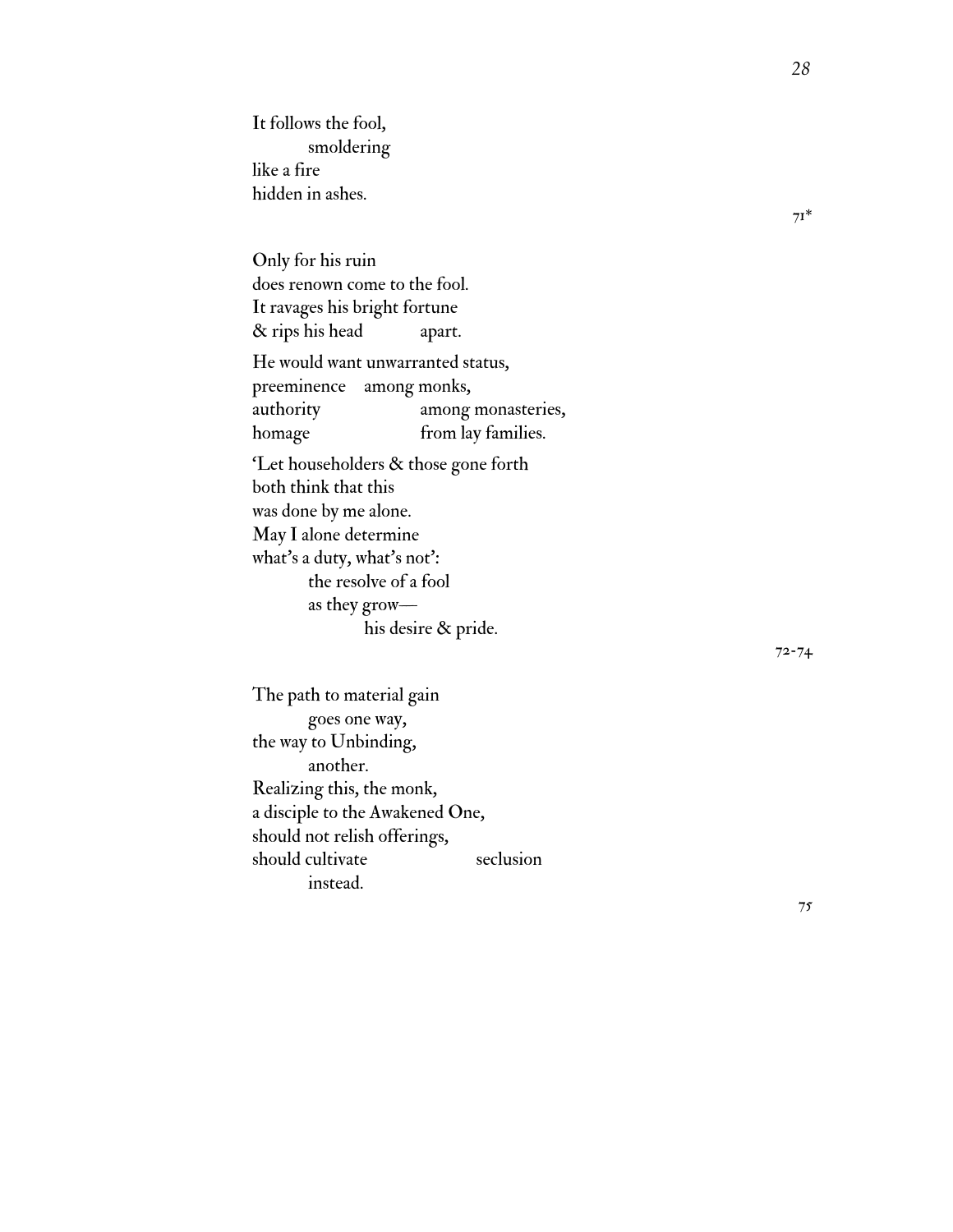It follows the fool,
smoldering
like a fire
hidden in ashes.

71*

Only for his ruin
does renown come to the fool.
It ravages his bright fortune
& rips his head apart.

He would want unwarranted status,
preeminence among monks,
authority among monasteries,
homage from lay families.

'Let householders & those gone forth
both think that this
was done by me alone.
May I alone determine
what's a duty, what's not':
the resolve of a fool
as they grow—
his desire & pride.

72-74

The path to material gain
goes one way,
the way to Unbinding,
another.
Realizing this, the monk,
a disciple to the Awakened One,
should not relish offerings,
should cultivate seclusion
instead.

75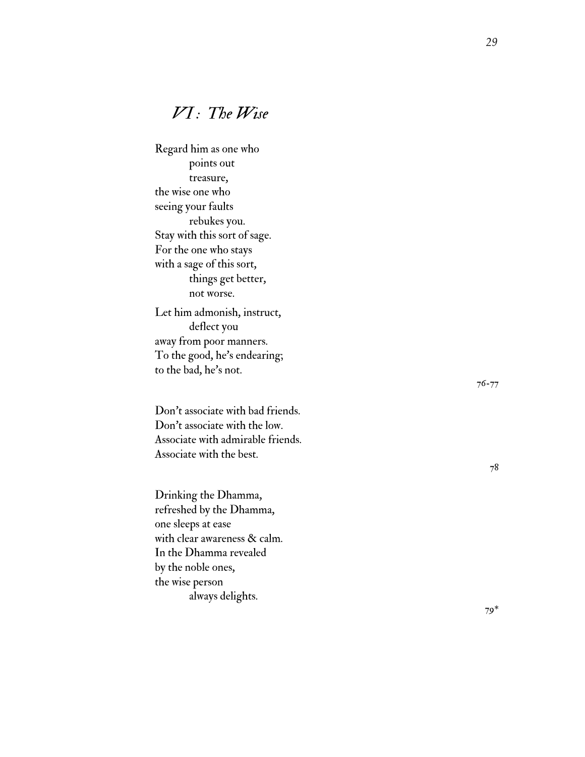## *VI: The Wise*

Regard him as one who  
&nbsp;&nbsp;&nbsp;&nbsp;&nbsp;&nbsp;&nbsp;&nbsp;points out  
&nbsp;&nbsp;&nbsp;&nbsp;&nbsp;&nbsp;&nbsp;&nbsp;treasure,  
the wise one who  
seeing your faults  
&nbsp;&nbsp;&nbsp;&nbsp;&nbsp;&nbsp;&nbsp;&nbsp;rebukes you.  
Stay with this sort of sage.  
For the one who stays  
with a sage of this sort,  
&nbsp;&nbsp;&nbsp;&nbsp;&nbsp;&nbsp;&nbsp;&nbsp;things get better,  
&nbsp;&nbsp;&nbsp;&nbsp;&nbsp;&nbsp;&nbsp;&nbsp;not worse.

Let him admonish, instruct,  
&nbsp;&nbsp;&nbsp;&nbsp;&nbsp;&nbsp;&nbsp;&nbsp;deflect you  
away from poor manners.  
To the good, he's endearing;  
to the bad, he's not.

76-77

Don't associate with bad friends.  
Don't associate with the low.  
Associate with admirable friends.  
Associate with the best.

78

Drinking the Dhamma,  
refreshed by the Dhamma,  
one sleeps at ease  
with clear awareness & calm.  
In the Dhamma revealed  
by the noble ones,  
the wise person  
&nbsp;&nbsp;&nbsp;&nbsp;&nbsp;&nbsp;&nbsp;&nbsp;always delights.

79*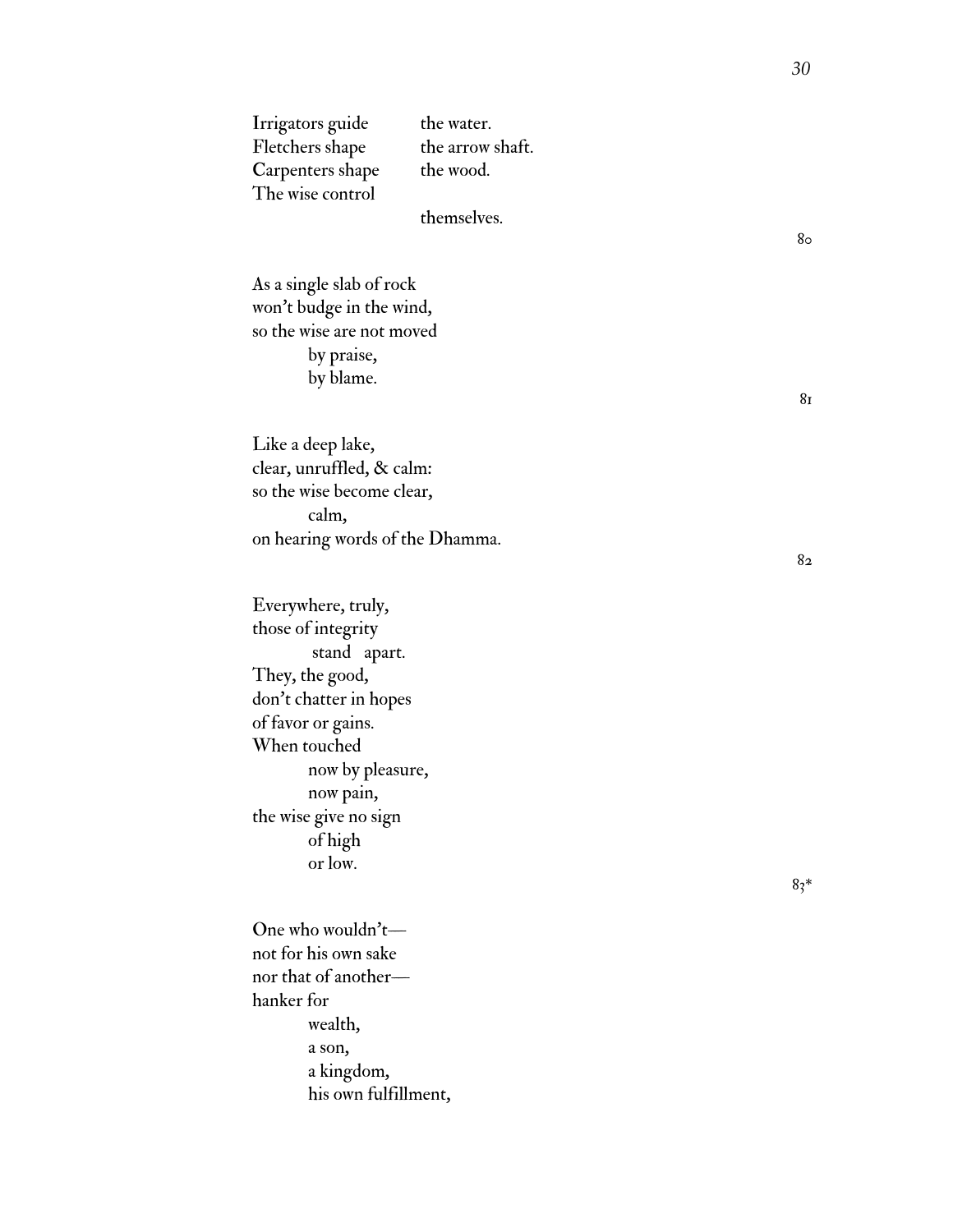Irrigators guide the water.
Fletchers shape the arrow shaft.
Carpenters shape the wood.
The wise control
themselves.

80

As a single slab of rock
won't budge in the wind,
so the wise are not moved
by praise,
by blame.

81

Like a deep lake,
clear, unruffled, & calm:
so the wise become clear,
calm,
on hearing words of the Dhamma.

82

Everywhere, truly,
those of integrity
stand apart.
They, the good,
don't chatter in hopes
of favor or gains.
When touched
now by pleasure,
now pain,
the wise give no sign
of high
or low.

83*

One who wouldn't—
not for his own sake
nor that of another—
hanker for
wealth,
a son,
a kingdom,
his own fulfillment,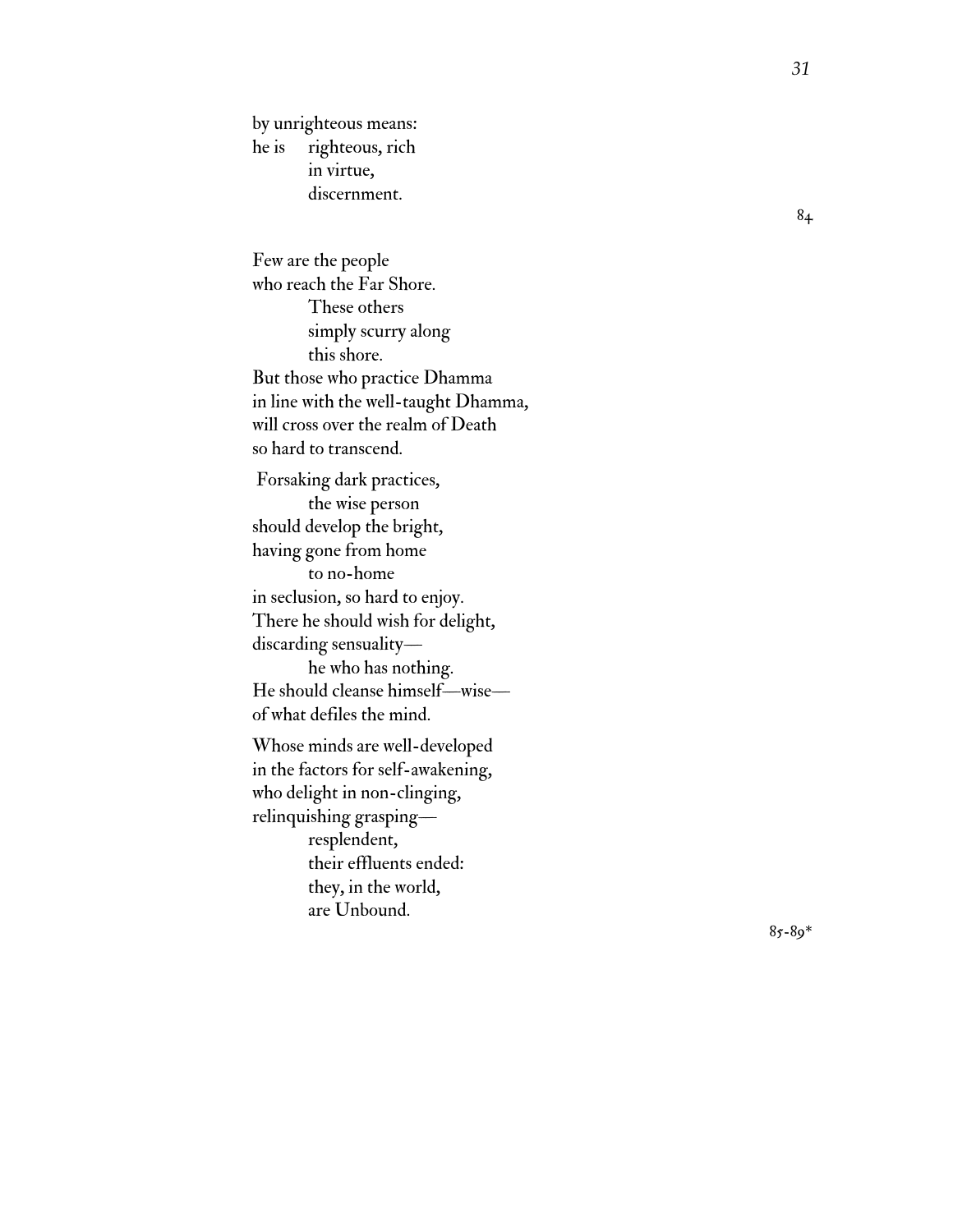by unrighteous means:  
he is righteous, rich  
in virtue,  
discernment.

84

Few are the people  
who reach the Far Shore.  
These others  
simply scurry along  
this shore.  
But those who practice Dhamma  
in line with the well-taught Dhamma,  
will cross over the realm of Death  
so hard to transcend.

Forsaking dark practices,  
the wise person  
should develop the bright,  
having gone from home  
to no-home  
in seclusion, so hard to enjoy.  
There he should wish for delight,  
discarding sensuality—  
he who has nothing.  
He should cleanse himself—wise—  
of what defiles the mind.

Whose minds are well-developed  
in the factors for self-awakening,  
who delight in non-clinging,  
relinquishing grasping—  
resplendent,  
their effluents ended:  
they, in the world,  
are Unbound.

85-89*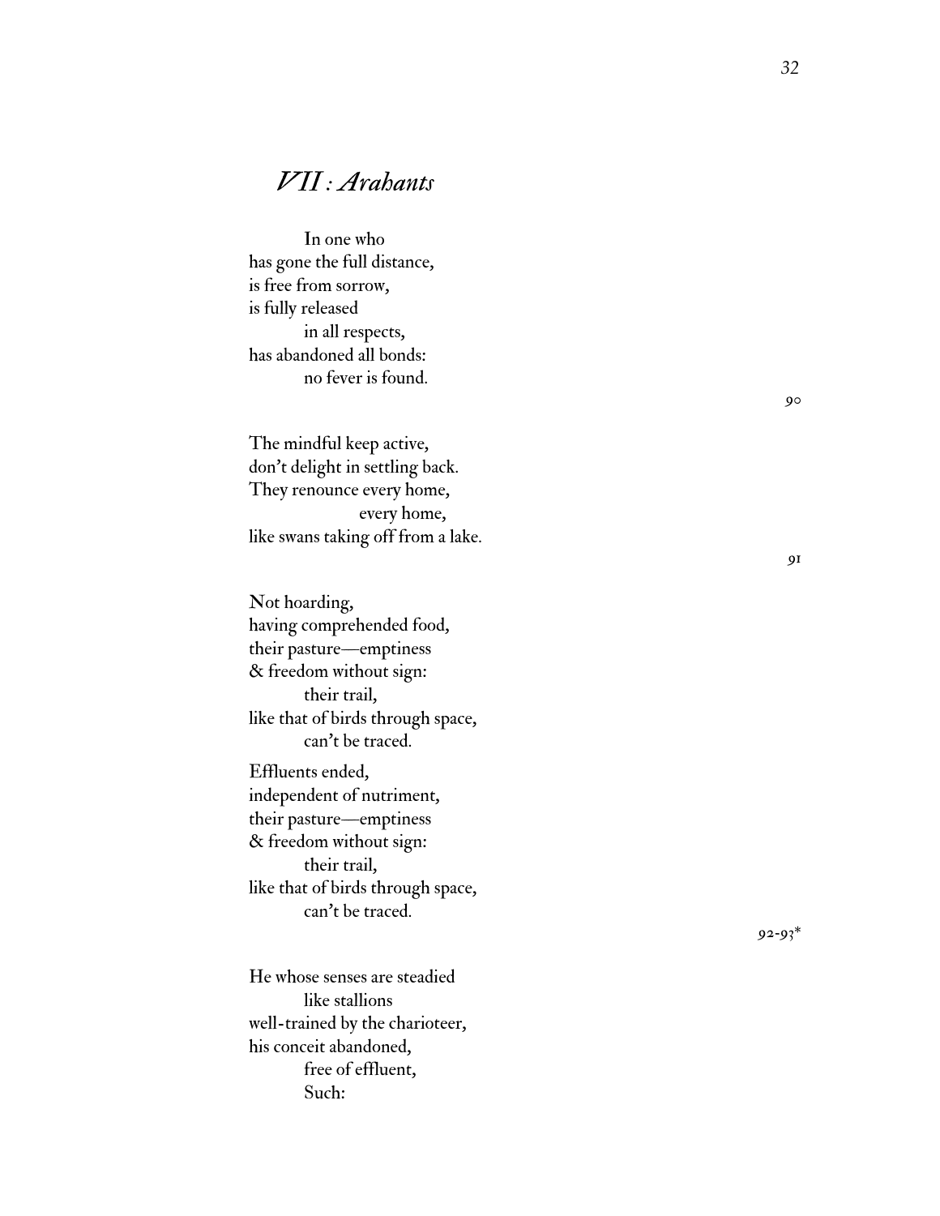## *VII : Arahants*

In one who
has gone the full distance,
is free from sorrow,
is fully released
in all respects,
has abandoned all bonds:
no fever is found.

*90*

The mindful keep active,
don't delight in settling back.
They renounce every home,
every home,
like swans taking off from a lake.

*91*

Not hoarding,
having comprehended food,
their pasture—emptiness
& freedom without sign:
their trail,
like that of birds through space,
can't be traced.

Effluents ended,
independent of nutriment,
their pasture—emptiness
& freedom without sign:
their trail,
like that of birds through space,
can't be traced.

*92-93**

He whose senses are steadied
like stallions
well-trained by the charioteer,
his conceit abandoned,
free of effluent,
Such: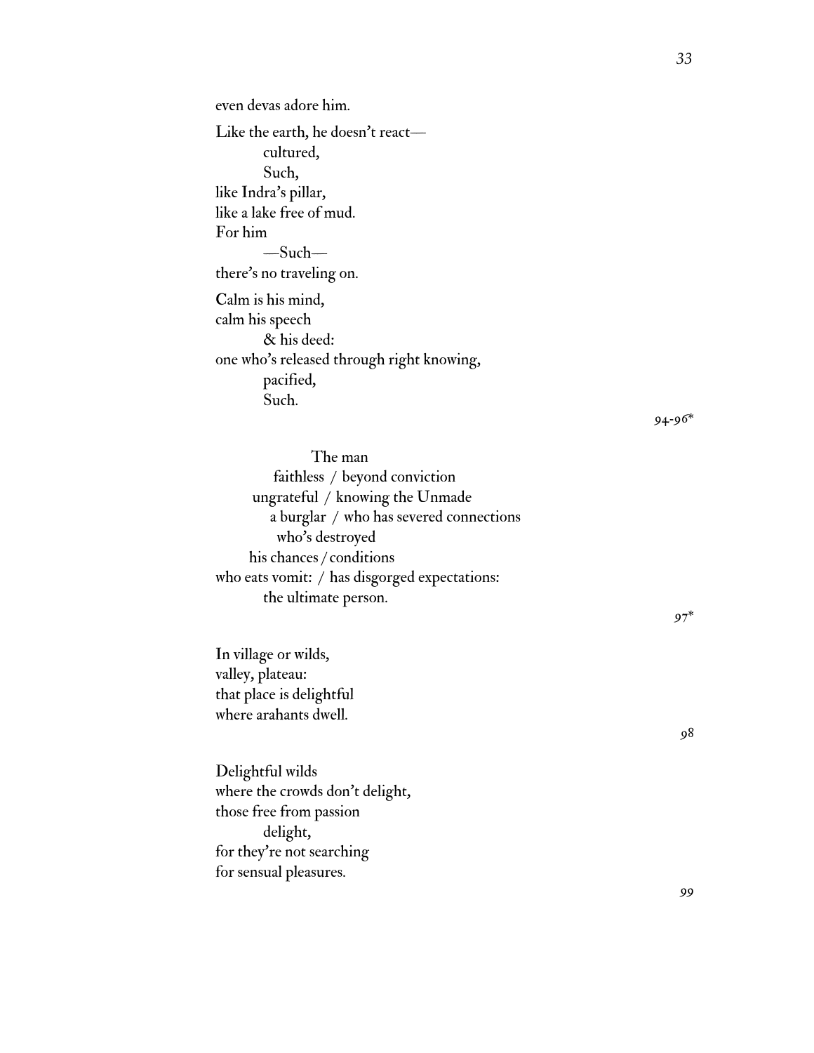even devas adore him.

Like the earth, he doesn't react—
    cultured,
    Such,
like Indra's pillar,
like a lake free of mud.
For him
    —Such—
there's no traveling on.

Calm is his mind,
calm his speech
    & his deed:
one who's released through right knowing,
    pacified,
    Such.

*94-96\**

The man
faithless / beyond conviction
ungrateful / knowing the Unmade
a burglar / who has severed connections
who's destroyed
his chances / conditions
who eats vomit: / has disgorged expectations:
    the ultimate person.

*97\**

In village or wilds,
valley, plateau:
that place is delightful
where arahants dwell.

*98*

Delightful wilds
where the crowds don't delight,
those free from passion
    delight,
for they're not searching
for sensual pleasures.

*99*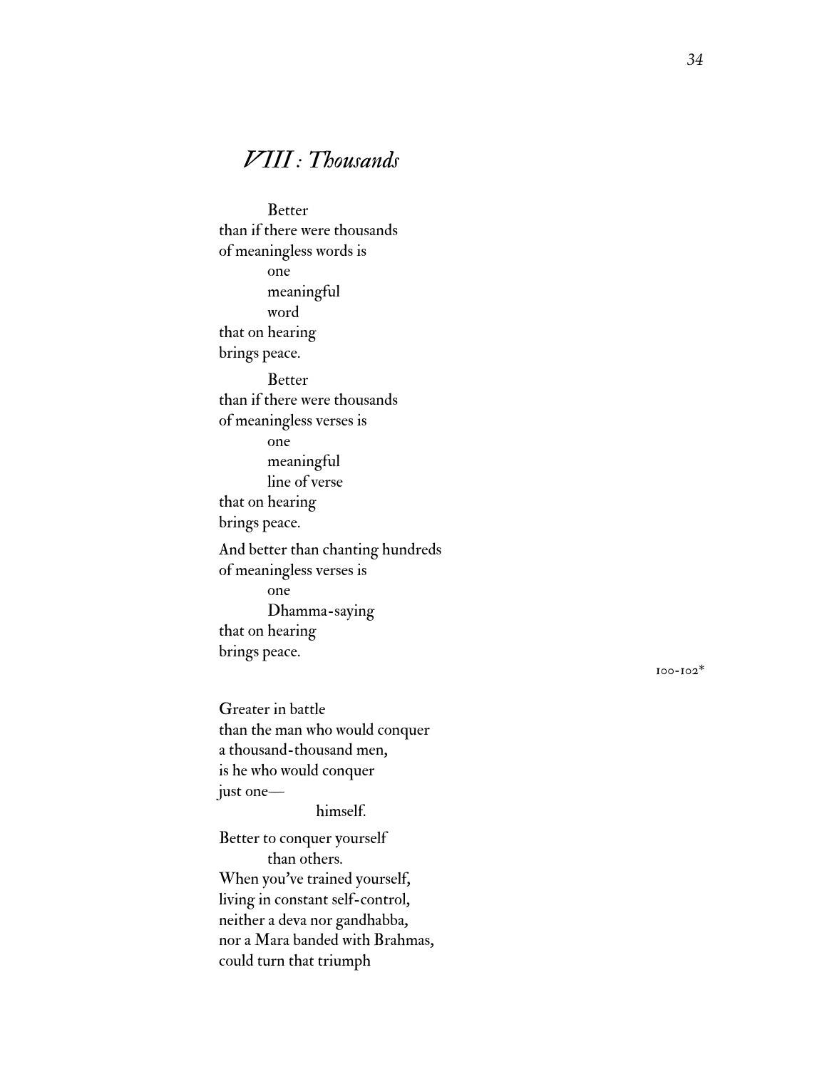## *VIII : Thousands*

Better  
than if there were thousands  
of meaningless words is  
one  
meaningful  
word  
that on hearing  
brings peace.

Better  
than if there were thousands  
of meaningless verses is  
one  
meaningful  
line of verse  
that on hearing  
brings peace.

And better than chanting hundreds  
of meaningless verses is  
one  
Dhamma-saying  
that on hearing  
brings peace.

100-102*

Greater in battle  
than the man who would conquer  
a thousand-thousand men,  
is he who would conquer  
just one—  
himself.

Better to conquer yourself  
than others.  
When you've trained yourself,  
living in constant self-control,  
neither a deva nor gandhabba,  
nor a Mara banded with Brahmas,  
could turn that triumph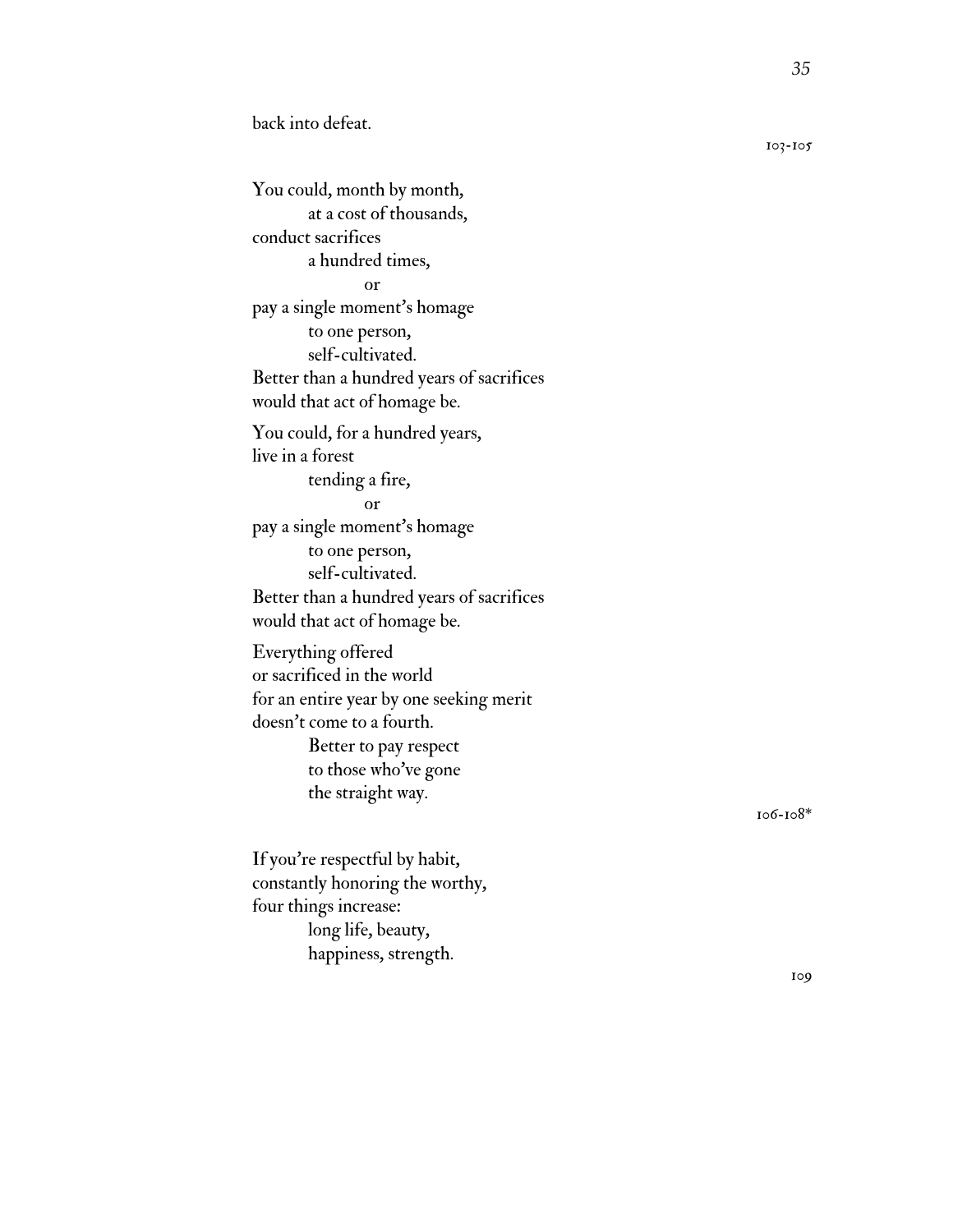back into defeat.

103-105

You could, month by month,
    at a cost of thousands,
conduct sacrifices
    a hundred times,
        or
pay a single moment's homage
    to one person,
    self-cultivated.
Better than a hundred years of sacrifices
would that act of homage be.

You could, for a hundred years,
live in a forest
    tending a fire,
        or
pay a single moment's homage
    to one person,
    self-cultivated.
Better than a hundred years of sacrifices
would that act of homage be.

Everything offered
or sacrificed in the world
for an entire year by one seeking merit
doesn't come to a fourth.
    Better to pay respect
    to those who've gone
    the straight way.

106-108*

If you're respectful by habit,
constantly honoring the worthy,
four things increase:
    long life, beauty,
    happiness, strength.

109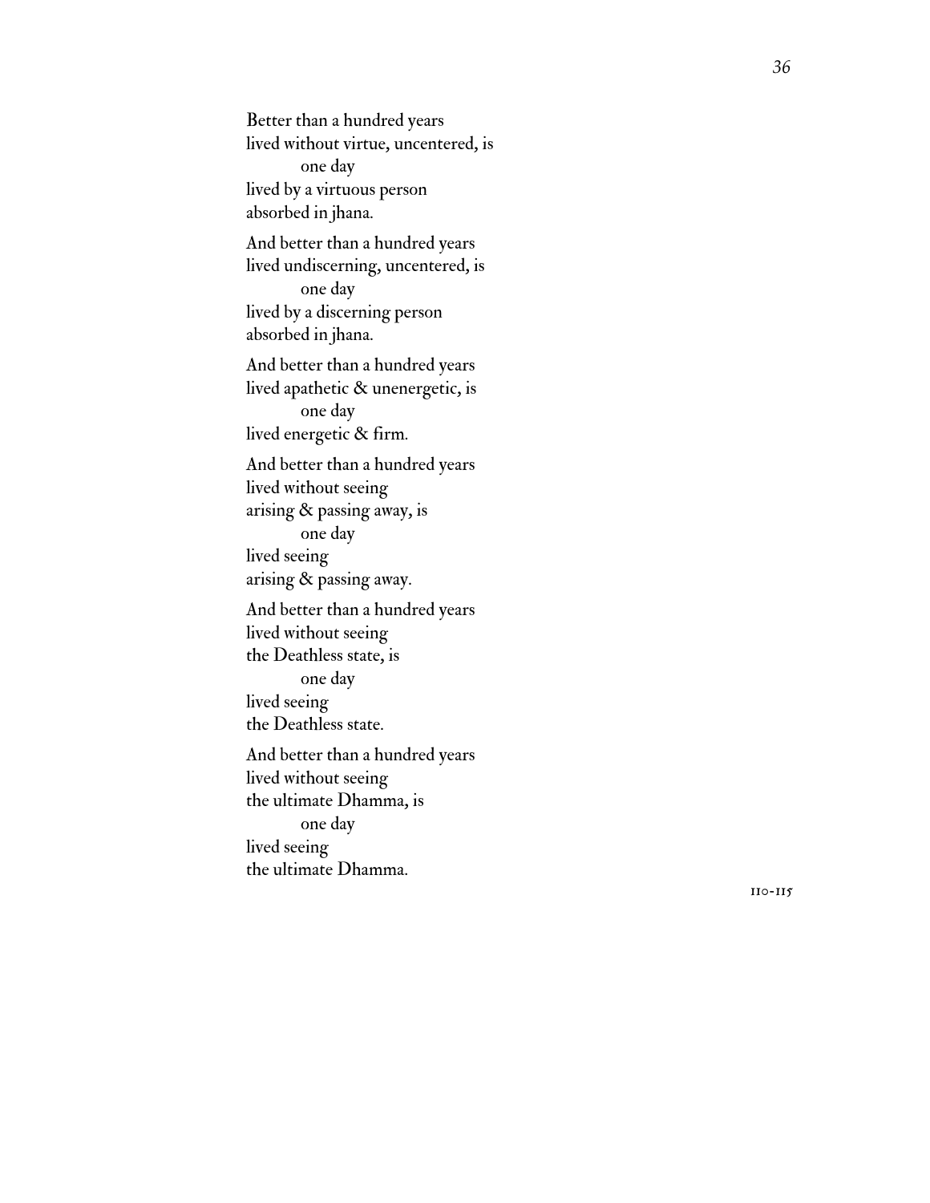Better than a hundred years  
lived without virtue, uncentered, is  
    one day  
lived by a virtuous person  
absorbed in jhana.

And better than a hundred years  
lived undiscerning, uncentered, is  
    one day  
lived by a discerning person  
absorbed in jhana.

And better than a hundred years  
lived apathetic & unenergetic, is  
    one day  
lived energetic & firm.

And better than a hundred years  
lived without seeing  
arising & passing away, is  
    one day  
lived seeing  
arising & passing away.

And better than a hundred years  
lived without seeing  
the Deathless state, is  
    one day  
lived seeing  
the Deathless state.

And better than a hundred years  
lived without seeing  
the ultimate Dhamma, is  
    one day  
lived seeing  
the ultimate Dhamma.

110–115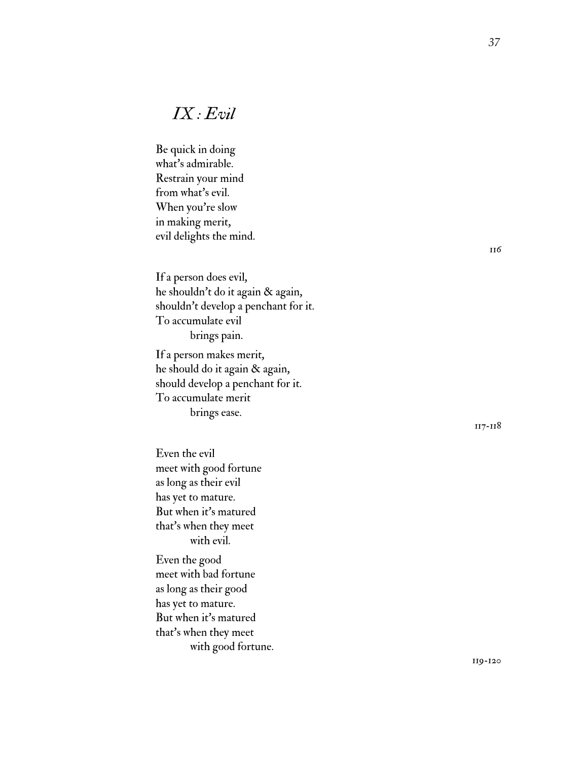## *IX : Evil*

Be quick in doing  
what's admirable.  
Restrain your mind  
from what's evil.  
When you're slow  
in making merit,  
evil delights the mind.

116

If a person does evil,  
he shouldn't do it again & again,  
shouldn't develop a penchant for it.  
To accumulate evil  
brings pain.

If a person makes merit,  
he should do it again & again,  
should develop a penchant for it.  
To accumulate merit  
brings ease.

117-118

Even the evil  
meet with good fortune  
as long as their evil  
has yet to mature.  
But when it's matured  
that's when they meet  
with evil.

Even the good  
meet with bad fortune  
as long as their good  
has yet to mature.  
But when it's matured  
that's when they meet  
with good fortune.

119-120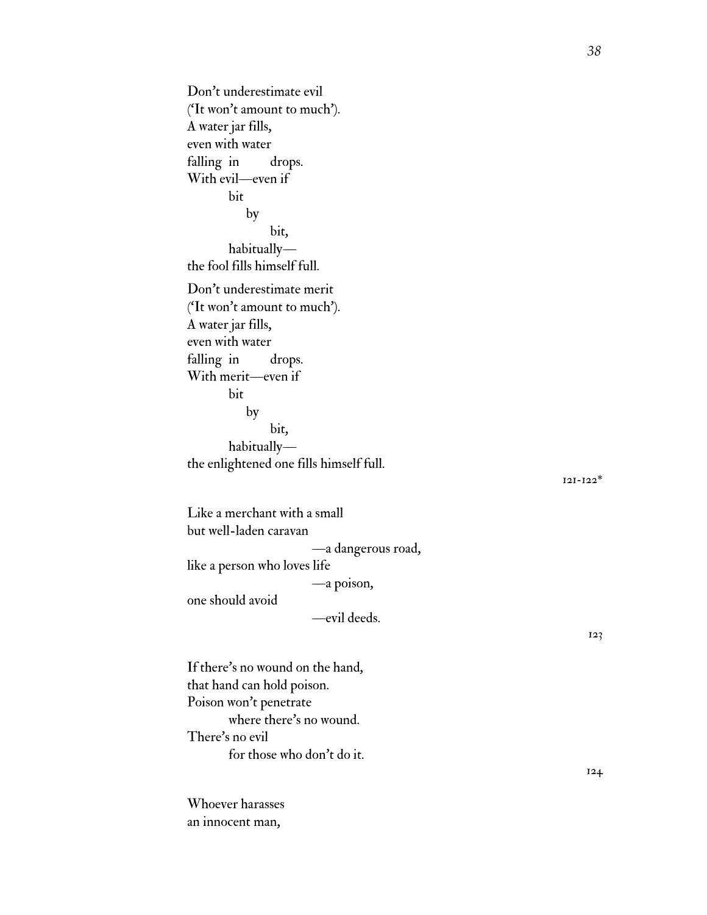Don't underestimate evil
('It won't amount to much').
A water jar fills,
even with water
falling in drops.
With evil—even if
bit
by
bit,
habitually—
the fool fills himself full.

Don't underestimate merit
('It won't amount to much').
A water jar fills,
even with water
falling in drops.
With merit—even if
bit
by
bit,
habitually—
the enlightened one fills himself full.

121-122*

Like a merchant with a small
but well-laden caravan
—a dangerous road,
like a person who loves life
—a poison,
one should avoid
—evil deeds.

123

If there's no wound on the hand,
that hand can hold poison.
Poison won't penetrate
where there's no wound.
There's no evil
for those who don't do it.

124

Whoever harasses
an innocent man,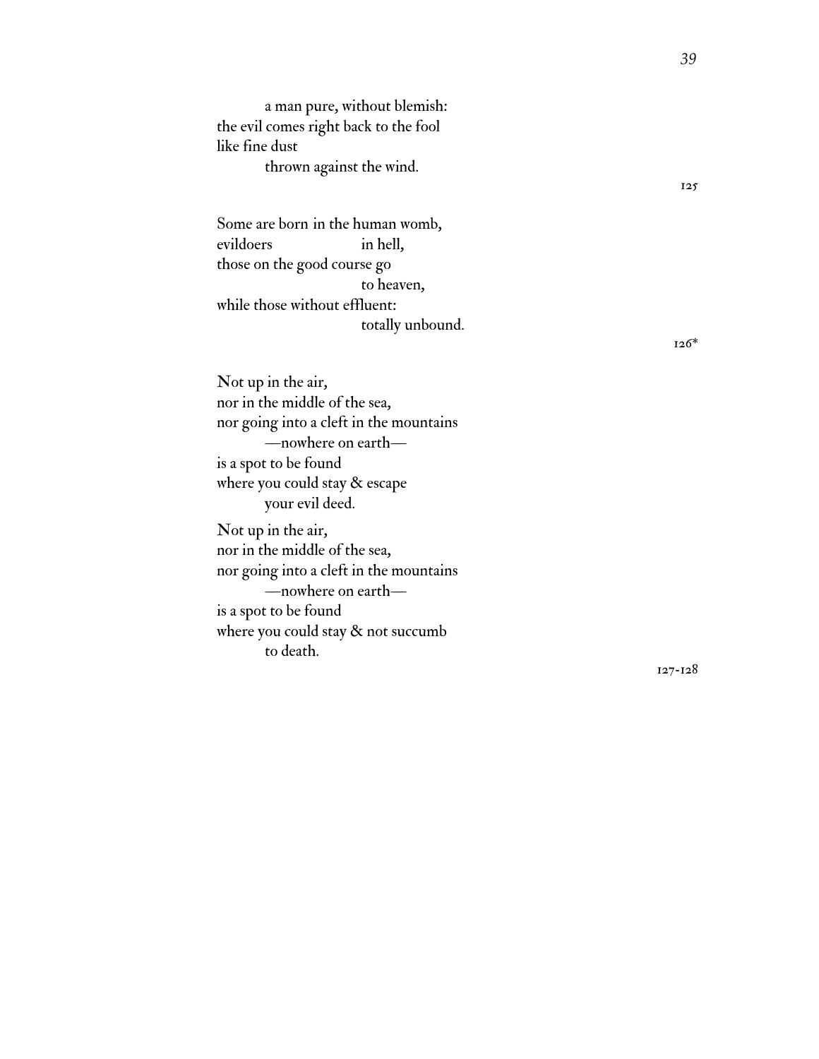a man pure, without blemish:
the evil comes right back to the fool
like fine dust
thrown against the wind.

125

Some are born in the human womb,
evildoers in hell,
those on the good course go
to heaven,
while those without effluent:
totally unbound.

126*

Not up in the air,
nor in the middle of the sea,
nor going into a cleft in the mountains
—nowhere on earth—
is a spot to be found
where you could stay & escape
your evil deed.

Not up in the air,
nor in the middle of the sea,
nor going into a cleft in the mountains
—nowhere on earth—
is a spot to be found
where you could stay & not succumb
to death.

127-128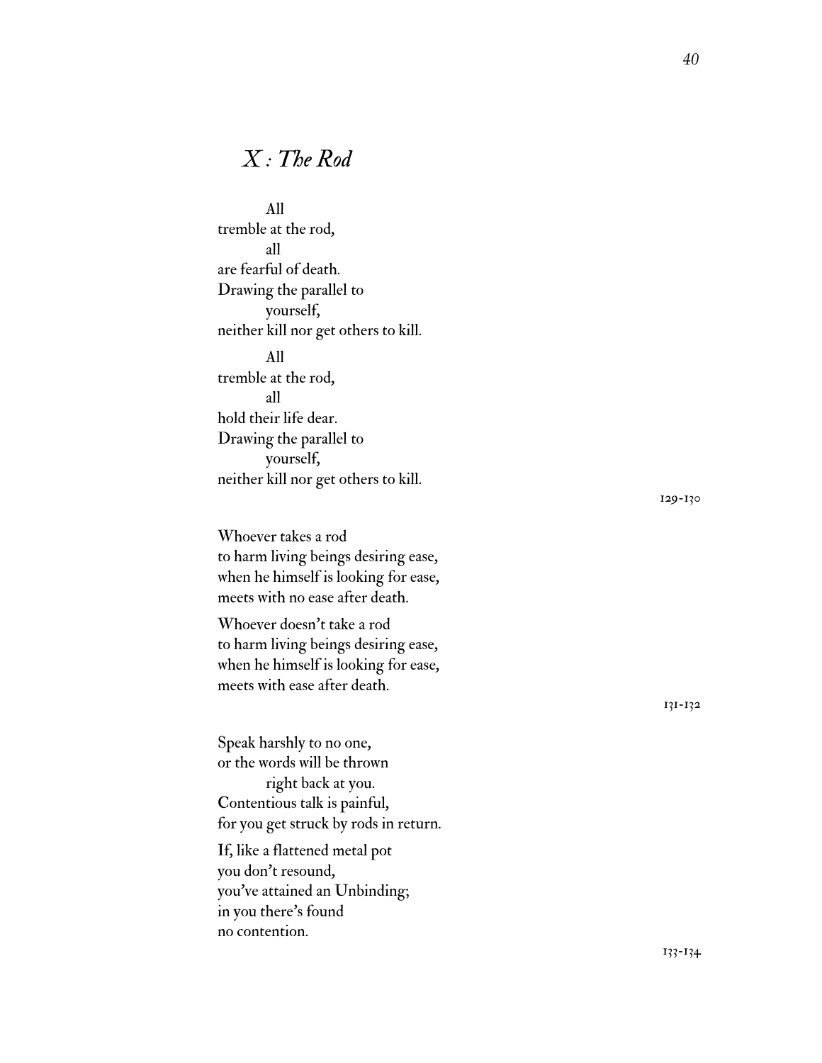## *X : The Rod*

All
tremble at the rod,
all
are fearful of death.
Drawing the parallel to
yourself,
neither kill nor get others to kill.

All
tremble at the rod,
all
hold their life dear.
Drawing the parallel to
yourself,
neither kill nor get others to kill.

129-130

Whoever takes a rod
to harm living beings desiring ease,
when he himself is looking for ease,
meets with no ease after death.

Whoever doesn't take a rod
to harm living beings desiring ease,
when he himself is looking for ease,
meets with ease after death.

131-132

Speak harshly to no one,
or the words will be thrown
right back at you.
Contentious talk is painful,
for you get struck by rods in return.

If, like a flattened metal pot
you don't resound,
you've attained an Unbinding;
in you there's found
no contention.

133-134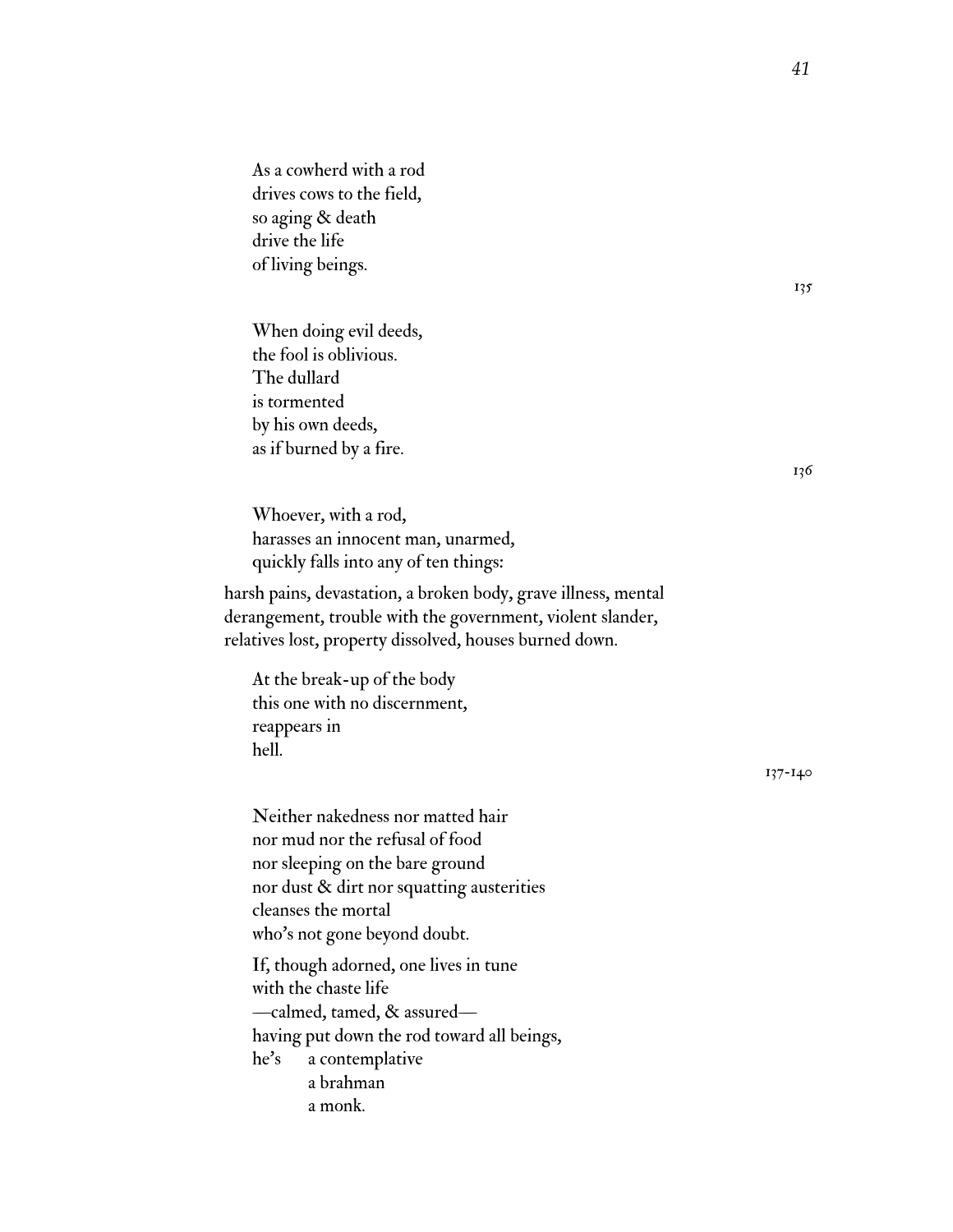As a cowherd with a rod  
drives cows to the field,  
so aging & death  
drive the life  
of living beings.

135

When doing evil deeds,  
the fool is oblivious.  
The dullard  
is tormented  
by his own deeds,  
as if burned by a fire.

136

Whoever, with a rod,  
harasses an innocent man, unarmed,  
quickly falls into any of ten things:

harsh pains, devastation, a broken body, grave illness, mental derangement, trouble with the government, violent slander, relatives lost, property dissolved, houses burned down.

At the break-up of the body  
this one with no discernment,  
reappears in  
hell.

137-140

Neither nakedness nor matted hair  
nor mud nor the refusal of food  
nor sleeping on the bare ground  
nor dust & dirt nor squatting austerities  
cleanses the mortal  
who's not gone beyond doubt.

If, though adorned, one lives in tune  
with the chaste life  
—calmed, tamed, & assured—  
having put down the rod toward all beings,  
he's a contemplative  
a brahman  
a monk.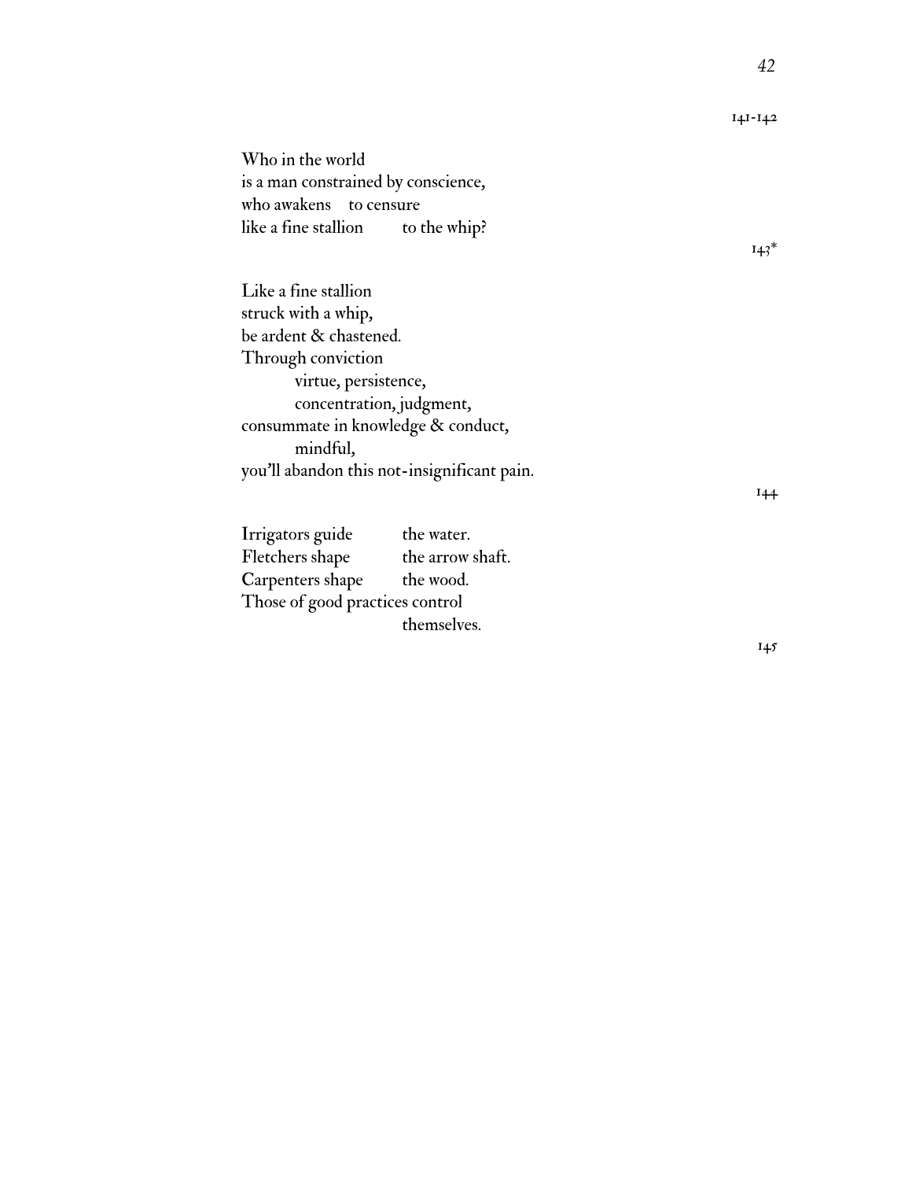141-142

Who in the world
is a man constrained by conscience,
who awakens    to censure
like a fine stallion    to the whip?

143*

Like a fine stallion
struck with a whip,
be ardent & chastened.
Through conviction
    virtue, persistence,
    concentration, judgment,
consummate in knowledge & conduct,
    mindful,
you'll abandon this not-insignificant pain.

144

Irrigators guide    the water.
Fletchers shape    the arrow shaft.
Carpenters shape    the wood.
Those of good practices control
    themselves.

145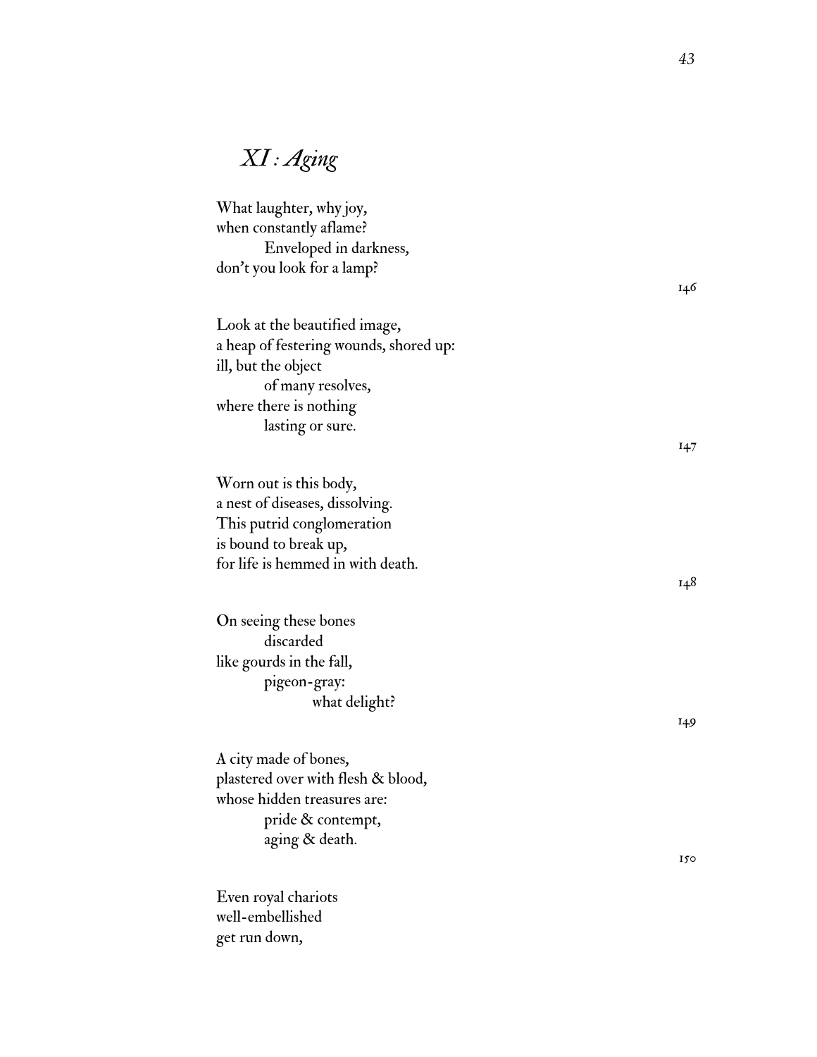## *XI : Aging*

What laughter, why joy,
when constantly aflame?
        Enveloped in darkness,
don't you look for a lamp?

146

Look at the beautified image,
a heap of festering wounds, shored up:
ill, but the object
        of many resolves,
where there is nothing
        lasting or sure.

147

Worn out is this body,
a nest of diseases, dissolving.
This putrid conglomeration
is bound to break up,
for life is hemmed in with death.

148

On seeing these bones
        discarded
like gourds in the fall,
        pigeon-gray:
                what delight?

149

A city made of bones,
plastered over with flesh & blood,
whose hidden treasures are:
        pride & contempt,
        aging & death.

150

Even royal chariots
well-embellished
get run down,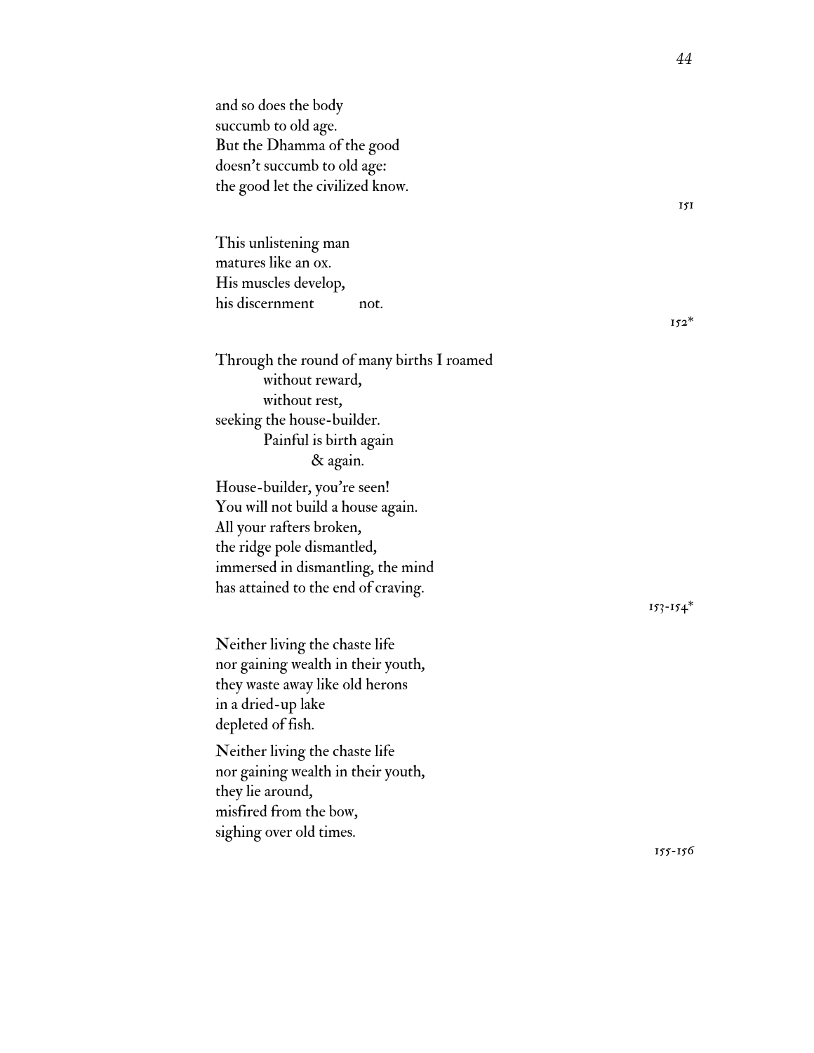and so does the body  
succumb to old age.  
But the Dhamma of the good  
doesn't succumb to old age:  
the good let the civilized know.

151

This unlistening man  
matures like an ox.  
His muscles develop,  
his discernment not.

152*

Through the round of many births I roamed  
without reward,  
without rest,  
seeking the house-builder.  
Painful is birth again  
& again.

House-builder, you're seen!  
You will not build a house again.  
All your rafters broken,  
the ridge pole dismantled,  
immersed in dismantling, the mind  
has attained to the end of craving.

153-154*

Neither living the chaste life  
nor gaining wealth in their youth,  
they waste away like old herons  
in a dried-up lake  
depleted of fish.

Neither living the chaste life  
nor gaining wealth in their youth,  
they lie around,  
misfired from the bow,  
sighing over old times.

155-156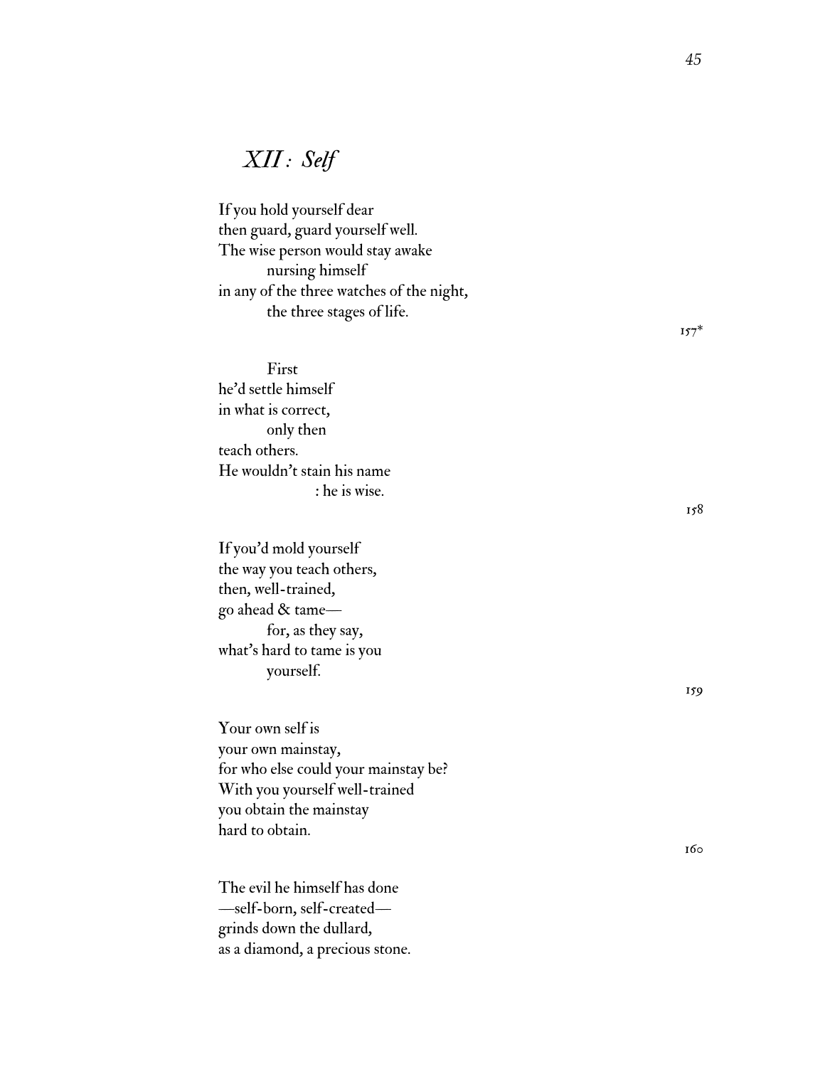## *XII : Self*

If you hold yourself dear
then guard, guard yourself well.
The wise person would stay awake
        nursing himself
in any of the three watches of the night,
        the three stages of life.

157*

        First
he'd settle himself
in what is correct,
        only then
teach others.
He wouldn't stain his name
                : he is wise.

158

If you'd mold yourself
the way you teach others,
then, well-trained,
go ahead & tame—
        for, as they say,
what's hard to tame is you
        yourself.

159

Your own self is
your own mainstay,
for who else could your mainstay be?
With you yourself well-trained
you obtain the mainstay
hard to obtain.

160

The evil he himself has done
—self-born, self-created—
grinds down the dullard,
as a diamond, a precious stone.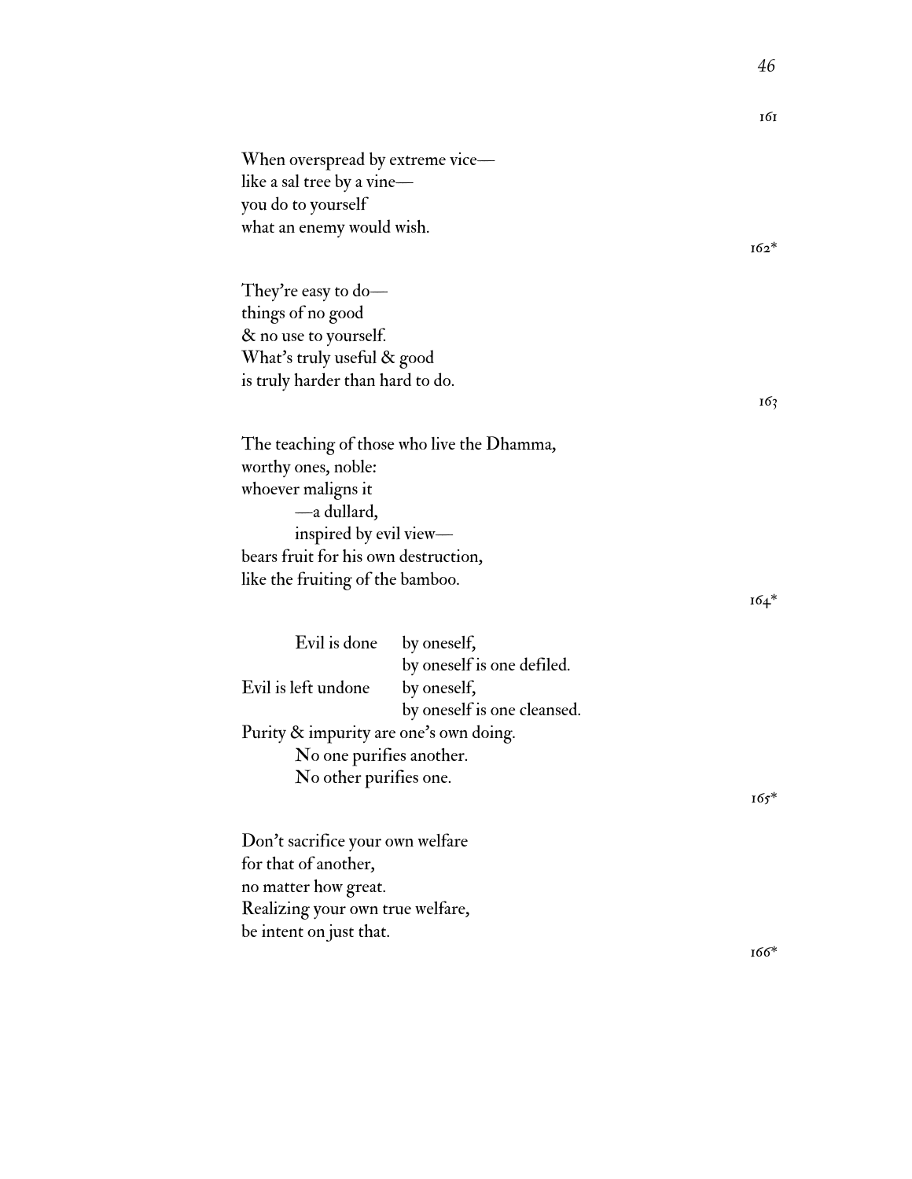161

When overspread by extreme vice—
like a sal tree by a vine—
you do to yourself
what an enemy would wish.

162*

They're easy to do—
things of no good
& no use to yourself.
What's truly useful & good
is truly harder than hard to do.

163

The teaching of those who live the Dhamma,
worthy ones, noble:
whoever maligns it
    —a dullard,
    inspired by evil view—
bears fruit for his own destruction,
like the fruiting of the bamboo.

164*

    Evil is done    by oneself,
                    by oneself is one defiled.
Evil is left undone    by oneself,
                    by oneself is one cleansed.
Purity & impurity are one's own doing.
    No one purifies another.
    No other purifies one.

165*

Don't sacrifice your own welfare
for that of another,
no matter how great.
Realizing your own true welfare,
be intent on just that.

166*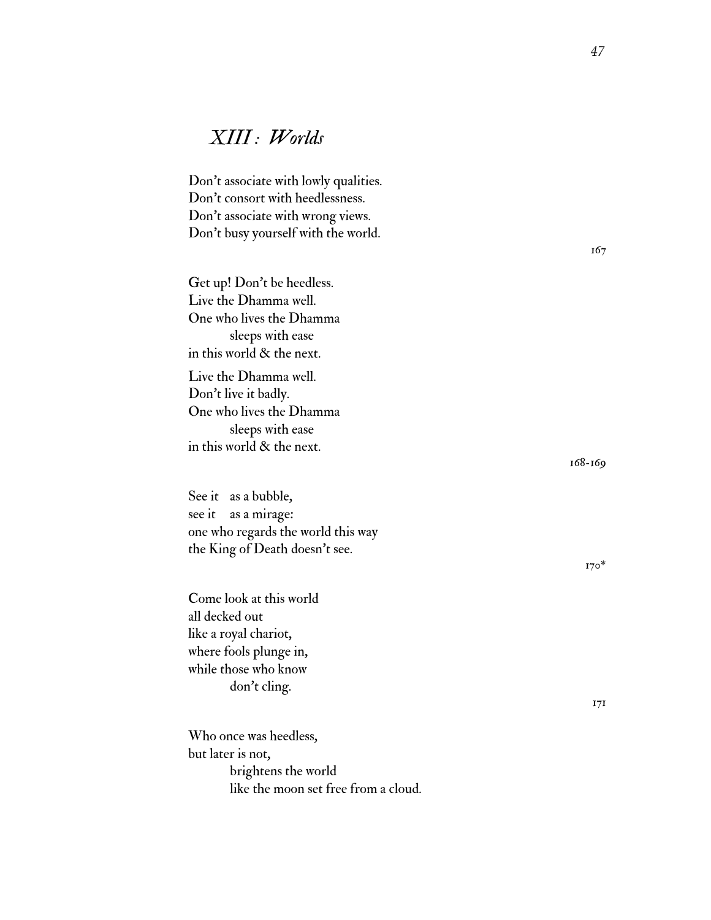# XIII : Worlds

Don't associate with lowly qualities.
Don't consort with heedlessness.
Don't associate with wrong views.
Don't busy yourself with the world.

167

Get up! Don't be heedless.
Live the Dhamma well.
One who lives the Dhamma
    sleeps with ease
in this world & the next.

Live the Dhamma well.
Don't live it badly.
One who lives the Dhamma
    sleeps with ease
in this world & the next.

168-169

See it  as a bubble,
see it  as a mirage:
one who regards the world this way
the King of Death doesn't see.

170*

Come look at this world
all decked out
like a royal chariot,
where fools plunge in,
while those who know
    don't cling.

171

Who once was heedless,
but later is not,
    brightens the world
    like the moon set free from a cloud.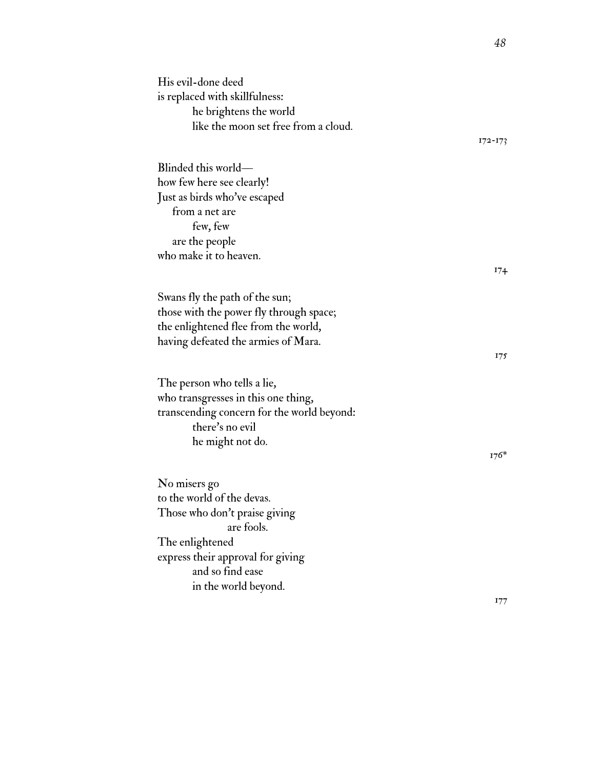His evil-done deed  
is replaced with skillfulness:  
        he brightens the world  
        like the moon set free from a cloud.

172-173

Blinded this world—  
how few here see clearly!  
Just as birds who've escaped  
    from a net are  
        few, few  
    are the people  
who make it to heaven.

174

Swans fly the path of the sun;  
those with the power fly through space;  
the enlightened flee from the world,  
having defeated the armies of Mara.

175

The person who tells a lie,  
who transgresses in this one thing,  
transcending concern for the world beyond:  
        there's no evil  
        he might not do.

176*

No misers go  
to the world of the devas.  
Those who don't praise giving  
                are fools.  
The enlightened  
express their approval for giving  
        and so find ease  
        in the world beyond.

177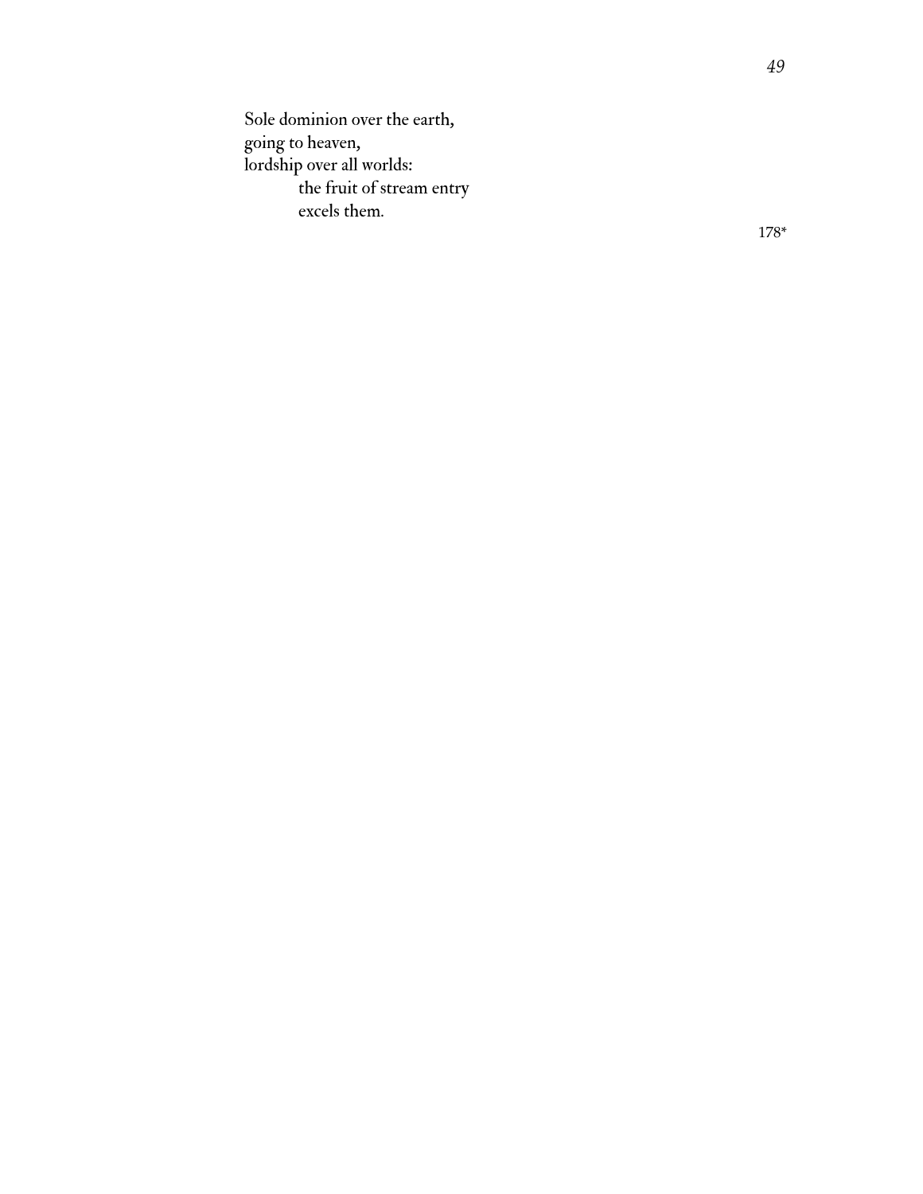Sole dominion over the earth,  
going to heaven,  
lordship over all worlds:  
    the fruit of stream entry  
    excels them.

178*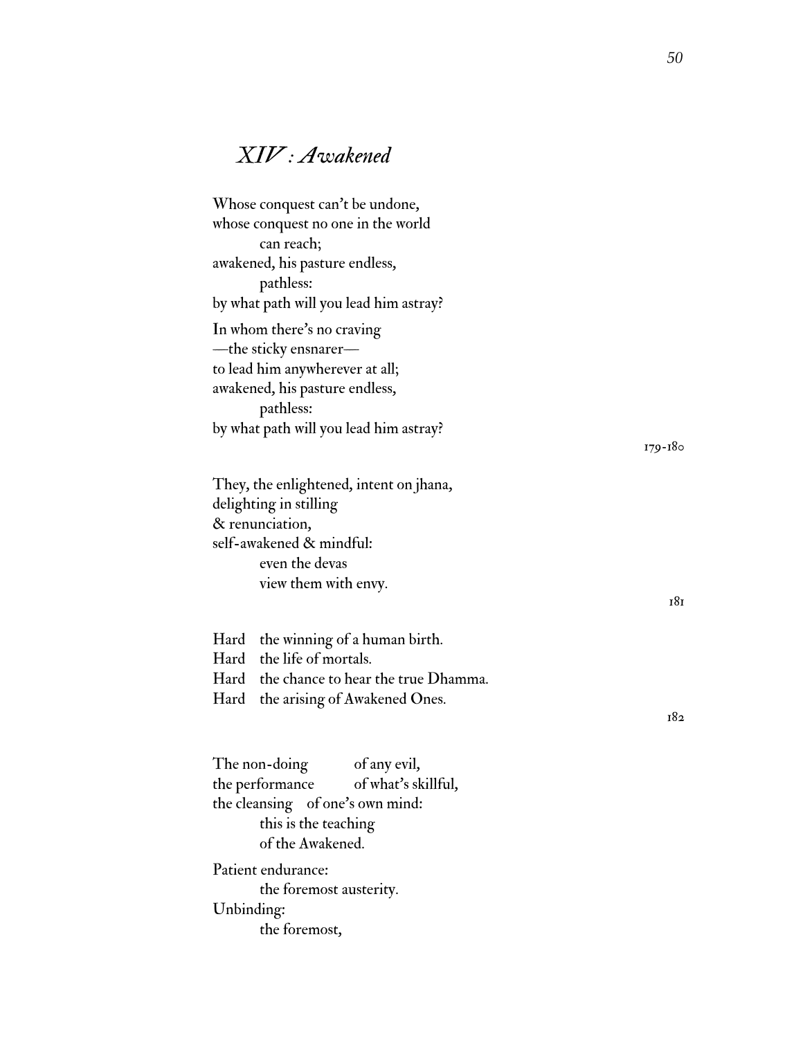## *XIV : Awakened*

Whose conquest can't be undone,  
whose conquest no one in the world  
        can reach;  
awakened, his pasture endless,  
        pathless:  
by what path will you lead him astray?

In whom there's no craving  
—the sticky ensnarer—  
to lead him anywherever at all;  
awakened, his pasture endless,  
        pathless:  
by what path will you lead him astray?

179-180

They, the enlightened, intent on jhana,  
delighting in stilling  
& renunciation,  
self-awakened & mindful:  
        even the devas  
        view them with envy.

181

Hard   the winning of a human birth.  
Hard   the life of mortals.  
Hard   the chance to hear the true Dhamma.  
Hard   the arising of Awakened Ones.

182

The non-doing        of any evil,  
the performance      of what's skillful,  
the cleansing   of one's own mind:  
        this is the teaching  
        of the Awakened.

Patient endurance:  
        the foremost austerity.  
Unbinding:  
        the foremost,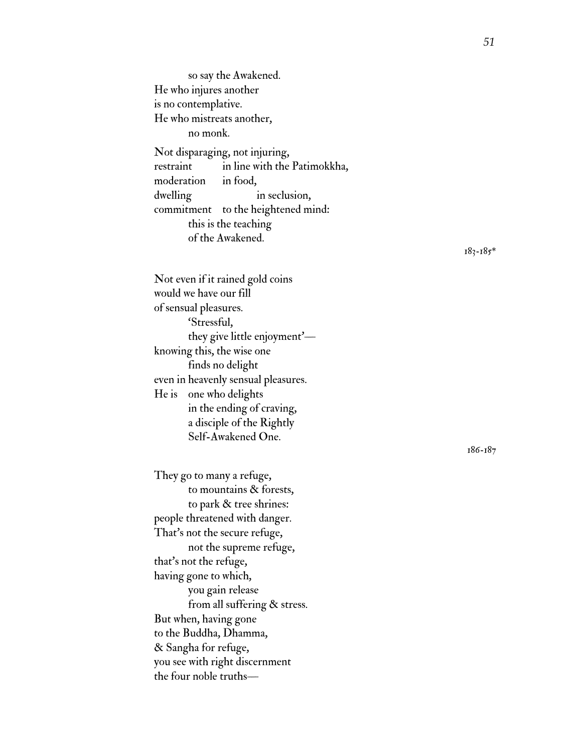so say the Awakened.  
He who injures another  
is no contemplative.  
He who mistreats another,  
no monk.

Not disparaging, not injuring,  
restraint in line with the Patimokkha,  
moderation in food,  
dwelling in seclusion,  
commitment to the heightened mind:  
this is the teaching  
of the Awakened.

183-185*

Not even if it rained gold coins  
would we have our fill  
of sensual pleasures.  
'Stressful,  
they give little enjoyment'—  
knowing this, the wise one  
finds no delight  
even in heavenly sensual pleasures.  
He is one who delights  
in the ending of craving,  
a disciple of the Rightly  
Self-Awakened One.

186-187

They go to many a refuge,  
to mountains & forests,  
to park & tree shrines:  
people threatened with danger.  
That's not the secure refuge,  
not the supreme refuge,  
that's not the refuge,  
having gone to which,  
you gain release  
from all suffering & stress.  
But when, having gone  
to the Buddha, Dhamma,  
& Sangha for refuge,  
you see with right discernment  
the four noble truths—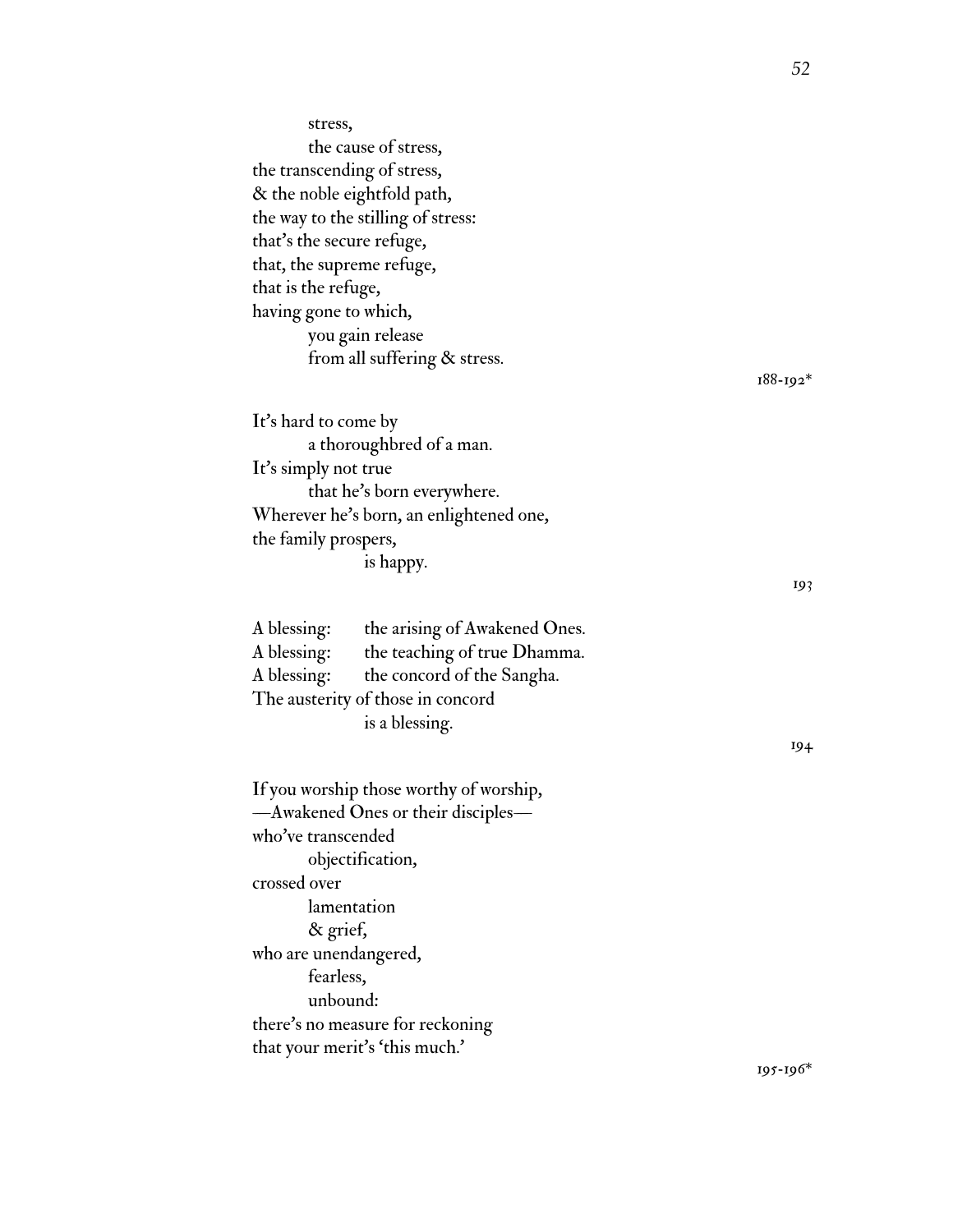stress,  
the cause of stress,  
the transcending of stress,  
& the noble eightfold path,  
the way to the stilling of stress:  
that's the secure refuge,  
that, the supreme refuge,  
that is the refuge,  
having gone to which,  
you gain release  
from all suffering & stress.

188-192*

It's hard to come by  
a thoroughbred of a man.  
It's simply not true  
that he's born everywhere.  
Wherever he's born, an enlightened one,  
the family prospers,  
is happy.

193

A blessing: the arising of Awakened Ones.  
A blessing: the teaching of true Dhamma.  
A blessing: the concord of the Sangha.  
The austerity of those in concord  
is a blessing.

194

If you worship those worthy of worship,  
—Awakened Ones or their disciples—  
who've transcended  
objectification,  
crossed over  
lamentation  
& grief,  
who are unendangered,  
fearless,  
unbound:  
there's no measure for reckoning  
that your merit's 'this much.'

195-196*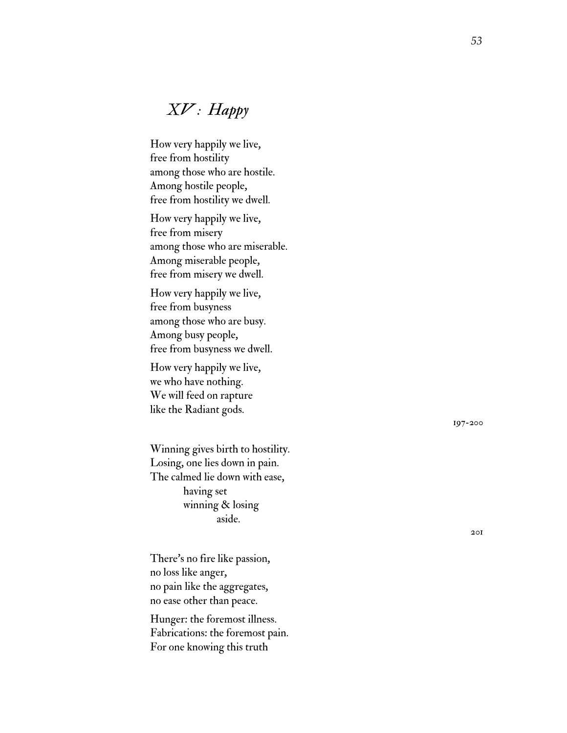# *XV : Happy*

How very happily we live,
free from hostility
among those who are hostile.
Among hostile people,
free from hostility we dwell.

How very happily we live,
free from misery
among those who are miserable.
Among miserable people,
free from misery we dwell.

How very happily we live,
free from busyness
among those who are busy.
Among busy people,
free from busyness we dwell.

How very happily we live,
we who have nothing.
We will feed on rapture
like the Radiant gods.

197-200

Winning gives birth to hostility.
Losing, one lies down in pain.
The calmed lie down with ease,
having set
winning & losing
aside.

201

There's no fire like passion,
no loss like anger,
no pain like the aggregates,
no ease other than peace.

Hunger: the foremost illness.
Fabrications: the foremost pain.
For one knowing this truth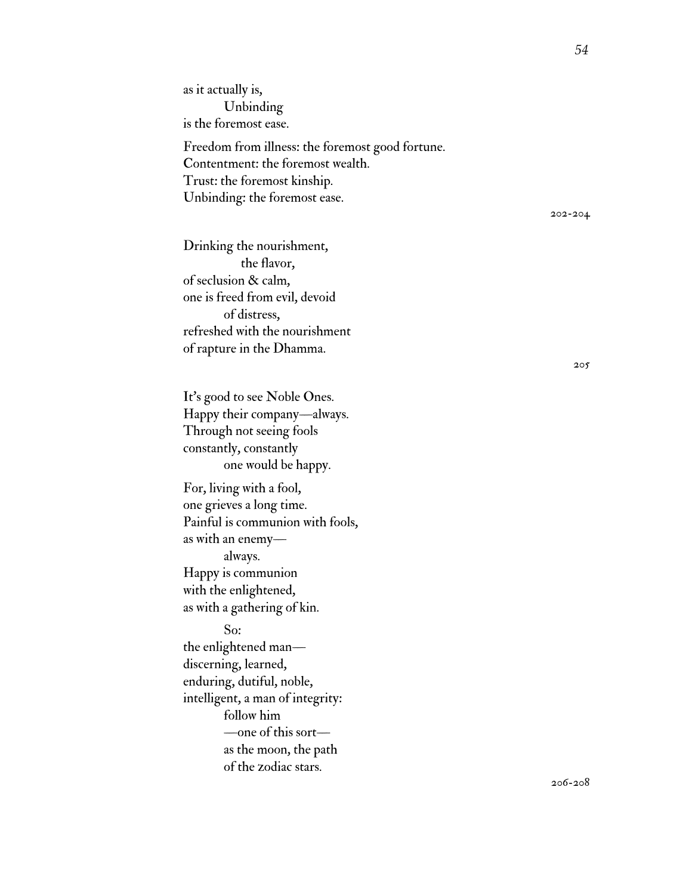as it actually is,
Unbinding
is the foremost ease.

Freedom from illness: the foremost good fortune.
Contentment: the foremost wealth.
Trust: the foremost kinship.
Unbinding: the foremost ease.

202-204

Drinking the nourishment,
the flavor,
of seclusion & calm,
one is freed from evil, devoid
of distress,
refreshed with the nourishment
of rapture in the Dhamma.

205

It's good to see Noble Ones.
Happy their company—always.
Through not seeing fools
constantly, constantly
one would be happy.

For, living with a fool,
one grieves a long time.
Painful is communion with fools,
as with an enemy—
always.
Happy is communion
with the enlightened,
as with a gathering of kin.

So:
the enlightened man—
discerning, learned,
enduring, dutiful, noble,
intelligent, a man of integrity:
follow him
—one of this sort—
as the moon, the path
of the zodiac stars.

206-208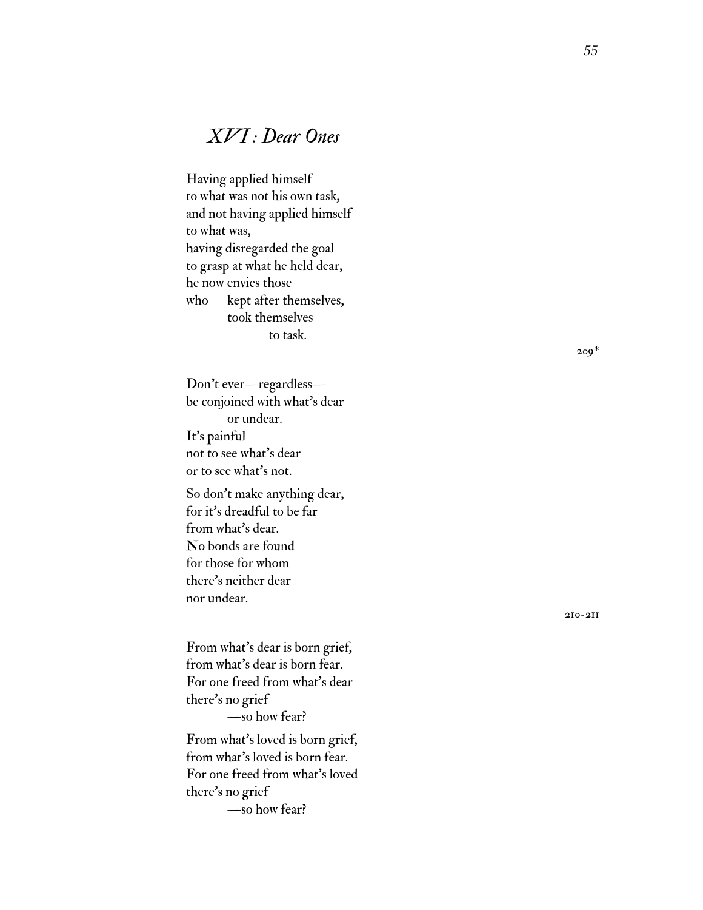## *XVI : Dear Ones*

Having applied himself  
to what was not his own task,  
and not having applied himself  
to what was,  
having disregarded the goal  
to grasp at what he held dear,  
he now envies those  
who kept after themselves,  
took themselves  
to task.

209*

Don't ever—regardless—  
be conjoined with what's dear  
or undear.  
It's painful  
not to see what's dear  
or to see what's not.

So don't make anything dear,  
for it's dreadful to be far  
from what's dear.  
No bonds are found  
for those for whom  
there's neither dear  
nor undear.

210-211

From what's dear is born grief,  
from what's dear is born fear.  
For one freed from what's dear  
there's no grief  
—so how fear?

From what's loved is born grief,  
from what's loved is born fear.  
For one freed from what's loved  
there's no grief  
—so how fear?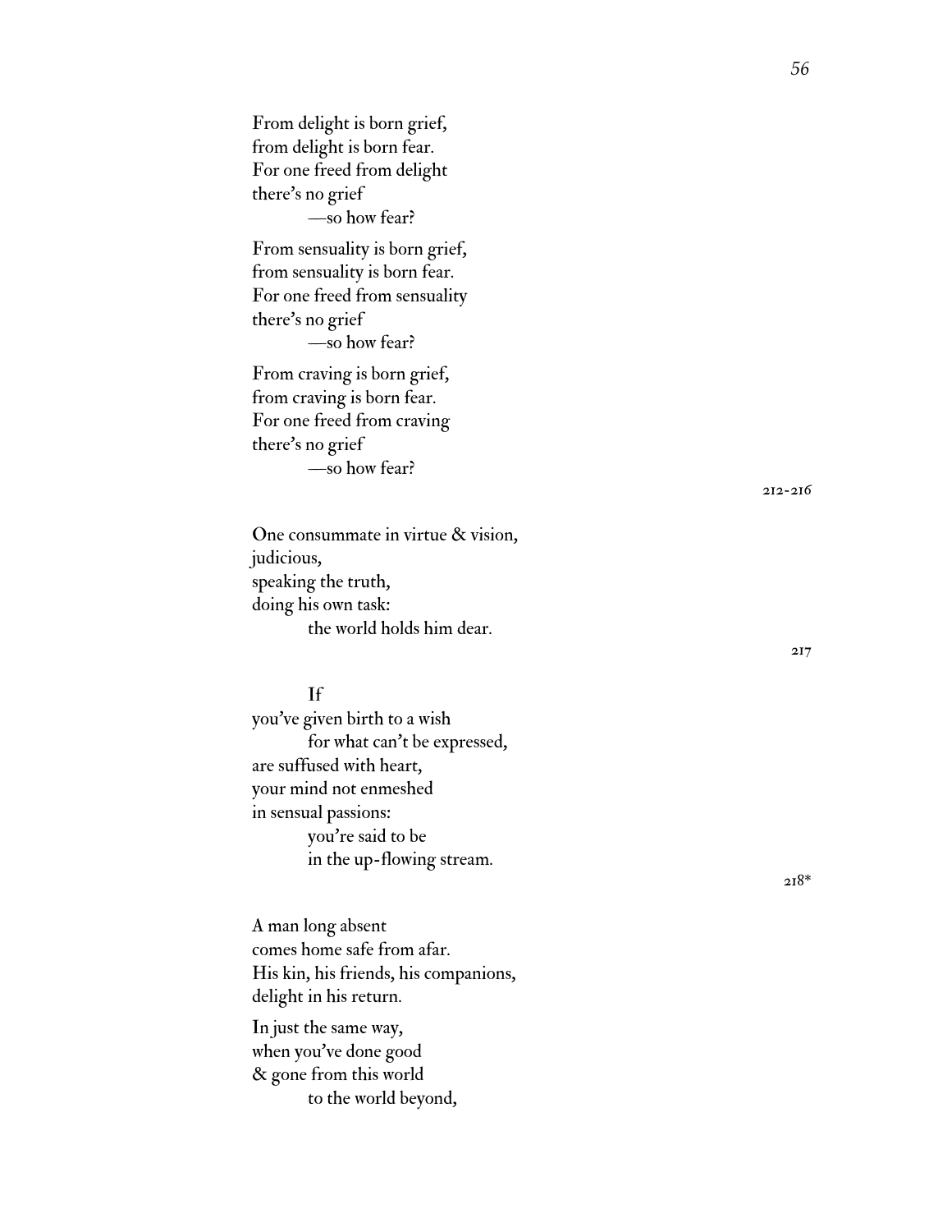From delight is born grief,
from delight is born fear.
For one freed from delight
there's no grief
    —so how fear?

From sensuality is born grief,
from sensuality is born fear.
For one freed from sensuality
there's no grief
    —so how fear?

From craving is born grief,
from craving is born fear.
For one freed from craving
there's no grief
    —so how fear?

212-216

One consummate in virtue & vision,
judicious,
speaking the truth,
doing his own task:
    the world holds him dear.

217

    If
you've given birth to a wish
    for what can't be expressed,
are suffused with heart,
your mind not enmeshed
in sensual passions:
    you're said to be
    in the up-flowing stream.

218*

A man long absent
comes home safe from afar.
His kin, his friends, his companions,
delight in his return.

In just the same way,
when you've done good
& gone from this world
    to the world beyond,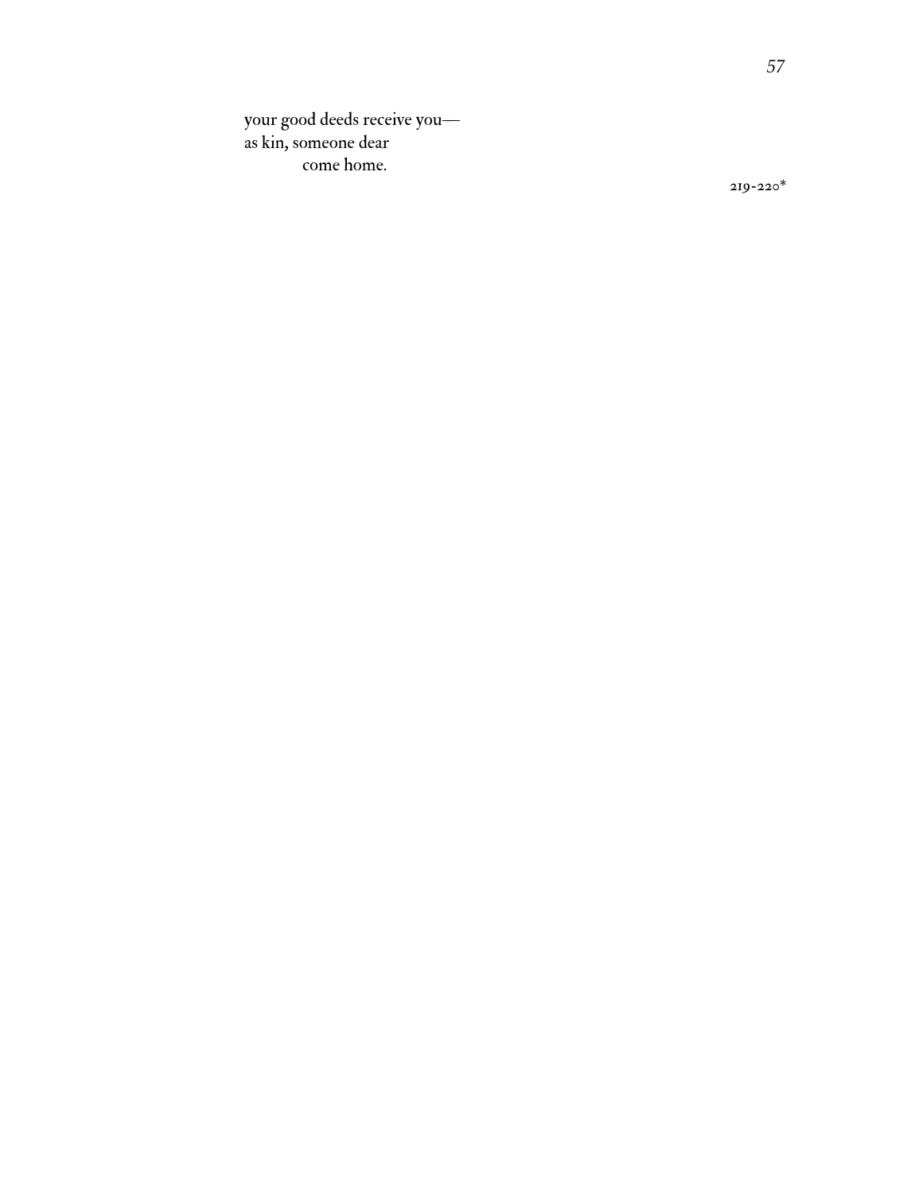your good deeds receive you—  
as kin, someone dear  
            come home.

219-220*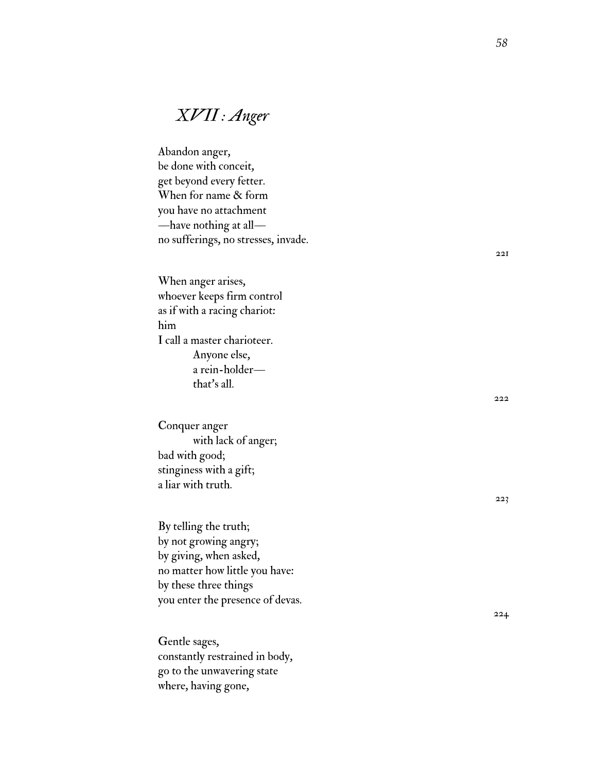## *XVII : Anger*

Abandon anger,
be done with conceit,
get beyond every fetter.
When for name & form
you have no attachment
—have nothing at all—
no sufferings, no stresses, invade.

221

When anger arises,
whoever keeps firm control
as if with a racing chariot:
him
I call a master charioteer.
    Anyone else,
    a rein-holder—
    that's all.

222

Conquer anger
    with lack of anger;
bad with good;
stinginess with a gift;
a liar with truth.

223

By telling the truth;
by not growing angry;
by giving, when asked,
no matter how little you have:
by these three things
you enter the presence of devas.

224

Gentle sages,
constantly restrained in body,
go to the unwavering state
where, having gone,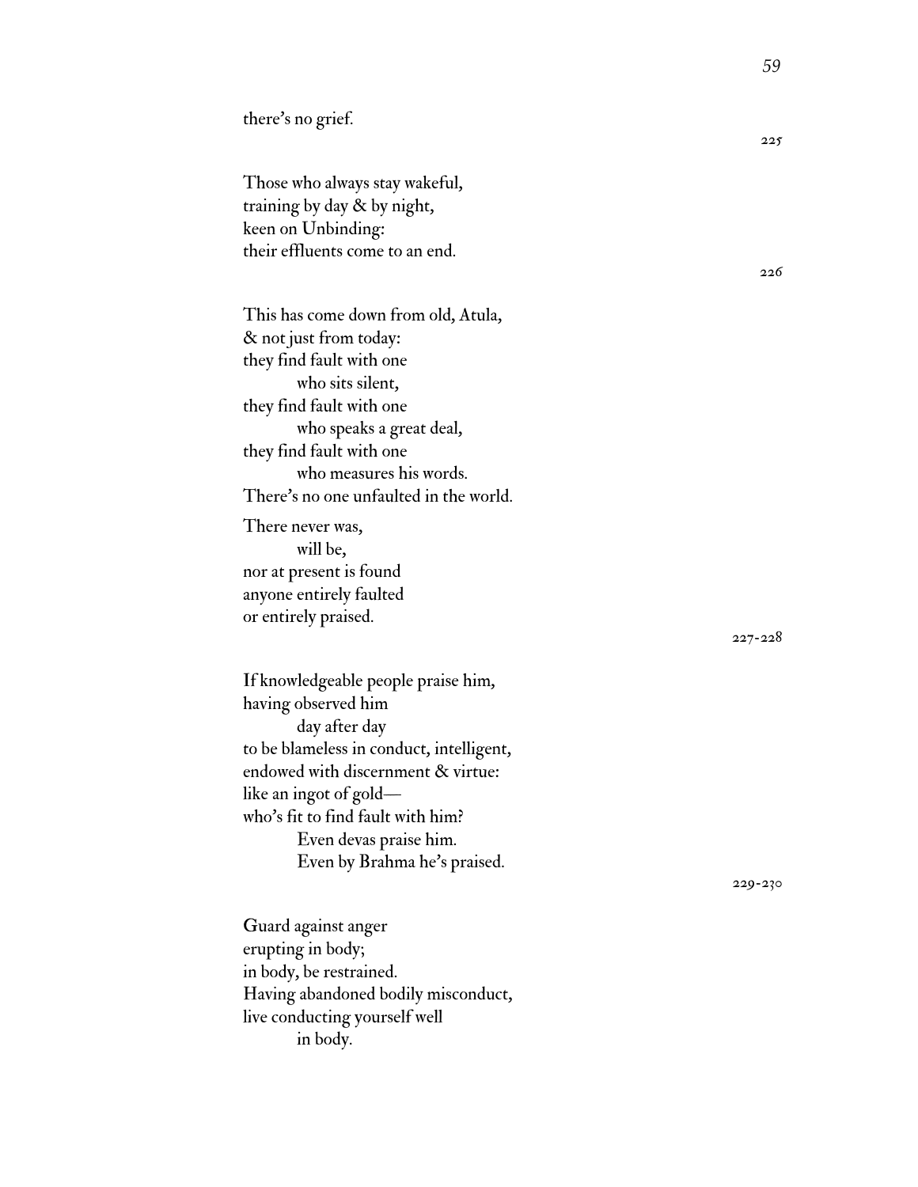there's no grief.

225

Those who always stay wakeful,
training by day & by night,
keen on Unbinding:
their effluents come to an end.

226

This has come down from old, Atula,
& not just from today:
they find fault with one
    who sits silent,
they find fault with one
    who speaks a great deal,
they find fault with one
    who measures his words.
There's no one unfaulted in the world.

There never was,
    will be,
nor at present is found
anyone entirely faulted
or entirely praised.

227-228

If knowledgeable people praise him,
having observed him
    day after day
to be blameless in conduct, intelligent,
endowed with discernment & virtue:
like an ingot of gold—
who's fit to find fault with him?
    Even devas praise him.
    Even by Brahma he's praised.

229-230

Guard against anger
erupting in body;
in body, be restrained.
Having abandoned bodily misconduct,
live conducting yourself well
    in body.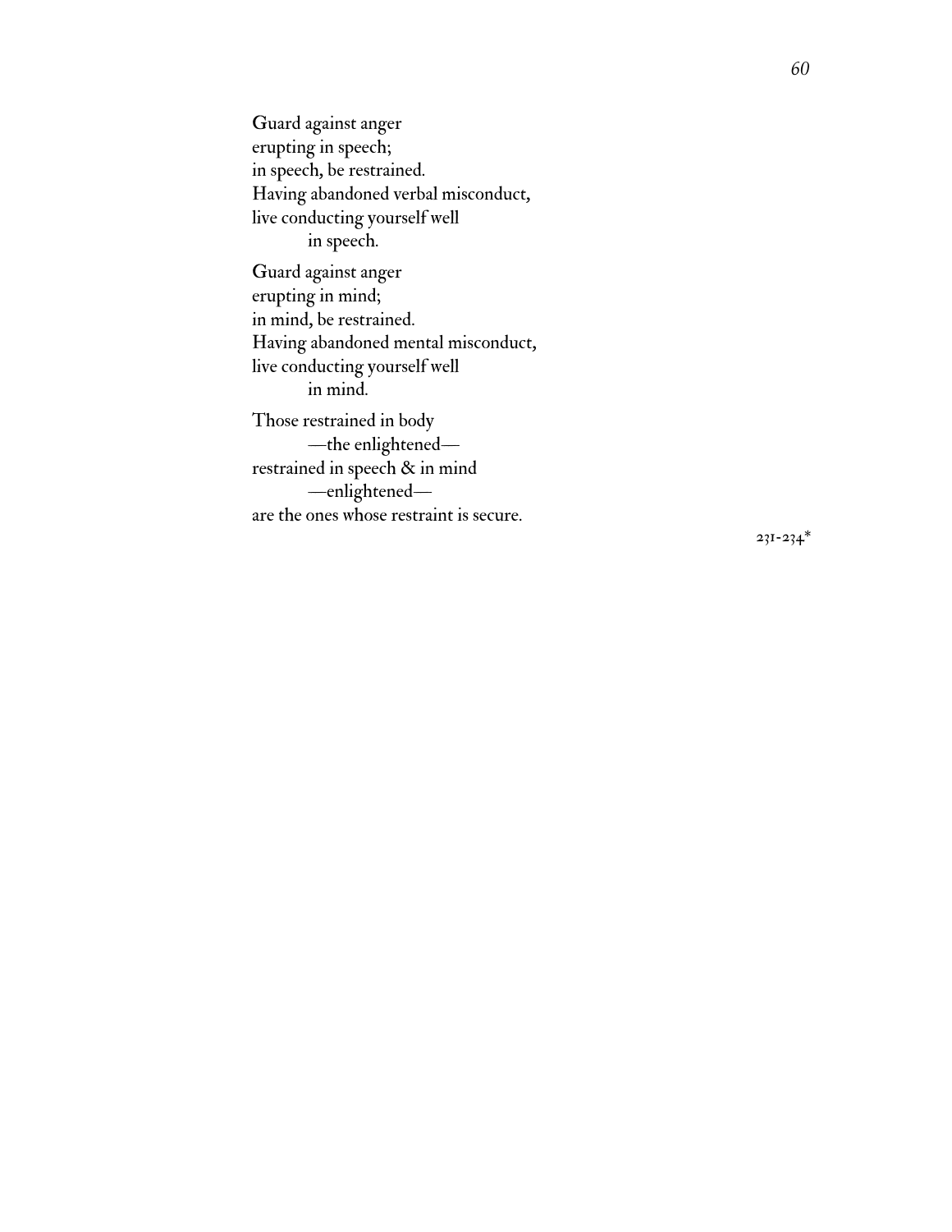Guard against anger  
erupting in speech;  
in speech, be restrained.  
Having abandoned verbal misconduct,  
live conducting yourself well  
        in speech.

Guard against anger  
erupting in mind;  
in mind, be restrained.  
Having abandoned mental misconduct,  
live conducting yourself well  
        in mind.

Those restrained in body  
        —the enlightened—  
restrained in speech & in mind  
        —enlightened—  
are the ones whose restraint is secure.

231-234*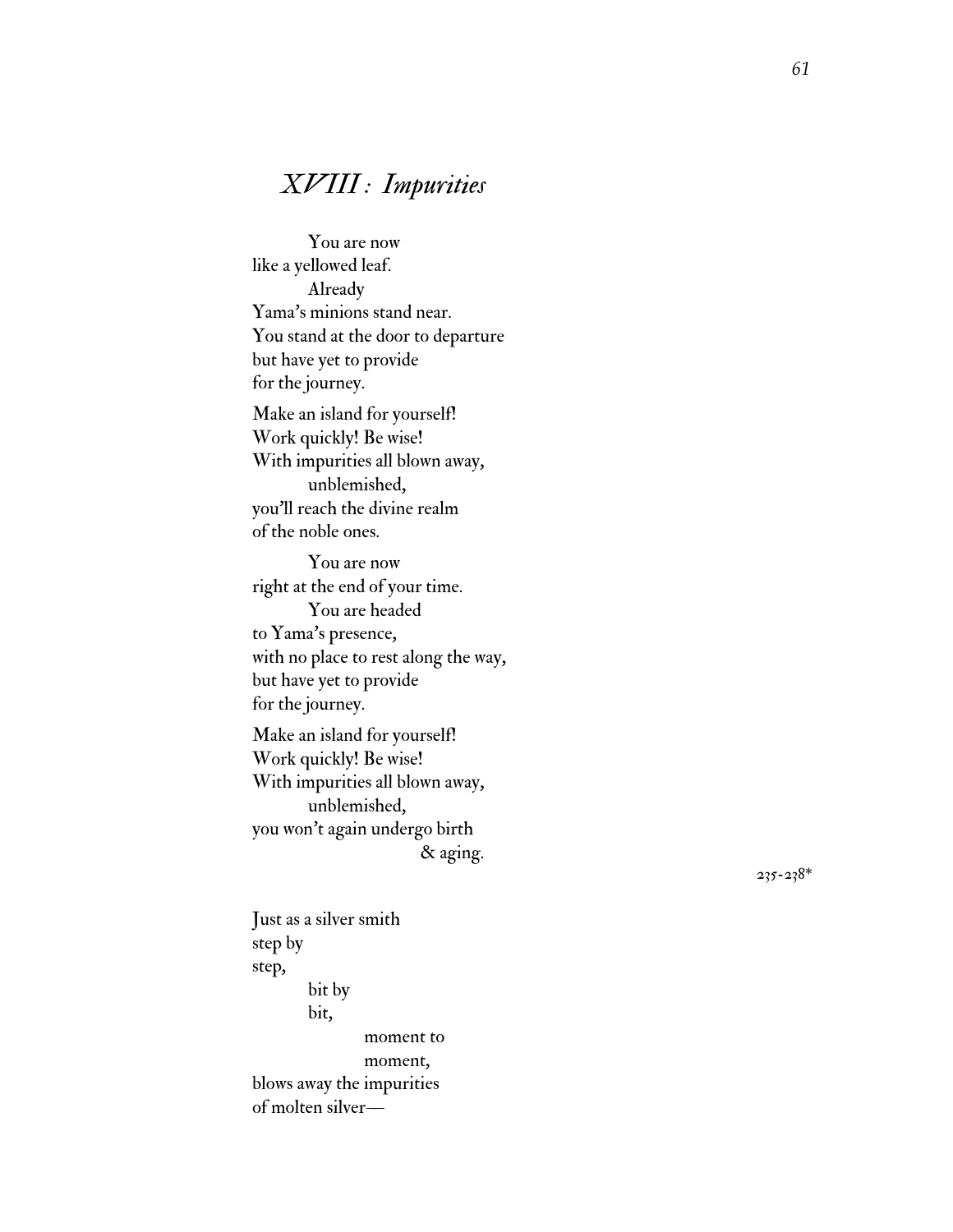# *XVIII : Impurities*

You are now  
like a yellowed leaf.  
Already  
Yama's minions stand near.  
You stand at the door to departure  
but have yet to provide  
for the journey.

Make an island for yourself!  
Work quickly! Be wise!  
With impurities all blown away,  
unblemished,  
you'll reach the divine realm  
of the noble ones.

You are now  
right at the end of your time.  
You are headed  
to Yama's presence,  
with no place to rest along the way,  
but have yet to provide  
for the journey.

Make an island for yourself!  
Work quickly! Be wise!  
With impurities all blown away,  
unblemished,  
you won't again undergo birth  
& aging.

235-238*

Just as a silver smith  
step by  
step,  
bit by  
bit,  
moment to  
moment,  
blows away the impurities  
of molten silver—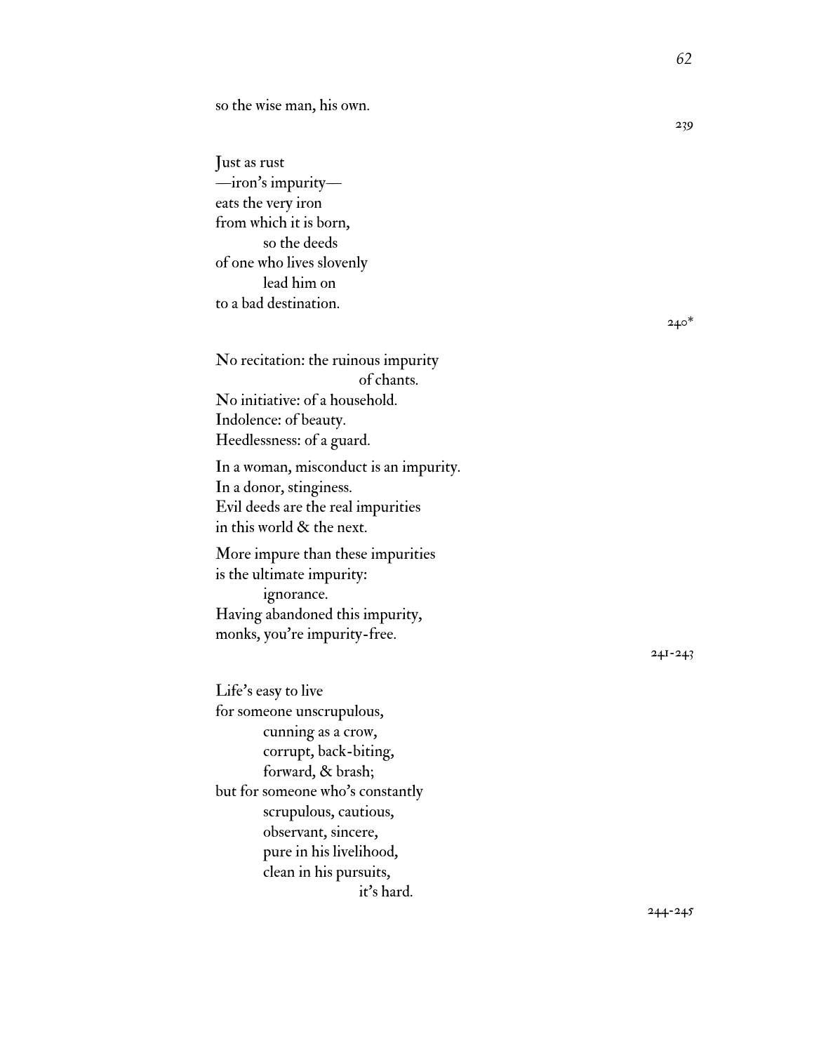so the wise man, his own.

239

Just as rust  
—iron's impurity—  
eats the very iron  
from which it is born,  
so the deeds  
of one who lives slovenly  
lead him on  
to a bad destination.

240*

No recitation: the ruinous impurity  
of chants.  
No initiative: of a household.  
Indolence: of beauty.  
Heedlessness: of a guard.

In a woman, misconduct is an impurity.  
In a donor, stinginess.  
Evil deeds are the real impurities  
in this world & the next.

More impure than these impurities  
is the ultimate impurity:  
ignorance.  
Having abandoned this impurity,  
monks, you're impurity-free.

241-243

Life's easy to live  
for someone unscrupulous,  
cunning as a crow,  
corrupt, back-biting,  
forward, & brash;  
but for someone who's constantly  
scrupulous, cautious,  
observant, sincere,  
pure in his livelihood,  
clean in his pursuits,  
it's hard.

244-245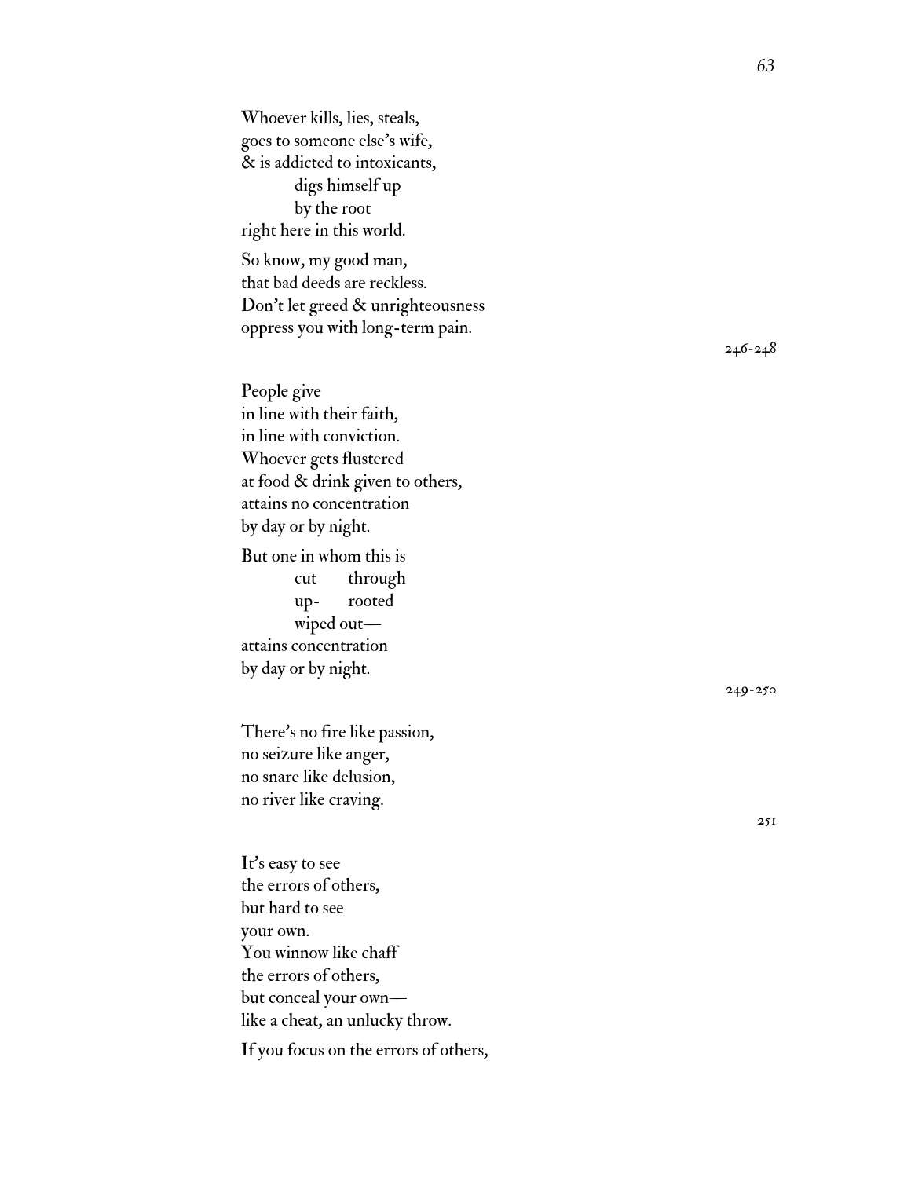Whoever kills, lies, steals,  
goes to someone else's wife,  
& is addicted to intoxicants,  
        digs himself up  
        by the root  
right here in this world.

So know, my good man,  
that bad deeds are reckless.  
Don't let greed & unrighteousness  
oppress you with long-term pain.

246-248

People give  
in line with their faith,  
in line with conviction.  
Whoever gets flustered  
at food & drink given to others,  
attains no concentration  
by day or by night.

But one in whom this is  
        cut    through  
        up-    rooted  
        wiped out—  
attains concentration  
by day or by night.

249-250

There's no fire like passion,  
no seizure like anger,  
no snare like delusion,  
no river like craving.

251

It's easy to see  
the errors of others,  
but hard to see  
your own.  
You winnow like chaff  
the errors of others,  
but conceal your own—  
like a cheat, an unlucky throw.

If you focus on the errors of others,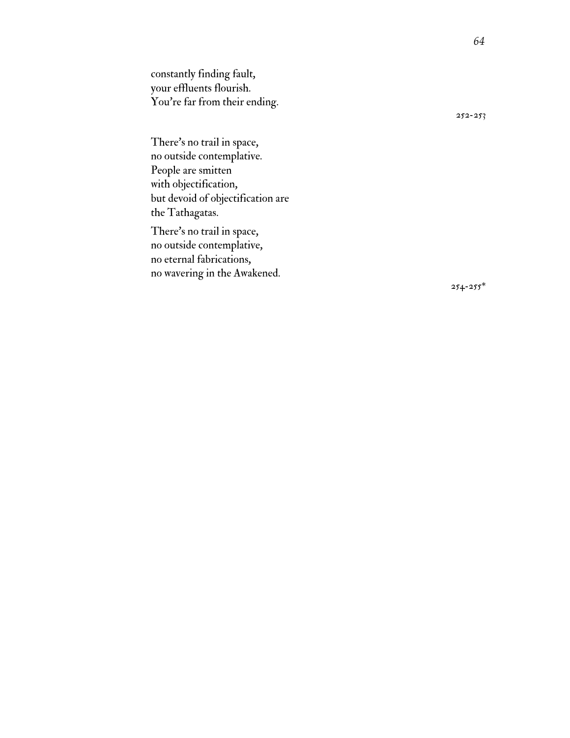constantly finding fault,  
your effluents flourish.  
You're far from their ending.

252-253

There's no trail in space,  
no outside contemplative.  
People are smitten  
with objectification,  
but devoid of objectification are  
the Tathagatas.

There's no trail in space,  
no outside contemplative,  
no eternal fabrications,  
no wavering in the Awakened.

254-255*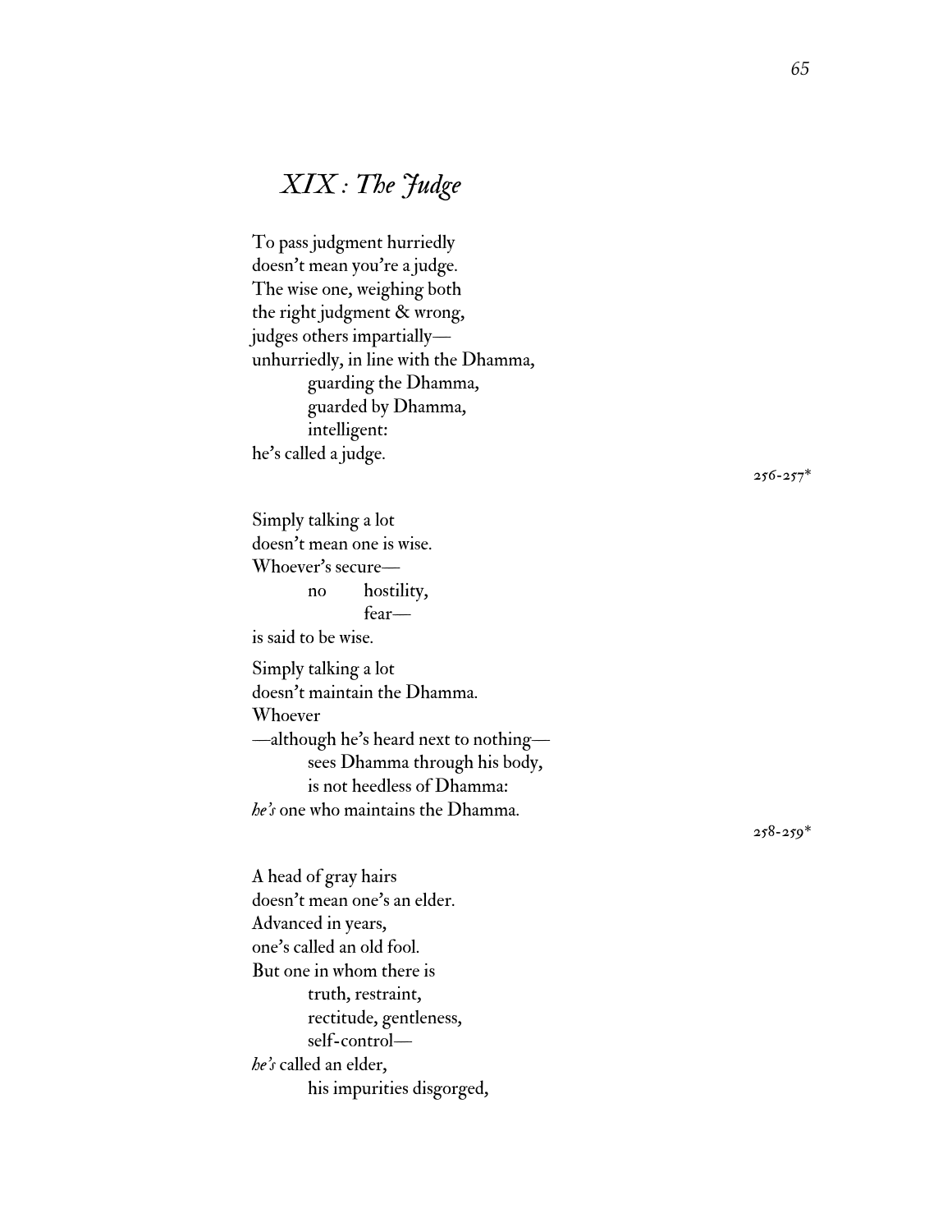# *XIX : The Judge*

To pass judgment hurriedly
doesn't mean you're a judge.
The wise one, weighing both
the right judgment & wrong,
judges others impartially—
unhurriedly, in line with the Dhamma,
guarding the Dhamma,
guarded by Dhamma,
intelligent:
he's called a judge.

256-257*

Simply talking a lot
doesn't mean one is wise.
Whoever's secure—
no hostility,
fear—
is said to be wise.

Simply talking a lot
doesn't maintain the Dhamma.
Whoever
—although he's heard next to nothing—
sees Dhamma through his body,
is not heedless of Dhamma:
*he's* one who maintains the Dhamma.

258-259*

A head of gray hairs
doesn't mean one's an elder.
Advanced in years,
one's called an old fool.
But one in whom there is
truth, restraint,
rectitude, gentleness,
self-control—
*he's* called an elder,
his impurities disgorged,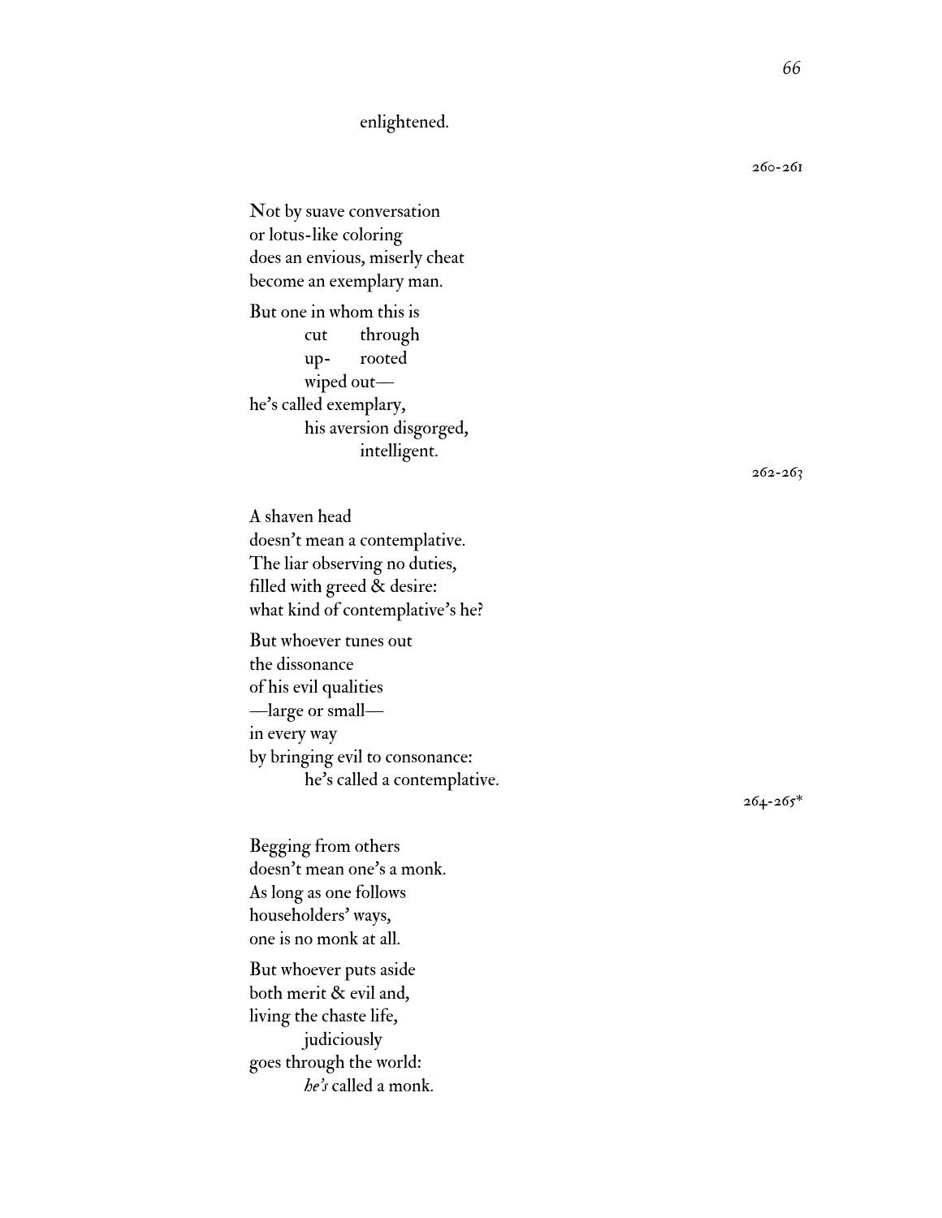enlightened.

260-261

Not by suave conversation
or lotus-like coloring
does an envious, miserly cheat
become an exemplary man.

But one in whom this is
cut through
up- rooted
wiped out—
he's called exemplary,
his aversion disgorged,
intelligent.

262-263

A shaven head
doesn't mean a contemplative.
The liar observing no duties,
filled with greed & desire:
what kind of contemplative's he?

But whoever tunes out
the dissonance
of his evil qualities
—large or small—
in every way
by bringing evil to consonance:
he's called a contemplative.

264-265*

Begging from others
doesn't mean one's a monk.
As long as one follows
householders' ways,
one is no monk at all.

But whoever puts aside
both merit & evil and,
living the chaste life,
judiciously
goes through the world:
*he's* called a monk.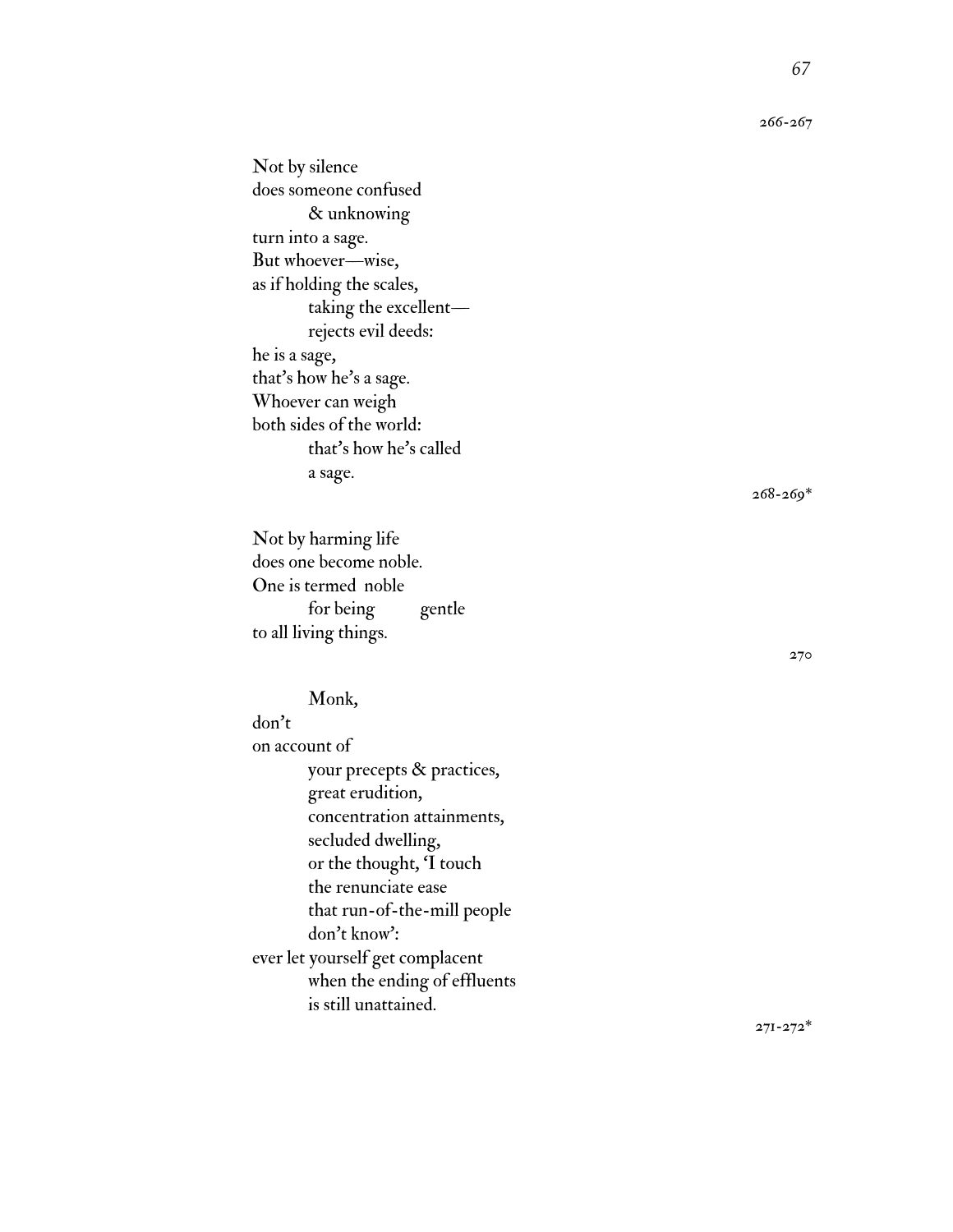266-267

Not by silence  
does someone confused  
&nbsp;&nbsp;&nbsp;&nbsp;&nbsp;&nbsp;&nbsp;&nbsp;& unknowing  
turn into a sage.  
But whoever—wise,  
as if holding the scales,  
&nbsp;&nbsp;&nbsp;&nbsp;&nbsp;&nbsp;&nbsp;&nbsp;taking the excellent—  
&nbsp;&nbsp;&nbsp;&nbsp;&nbsp;&nbsp;&nbsp;&nbsp;rejects evil deeds:  
he is a sage,  
that's how he's a sage.  
Whoever can weigh  
both sides of the world:  
&nbsp;&nbsp;&nbsp;&nbsp;&nbsp;&nbsp;&nbsp;&nbsp;that's how he's called  
&nbsp;&nbsp;&nbsp;&nbsp;&nbsp;&nbsp;&nbsp;&nbsp;a sage.

268-269*

Not by harming life  
does one become noble.  
One is termed noble  
&nbsp;&nbsp;&nbsp;&nbsp;&nbsp;&nbsp;&nbsp;&nbsp;for being &nbsp;&nbsp;&nbsp;&nbsp;gentle  
to all living things.

270

&nbsp;&nbsp;&nbsp;&nbsp;&nbsp;&nbsp;&nbsp;&nbsp;Monk,  
don't  
on account of  
&nbsp;&nbsp;&nbsp;&nbsp;&nbsp;&nbsp;&nbsp;&nbsp;your precepts & practices,  
&nbsp;&nbsp;&nbsp;&nbsp;&nbsp;&nbsp;&nbsp;&nbsp;great erudition,  
&nbsp;&nbsp;&nbsp;&nbsp;&nbsp;&nbsp;&nbsp;&nbsp;concentration attainments,  
&nbsp;&nbsp;&nbsp;&nbsp;&nbsp;&nbsp;&nbsp;&nbsp;secluded dwelling,  
&nbsp;&nbsp;&nbsp;&nbsp;&nbsp;&nbsp;&nbsp;&nbsp;or the thought, 'I touch  
&nbsp;&nbsp;&nbsp;&nbsp;&nbsp;&nbsp;&nbsp;&nbsp;the renunciate ease  
&nbsp;&nbsp;&nbsp;&nbsp;&nbsp;&nbsp;&nbsp;&nbsp;that run-of-the-mill people  
&nbsp;&nbsp;&nbsp;&nbsp;&nbsp;&nbsp;&nbsp;&nbsp;don't know':  
ever let yourself get complacent  
&nbsp;&nbsp;&nbsp;&nbsp;&nbsp;&nbsp;&nbsp;&nbsp;when the ending of effluents  
&nbsp;&nbsp;&nbsp;&nbsp;&nbsp;&nbsp;&nbsp;&nbsp;is still unattained.

271-272*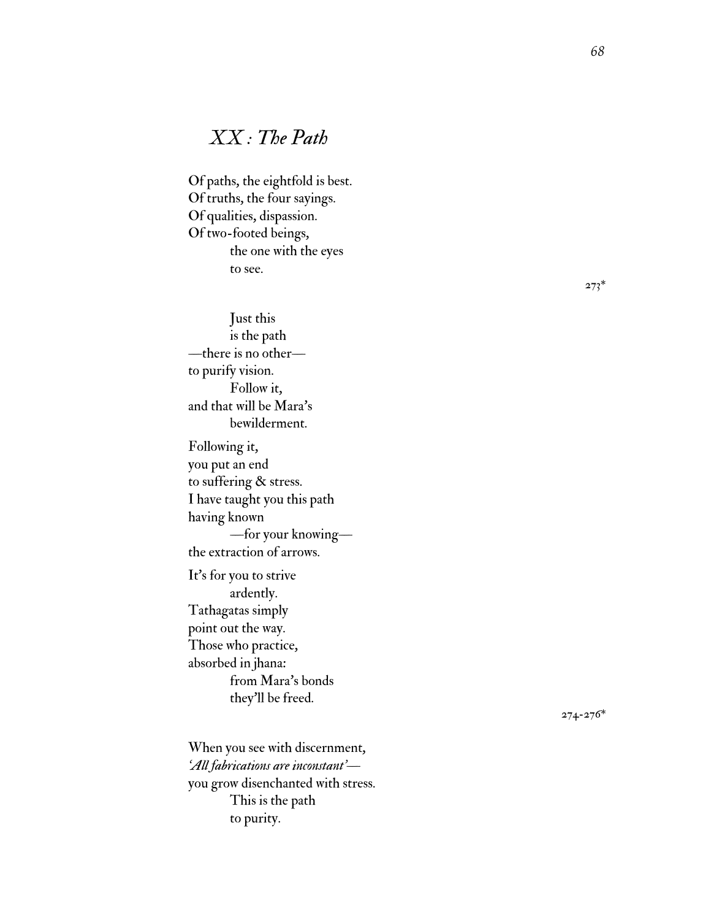## *XX : The Path*

Of paths, the eightfold is best.  
Of truths, the four sayings.  
Of qualities, dispassion.  
Of two-footed beings,  
the one with the eyes  
to see.

273*

Just this  
is the path  
—there is no other—  
to purify vision.  
Follow it,  
and that will be Mara's  
bewilderment.

Following it,  
you put an end  
to suffering & stress.  
I have taught you this path  
having known  
—for your knowing—  
the extraction of arrows.

It's for you to strive  
ardently.  
Tathagatas simply  
point out the way.  
Those who practice,  
absorbed in jhana:  
from Mara's bonds  
they'll be freed.

274-276*

When you see with discernment,  
*'All fabrications are inconstant'*—  
you grow disenchanted with stress.  
This is the path  
to purity.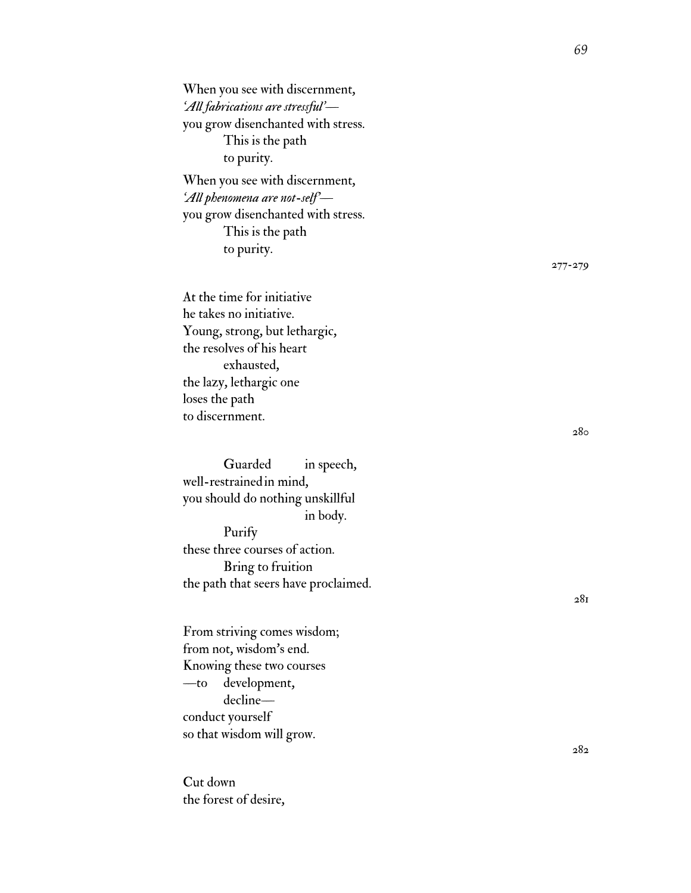When you see with discernment,
*'All fabrications are stressful'*—
you grow disenchanted with stress.
    This is the path
    to purity.

When you see with discernment,
*'All phenomena are not-self'*—
you grow disenchanted with stress.
    This is the path
    to purity.

277-279

At the time for initiative
he takes no initiative.
Young, strong, but lethargic,
the resolves of his heart
    exhausted,
the lazy, lethargic one
loses the path
to discernment.

280

    Guarded    in speech,
well-restrained in mind,
you should do nothing unskillful
            in body.
    Purify
these three courses of action.
    Bring to fruition
the path that seers have proclaimed.

281

From striving comes wisdom;
from not, wisdom's end.
Knowing these two courses
—to  development,
    decline—
conduct yourself
so that wisdom will grow.

282

Cut down
the forest of desire,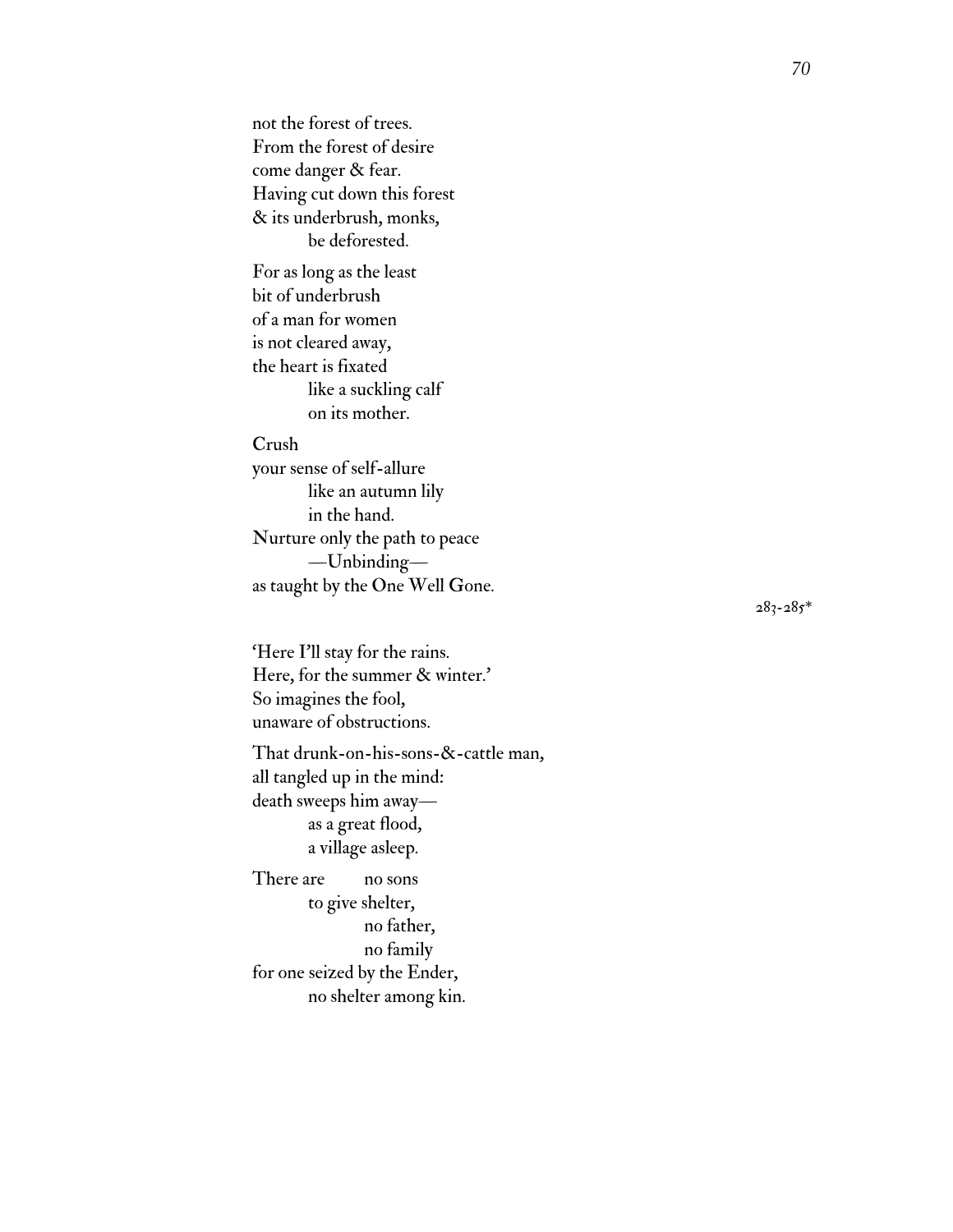not the forest of trees.
From the forest of desire
come danger & fear.
Having cut down this forest
& its underbrush, monks,
be deforested.

For as long as the least
bit of underbrush
of a man for women
is not cleared away,
the heart is fixated
like a suckling calf
on its mother.

Crush
your sense of self-allure
like an autumn lily
in the hand.
Nurture only the path to peace
—Unbinding—
as taught by the One Well Gone.

283-285*

'Here I'll stay for the rains.
Here, for the summer & winter.'
So imagines the fool,
unaware of obstructions.

That drunk-on-his-sons-&-cattle man,
all tangled up in the mind:
death sweeps him away—
as a great flood,
a village asleep.

There are no sons
to give shelter,
no father,
no family
for one seized by the Ender,
no shelter among kin.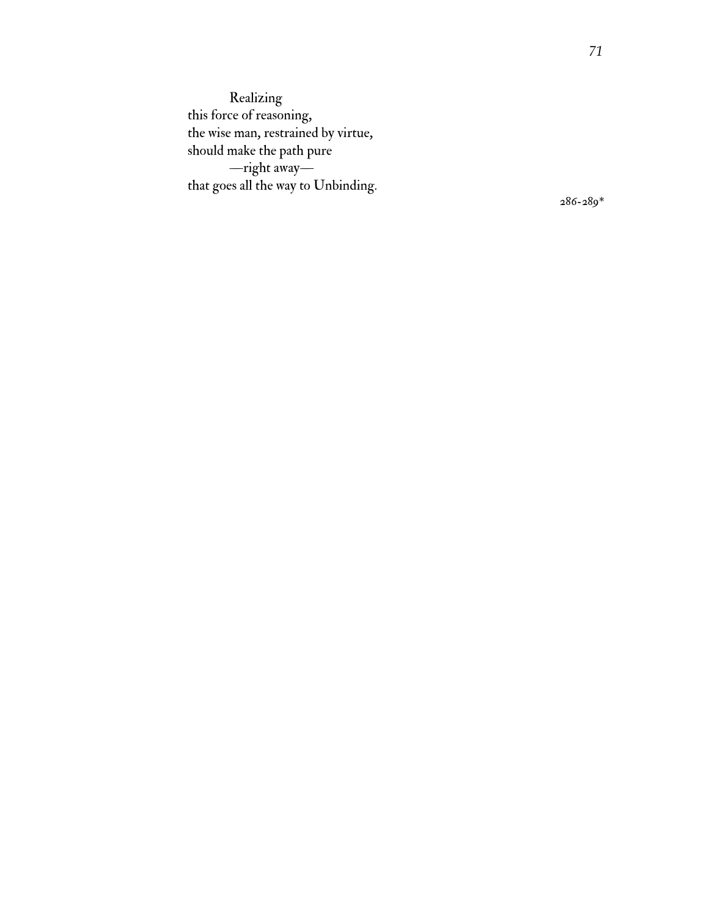Realizing
this force of reasoning,
the wise man, restrained by virtue,
should make the path pure
—right away—
that goes all the way to Unbinding.

286-289*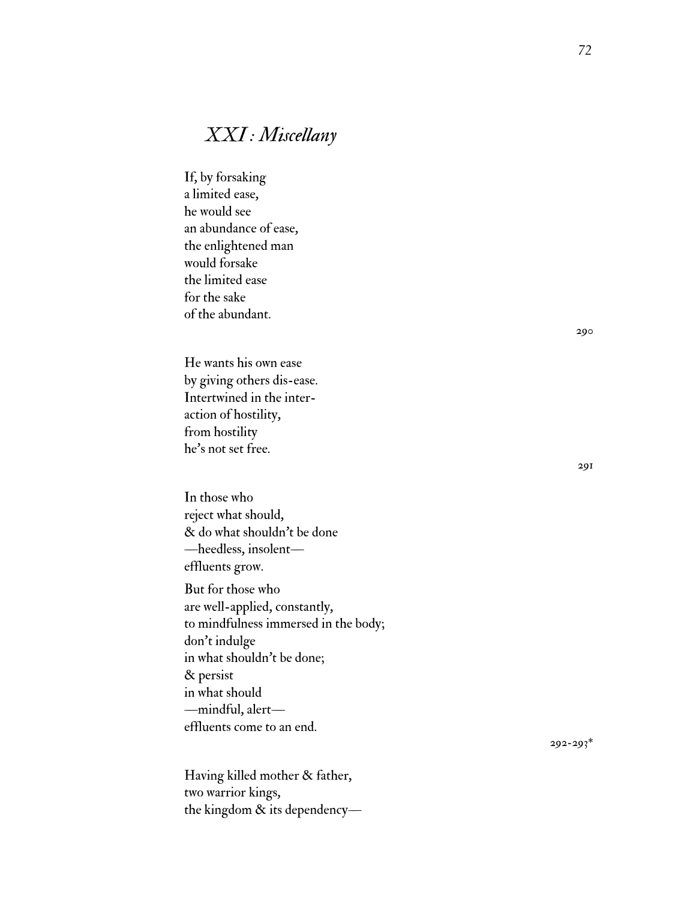## *XXI : Miscellany*

If, by forsaking  
a limited ease,  
he would see  
an abundance of ease,  
the enlightened man  
would forsake  
the limited ease  
for the sake  
of the abundant.

290

He wants his own ease  
by giving others dis-ease.  
Intertwined in the inter-  
action of hostility,  
from hostility  
he's not set free.

291

In those who  
reject what should,  
& do what shouldn't be done  
—heedless, insolent—  
effluents grow.

But for those who  
are well-applied, constantly,  
to mindfulness immersed in the body;  
don't indulge  
in what shouldn't be done;  
& persist  
in what should  
—mindful, alert—  
effluents come to an end.

292-293*

Having killed mother & father,  
two warrior kings,  
the kingdom & its dependency—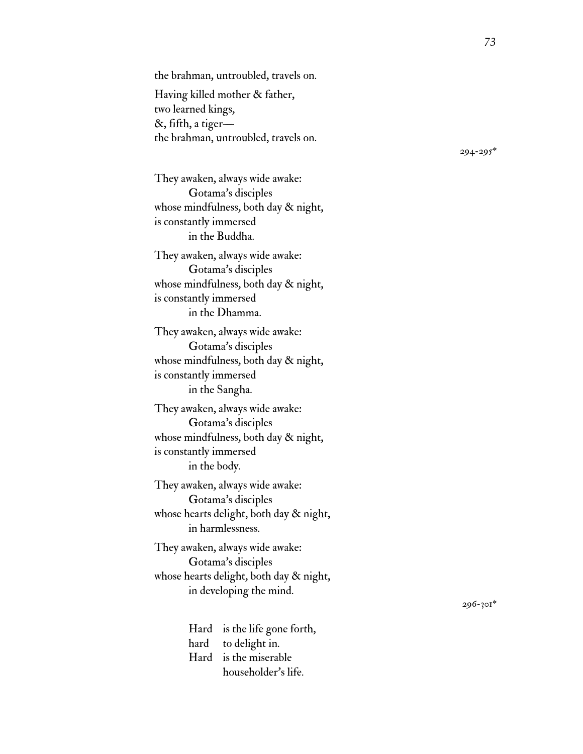the brahman, untroubled, travels on.

Having killed mother & father,
two learned kings,
&, fifth, a tiger—
the brahman, untroubled, travels on.

294-295*

They awaken, always wide awake:
        Gotama's disciples
whose mindfulness, both day & night,
is constantly immersed
        in the Buddha.

They awaken, always wide awake:
        Gotama's disciples
whose mindfulness, both day & night,
is constantly immersed
        in the Dhamma.

They awaken, always wide awake:
        Gotama's disciples
whose mindfulness, both day & night,
is constantly immersed
        in the Sangha.

They awaken, always wide awake:
        Gotama's disciples
whose mindfulness, both day & night,
is constantly immersed
        in the body.

They awaken, always wide awake:
        Gotama's disciples
whose hearts delight, both day & night,
        in harmlessness.

They awaken, always wide awake:
        Gotama's disciples
whose hearts delight, both day & night,
        in developing the mind.

296-301*

Hard    is the life gone forth,
hard    to delight in.
Hard    is the miserable
        householder's life.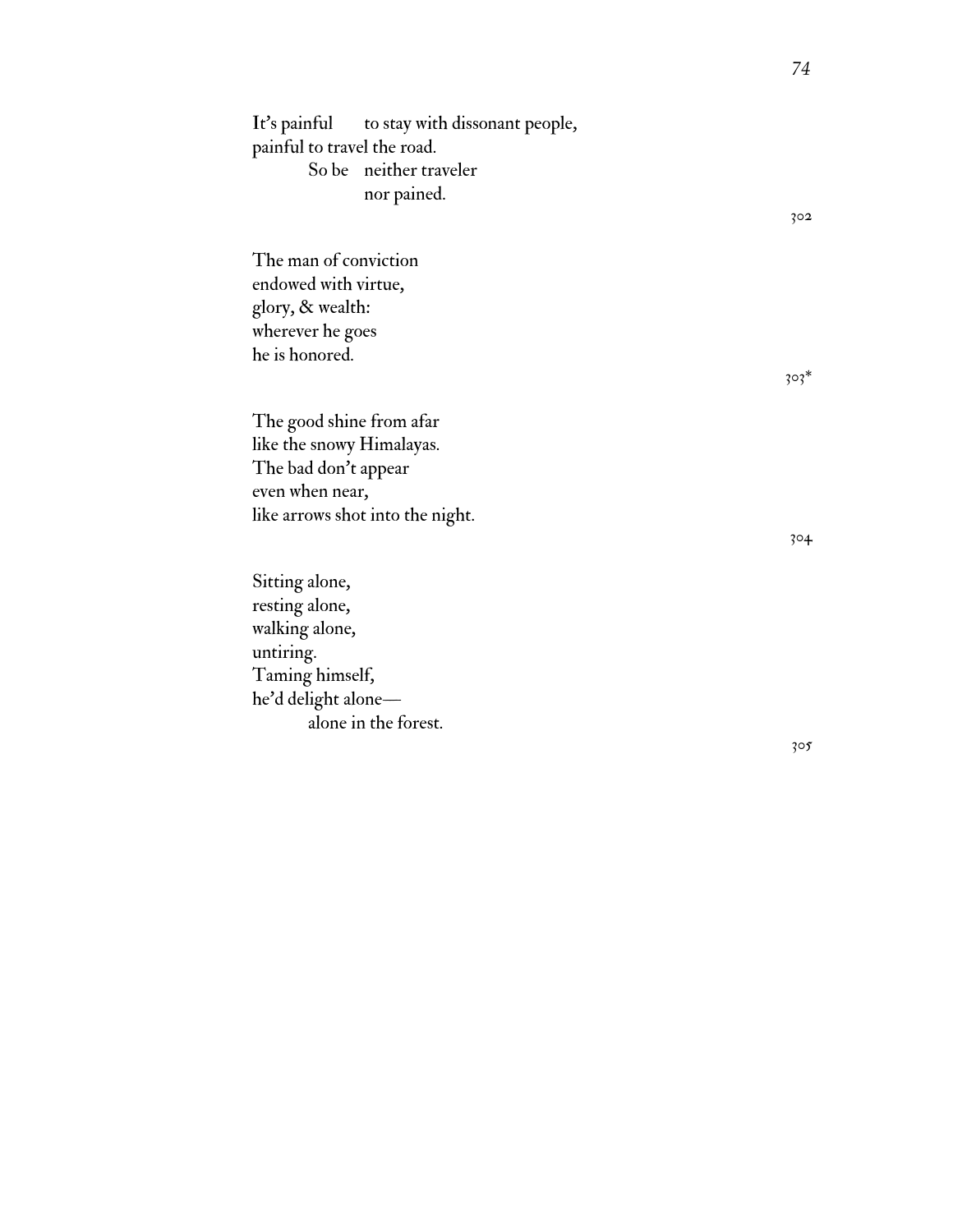It's painful   to stay with dissonant people,
painful to travel the road.
  So be   neither traveler
    nor pained.

302

The man of conviction
endowed with virtue,
glory, & wealth:
wherever he goes
he is honored.

303*

The good shine from afar
like the snowy Himalayas.
The bad don't appear
even when near,
like arrows shot into the night.

304

Sitting alone,
resting alone,
walking alone,
untiring.
Taming himself,
he'd delight alone—
  alone in the forest.

305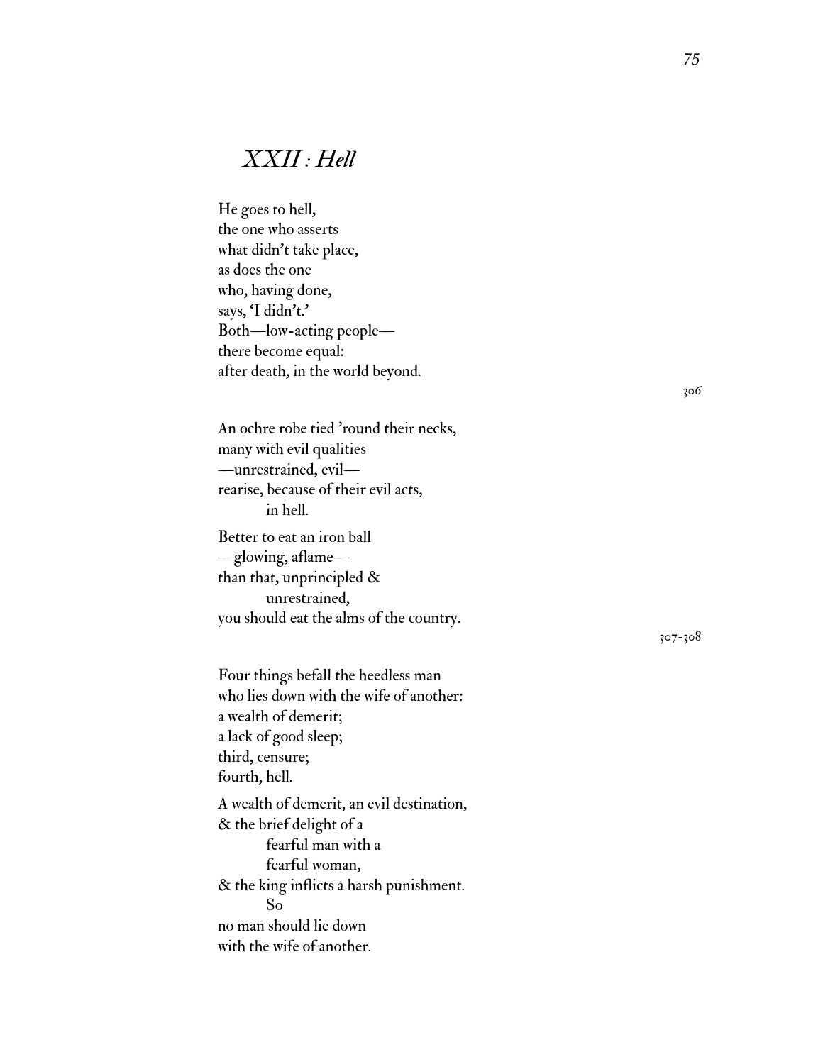# *XXII : Hell*

He goes to hell,
the one who asserts
what didn't take place,
as does the one
who, having done,
says, 'I didn't.'
Both—low-acting people—
there become equal:
after death, in the world beyond.

306

An ochre robe tied 'round their necks,
many with evil qualities
—unrestrained, evil—
rearise, because of their evil acts,
    in hell.

Better to eat an iron ball
—glowing, aflame—
than that, unprincipled &
    unrestrained,
you should eat the alms of the country.

307-308

Four things befall the heedless man
who lies down with the wife of another:
a wealth of demerit;
a lack of good sleep;
third, censure;
fourth, hell.

A wealth of demerit, an evil destination,
& the brief delight of a
    fearful man with a
    fearful woman,
& the king inflicts a harsh punishment.
    So
no man should lie down
with the wife of another.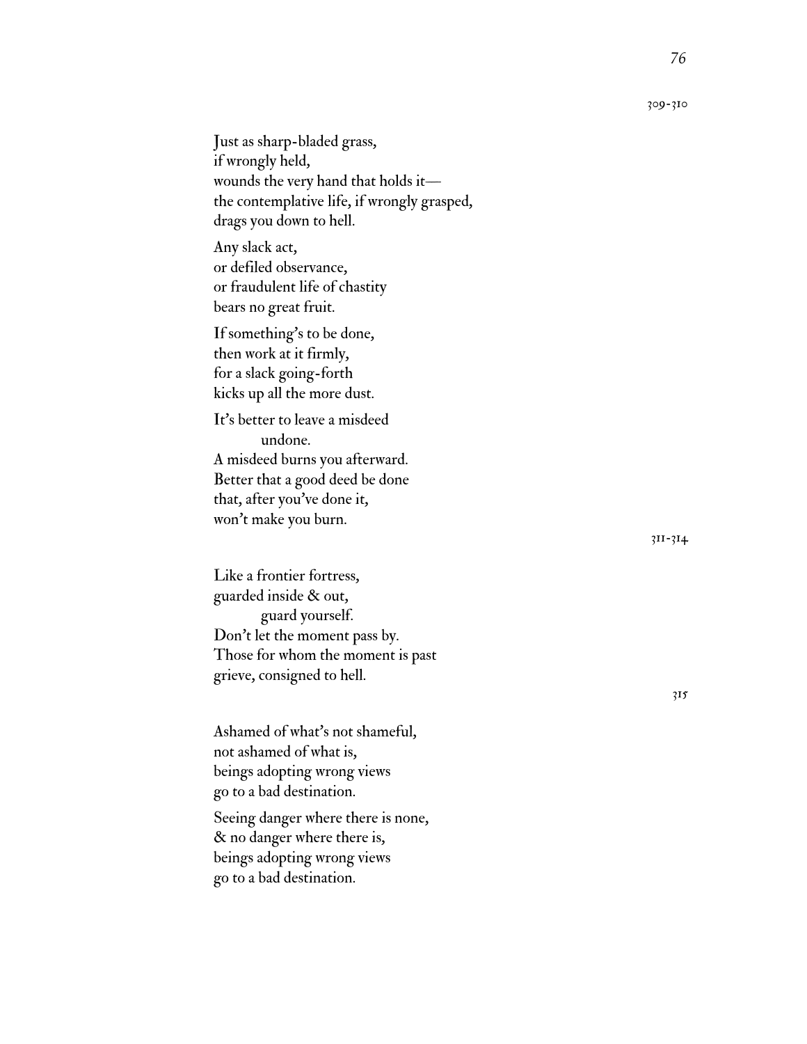309-310

Just as sharp-bladed grass,
if wrongly held,
wounds the very hand that holds it—
the contemplative life, if wrongly grasped,
drags you down to hell.

Any slack act,
or defiled observance,
or fraudulent life of chastity
bears no great fruit.

If something's to be done,
then work at it firmly,
for a slack going-forth
kicks up all the more dust.

It's better to leave a misdeed
undone.
A misdeed burns you afterward.
Better that a good deed be done
that, after you've done it,
won't make you burn.

311-314

Like a frontier fortress,
guarded inside & out,
guard yourself.
Don't let the moment pass by.
Those for whom the moment is past
grieve, consigned to hell.

315

Ashamed of what's not shameful,
not ashamed of what is,
beings adopting wrong views
go to a bad destination.

Seeing danger where there is none,
& no danger where there is,
beings adopting wrong views
go to a bad destination.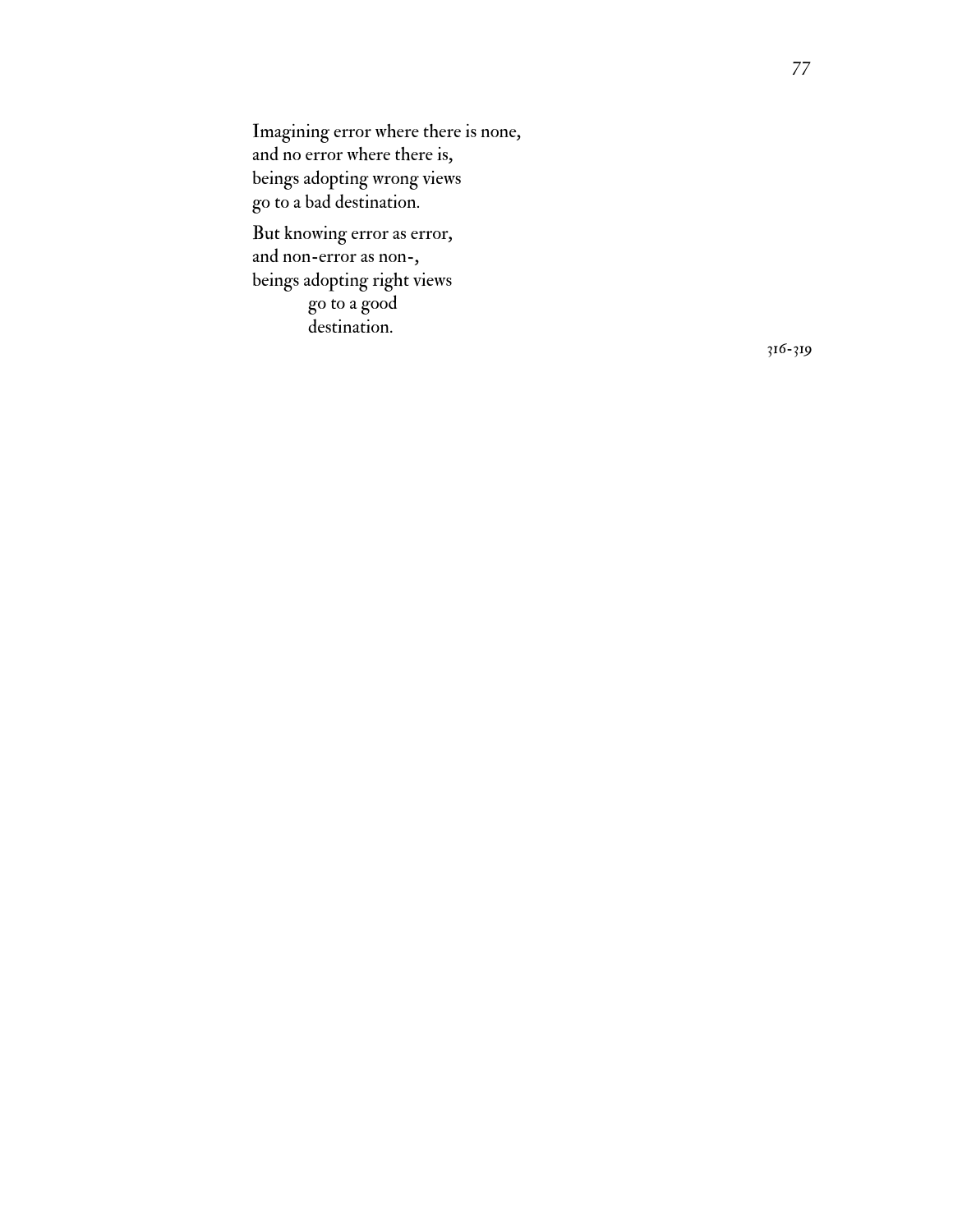Imagining error where there is none,  
and no error where there is,  
beings adopting wrong views  
go to a bad destination.

But knowing error as error,  
and non-error as non-,  
beings adopting right views  
          go to a good  
          destination.

316-319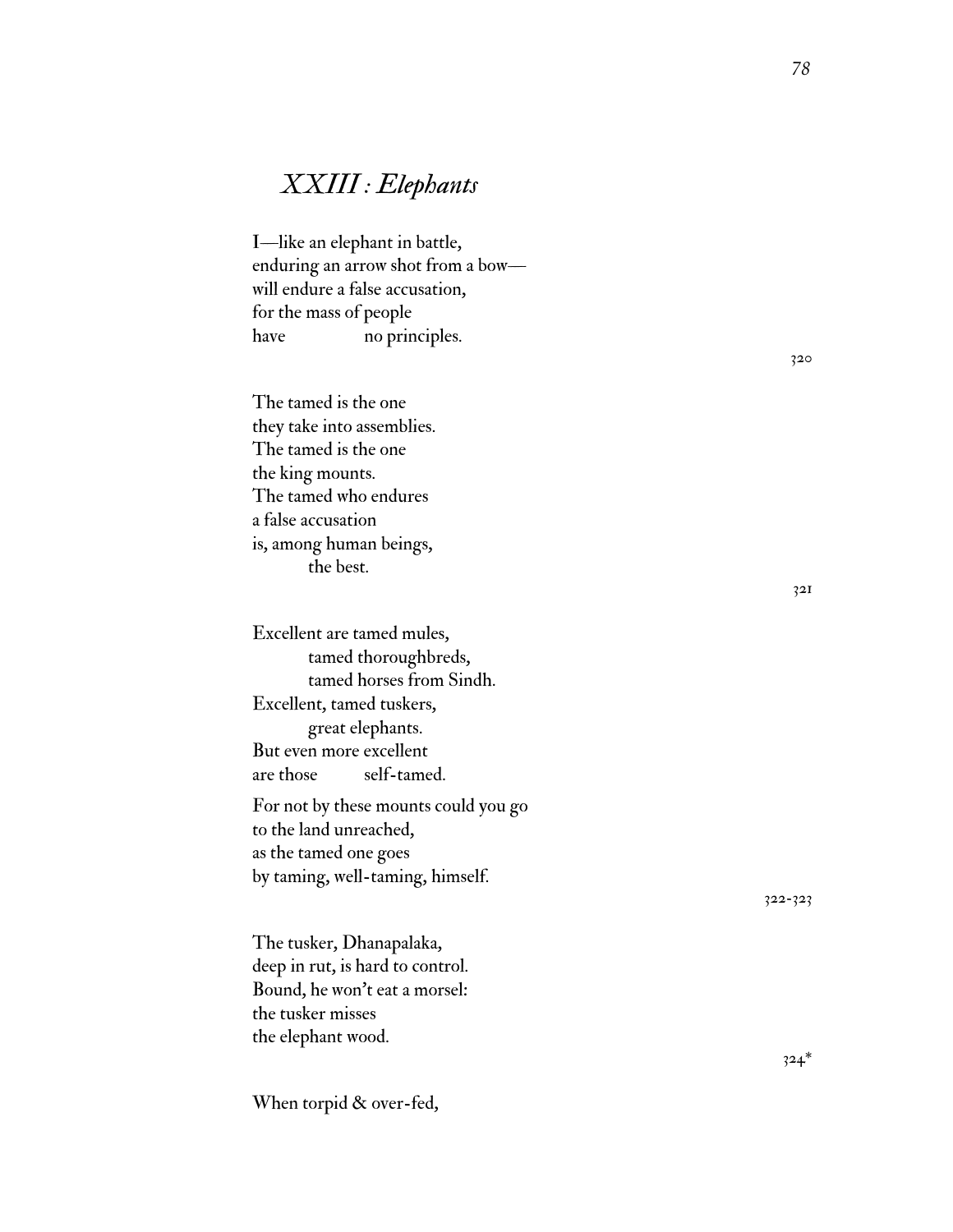## *XXIII : Elephants*

I—like an elephant in battle,  
enduring an arrow shot from a bow—  
will endure a false accusation,  
for the mass of people  
have no principles.

320

The tamed is the one  
they take into assemblies.  
The tamed is the one  
the king mounts.  
The tamed who endures  
a false accusation  
is, among human beings,  
the best.

321

Excellent are tamed mules,  
tamed thoroughbreds,  
tamed horses from Sindh.  
Excellent, tamed tuskers,  
great elephants.  
But even more excellent  
are those self-tamed.

For not by these mounts could you go  
to the land unreached,  
as the tamed one goes  
by taming, well-taming, himself.

322-323

The tusker, Dhanapalaka,  
deep in rut, is hard to control.  
Bound, he won't eat a morsel:  
the tusker misses  
the elephant wood.

324*

When torpid & over-fed,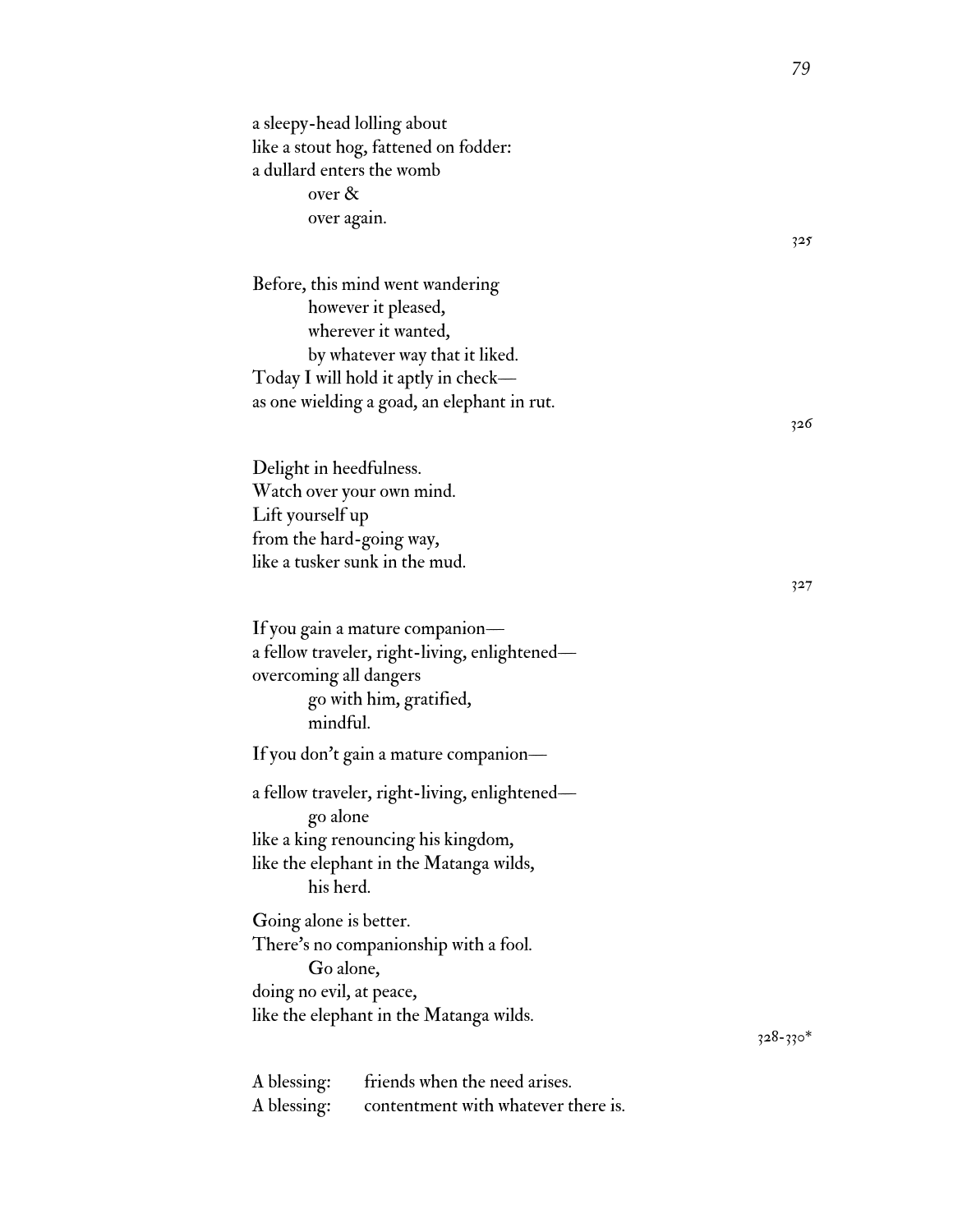a sleepy-head lolling about
like a stout hog, fattened on fodder:
a dullard enters the womb
  over &
  over again.

325

Before, this mind went wandering
  however it pleased,
  wherever it wanted,
  by whatever way that it liked.
Today I will hold it aptly in check—
as one wielding a goad, an elephant in rut.

326

Delight in heedfulness.
Watch over your own mind.
Lift yourself up
from the hard-going way,
like a tusker sunk in the mud.

327

If you gain a mature companion—
a fellow traveler, right-living, enlightened—
overcoming all dangers
  go with him, gratified,
  mindful.

If you don't gain a mature companion—

a fellow traveler, right-living, enlightened—
  go alone
like a king renouncing his kingdom,
like the elephant in the Matanga wilds,
  his herd.

Going alone is better.
There's no companionship with a fool.
  Go alone,
doing no evil, at peace,
like the elephant in the Matanga wilds.

328-330*

A blessing: friends when the need arises.
A blessing: contentment with whatever there is.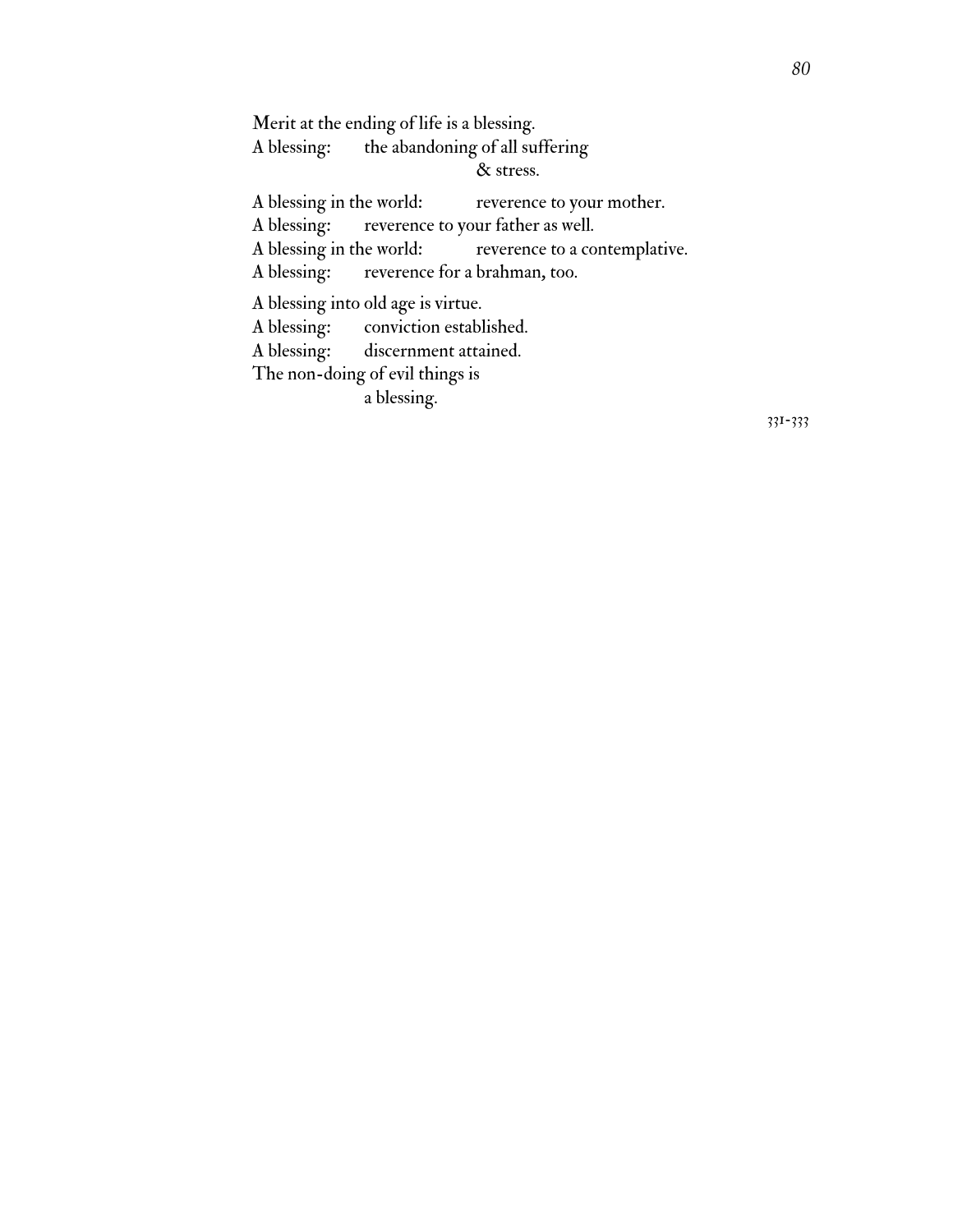Merit at the ending of life is a blessing.  
A blessing: the abandoning of all suffering  
& stress.

A blessing in the world: reverence to your mother.  
A blessing: reverence to your father as well.  
A blessing in the world: reverence to a contemplative.  
A blessing: reverence for a brahman, too.

A blessing into old age is virtue.  
A blessing: conviction established.  
A blessing: discernment attained.  
The non-doing of evil things is  
a blessing.

331-333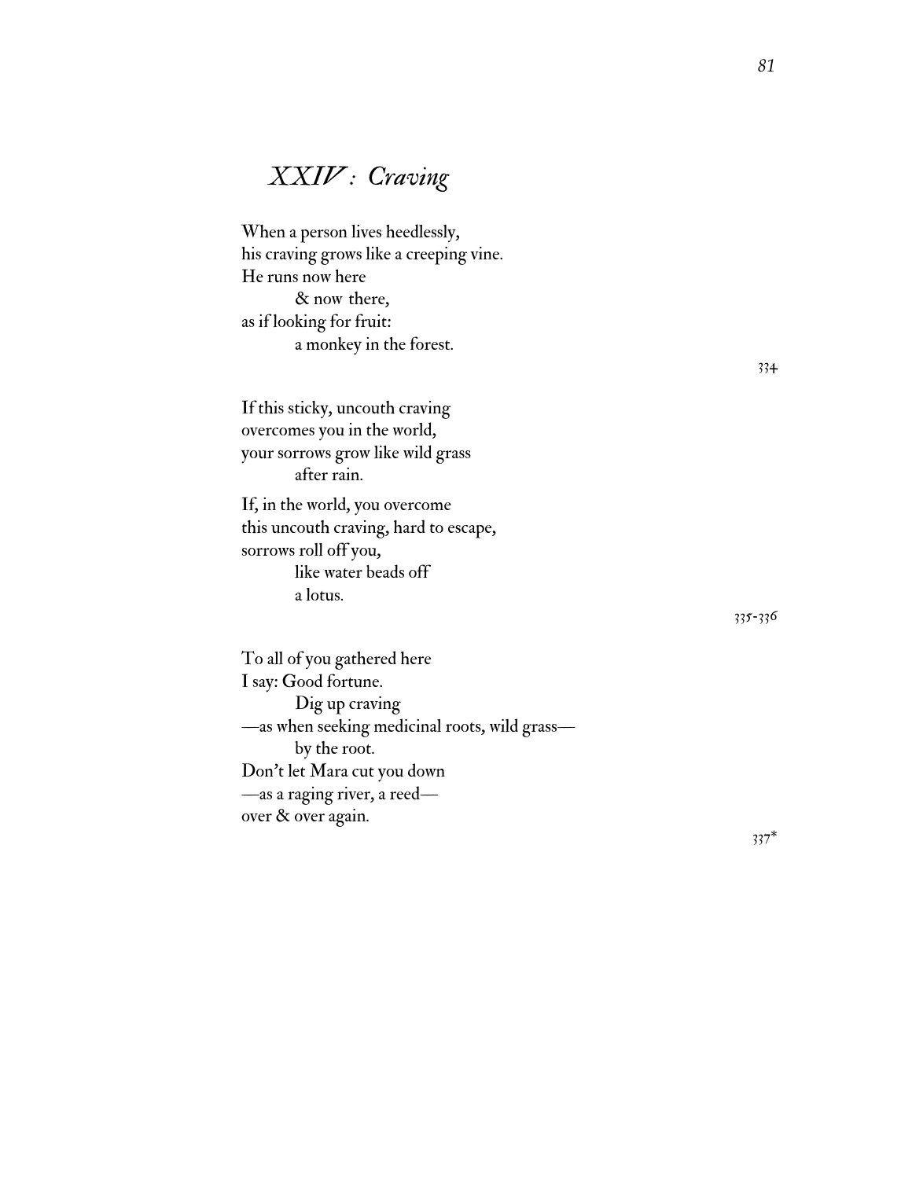## *XXIV : Craving*

When a person lives heedlessly,  
his craving grows like a creeping vine.  
He runs now here  
&nbsp;&nbsp;&nbsp;&nbsp;&nbsp;&nbsp;&nbsp;&nbsp;& now there,  
as if looking for fruit:  
&nbsp;&nbsp;&nbsp;&nbsp;&nbsp;&nbsp;&nbsp;&nbsp;a monkey in the forest.

334

If this sticky, uncouth craving  
overcomes you in the world,  
your sorrows grow like wild grass  
&nbsp;&nbsp;&nbsp;&nbsp;&nbsp;&nbsp;&nbsp;&nbsp;after rain.

If, in the world, you overcome  
this uncouth craving, hard to escape,  
sorrows roll off you,  
&nbsp;&nbsp;&nbsp;&nbsp;&nbsp;&nbsp;&nbsp;&nbsp;like water beads off  
&nbsp;&nbsp;&nbsp;&nbsp;&nbsp;&nbsp;&nbsp;&nbsp;a lotus.

335-336

To all of you gathered here  
I say: Good fortune.  
&nbsp;&nbsp;&nbsp;&nbsp;&nbsp;&nbsp;&nbsp;&nbsp;Dig up craving  
—as when seeking medicinal roots, wild grass—  
&nbsp;&nbsp;&nbsp;&nbsp;&nbsp;&nbsp;&nbsp;&nbsp;by the root.  
Don't let Mara cut you down  
—as a raging river, a reed—  
over & over again.

337*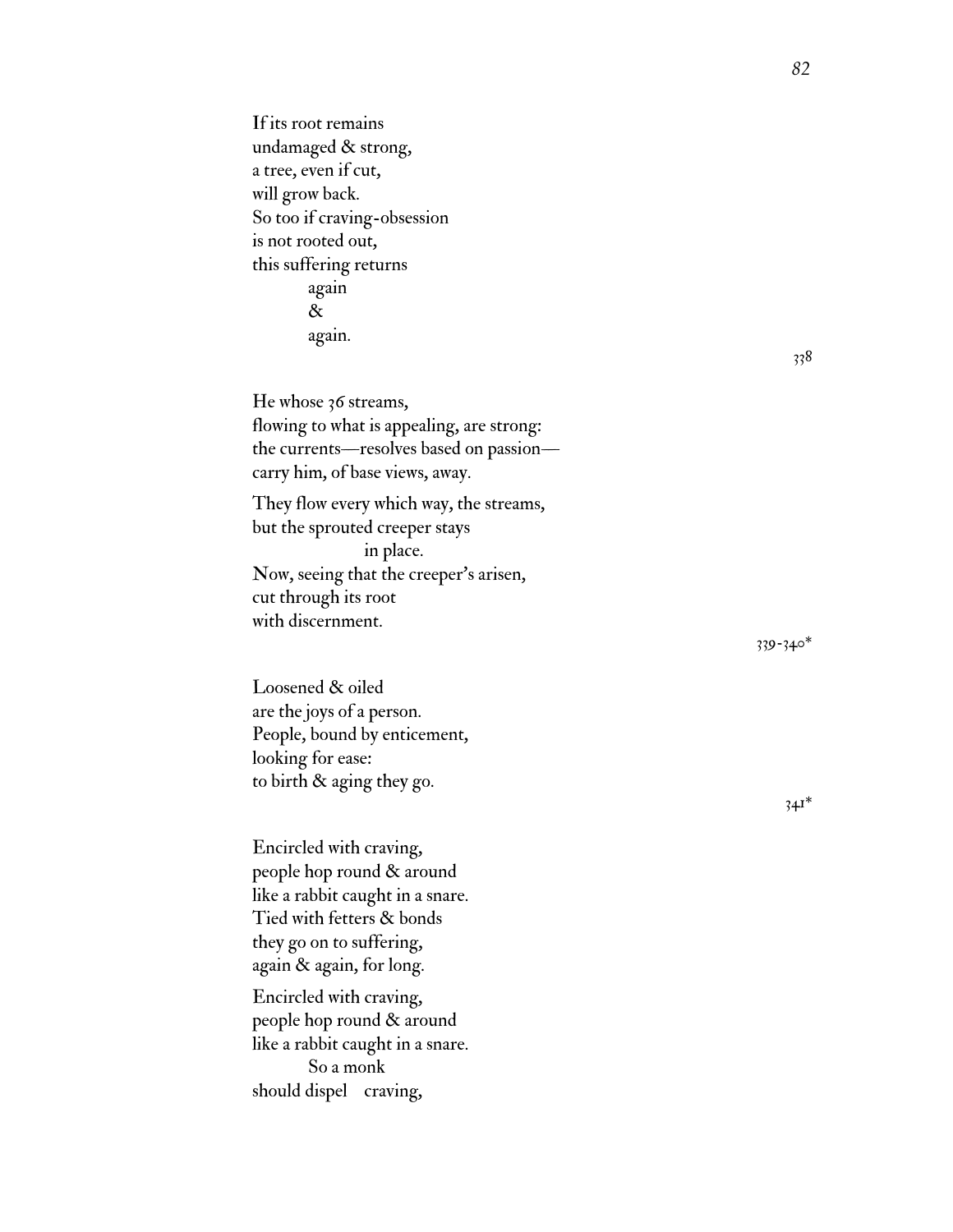If its root remains
undamaged & strong,
a tree, even if cut,
will grow back.
So too if craving-obsession
is not rooted out,
this suffering returns
again
&
again.

338

He whose 36 streams,
flowing to what is appealing, are strong:
the currents—resolves based on passion—
carry him, of base views, away.

They flow every which way, the streams,
but the sprouted creeper stays
in place.
Now, seeing that the creeper's arisen,
cut through its root
with discernment.

339-340*

Loosened & oiled
are the joys of a person.
People, bound by enticement,
looking for ease:
to birth & aging they go.

341*

Encircled with craving,
people hop round & around
like a rabbit caught in a snare.
Tied with fetters & bonds
they go on to suffering,
again & again, for long.

Encircled with craving,
people hop round & around
like a rabbit caught in a snare.
So a monk
should dispel craving,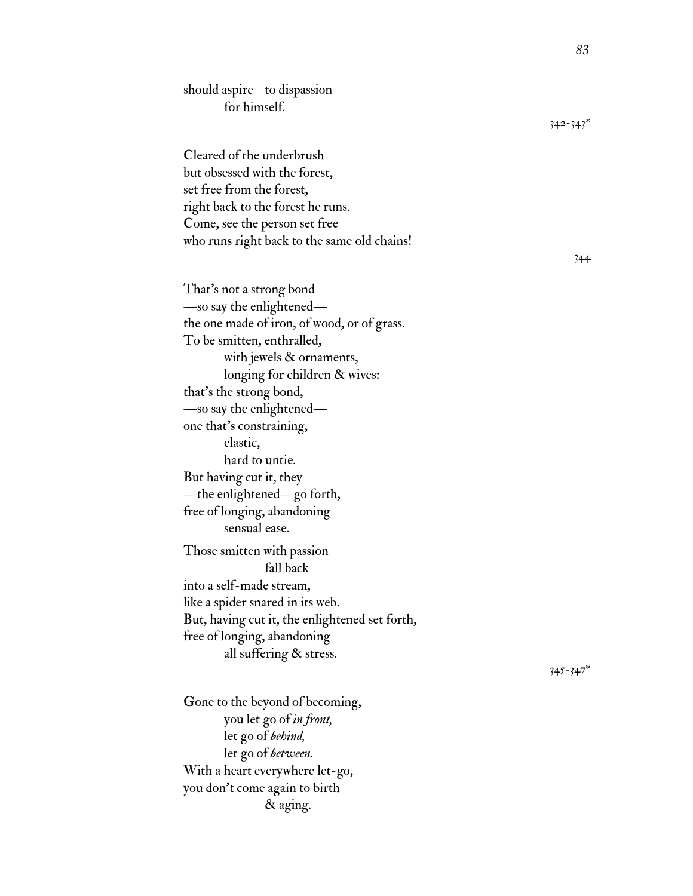should aspire to dispassion
for himself.

342-343*

Cleared of the underbrush
but obsessed with the forest,
set free from the forest,
right back to the forest he runs.
Come, see the person set free
who runs right back to the same old chains!

344

That's not a strong bond
—so say the enlightened—
the one made of iron, of wood, or of grass.
To be smitten, enthralled,
with jewels & ornaments,
longing for children & wives:
that's the strong bond,
—so say the enlightened—
one that's constraining,
elastic,
hard to untie.
But having cut it, they
—the enlightened—go forth,
free of longing, abandoning
sensual ease.

Those smitten with passion
fall back
into a self-made stream,
like a spider snared in its web.
But, having cut it, the enlightened set forth,
free of longing, abandoning
all suffering & stress.

345-347*

Gone to the beyond of becoming,
you let go of *in front,*
let go of *behind,*
let go of *between.*
With a heart everywhere let-go,
you don't come again to birth
& aging.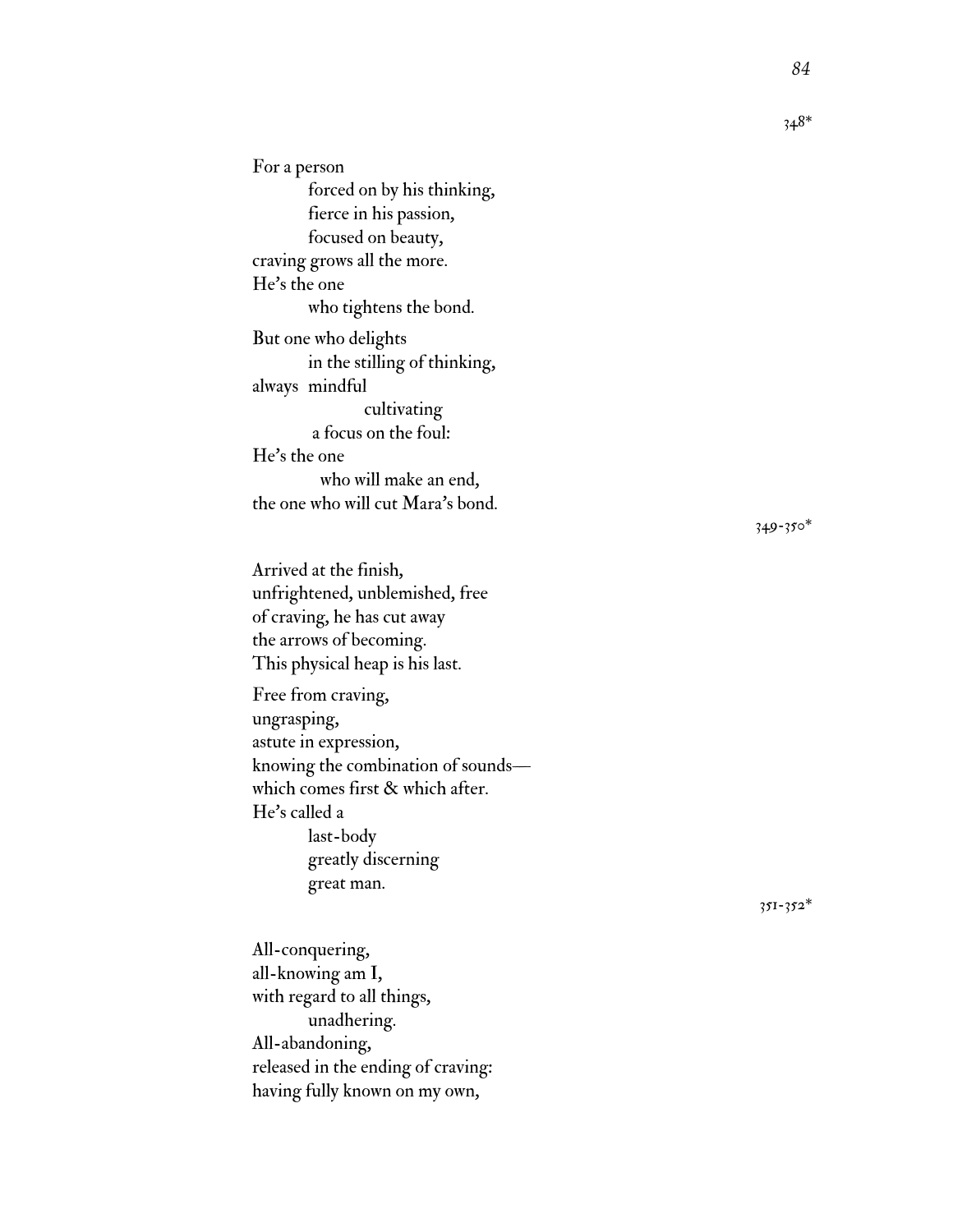348*

For a person
    forced on by his thinking,
    fierce in his passion,
    focused on beauty,
craving grows all the more.
He's the one
    who tightens the bond.

But one who delights
    in the stilling of thinking,
always mindful
        cultivating
    a focus on the foul:
He's the one
    who will make an end,
the one who will cut Mara's bond.

349-350*

Arrived at the finish,
unfrightened, unblemished, free
of craving, he has cut away
the arrows of becoming.
This physical heap is his last.

Free from craving,
ungrasping,
astute in expression,
knowing the combination of sounds—
which comes first & which after.
He's called a
    last-body
    greatly discerning
    great man.

351-352*

All-conquering,
all-knowing am I,
with regard to all things,
    unadhering.
All-abandoning,
released in the ending of craving:
having fully known on my own,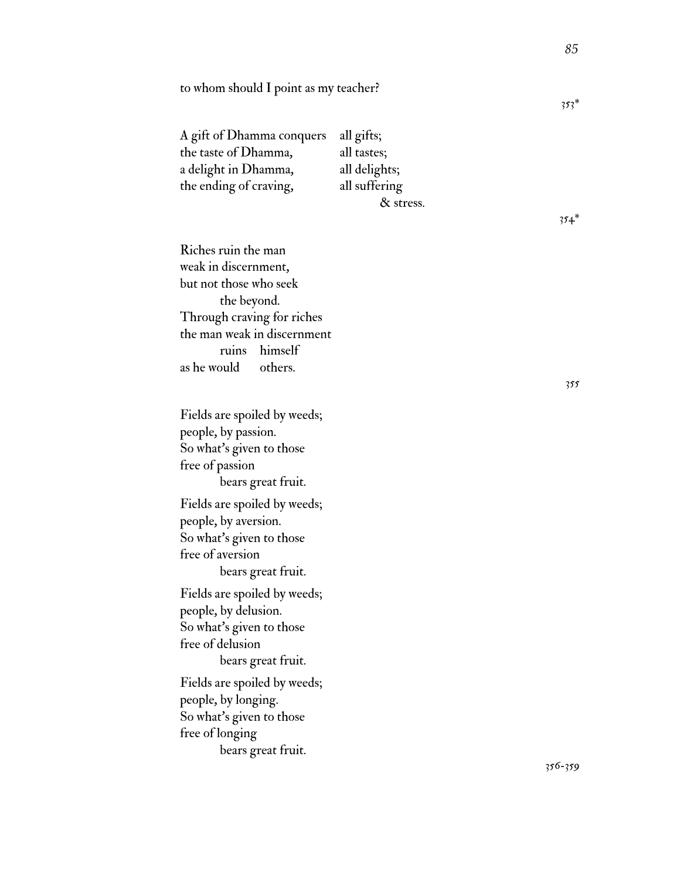to whom should I point as my teacher?

353*

A gift of Dhamma conquers all gifts;
the taste of Dhamma, all tastes;
a delight in Dhamma, all delights;
the ending of craving, all suffering
& stress.

354*

Riches ruin the man
weak in discernment,
but not those who seek
the beyond.
Through craving for riches
the man weak in discernment
ruins himself
as he would others.

355

Fields are spoiled by weeds;
people, by passion.
So what's given to those
free of passion
bears great fruit.

Fields are spoiled by weeds;
people, by aversion.
So what's given to those
free of aversion
bears great fruit.

Fields are spoiled by weeds;
people, by delusion.
So what's given to those
free of delusion
bears great fruit.

Fields are spoiled by weeds;
people, by longing.
So what's given to those
free of longing
bears great fruit.

356-359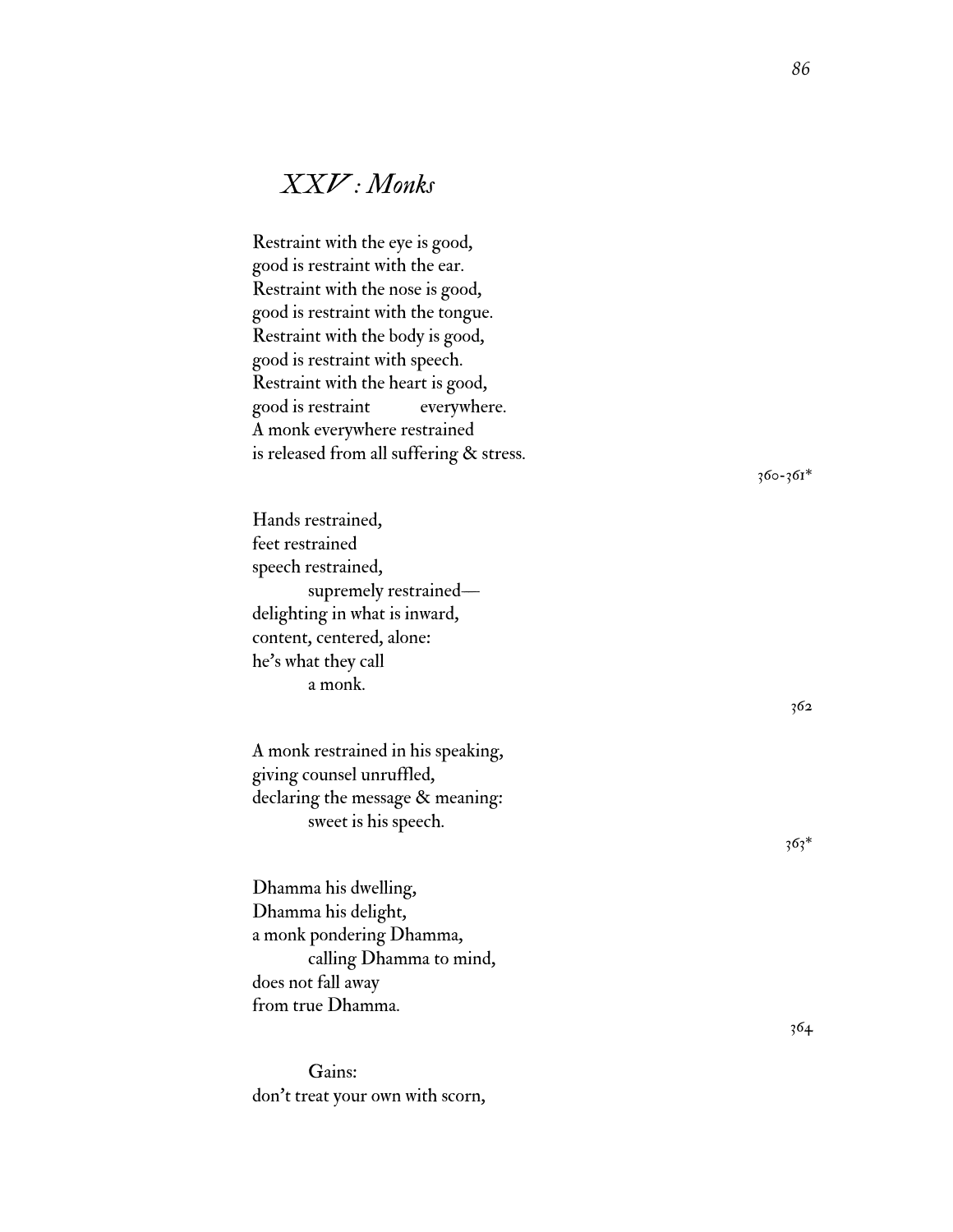## *XXV : Monks*

Restraint with the eye is good,
good is restraint with the ear.
Restraint with the nose is good,
good is restraint with the tongue.
Restraint with the body is good,
good is restraint with speech.
Restraint with the heart is good,
good is restraint everywhere.
A monk everywhere restrained
is released from all suffering & stress.

360-361*

Hands restrained,
feet restrained
speech restrained,
    supremely restrained—
delighting in what is inward,
content, centered, alone:
he's what they call
    a monk.

362

A monk restrained in his speaking,
giving counsel unruffled,
declaring the message & meaning:
    sweet is his speech.

363*

Dhamma his dwelling,
Dhamma his delight,
a monk pondering Dhamma,
    calling Dhamma to mind,
does not fall away
from true Dhamma.

364

    Gains:
don't treat your own with scorn,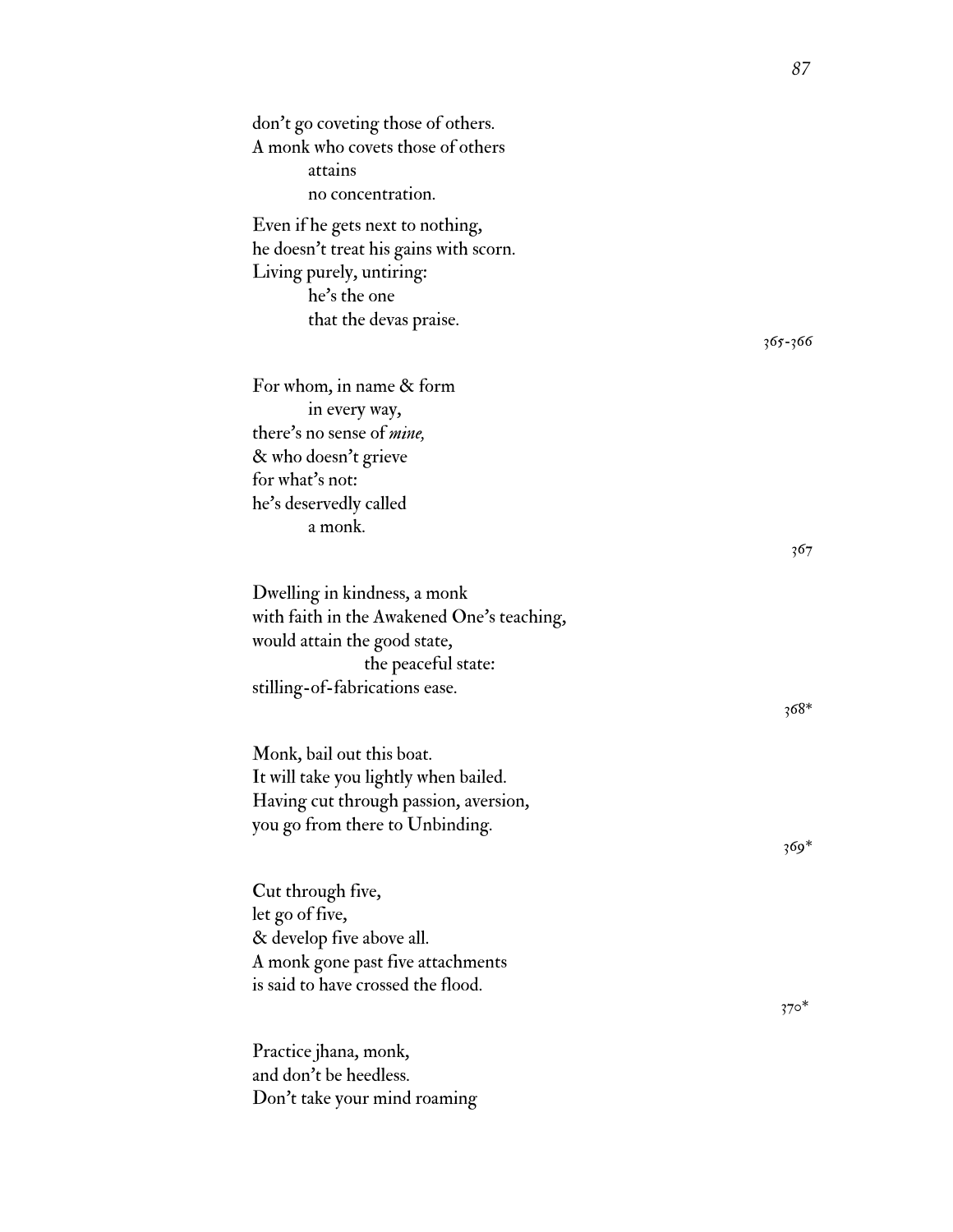don't go coveting those of others.
A monk who covets those of others
 attains
 no concentration.

Even if he gets next to nothing,
he doesn't treat his gains with scorn.
Living purely, untiring:
 he's the one
 that the devas praise.

365-366

For whom, in name & form
 in every way,
there's no sense of *mine,*
& who doesn't grieve
for what's not:
he's deservedly called
 a monk.

367

Dwelling in kindness, a monk
with faith in the Awakened One's teaching,
would attain the good state,
 the peaceful state:
stilling-of-fabrications ease.

368*

Monk, bail out this boat.
It will take you lightly when bailed.
Having cut through passion, aversion,
you go from there to Unbinding.

369*

Cut through five,
let go of five,
& develop five above all.
A monk gone past five attachments
is said to have crossed the flood.

370*

Practice jhana, monk,
and don't be heedless.
Don't take your mind roaming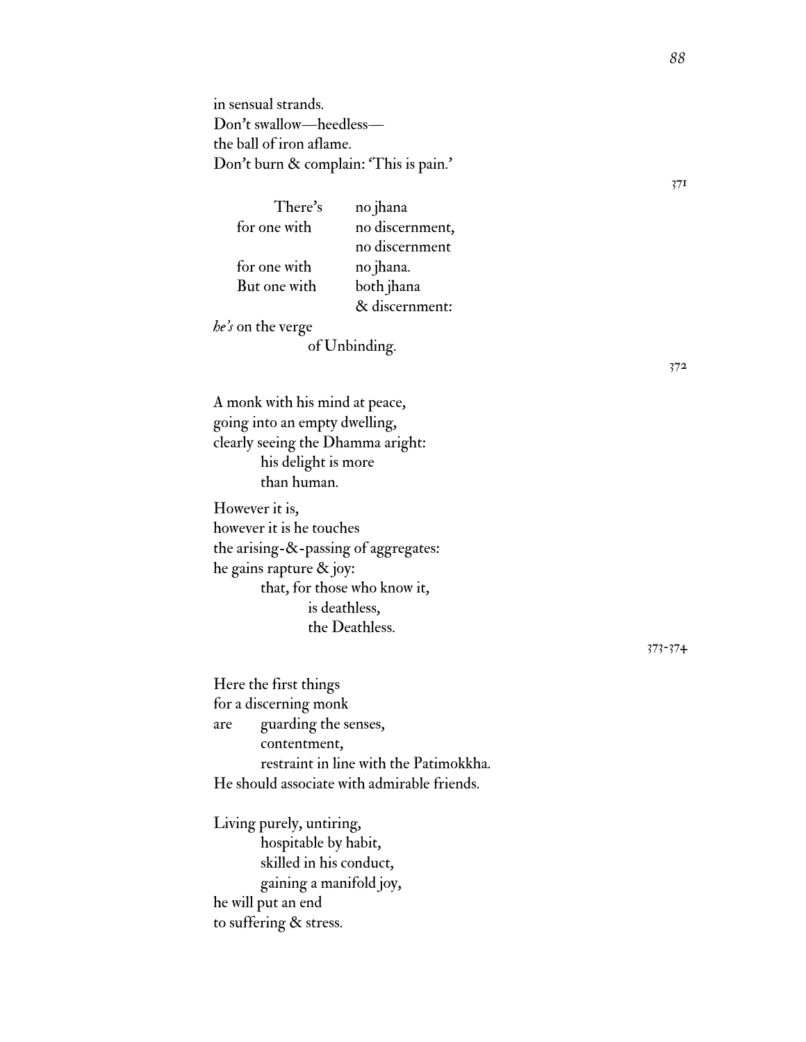in sensual strands.
Don't swallow—heedless—
the ball of iron aflame.
Don't burn & complain: 'This is pain.'

371

There's no jhana
for one with no discernment,
no discernment
for one with no jhana.
But one with both jhana
& discernment:
*he's* on the verge
of Unbinding.

372

A monk with his mind at peace,
going into an empty dwelling,
clearly seeing the Dhamma aright:
his delight is more
than human.

However it is,
however it is he touches
the arising-&-passing of aggregates:
he gains rapture & joy:
that, for those who know it,
is deathless,
the Deathless.

373-374

Here the first things
for a discerning monk
are guarding the senses,
contentment,
restraint in line with the Patimokkha.
He should associate with admirable friends.

Living purely, untiring,
hospitable by habit,
skilled in his conduct,
gaining a manifold joy,
he will put an end
to suffering & stress.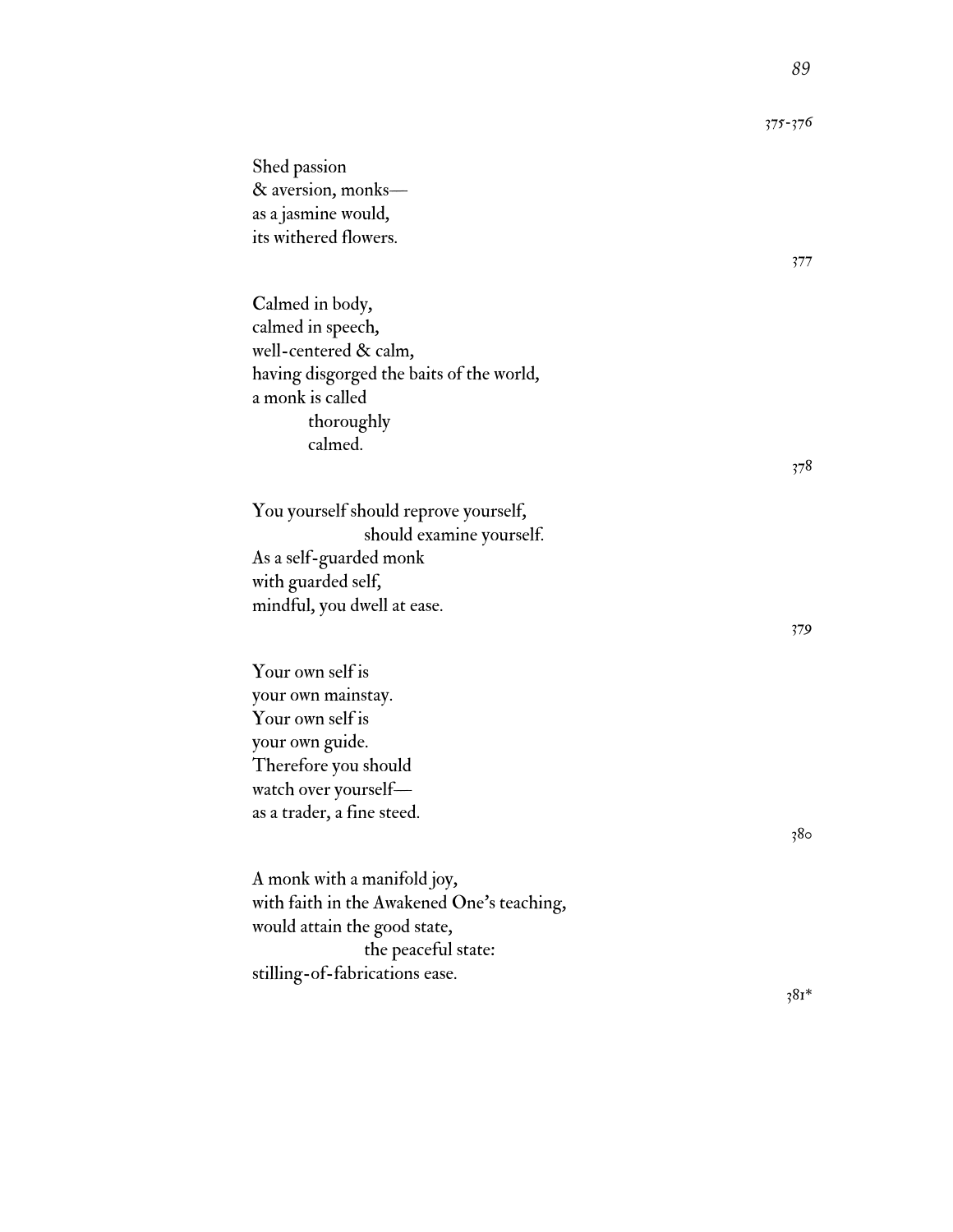375-376

Shed passion  
& aversion, monks—  
as a jasmine would,  
its withered flowers.

377

Calmed in body,  
calmed in speech,  
well-centered & calm,  
having disgorged the baits of the world,  
a monk is called  
thoroughly  
calmed.

378

You yourself should reprove yourself,  
should examine yourself.  
As a self-guarded monk  
with guarded self,  
mindful, you dwell at ease.

379

Your own self is  
your own mainstay.  
Your own self is  
your own guide.  
Therefore you should  
watch over yourself—  
as a trader, a fine steed.

380

A monk with a manifold joy,  
with faith in the Awakened One's teaching,  
would attain the good state,  
the peaceful state:  
stilling-of-fabrications ease.

381*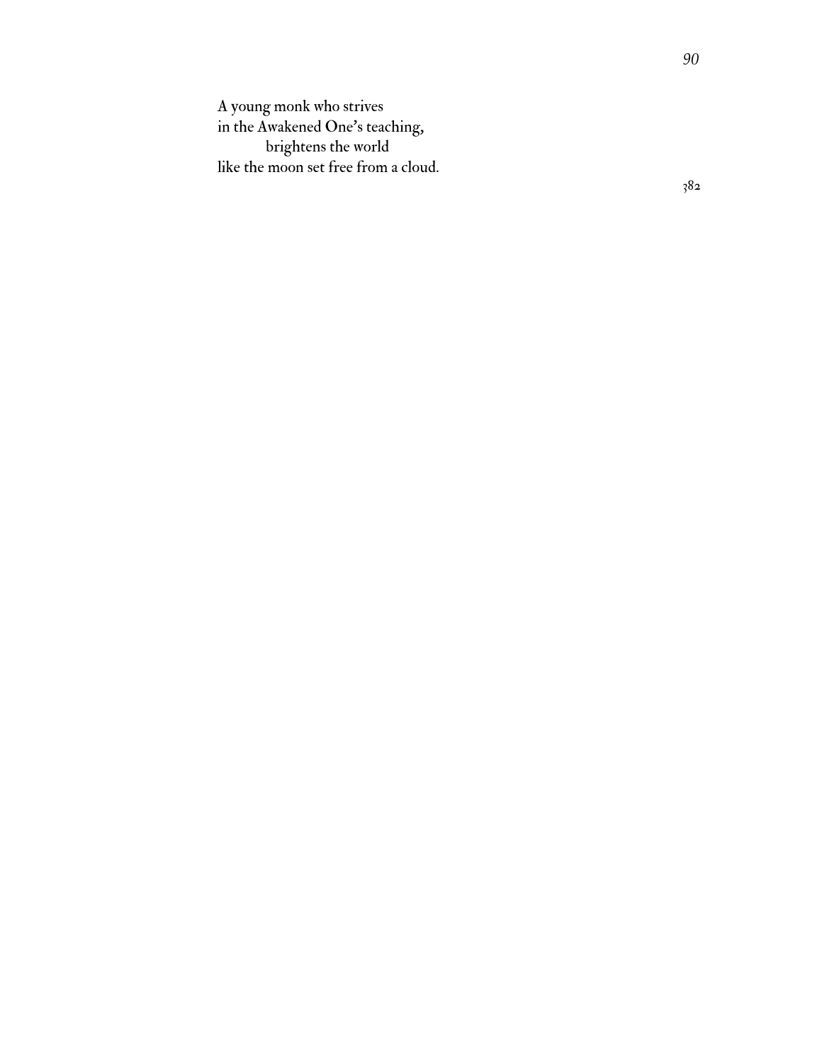A young monk who strives
in the Awakened One's teaching,
brightens the world
like the moon set free from a cloud.

382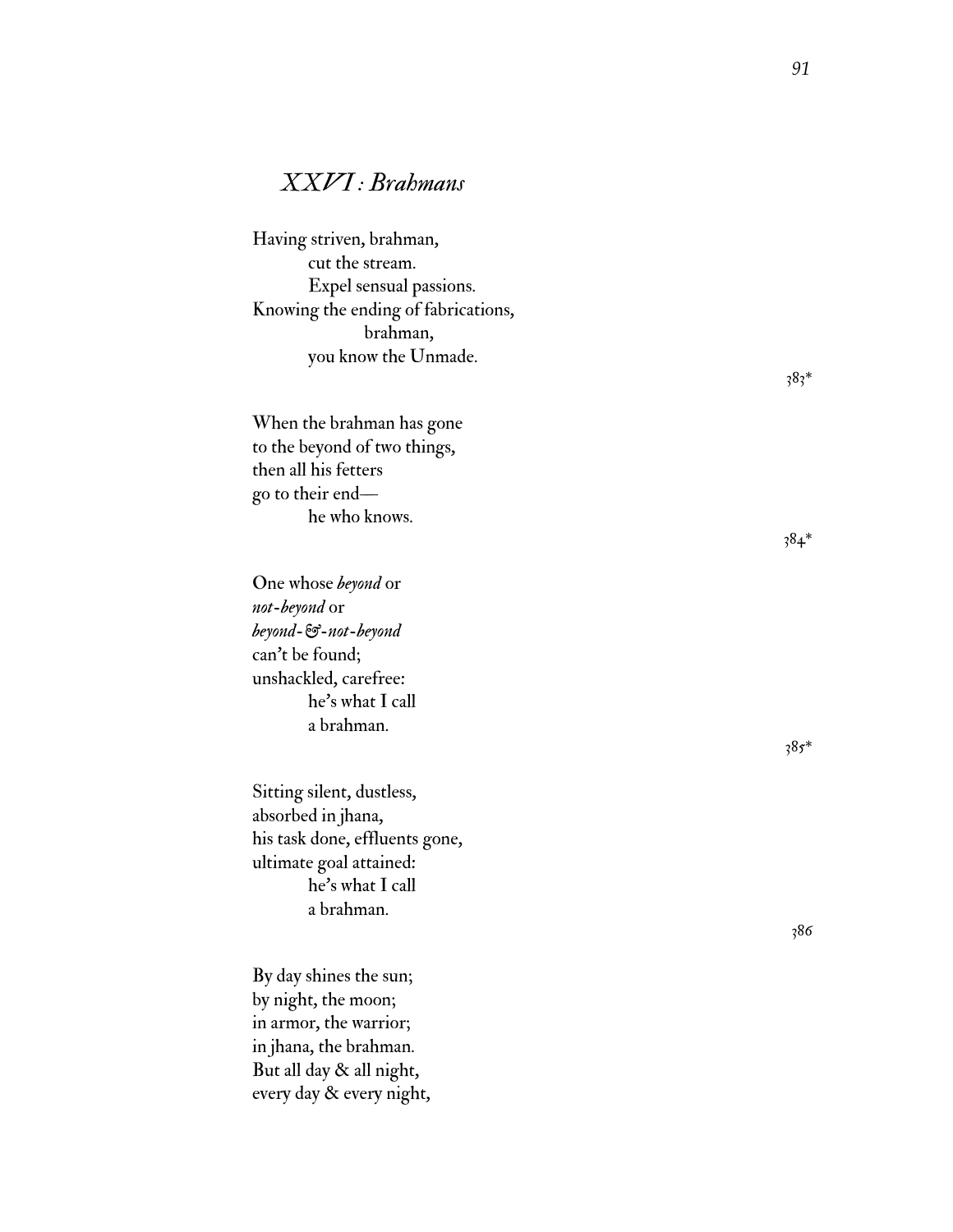## *XXVI : Brahmans*

Having striven, brahman,
 cut the stream.
 Expel sensual passions.
Knowing the ending of fabrications,
 brahman,
 you know the Unmade.

383*

When the brahman has gone
to the beyond of two things,
then all his fetters
go to their end—
 he who knows.

384*

One whose *beyond* or
*not-beyond* or
*beyond-&-not-beyond*
can't be found;
unshackled, carefree:
 he's what I call
 a brahman.

385*

Sitting silent, dustless,
absorbed in jhana,
his task done, effluents gone,
ultimate goal attained:
 he's what I call
 a brahman.

386

By day shines the sun;
by night, the moon;
in armor, the warrior;
in jhana, the brahman.
But all day & all night,
every day & every night,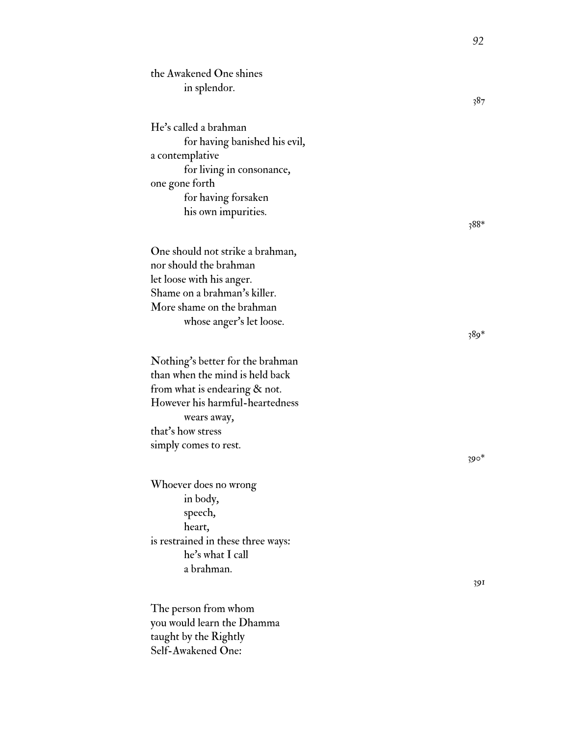the Awakened One shines
        in splendor.

387

He's called a brahman
        for having banished his evil,
a contemplative
        for living in consonance,
one gone forth
        for having forsaken
        his own impurities.

388*

One should not strike a brahman,
nor should the brahman
let loose with his anger.
Shame on a brahman's killer.
More shame on the brahman
        whose anger's let loose.

389*

Nothing's better for the brahman
than when the mind is held back
from what is endearing & not.
However his harmful-heartedness
        wears away,
that's how stress
simply comes to rest.

390*

Whoever does no wrong
        in body,
        speech,
        heart,
is restrained in these three ways:
        he's what I call
        a brahman.

391

The person from whom
you would learn the Dhamma
taught by the Rightly
Self-Awakened One: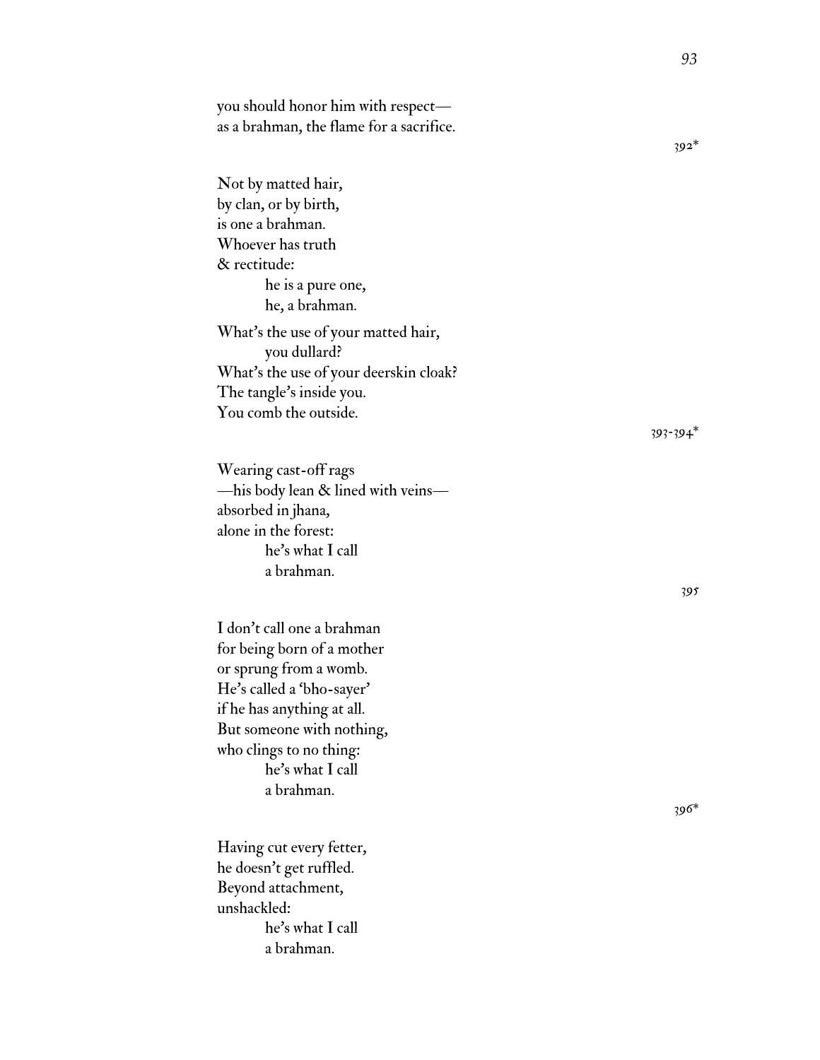you should honor him with respect—
as a brahman, the flame for a sacrifice.

392*

Not by matted hair,
by clan, or by birth,
is one a brahman.
Whoever has truth
& rectitude:
    he is a pure one,
    he, a brahman.

What's the use of your matted hair,
    you dullard?
What's the use of your deerskin cloak?
The tangle's inside you.
You comb the outside.

393-394*

Wearing cast-off rags
—his body lean & lined with veins—
absorbed in jhana,
alone in the forest:
    he's what I call
    a brahman.

395

I don't call one a brahman
for being born of a mother
or sprung from a womb.
He's called a 'bho-sayer'
if he has anything at all.
But someone with nothing,
who clings to no thing:
    he's what I call
    a brahman.

396*

Having cut every fetter,
he doesn't get ruffled.
Beyond attachment,
unshackled:
    he's what I call
    a brahman.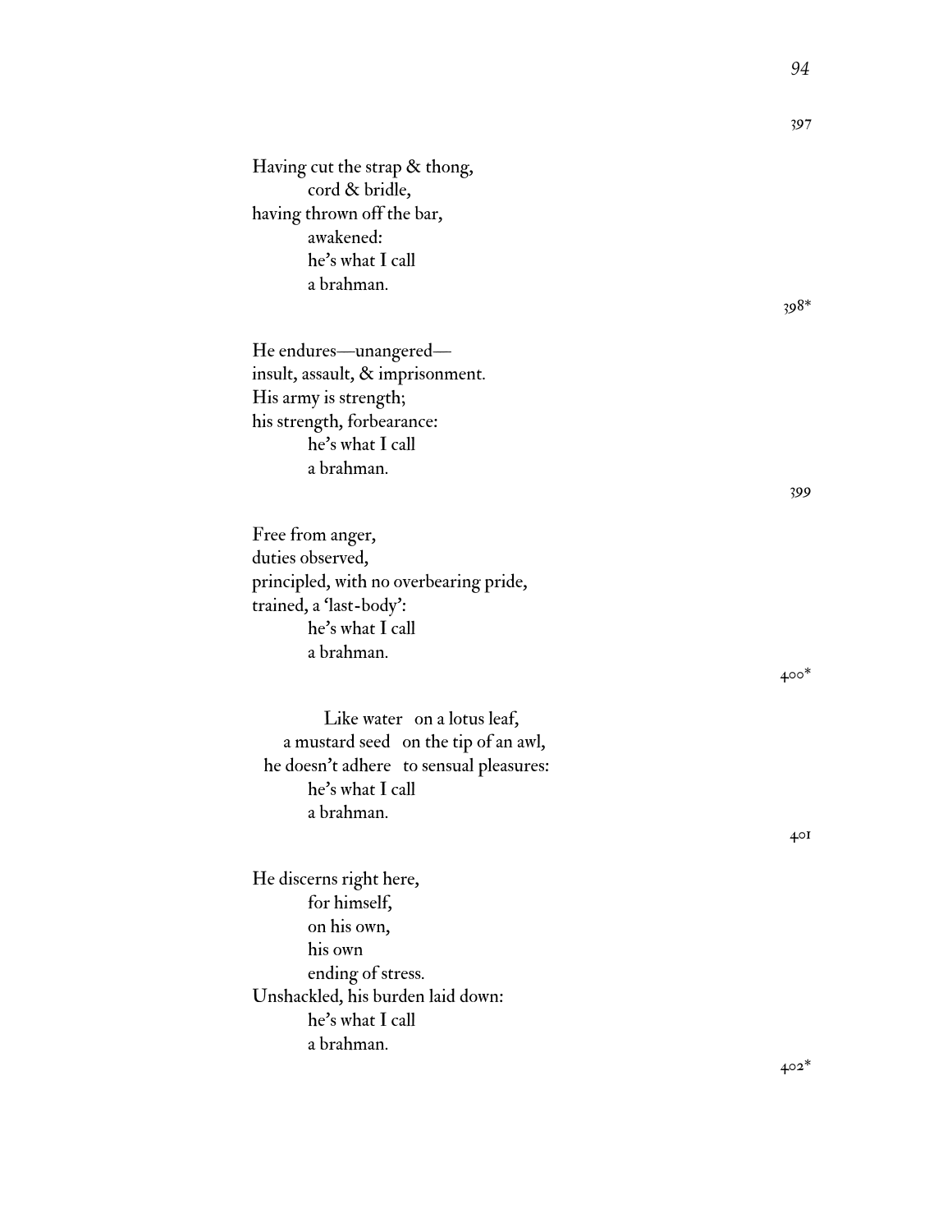397

Having cut the strap & thong,
cord & bridle,
having thrown off the bar,
awakened:
he's what I call
a brahman.

398*

He endures—unangered—
insult, assault, & imprisonment.
His army is strength;
his strength, forbearance:
he's what I call
a brahman.

399

Free from anger,
duties observed,
principled, with no overbearing pride,
trained, a 'last-body':
he's what I call
a brahman.

400*

Like water on a lotus leaf,
a mustard seed on the tip of an awl,
he doesn't adhere to sensual pleasures:
he's what I call
a brahman.

401

He discerns right here,
for himself,
on his own,
his own
ending of stress.
Unshackled, his burden laid down:
he's what I call
a brahman.

402*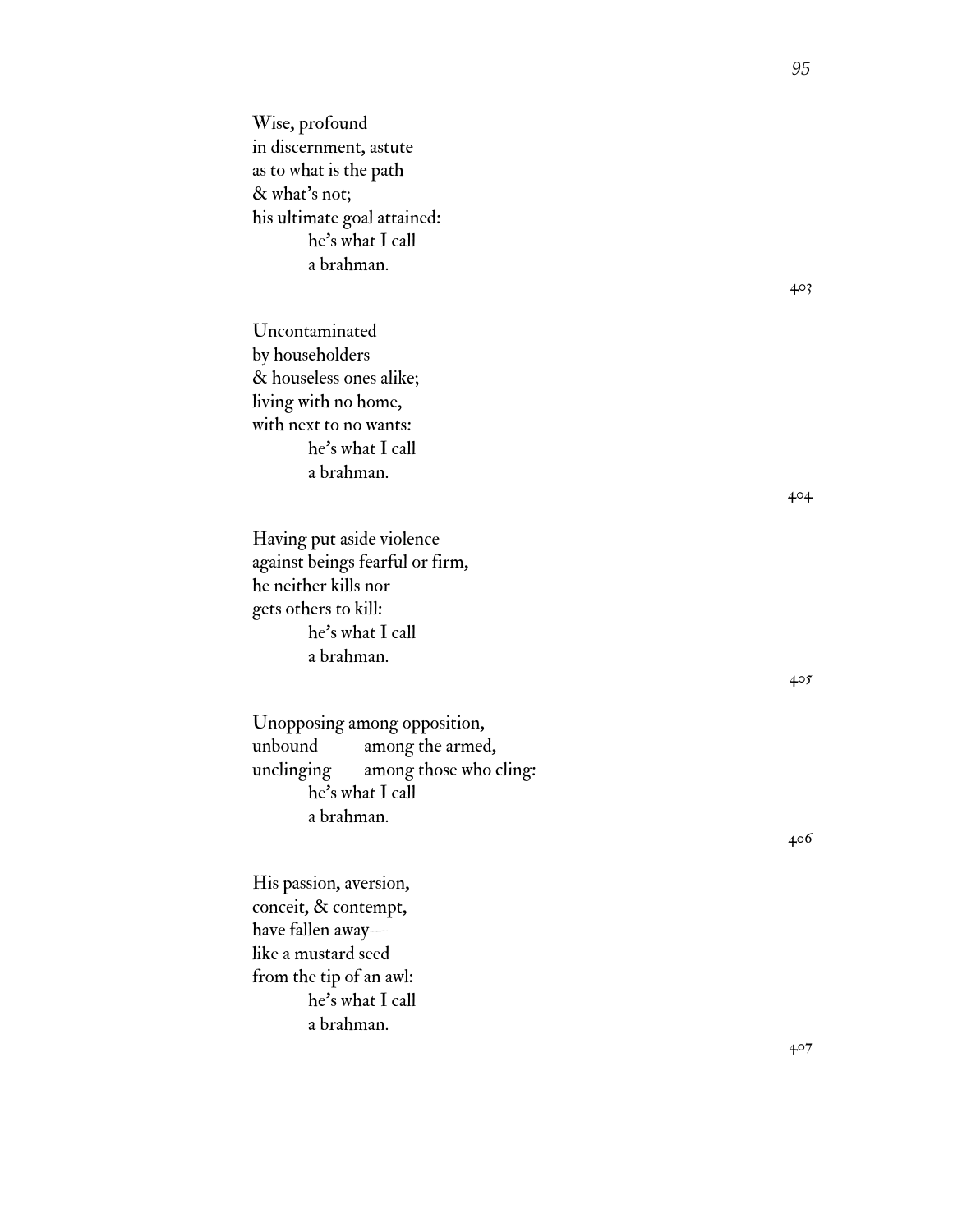Wise, profound  
in discernment, astute  
as to what is the path  
& what's not;  
his ultimate goal attained:  
he's what I call  
a brahman.

403

Uncontaminated  
by householders  
& houseless ones alike;  
living with no home,  
with next to no wants:  
he's what I call  
a brahman.

404

Having put aside violence  
against beings fearful or firm,  
he neither kills nor  
gets others to kill:  
he's what I call  
a brahman.

405

Unopposing among opposition,  
unbound among the armed,  
unclinging among those who cling:  
he's what I call  
a brahman.

406

His passion, aversion,  
conceit, & contempt,  
have fallen away—  
like a mustard seed  
from the tip of an awl:  
he's what I call  
a brahman.

407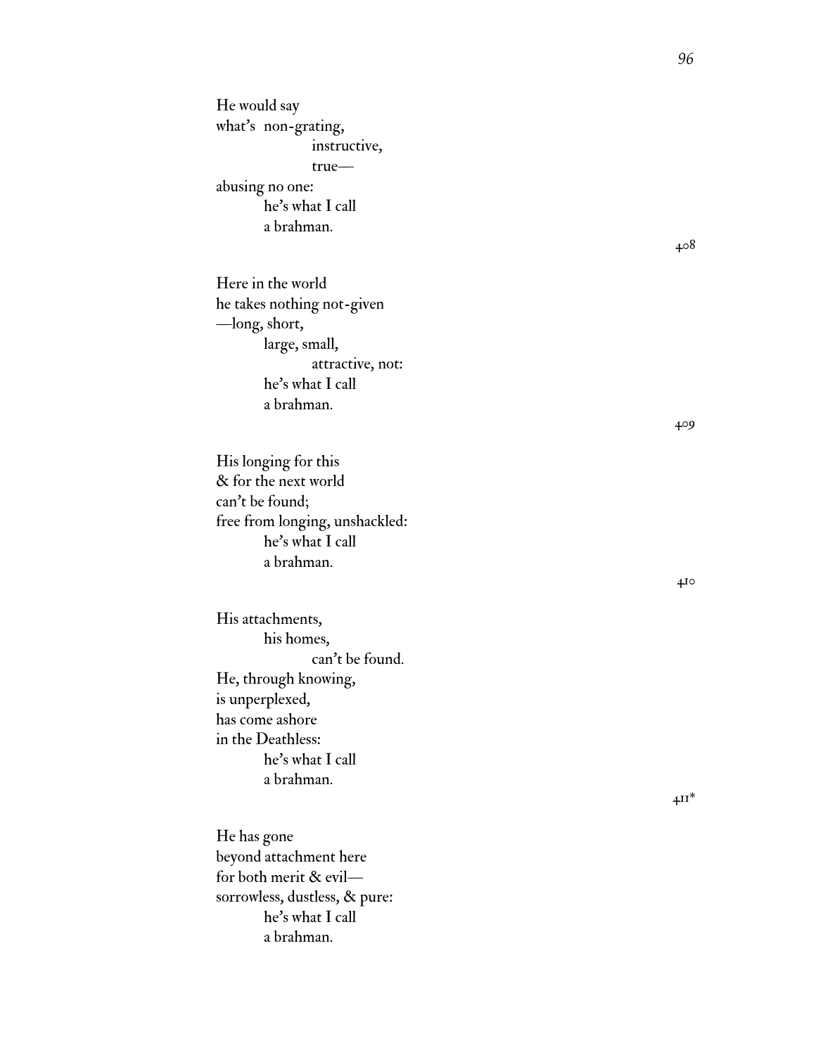He would say  
what's non-grating,  
                    instructive,  
                    true—  
abusing no one:  
          he's what I call  
          a brahman.

408

Here in the world  
he takes nothing not-given  
—long, short,  
          large, small,  
                    attractive, not:  
          he's what I call  
          a brahman.

409

His longing for this  
& for the next world  
can't be found;  
free from longing, unshackled:  
          he's what I call  
          a brahman.

410

His attachments,  
          his homes,  
                    can't be found.  
He, through knowing,  
is unperplexed,  
has come ashore  
in the Deathless:  
          he's what I call  
          a brahman.

411*

He has gone  
beyond attachment here  
for both merit & evil—  
sorrowless, dustless, & pure:  
          he's what I call  
          a brahman.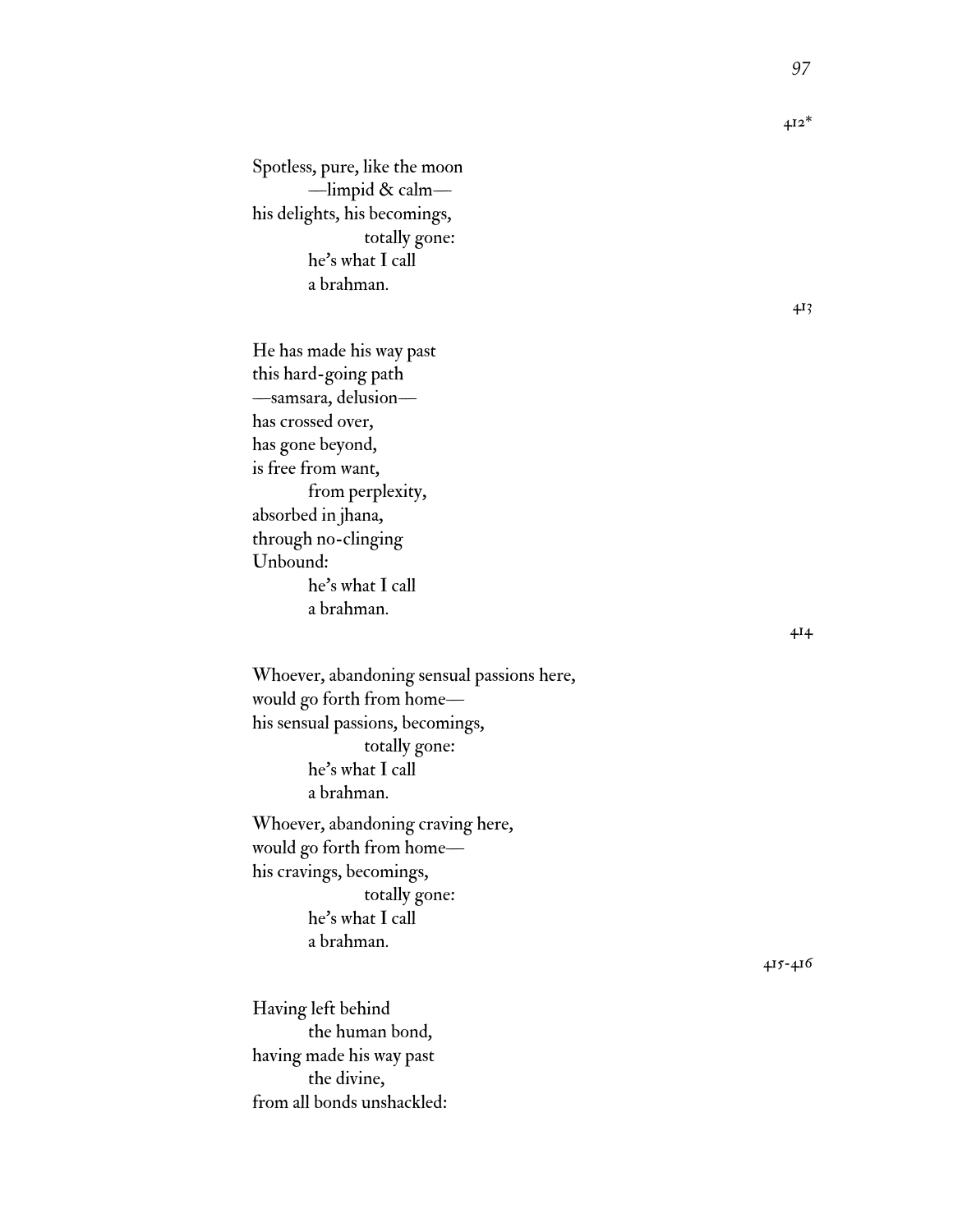412*

Spotless, pure, like the moon
    —limpid & calm—
his delights, his becomings,
        totally gone:
    he's what I call
    a brahman.

413

He has made his way past
this hard-going path
—samsara, delusion—
has crossed over,
has gone beyond,
is free from want,
    from perplexity,
absorbed in jhana,
through no-clinging
Unbound:
    he's what I call
    a brahman.

414

Whoever, abandoning sensual passions here,
would go forth from home—
his sensual passions, becomings,
        totally gone:
    he's what I call
    a brahman.

Whoever, abandoning craving here,
would go forth from home—
his cravings, becomings,
        totally gone:
    he's what I call
    a brahman.

415-416

Having left behind
    the human bond,
having made his way past
    the divine,
from all bonds unshackled: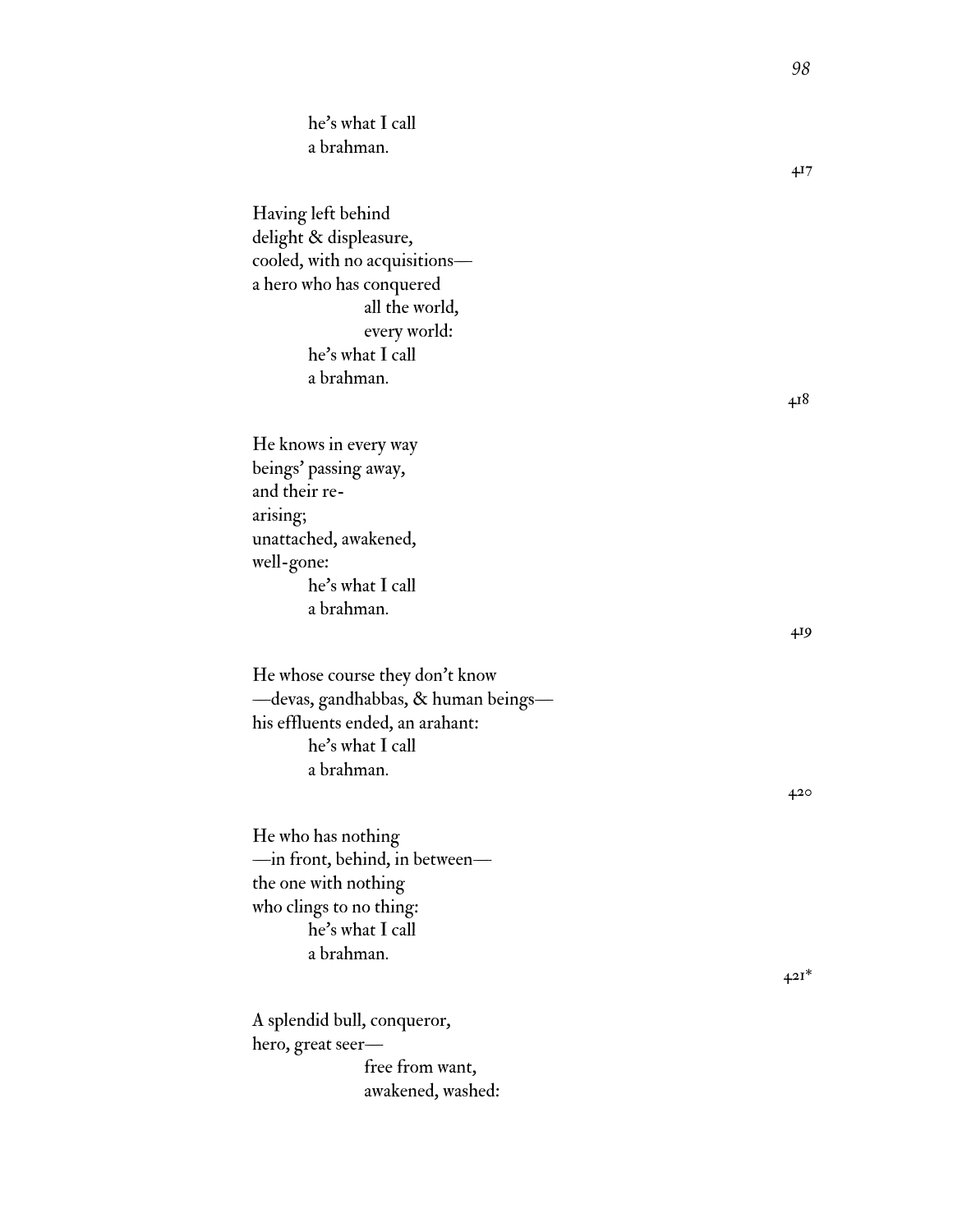he's what I call
a brahman.

417

Having left behind
delight & displeasure,
cooled, with no acquisitions—
a hero who has conquered
all the world,
every world:
he's what I call
a brahman.

418

He knows in every way
beings' passing away,
and their re-
arising;
unattached, awakened,
well-gone:
he's what I call
a brahman.

419

He whose course they don't know
—devas, gandhabbas, & human beings—
his effluents ended, an arahant:
he's what I call
a brahman.

420

He who has nothing
—in front, behind, in between—
the one with nothing
who clings to no thing:
he's what I call
a brahman.

421*

A splendid bull, conqueror,
hero, great seer—
free from want,
awakened, washed: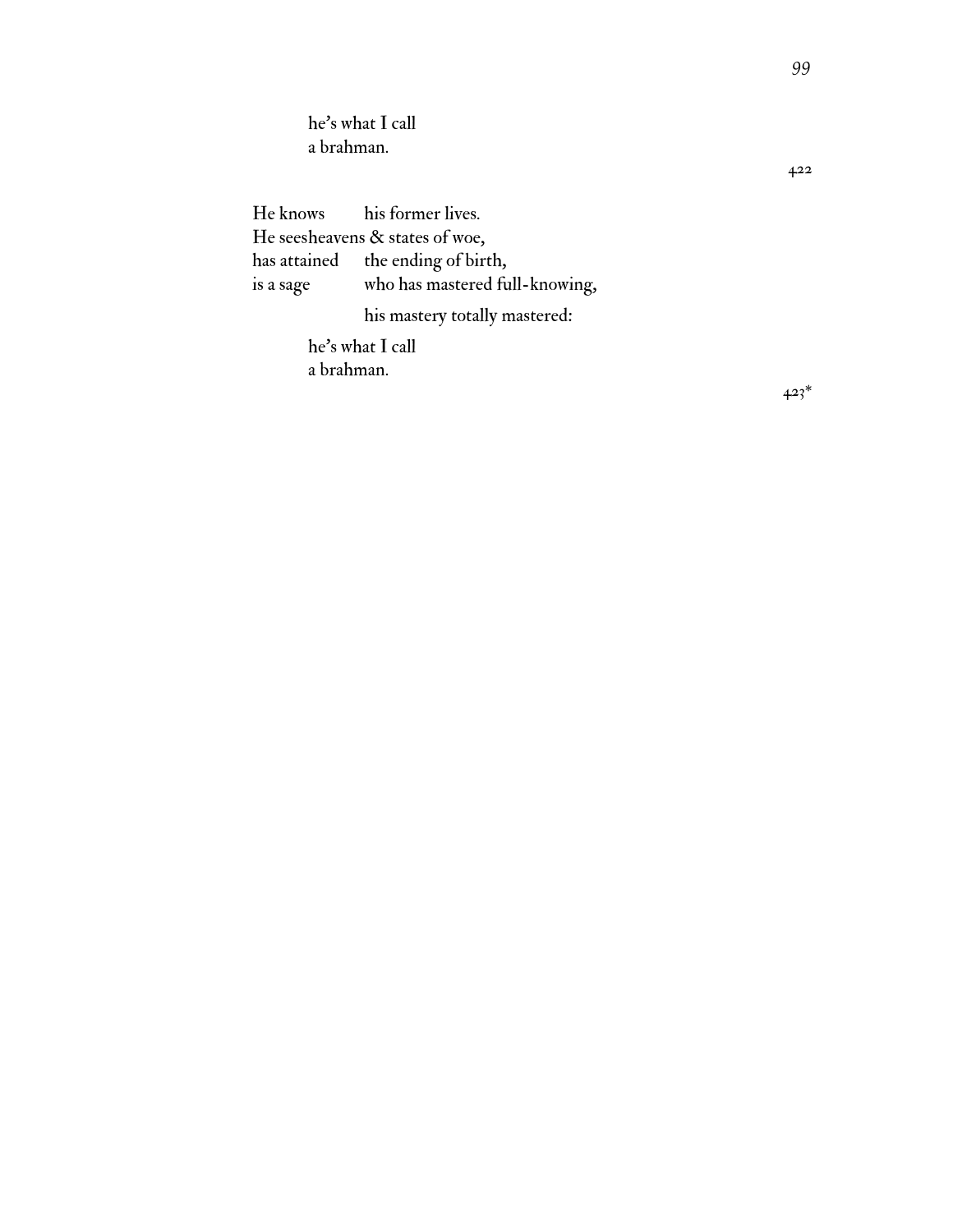he's what I call
a brahman.

422

He knows his former lives.
He sees heavens & states of woe,
has attained the ending of birth,
is a sage who has mastered full-knowing,
his mastery totally mastered:

he's what I call
a brahman.

423*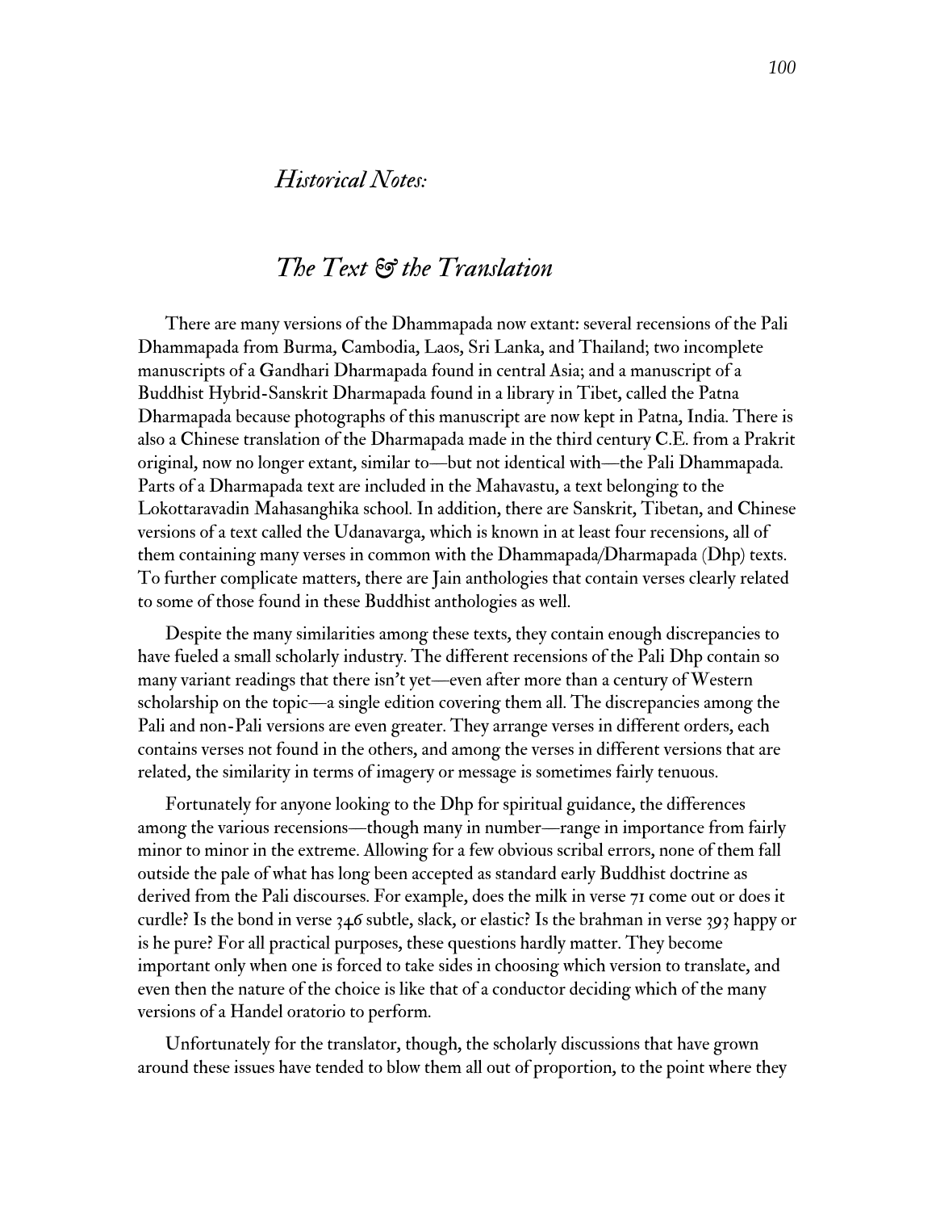## *Historical Notes:*

## *The Text & the Translation*

There are many versions of the Dhammapada now extant: several recensions of the Pali Dhammapada from Burma, Cambodia, Laos, Sri Lanka, and Thailand; two incomplete manuscripts of a Gandhari Dharmapada found in central Asia; and a manuscript of a Buddhist Hybrid-Sanskrit Dharmapada found in a library in Tibet, called the Patna Dharmapada because photographs of this manuscript are now kept in Patna, India. There is also a Chinese translation of the Dharmapada made in the third century C.E. from a Prakrit original, now no longer extant, similar to—but not identical with—the Pali Dhammapada. Parts of a Dharmapada text are included in the Mahavastu, a text belonging to the Lokottaravadin Mahasanghika school. In addition, there are Sanskrit, Tibetan, and Chinese versions of a text called the Udanavarga, which is known in at least four recensions, all of them containing many verses in common with the Dhammapada/Dharmapada (Dhp) texts. To further complicate matters, there are Jain anthologies that contain verses clearly related to some of those found in these Buddhist anthologies as well.

Despite the many similarities among these texts, they contain enough discrepancies to have fueled a small scholarly industry. The different recensions of the Pali Dhp contain so many variant readings that there isn't yet—even after more than a century of Western scholarship on the topic—a single edition covering them all. The discrepancies among the Pali and non-Pali versions are even greater. They arrange verses in different orders, each contains verses not found in the others, and among the verses in different versions that are related, the similarity in terms of imagery or message is sometimes fairly tenuous.

Fortunately for anyone looking to the Dhp for spiritual guidance, the differences among the various recensions—though many in number—range in importance from fairly minor to minor in the extreme. Allowing for a few obvious scribal errors, none of them fall outside the pale of what has long been accepted as standard early Buddhist doctrine as derived from the Pali discourses. For example, does the milk in verse 71 come out or does it curdle? Is the bond in verse 346 subtle, slack, or elastic? Is the brahman in verse 393 happy or is he pure? For all practical purposes, these questions hardly matter. They become important only when one is forced to take sides in choosing which version to translate, and even then the nature of the choice is like that of a conductor deciding which of the many versions of a Handel oratorio to perform.

Unfortunately for the translator, though, the scholarly discussions that have grown around these issues have tended to blow them all out of proportion, to the point where they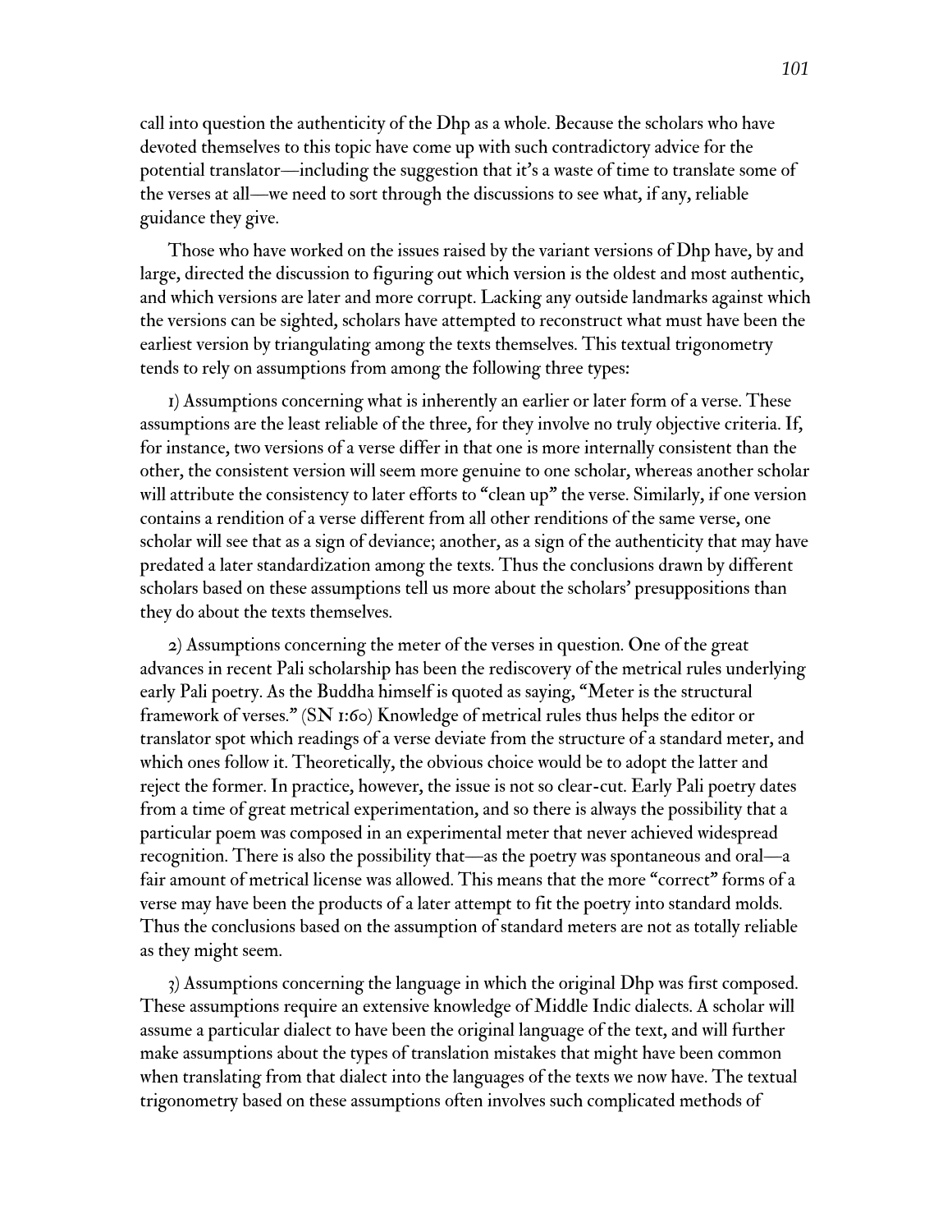call into question the authenticity of the Dhp as a whole. Because the scholars who have devoted themselves to this topic have come up with such contradictory advice for the potential translator—including the suggestion that it's a waste of time to translate some of the verses at all—we need to sort through the discussions to see what, if any, reliable guidance they give.

Those who have worked on the issues raised by the variant versions of Dhp have, by and large, directed the discussion to figuring out which version is the oldest and most authentic, and which versions are later and more corrupt. Lacking any outside landmarks against which the versions can be sighted, scholars have attempted to reconstruct what must have been the earliest version by triangulating among the texts themselves. This textual trigonometry tends to rely on assumptions from among the following three types:

1) Assumptions concerning what is inherently an earlier or later form of a verse. These assumptions are the least reliable of the three, for they involve no truly objective criteria. If, for instance, two versions of a verse differ in that one is more internally consistent than the other, the consistent version will seem more genuine to one scholar, whereas another scholar will attribute the consistency to later efforts to "clean up" the verse. Similarly, if one version contains a rendition of a verse different from all other renditions of the same verse, one scholar will see that as a sign of deviance; another, as a sign of the authenticity that may have predated a later standardization among the texts. Thus the conclusions drawn by different scholars based on these assumptions tell us more about the scholars' presuppositions than they do about the texts themselves.

2) Assumptions concerning the meter of the verses in question. One of the great advances in recent Pali scholarship has been the rediscovery of the metrical rules underlying early Pali poetry. As the Buddha himself is quoted as saying, "Meter is the structural framework of verses." (SN 1:60) Knowledge of metrical rules thus helps the editor or translator spot which readings of a verse deviate from the structure of a standard meter, and which ones follow it. Theoretically, the obvious choice would be to adopt the latter and reject the former. In practice, however, the issue is not so clear-cut. Early Pali poetry dates from a time of great metrical experimentation, and so there is always the possibility that a particular poem was composed in an experimental meter that never achieved widespread recognition. There is also the possibility that—as the poetry was spontaneous and oral—a fair amount of metrical license was allowed. This means that the more "correct" forms of a verse may have been the products of a later attempt to fit the poetry into standard molds. Thus the conclusions based on the assumption of standard meters are not as totally reliable as they might seem.

3) Assumptions concerning the language in which the original Dhp was first composed. These assumptions require an extensive knowledge of Middle Indic dialects. A scholar will assume a particular dialect to have been the original language of the text, and will further make assumptions about the types of translation mistakes that might have been common when translating from that dialect into the languages of the texts we now have. The textual trigonometry based on these assumptions often involves such complicated methods of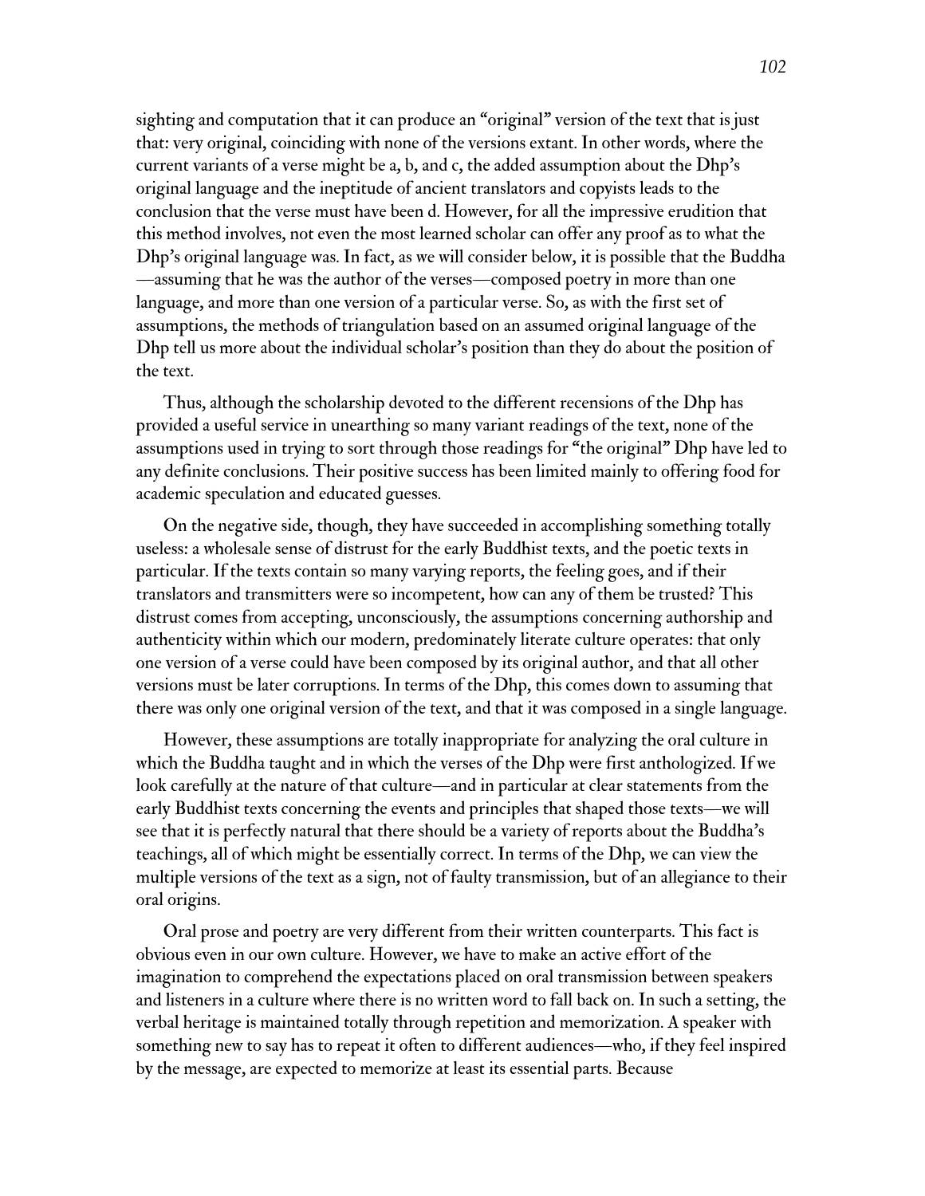sighting and computation that it can produce an "original" version of the text that is just that: very original, coinciding with none of the versions extant. In other words, where the current variants of a verse might be a, b, and c, the added assumption about the Dhp's original language and the ineptitude of ancient translators and copyists leads to the conclusion that the verse must have been d. However, for all the impressive erudition that this method involves, not even the most learned scholar can offer any proof as to what the Dhp's original language was. In fact, as we will consider below, it is possible that the Buddha—assuming that he was the author of the verses—composed poetry in more than one language, and more than one version of a particular verse. So, as with the first set of assumptions, the methods of triangulation based on an assumed original language of the Dhp tell us more about the individual scholar's position than they do about the position of the text.

Thus, although the scholarship devoted to the different recensions of the Dhp has provided a useful service in unearthing so many variant readings of the text, none of the assumptions used in trying to sort through those readings for "the original" Dhp have led to any definite conclusions. Their positive success has been limited mainly to offering food for academic speculation and educated guesses.

On the negative side, though, they have succeeded in accomplishing something totally useless: a wholesale sense of distrust for the early Buddhist texts, and the poetic texts in particular. If the texts contain so many varying reports, the feeling goes, and if their translators and transmitters were so incompetent, how can any of them be trusted? This distrust comes from accepting, unconsciously, the assumptions concerning authorship and authenticity within which our modern, predominately literate culture operates: that only one version of a verse could have been composed by its original author, and that all other versions must be later corruptions. In terms of the Dhp, this comes down to assuming that there was only one original version of the text, and that it was composed in a single language.

However, these assumptions are totally inappropriate for analyzing the oral culture in which the Buddha taught and in which the verses of the Dhp were first anthologized. If we look carefully at the nature of that culture—and in particular at clear statements from the early Buddhist texts concerning the events and principles that shaped those texts—we will see that it is perfectly natural that there should be a variety of reports about the Buddha's teachings, all of which might be essentially correct. In terms of the Dhp, we can view the multiple versions of the text as a sign, not of faulty transmission, but of an allegiance to their oral origins.

Oral prose and poetry are very different from their written counterparts. This fact is obvious even in our own culture. However, we have to make an active effort of the imagination to comprehend the expectations placed on oral transmission between speakers and listeners in a culture where there is no written word to fall back on. In such a setting, the verbal heritage is maintained totally through repetition and memorization. A speaker with something new to say has to repeat it often to different audiences—who, if they feel inspired by the message, are expected to memorize at least its essential parts. Because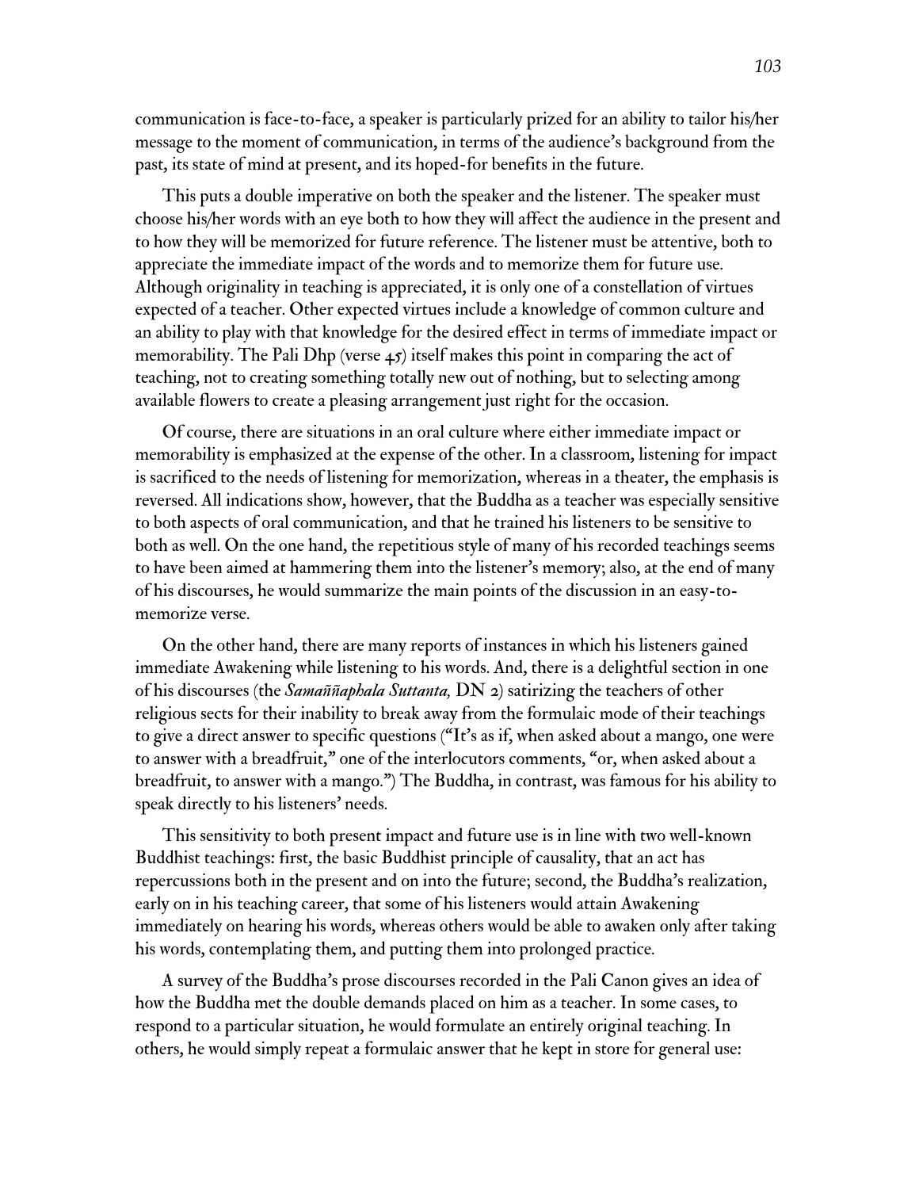communication is face-to-face, a speaker is particularly prized for an ability to tailor his/her message to the moment of communication, in terms of the audience's background from the past, its state of mind at present, and its hoped-for benefits in the future.

This puts a double imperative on both the speaker and the listener. The speaker must choose his/her words with an eye both to how they will affect the audience in the present and to how they will be memorized for future reference. The listener must be attentive, both to appreciate the immediate impact of the words and to memorize them for future use. Although originality in teaching is appreciated, it is only one of a constellation of virtues expected of a teacher. Other expected virtues include a knowledge of common culture and an ability to play with that knowledge for the desired effect in terms of immediate impact or memorability. The Pali Dhp (verse 45) itself makes this point in comparing the act of teaching, not to creating something totally new out of nothing, but to selecting among available flowers to create a pleasing arrangement just right for the occasion.

Of course, there are situations in an oral culture where either immediate impact or memorability is emphasized at the expense of the other. In a classroom, listening for impact is sacrificed to the needs of listening for memorization, whereas in a theater, the emphasis is reversed. All indications show, however, that the Buddha as a teacher was especially sensitive to both aspects of oral communication, and that he trained his listeners to be sensitive to both as well. On the one hand, the repetitious style of many of his recorded teachings seems to have been aimed at hammering them into the listener's memory; also, at the end of many of his discourses, he would summarize the main points of the discussion in an easy-to-memorize verse.

On the other hand, there are many reports of instances in which his listeners gained immediate Awakening while listening to his words. And, there is a delightful section in one of his discourses (the *Samaññaphala Suttanta,* DN 2) satirizing the teachers of other religious sects for their inability to break away from the formulaic mode of their teachings to give a direct answer to specific questions ("It's as if, when asked about a mango, one were to answer with a breadfruit," one of the interlocutors comments, "or, when asked about a breadfruit, to answer with a mango.") The Buddha, in contrast, was famous for his ability to speak directly to his listeners' needs.

This sensitivity to both present impact and future use is in line with two well-known Buddhist teachings: first, the basic Buddhist principle of causality, that an act has repercussions both in the present and on into the future; second, the Buddha's realization, early on in his teaching career, that some of his listeners would attain Awakening immediately on hearing his words, whereas others would be able to awaken only after taking his words, contemplating them, and putting them into prolonged practice.

A survey of the Buddha's prose discourses recorded in the Pali Canon gives an idea of how the Buddha met the double demands placed on him as a teacher. In some cases, to respond to a particular situation, he would formulate an entirely original teaching. In others, he would simply repeat a formulaic answer that he kept in store for general use: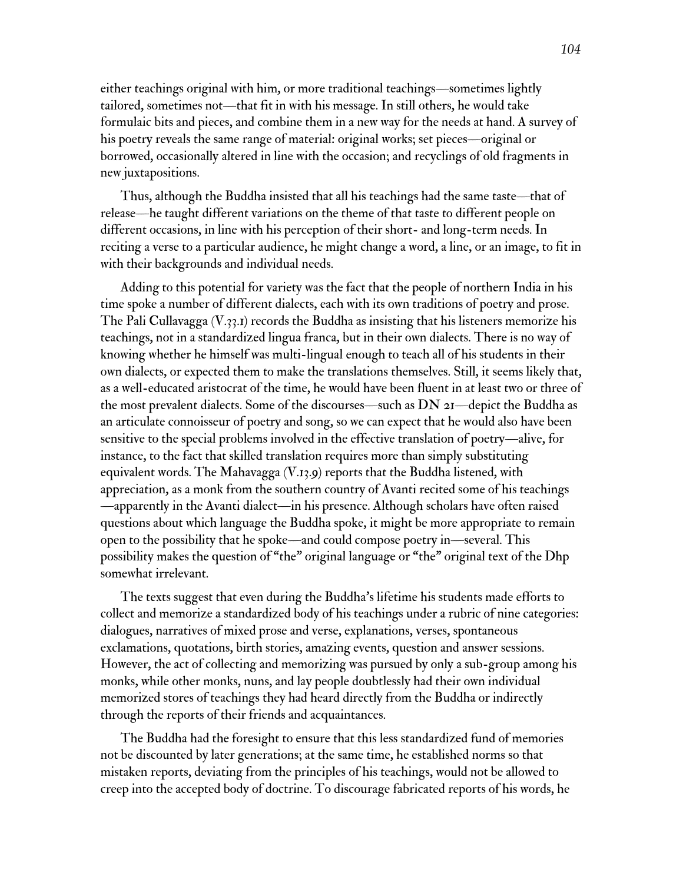either teachings original with him, or more traditional teachings—sometimes lightly tailored, sometimes not—that fit in with his message. In still others, he would take formulaic bits and pieces, and combine them in a new way for the needs at hand. A survey of his poetry reveals the same range of material: original works; set pieces—original or borrowed, occasionally altered in line with the occasion; and recyclings of old fragments in new juxtapositions.

Thus, although the Buddha insisted that all his teachings had the same taste—that of release—he taught different variations on the theme of that taste to different people on different occasions, in line with his perception of their short- and long-term needs. In reciting a verse to a particular audience, he might change a word, a line, or an image, to fit in with their backgrounds and individual needs.

Adding to this potential for variety was the fact that the people of northern India in his time spoke a number of different dialects, each with its own traditions of poetry and prose. The Pali Cullavagga (V.33.1) records the Buddha as insisting that his listeners memorize his teachings, not in a standardized lingua franca, but in their own dialects. There is no way of knowing whether he himself was multi-lingual enough to teach all of his students in their own dialects, or expected them to make the translations themselves. Still, it seems likely that, as a well-educated aristocrat of the time, he would have been fluent in at least two or three of the most prevalent dialects. Some of the discourses—such as DN 21—depict the Buddha as an articulate connoisseur of poetry and song, so we can expect that he would also have been sensitive to the special problems involved in the effective translation of poetry—alive, for instance, to the fact that skilled translation requires more than simply substituting equivalent words. The Mahavagga (V.13.9) reports that the Buddha listened, with appreciation, as a monk from the southern country of Avanti recited some of his teachings—apparently in the Avanti dialect—in his presence. Although scholars have often raised questions about which language the Buddha spoke, it might be more appropriate to remain open to the possibility that he spoke—and could compose poetry in—several. This possibility makes the question of "the" original language or "the" original text of the Dhp somewhat irrelevant.

The texts suggest that even during the Buddha's lifetime his students made efforts to collect and memorize a standardized body of his teachings under a rubric of nine categories: dialogues, narratives of mixed prose and verse, explanations, verses, spontaneous exclamations, quotations, birth stories, amazing events, question and answer sessions. However, the act of collecting and memorizing was pursued by only a sub-group among his monks, while other monks, nuns, and lay people doubtlessly had their own individual memorized stores of teachings they had heard directly from the Buddha or indirectly through the reports of their friends and acquaintances.

The Buddha had the foresight to ensure that this less standardized fund of memories not be discounted by later generations; at the same time, he established norms so that mistaken reports, deviating from the principles of his teachings, would not be allowed to creep into the accepted body of doctrine. To discourage fabricated reports of his words, he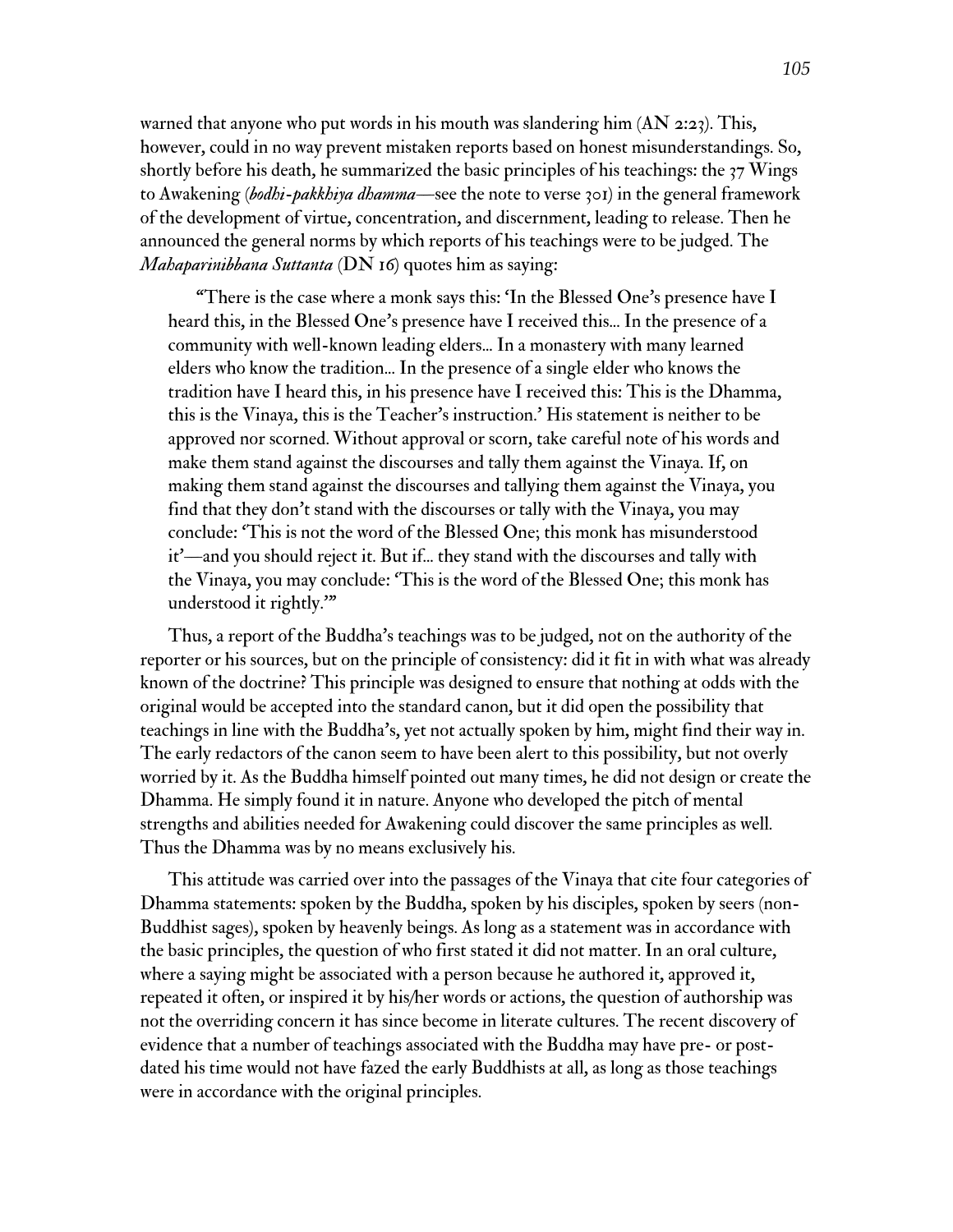warned that anyone who put words in his mouth was slandering him (AN 2:23). This, however, could in no way prevent mistaken reports based on honest misunderstandings. So, shortly before his death, he summarized the basic principles of his teachings: the 37 Wings to Awakening (*bodhi-pakkhiya dhamma*—see the note to verse 301) in the general framework of the development of virtue, concentration, and discernment, leading to release. Then he announced the general norms by which reports of his teachings were to be judged. The *Mahaparinibbana Suttanta* (DN 16) quotes him as saying:

> "There is the case where a monk says this: 'In the Blessed One's presence have I heard this, in the Blessed One's presence have I received this... In the presence of a community with well-known leading elders... In a monastery with many learned elders who know the tradition... In the presence of a single elder who knows the tradition have I heard this, in his presence have I received this: This is the Dhamma, this is the Vinaya, this is the Teacher's instruction.' His statement is neither to be approved nor scorned. Without approval or scorn, take careful note of his words and make them stand against the discourses and tally them against the Vinaya. If, on making them stand against the discourses and tallying them against the Vinaya, you find that they don't stand with the discourses or tally with the Vinaya, you may conclude: 'This is not the word of the Blessed One; this monk has misunderstood it'—and you should reject it. But if... they stand with the discourses and tally with the Vinaya, you may conclude: 'This is the word of the Blessed One; this monk has understood it rightly.'"

Thus, a report of the Buddha's teachings was to be judged, not on the authority of the reporter or his sources, but on the principle of consistency: did it fit in with what was already known of the doctrine? This principle was designed to ensure that nothing at odds with the original would be accepted into the standard canon, but it did open the possibility that teachings in line with the Buddha's, yet not actually spoken by him, might find their way in. The early redactors of the canon seem to have been alert to this possibility, but not overly worried by it. As the Buddha himself pointed out many times, he did not design or create the Dhamma. He simply found it in nature. Anyone who developed the pitch of mental strengths and abilities needed for Awakening could discover the same principles as well. Thus the Dhamma was by no means exclusively his.

This attitude was carried over into the passages of the Vinaya that cite four categories of Dhamma statements: spoken by the Buddha, spoken by his disciples, spoken by seers (non-Buddhist sages), spoken by heavenly beings. As long as a statement was in accordance with the basic principles, the question of who first stated it did not matter. In an oral culture, where a saying might be associated with a person because he authored it, approved it, repeated it often, or inspired it by his/her words or actions, the question of authorship was not the overriding concern it has since become in literate cultures. The recent discovery of evidence that a number of teachings associated with the Buddha may have pre- or post-dated his time would not have fazed the early Buddhists at all, as long as those teachings were in accordance with the original principles.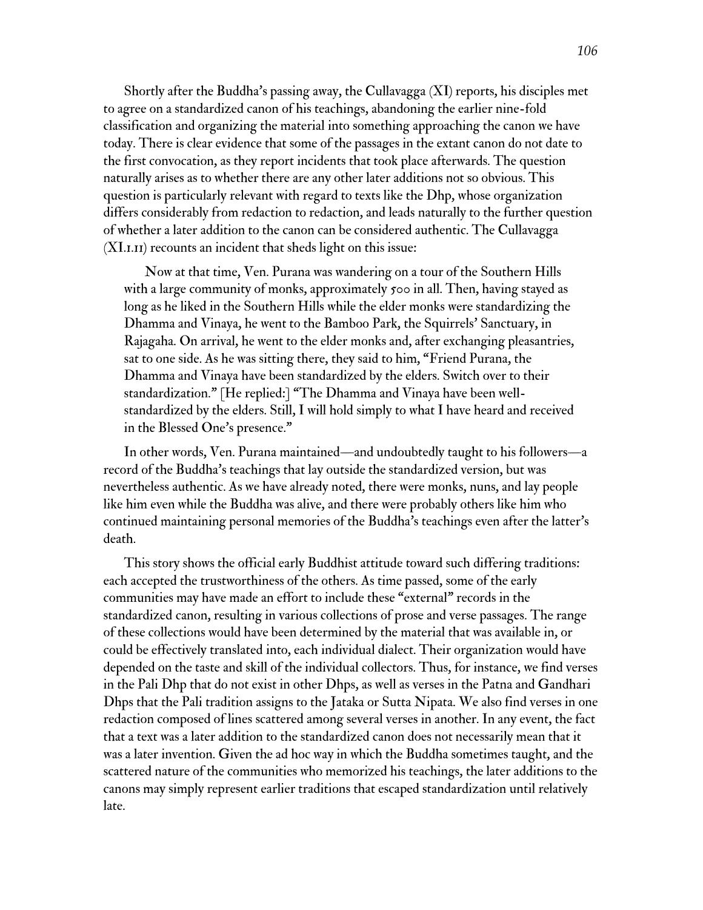Shortly after the Buddha's passing away, the Cullavagga (XI) reports, his disciples met to agree on a standardized canon of his teachings, abandoning the earlier nine-fold classification and organizing the material into something approaching the canon we have today. There is clear evidence that some of the passages in the extant canon do not date to the first convocation, as they report incidents that took place afterwards. The question naturally arises as to whether there are any other later additions not so obvious. This question is particularly relevant with regard to texts like the Dhp, whose organization differs considerably from redaction to redaction, and leads naturally to the further question of whether a later addition to the canon can be considered authentic. The Cullavagga (XI.1.11) recounts an incident that sheds light on this issue:

> Now at that time, Ven. Purana was wandering on a tour of the Southern Hills with a large community of monks, approximately 500 in all. Then, having stayed as long as he liked in the Southern Hills while the elder monks were standardizing the Dhamma and Vinaya, he went to the Bamboo Park, the Squirrels' Sanctuary, in Rajagaha. On arrival, he went to the elder monks and, after exchanging pleasantries, sat to one side. As he was sitting there, they said to him, "Friend Purana, the Dhamma and Vinaya have been standardized by the elders. Switch over to their standardization." [He replied:] "The Dhamma and Vinaya have been well-standardized by the elders. Still, I will hold simply to what I have heard and received in the Blessed One's presence."

In other words, Ven. Purana maintained—and undoubtedly taught to his followers—a record of the Buddha's teachings that lay outside the standardized version, but was nevertheless authentic. As we have already noted, there were monks, nuns, and lay people like him even while the Buddha was alive, and there were probably others like him who continued maintaining personal memories of the Buddha's teachings even after the latter's death.

This story shows the official early Buddhist attitude toward such differing traditions: each accepted the trustworthiness of the others. As time passed, some of the early communities may have made an effort to include these "external" records in the standardized canon, resulting in various collections of prose and verse passages. The range of these collections would have been determined by the material that was available in, or could be effectively translated into, each individual dialect. Their organization would have depended on the taste and skill of the individual collectors. Thus, for instance, we find verses in the Pali Dhp that do not exist in other Dhps, as well as verses in the Patna and Gandhari Dhps that the Pali tradition assigns to the Jataka or Sutta Nipata. We also find verses in one redaction composed of lines scattered among several verses in another. In any event, the fact that a text was a later addition to the standardized canon does not necessarily mean that it was a later invention. Given the ad hoc way in which the Buddha sometimes taught, and the scattered nature of the communities who memorized his teachings, the later additions to the canons may simply represent earlier traditions that escaped standardization until relatively late.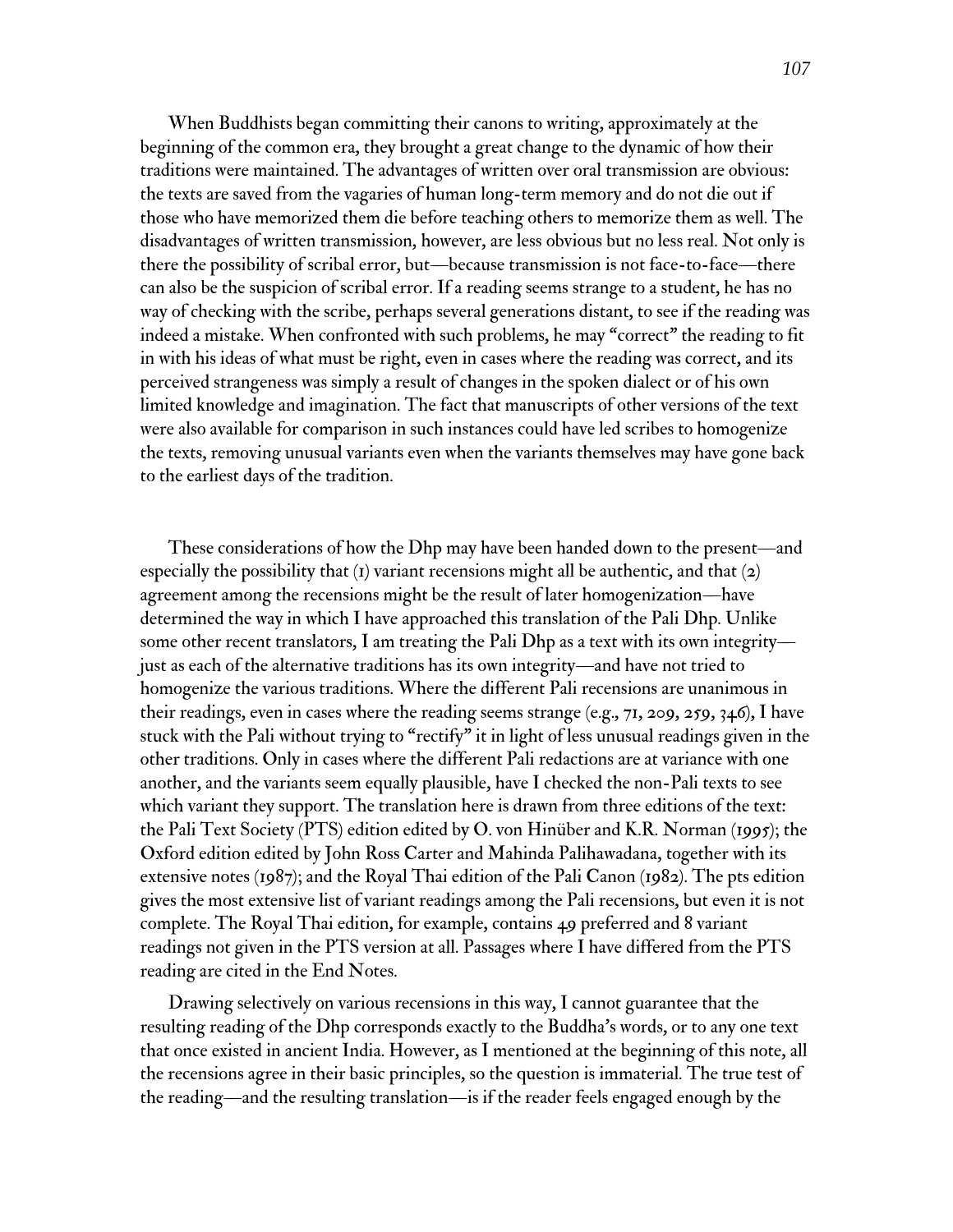When Buddhists began committing their canons to writing, approximately at the beginning of the common era, they brought a great change to the dynamic of how their traditions were maintained. The advantages of written over oral transmission are obvious: the texts are saved from the vagaries of human long-term memory and do not die out if those who have memorized them die before teaching others to memorize them as well. The disadvantages of written transmission, however, are less obvious but no less real. Not only is there the possibility of scribal error, but—because transmission is not face-to-face—there can also be the suspicion of scribal error. If a reading seems strange to a student, he has no way of checking with the scribe, perhaps several generations distant, to see if the reading was indeed a mistake. When confronted with such problems, he may "correct" the reading to fit in with his ideas of what must be right, even in cases where the reading was correct, and its perceived strangeness was simply a result of changes in the spoken dialect or of his own limited knowledge and imagination. The fact that manuscripts of other versions of the text were also available for comparison in such instances could have led scribes to homogenize the texts, removing unusual variants even when the variants themselves may have gone back to the earliest days of the tradition.

These considerations of how the Dhp may have been handed down to the present—and especially the possibility that (1) variant recensions might all be authentic, and that (2) agreement among the recensions might be the result of later homogenization—have determined the way in which I have approached this translation of the Pali Dhp. Unlike some other recent translators, I am treating the Pali Dhp as a text with its own integrity—just as each of the alternative traditions has its own integrity—and have not tried to homogenize the various traditions. Where the different Pali recensions are unanimous in their readings, even in cases where the reading seems strange (e.g., 71, 209, 259, 346), I have stuck with the Pali without trying to "rectify" it in light of less unusual readings given in the other traditions. Only in cases where the different Pali redactions are at variance with one another, and the variants seem equally plausible, have I checked the non-Pali texts to see which variant they support. The translation here is drawn from three editions of the text: the Pali Text Society (PTS) edition edited by O. von Hinüber and K.R. Norman (1995); the Oxford edition edited by John Ross Carter and Mahinda Palihawadana, together with its extensive notes (1987); and the Royal Thai edition of the Pali Canon (1982). The pts edition gives the most extensive list of variant readings among the Pali recensions, but even it is not complete. The Royal Thai edition, for example, contains 49 preferred and 8 variant readings not given in the PTS version at all. Passages where I have differed from the PTS reading are cited in the End Notes.

Drawing selectively on various recensions in this way, I cannot guarantee that the resulting reading of the Dhp corresponds exactly to the Buddha's words, or to any one text that once existed in ancient India. However, as I mentioned at the beginning of this note, all the recensions agree in their basic principles, so the question is immaterial. The true test of the reading—and the resulting translation—is if the reader feels engaged enough by the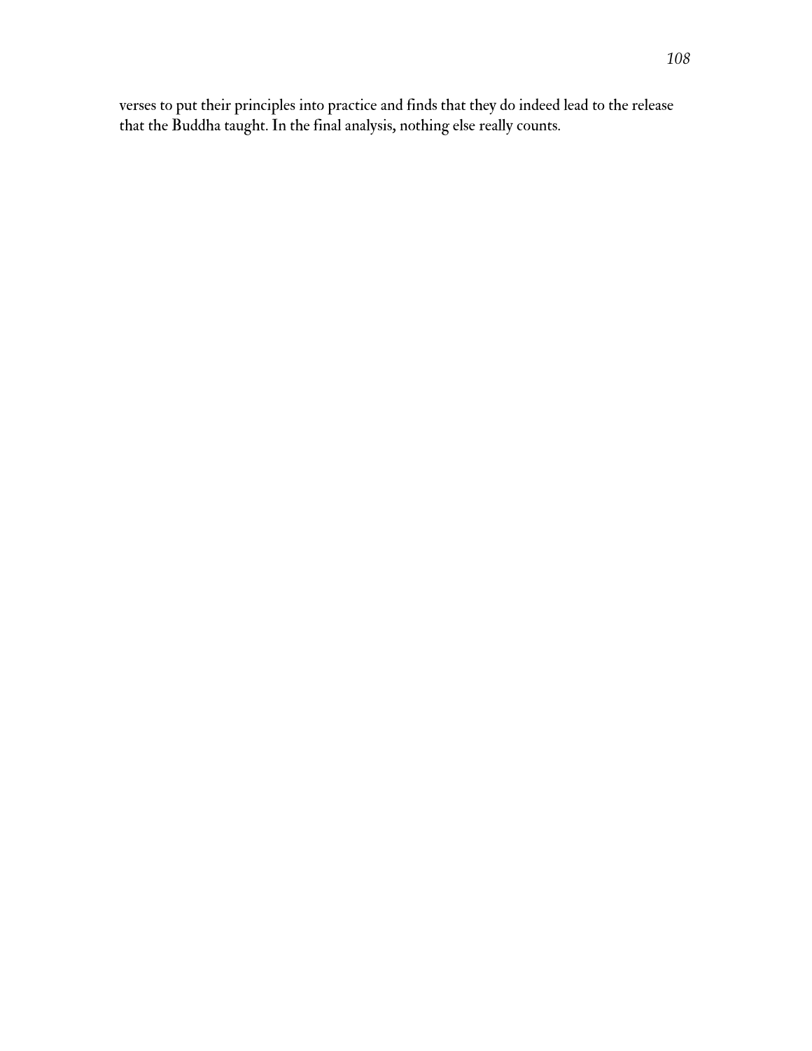verses to put their principles into practice and finds that they do indeed lead to the release that the Buddha taught. In the final analysis, nothing else really counts.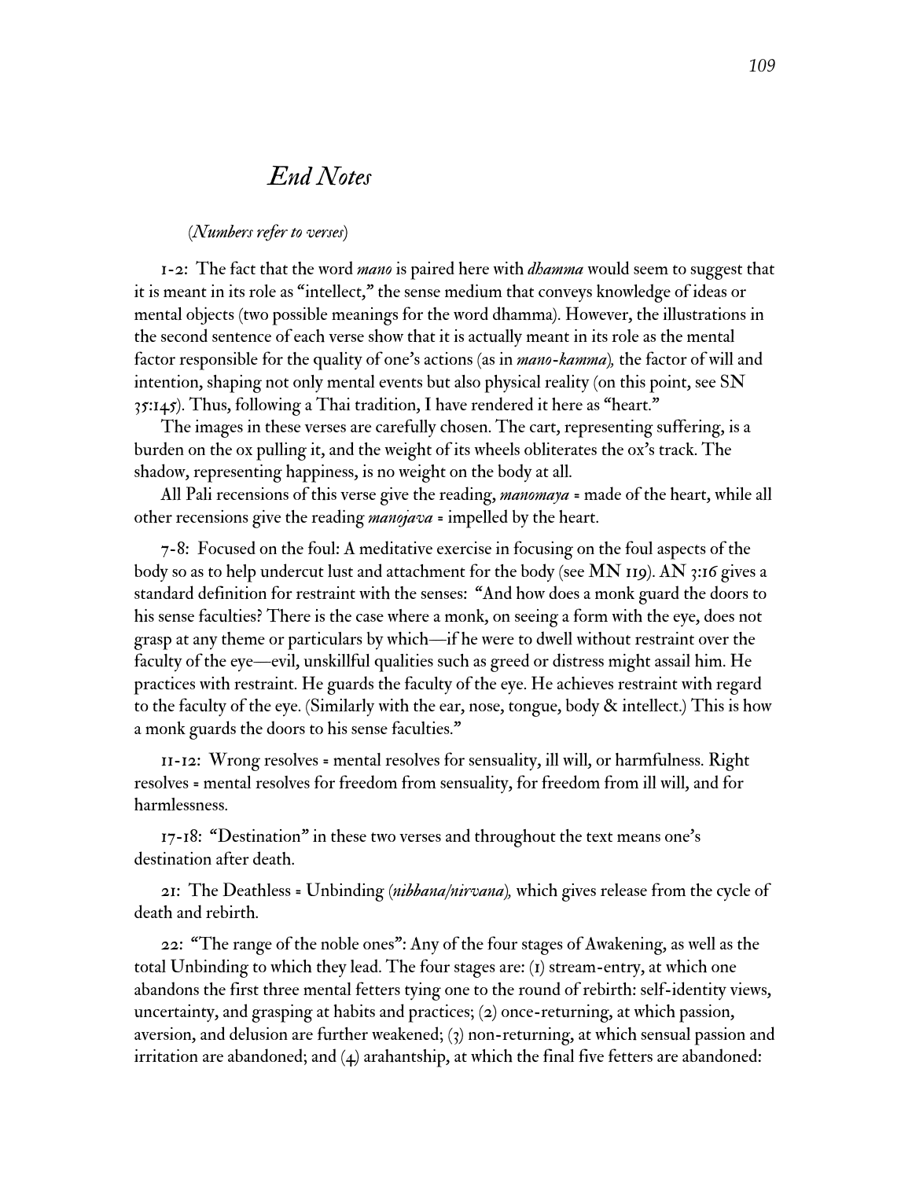# *End Notes*

*(Numbers refer to verses)*

1-2: The fact that the word *mano* is paired here with *dhamma* would seem to suggest that it is meant in its role as "intellect," the sense medium that conveys knowledge of ideas or mental objects (two possible meanings for the word dhamma). However, the illustrations in the second sentence of each verse show that it is actually meant in its role as the mental factor responsible for the quality of one's actions (as in *mano-kamma*), the factor of will and intention, shaping not only mental events but also physical reality (on this point, see SN 35:145). Thus, following a Thai tradition, I have rendered it here as "heart."

The images in these verses are carefully chosen. The cart, representing suffering, is a burden on the ox pulling it, and the weight of its wheels obliterates the ox's track. The shadow, representing happiness, is no weight on the body at all.

All Pali recensions of this verse give the reading, *manomaya* = made of the heart, while all other recensions give the reading *manojava* = impelled by the heart.

7-8: Focused on the foul: A meditative exercise in focusing on the foul aspects of the body so as to help undercut lust and attachment for the body (see MN 119). AN 3:16 gives a standard definition for restraint with the senses: "And how does a monk guard the doors to his sense faculties? There is the case where a monk, on seeing a form with the eye, does not grasp at any theme or particulars by which—if he were to dwell without restraint over the faculty of the eye—evil, unskillful qualities such as greed or distress might assail him. He practices with restraint. He guards the faculty of the eye. He achieves restraint with regard to the faculty of the eye. (Similarly with the ear, nose, tongue, body & intellect.) This is how a monk guards the doors to his sense faculties."

11-12: Wrong resolves = mental resolves for sensuality, ill will, or harmfulness. Right resolves = mental resolves for freedom from sensuality, for freedom from ill will, and for harmlessness.

17-18: "Destination" in these two verses and throughout the text means one's destination after death.

21: The Deathless = Unbinding (*nibbana/nirvana*), which gives release from the cycle of death and rebirth.

22: "The range of the noble ones": Any of the four stages of Awakening, as well as the total Unbinding to which they lead. The four stages are: (1) stream-entry, at which one abandons the first three mental fetters tying one to the round of rebirth: self-identity views, uncertainty, and grasping at habits and practices; (2) once-returning, at which passion, aversion, and delusion are further weakened; (3) non-returning, at which sensual passion and irritation are abandoned; and (4) arahantship, at which the final five fetters are abandoned: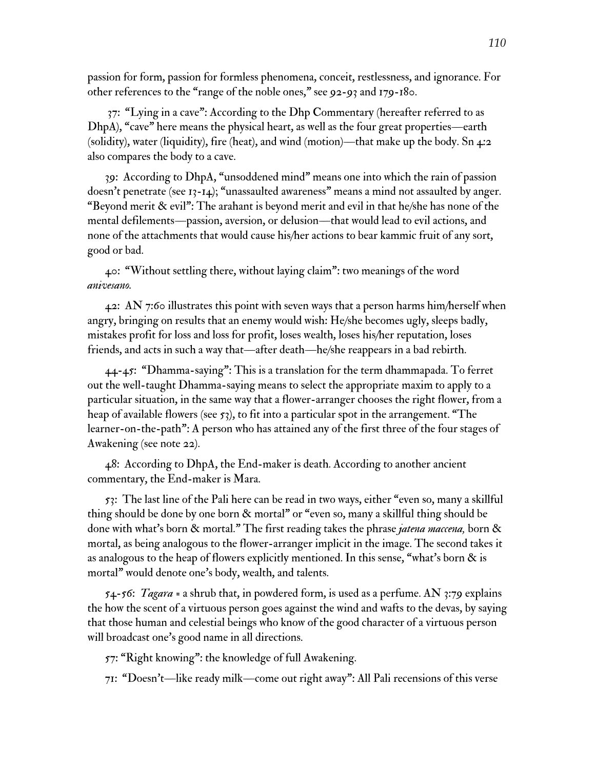passion for form, passion for formless phenomena, conceit, restlessness, and ignorance. For other references to the "range of the noble ones," see 92-93 and 179-180.

37: "Lying in a cave": According to the Dhp Commentary (hereafter referred to as DhpA), "cave" here means the physical heart, as well as the four great properties—earth (solidity), water (liquidity), fire (heat), and wind (motion)—that make up the body. Sn 4:2 also compares the body to a cave.

39: According to DhpA, "unsoddened mind" means one into which the rain of passion doesn't penetrate (see 13-14); "unassaulted awareness" means a mind not assaulted by anger. "Beyond merit & evil": The arahant is beyond merit and evil in that he/she has none of the mental defilements—passion, aversion, or delusion—that would lead to evil actions, and none of the attachments that would cause his/her actions to bear kammic fruit of any sort, good or bad.

40: "Without settling there, without laying claim": two meanings of the word *anivesano.*

42: AN 7:60 illustrates this point with seven ways that a person harms him/herself when angry, bringing on results that an enemy would wish: He/she becomes ugly, sleeps badly, mistakes profit for loss and loss for profit, loses wealth, loses his/her reputation, loses friends, and acts in such a way that—after death—he/she reappears in a bad rebirth.

44-45: "Dhamma-saying": This is a translation for the term dhammapada. To ferret out the well-taught Dhamma-saying means to select the appropriate maxim to apply to a particular situation, in the same way that a flower-arranger chooses the right flower, from a heap of available flowers (see 53), to fit into a particular spot in the arrangement. "The learner-on-the-path": A person who has attained any of the first three of the four stages of Awakening (see note 22).

48: According to DhpA, the End-maker is death. According to another ancient commentary, the End-maker is Mara.

53: The last line of the Pali here can be read in two ways, either "even so, many a skillful thing should be done by one born & mortal" or "even so, many a skillful thing should be done with what's born & mortal." The first reading takes the phrase *jatena maccena,* born & mortal, as being analogous to the flower-arranger implicit in the image. The second takes it as analogous to the heap of flowers explicitly mentioned. In this sense, "what's born & is mortal" would denote one's body, wealth, and talents.

54-56: *Tagara* = a shrub that, in powdered form, is used as a perfume. AN 3:79 explains the how the scent of a virtuous person goes against the wind and wafts to the devas, by saying that those human and celestial beings who know of the good character of a virtuous person will broadcast one's good name in all directions.

57: "Right knowing": the knowledge of full Awakening.

71: "Doesn't—like ready milk—come out right away": All Pali recensions of this verse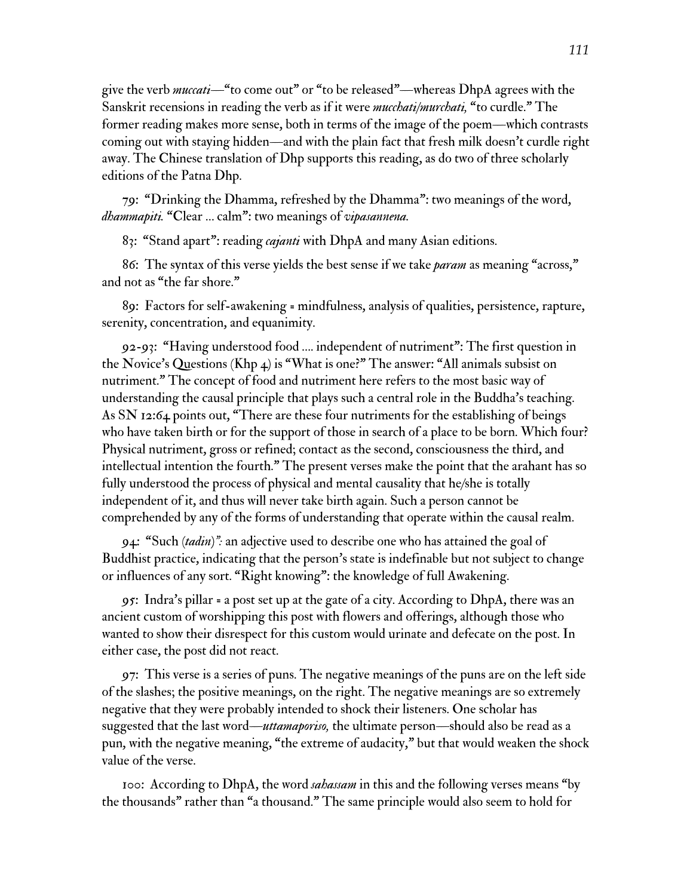give the verb *muccati*—"to come out" or "to be released"—whereas DhpA agrees with the Sanskrit recensions in reading the verb as if it were *mucchati/murchati,* "to curdle." The former reading makes more sense, both in terms of the image of the poem—which contrasts coming out with staying hidden—and with the plain fact that fresh milk doesn't curdle right away. The Chinese translation of Dhp supports this reading, as do two of three scholarly editions of the Patna Dhp.

*79:* "Drinking the Dhamma, refreshed by the Dhamma": two meanings of the word, *dhammapiti.* "Clear ... calm": two meanings of *vipasannena.*

*83:* "Stand apart": reading *cajanti* with DhpA and many Asian editions.

*86:* The syntax of this verse yields the best sense if we take *param* as meaning "across," and not as "the far shore."

*89:* Factors for self-awakening = mindfulness, analysis of qualities, persistence, rapture, serenity, concentration, and equanimity.

*92-93:* "Having understood food .... independent of nutriment": The first question in the Novice's Questions (Khp 4) is "What is one?" The answer: "All animals subsist on nutriment." The concept of food and nutriment here refers to the most basic way of understanding the causal principle that plays such a central role in the Buddha's teaching. As SN 12:64 points out, "There are these four nutriments for the establishing of beings who have taken birth or for the support of those in search of a place to be born. Which four? Physical nutriment, gross or refined; contact as the second, consciousness the third, and intellectual intention the fourth." The present verses make the point that the arahant has so fully understood the process of physical and mental causality that he/she is totally independent of it, and thus will never take birth again. Such a person cannot be comprehended by any of the forms of understanding that operate within the causal realm.

*94:* "Such (*tadin*)": an adjective used to describe one who has attained the goal of Buddhist practice, indicating that the person's state is indefinable but not subject to change or influences of any sort. "Right knowing": the knowledge of full Awakening.

*95:* Indra's pillar = a post set up at the gate of a city. According to DhpA, there was an ancient custom of worshipping this post with flowers and offerings, although those who wanted to show their disrespect for this custom would urinate and defecate on the post. In either case, the post did not react.

*97:* This verse is a series of puns. The negative meanings of the puns are on the left side of the slashes; the positive meanings, on the right. The negative meanings are so extremely negative that they were probably intended to shock their listeners. One scholar has suggested that the last word—*uttamaporiso,* the ultimate person—should also be read as a pun, with the negative meaning, "the extreme of audacity," but that would weaken the shock value of the verse.

*100:* According to DhpA, the word *sahassam* in this and the following verses means "by the thousands" rather than "a thousand." The same principle would also seem to hold for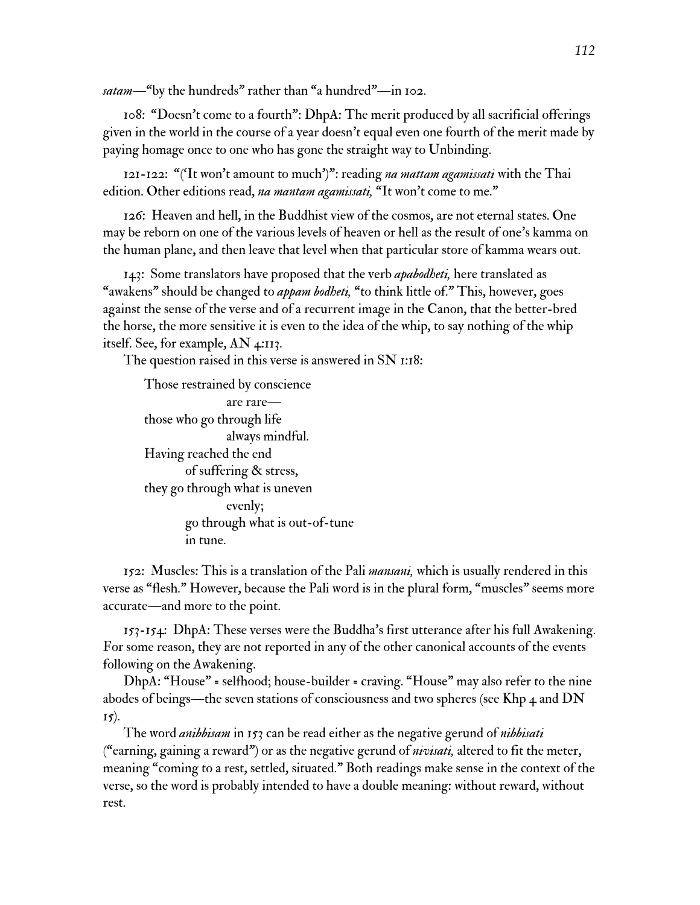*satam*—"by the hundreds" rather than "a hundred"—in 102.

108: "Doesn't come to a fourth": DhpA: The merit produced by all sacrificial offerings given in the world in the course of a year doesn't equal even one fourth of the merit made by paying homage once to one who has gone the straight way to Unbinding.

121-122: "('It won't amount to much')": reading *na mattam agamissati* with the Thai edition. Other editions read, *na mantam agamissati,* "It won't come to me."

126: Heaven and hell, in the Buddhist view of the cosmos, are not eternal states. One may be reborn on one of the various levels of heaven or hell as the result of one's kamma on the human plane, and then leave that level when that particular store of kamma wears out.

143: Some translators have proposed that the verb *apabodheti,* here translated as "awakens" should be changed to *appam bodheti,* "to think little of." This, however, goes against the sense of the verse and of a recurrent image in the Canon, that the better-bred the horse, the more sensitive it is even to the idea of the whip, to say nothing of the whip itself. See, for example, AN 4:113.

The question raised in this verse is answered in SN 1:18:

> Those restrained by conscience
> are rare—
> those who go through life
> always mindful.
> Having reached the end
> of suffering & stress,
> they go through what is uneven
> evenly;
> go through what is out-of-tune
> in tune.

152: Muscles: This is a translation of the Pali *mansani,* which is usually rendered in this verse as "flesh." However, because the Pali word is in the plural form, "muscles" seems more accurate—and more to the point.

153-154: DhpA: These verses were the Buddha's first utterance after his full Awakening. For some reason, they are not reported in any of the other canonical accounts of the events following on the Awakening.

DhpA: "House" = selfhood; house-builder = craving. "House" may also refer to the nine abodes of beings—the seven stations of consciousness and two spheres (see Khp 4 and DN 15).

The word *anibbisam* in 153 can be read either as the negative gerund of *nibbisati* ("earning, gaining a reward") or as the negative gerund of *nivisati,* altered to fit the meter, meaning "coming to a rest, settled, situated." Both readings make sense in the context of the verse, so the word is probably intended to have a double meaning: without reward, without rest.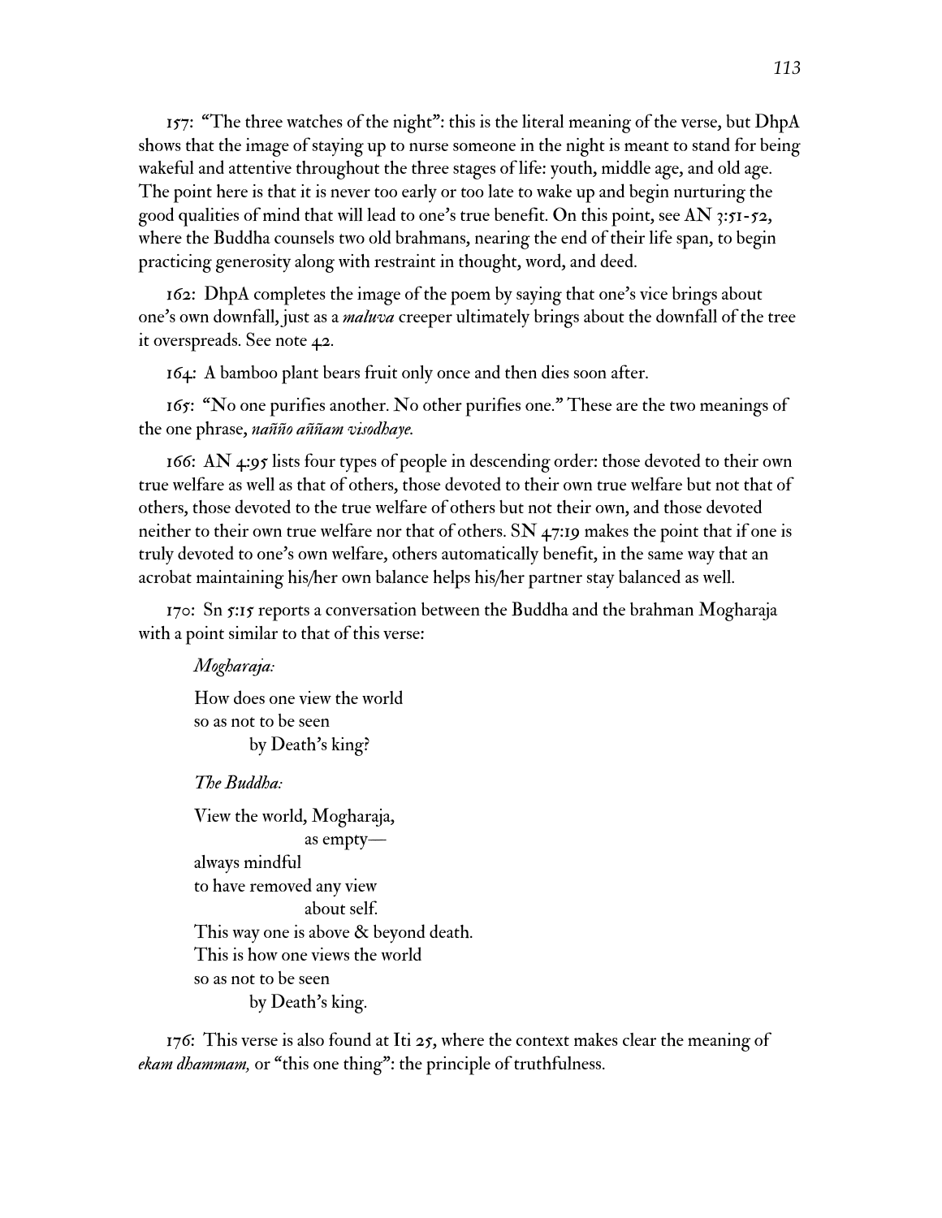157: "The three watches of the night": this is the literal meaning of the verse, but DhpA shows that the image of staying up to nurse someone in the night is meant to stand for being wakeful and attentive throughout the three stages of life: youth, middle age, and old age. The point here is that it is never too early or too late to wake up and begin nurturing the good qualities of mind that will lead to one's true benefit. On this point, see AN 3:51-52, where the Buddha counsels two old brahmans, nearing the end of their life span, to begin practicing generosity along with restraint in thought, word, and deed.

162: DhpA completes the image of the poem by saying that one's vice brings about one's own downfall, just as a *maluva* creeper ultimately brings about the downfall of the tree it overspreads. See note 42.

164: A bamboo plant bears fruit only once and then dies soon after.

165: "No one purifies another. No other purifies one." These are the two meanings of the one phrase, *nañño aññam visodhaye.*

166: AN 4:95 lists four types of people in descending order: those devoted to their own true welfare as well as that of others, those devoted to their own true welfare but not that of others, those devoted to the true welfare of others but not their own, and those devoted neither to their own true welfare nor that of others. SN 47:19 makes the point that if one is truly devoted to one's own welfare, others automatically benefit, in the same way that an acrobat maintaining his/her own balance helps his/her partner stay balanced as well.

170: Sn 5:15 reports a conversation between the Buddha and the brahman Mogharaja with a point similar to that of this verse:

> *Mogharaja:*
>
> How does one view the world
> so as not to be seen
> by Death's king?
>
> *The Buddha:*
>
> View the world, Mogharaja,
> as empty—
> always mindful
> to have removed any view
> about self.
> This way one is above & beyond death.
> This is how one views the world
> so as not to be seen
> by Death's king.

176: This verse is also found at Iti 25, where the context makes clear the meaning of *ekam dhammam,* or "this one thing": the principle of truthfulness.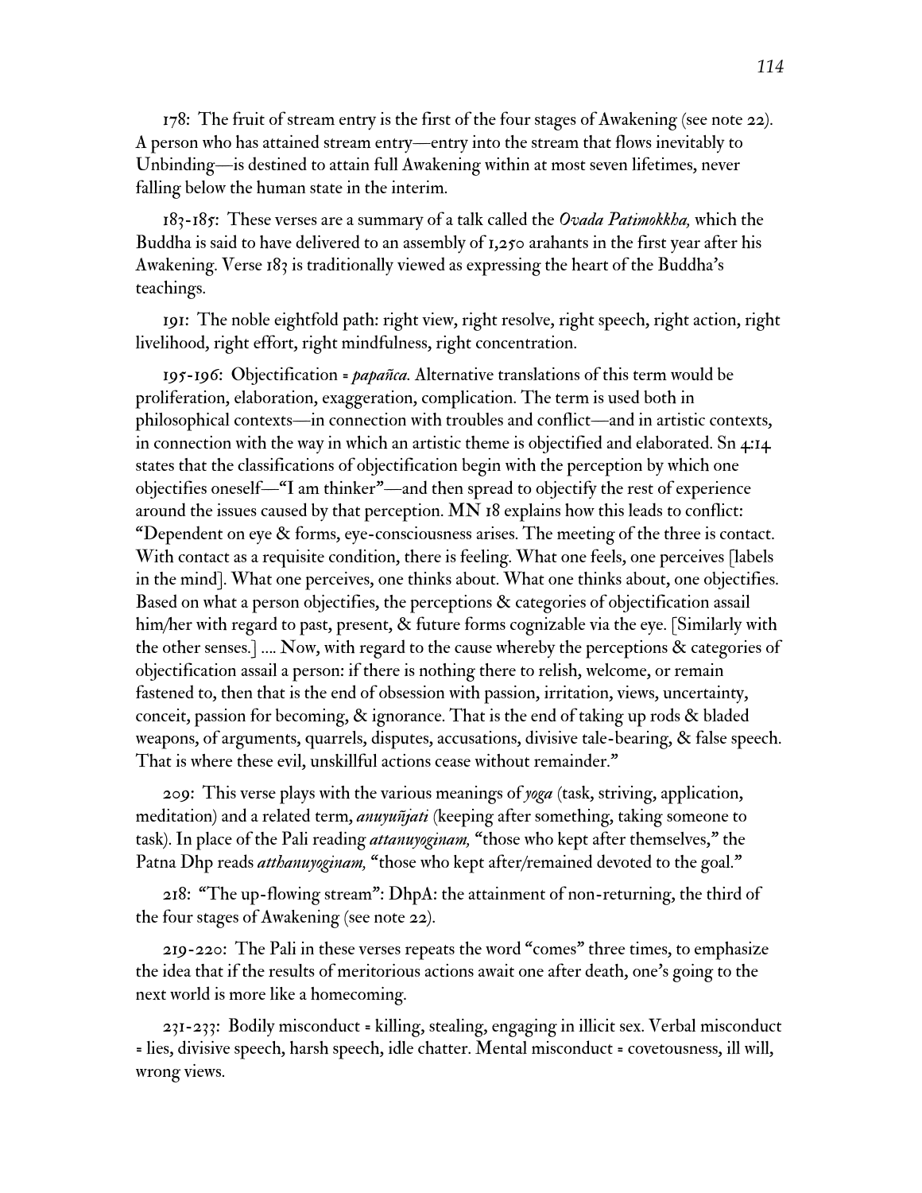178: The fruit of stream entry is the first of the four stages of Awakening (see note 22). A person who has attained stream entry—entry into the stream that flows inevitably to Unbinding—is destined to attain full Awakening within at most seven lifetimes, never falling below the human state in the interim.

183-185: These verses are a summary of a talk called the *Ovada Patimokkha,* which the Buddha is said to have delivered to an assembly of 1,250 arahants in the first year after his Awakening. Verse 183 is traditionally viewed as expressing the heart of the Buddha's teachings.

191: The noble eightfold path: right view, right resolve, right speech, right action, right livelihood, right effort, right mindfulness, right concentration.

195-196: Objectification = *papañca.* Alternative translations of this term would be proliferation, elaboration, exaggeration, complication. The term is used both in philosophical contexts—in connection with troubles and conflict—and in artistic contexts, in connection with the way in which an artistic theme is objectified and elaborated. Sn 4:14 states that the classifications of objectification begin with the perception by which one objectifies oneself—"I am thinker"—and then spread to objectify the rest of experience around the issues caused by that perception. MN 18 explains how this leads to conflict: "Dependent on eye & forms, eye-consciousness arises. The meeting of the three is contact. With contact as a requisite condition, there is feeling. What one feels, one perceives [labels in the mind]. What one perceives, one thinks about. What one thinks about, one objectifies. Based on what a person objectifies, the perceptions & categories of objectification assail him/her with regard to past, present, & future forms cognizable via the eye. [Similarly with the other senses.] .... Now, with regard to the cause whereby the perceptions & categories of objectification assail a person: if there is nothing there to relish, welcome, or remain fastened to, then that is the end of obsession with passion, irritation, views, uncertainty, conceit, passion for becoming, & ignorance. That is the end of taking up rods & bladed weapons, of arguments, quarrels, disputes, accusations, divisive tale-bearing, & false speech. That is where these evil, unskillful actions cease without remainder."

209: This verse plays with the various meanings of *yoga* (task, striving, application, meditation) and a related term, *anuyuñjati* (keeping after something, taking someone to task). In place of the Pali reading *attanuyoginam,* "those who kept after themselves," the Patna Dhp reads *atthanuyoginam,* "those who kept after/remained devoted to the goal."

218: "The up-flowing stream": DhpA: the attainment of non-returning, the third of the four stages of Awakening (see note 22).

219-220: The Pali in these verses repeats the word "comes" three times, to emphasize the idea that if the results of meritorious actions await one after death, one's going to the next world is more like a homecoming.

231-233: Bodily misconduct = killing, stealing, engaging in illicit sex. Verbal misconduct = lies, divisive speech, harsh speech, idle chatter. Mental misconduct = covetousness, ill will, wrong views.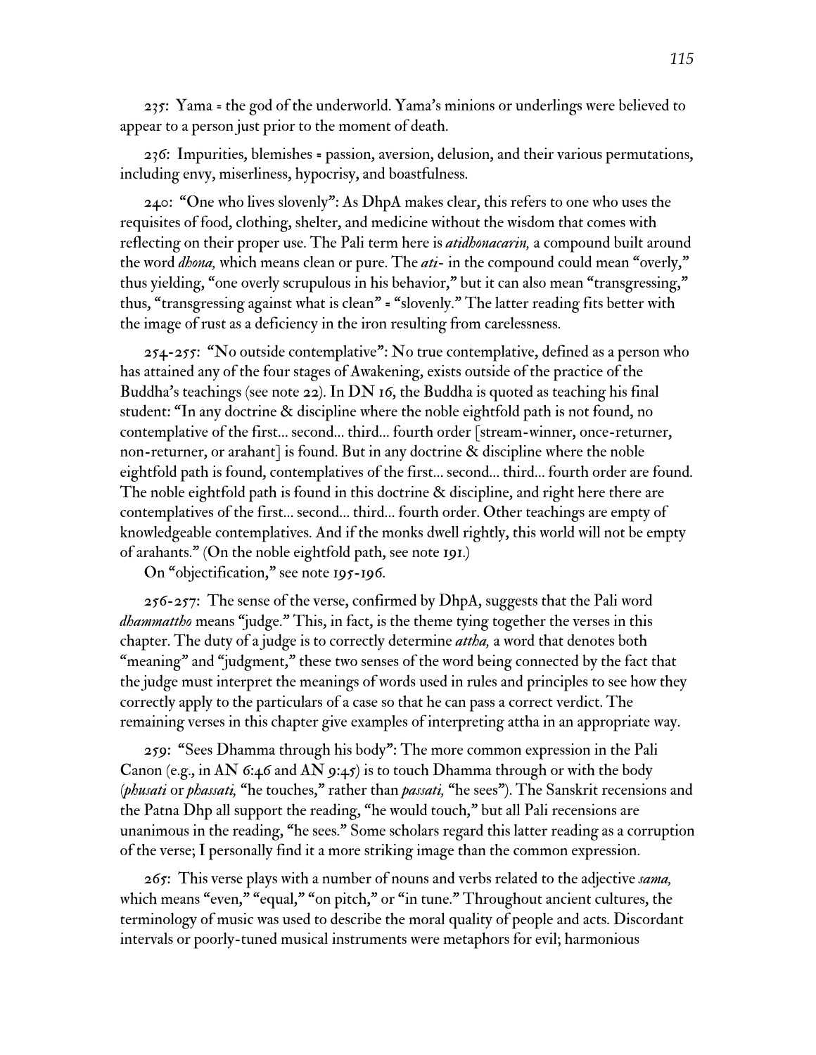235: Yama = the god of the underworld. Yama's minions or underlings were believed to appear to a person just prior to the moment of death.

236: Impurities, blemishes = passion, aversion, delusion, and their various permutations, including envy, miserliness, hypocrisy, and boastfulness.

240: "One who lives slovenly": As DhpA makes clear, this refers to one who uses the requisites of food, clothing, shelter, and medicine without the wisdom that comes with reflecting on their proper use. The Pali term here is ***atidhonacarin,*** a compound built around the word *dhona,* which means clean or pure. The ***ati-*** in the compound could mean "overly," thus yielding, "one overly scrupulous in his behavior," but it can also mean "transgressing," thus, "transgressing against what is clean" = "slovenly." The latter reading fits better with the image of rust as a deficiency in the iron resulting from carelessness.

254-255: "No outside contemplative": No true contemplative, defined as a person who has attained any of the four stages of Awakening, exists outside of the practice of the Buddha's teachings (see note 22). In DN 16, the Buddha is quoted as teaching his final student: "In any doctrine & discipline where the noble eightfold path is not found, no contemplative of the first... second... third... fourth order [stream-winner, once-returner, non-returner, or arahant] is found. But in any doctrine & discipline where the noble eightfold path is found, contemplatives of the first... second... third... fourth order are found. The noble eightfold path is found in this doctrine & discipline, and right here there are contemplatives of the first... second... third... fourth order. Other teachings are empty of knowledgeable contemplatives. And if the monks dwell rightly, this world will not be empty of arahants." (On the noble eightfold path, see note 191.)

On "objectification," see note 195-196.

256-257: The sense of the verse, confirmed by DhpA, suggests that the Pali word *dhammattho* means "judge." This, in fact, is the theme tying together the verses in this chapter. The duty of a judge is to correctly determine ***attha,*** a word that denotes both "meaning" and "judgment," these two senses of the word being connected by the fact that the judge must interpret the meanings of words used in rules and principles to see how they correctly apply to the particulars of a case so that he can pass a correct verdict. The remaining verses in this chapter give examples of interpreting attha in an appropriate way.

259: "Sees Dhamma through his body": The more common expression in the Pali Canon (e.g., in AN 6:46 and AN 9:45) is to touch Dhamma through or with the body (*phusati* or *phassati,* "he touches," rather than *passati,* "he sees"). The Sanskrit recensions and the Patna Dhp all support the reading, "he would touch," but all Pali recensions are unanimous in the reading, "he sees." Some scholars regard this latter reading as a corruption of the verse; I personally find it a more striking image than the common expression.

265: This verse plays with a number of nouns and verbs related to the adjective ***sama,*** which means "even," "equal," "on pitch," or "in tune." Throughout ancient cultures, the terminology of music was used to describe the moral quality of people and acts. Discordant intervals or poorly-tuned musical instruments were metaphors for evil; harmonious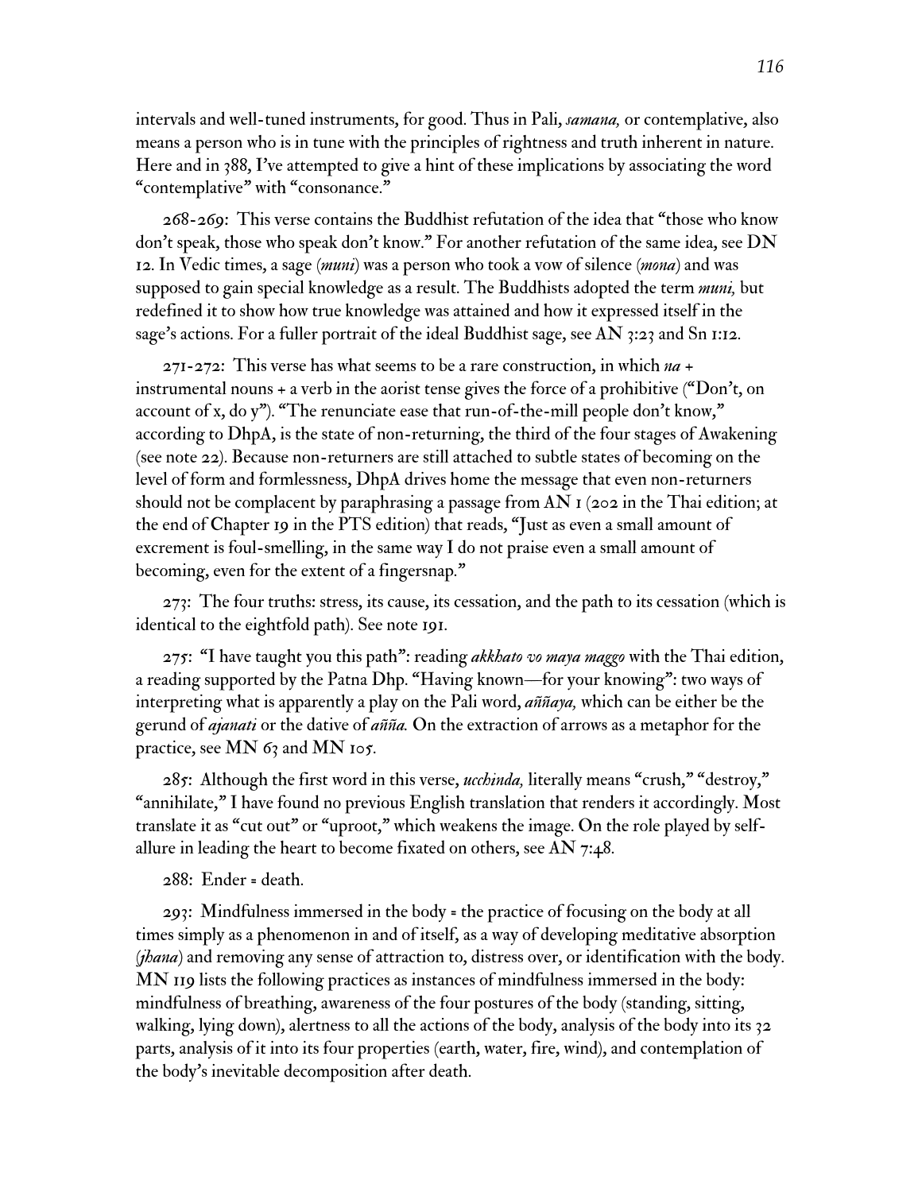intervals and well-tuned instruments, for good. Thus in Pali, *samana,* or contemplative, also means a person who is in tune with the principles of rightness and truth inherent in nature. Here and in 388, I've attempted to give a hint of these implications by associating the word "contemplative" with "consonance."

268-269: This verse contains the Buddhist refutation of the idea that "those who know don't speak, those who speak don't know." For another refutation of the same idea, see DN 12. In Vedic times, a sage (*muni*) was a person who took a vow of silence (*mona*) and was supposed to gain special knowledge as a result. The Buddhists adopted the term *muni,* but redefined it to show how true knowledge was attained and how it expressed itself in the sage's actions. For a fuller portrait of the ideal Buddhist sage, see AN 3:23 and Sn 1:12.

271-272: This verse has what seems to be a rare construction, in which *na* + instrumental nouns + a verb in the aorist tense gives the force of a prohibitive ("Don't, on account of x, do y"). "The renunciate ease that run-of-the-mill people don't know," according to DhpA, is the state of non-returning, the third of the four stages of Awakening (see note 22). Because non-returners are still attached to subtle states of becoming on the level of form and formlessness, DhpA drives home the message that even non-returners should not be complacent by paraphrasing a passage from AN 1 (202 in the Thai edition; at the end of Chapter 19 in the PTS edition) that reads, "Just as even a small amount of excrement is foul-smelling, in the same way I do not praise even a small amount of becoming, even for the extent of a fingersnap."

273: The four truths: stress, its cause, its cessation, and the path to its cessation (which is identical to the eightfold path). See note 191.

275: "I have taught you this path": reading *akkhato vo maya maggo* with the Thai edition, a reading supported by the Patna Dhp. "Having known—for your knowing": two ways of interpreting what is apparently a play on the Pali word, *aññaya,* which can be either be the gerund of *ajanati* or the dative of *añña.* On the extraction of arrows as a metaphor for the practice, see MN 63 and MN 105.

285: Although the first word in this verse, *ucchinda,* literally means "crush," "destroy," "annihilate," I have found no previous English translation that renders it accordingly. Most translate it as "cut out" or "uproot," which weakens the image. On the role played by self-allure in leading the heart to become fixated on others, see AN 7:48.

288: Ender = death.

293: Mindfulness immersed in the body = the practice of focusing on the body at all times simply as a phenomenon in and of itself, as a way of developing meditative absorption (*jhana*) and removing any sense of attraction to, distress over, or identification with the body. MN 119 lists the following practices as instances of mindfulness immersed in the body: mindfulness of breathing, awareness of the four postures of the body (standing, sitting, walking, lying down), alertness to all the actions of the body, analysis of the body into its 32 parts, analysis of it into its four properties (earth, water, fire, wind), and contemplation of the body's inevitable decomposition after death.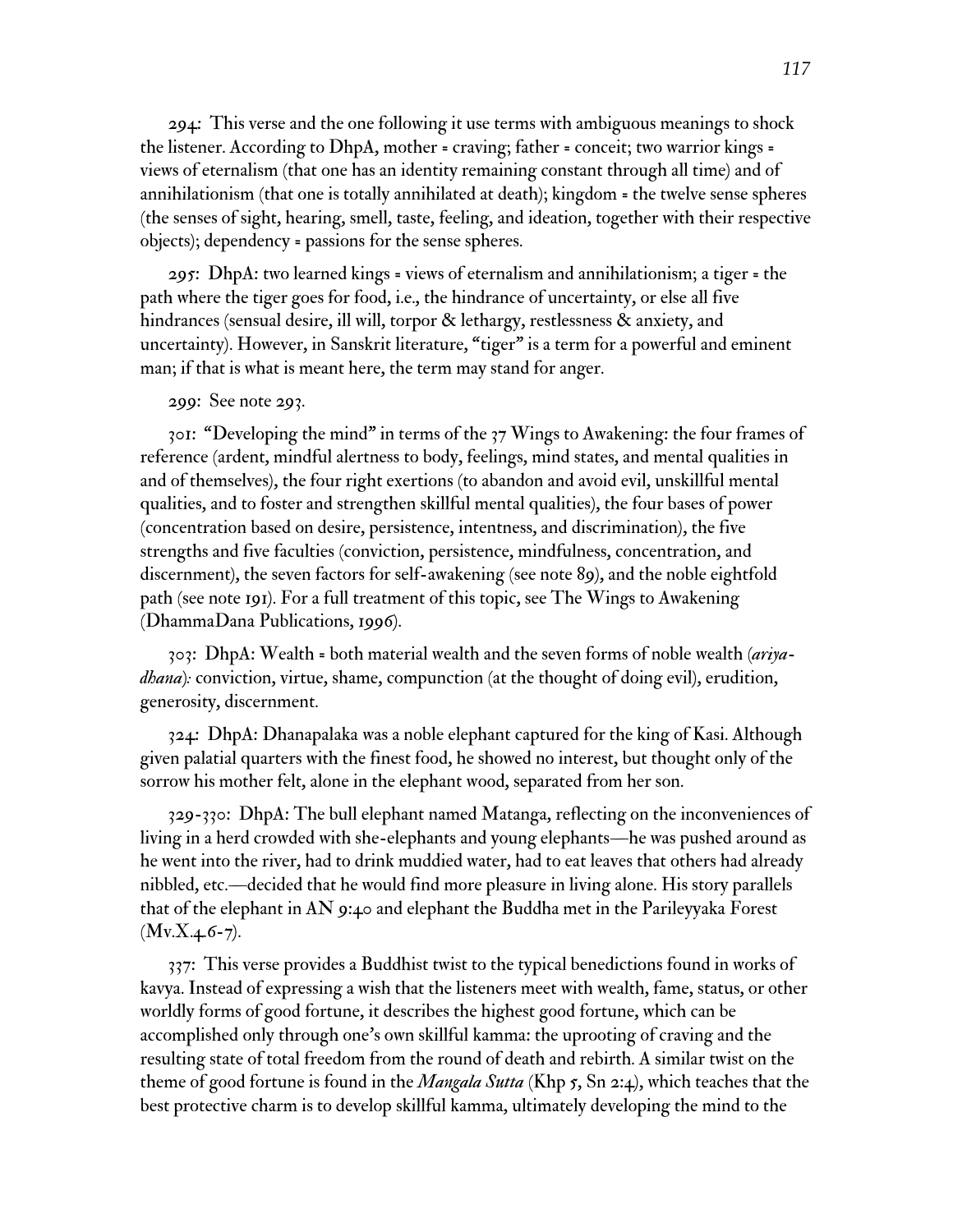294: This verse and the one following it use terms with ambiguous meanings to shock the listener. According to DhpA, mother = craving; father = conceit; two warrior kings = views of eternalism (that one has an identity remaining constant through all time) and of annihilationism (that one is totally annihilated at death); kingdom = the twelve sense spheres (the senses of sight, hearing, smell, taste, feeling, and ideation, together with their respective objects); dependency = passions for the sense spheres.

295: DhpA: two learned kings = views of eternalism and annihilationism; a tiger = the path where the tiger goes for food, i.e., the hindrance of uncertainty, or else all five hindrances (sensual desire, ill will, torpor & lethargy, restlessness & anxiety, and uncertainty). However, in Sanskrit literature, "tiger" is a term for a powerful and eminent man; if that is what is meant here, the term may stand for anger.

299: See note 293.

301: "Developing the mind" in terms of the 37 Wings to Awakening: the four frames of reference (ardent, mindful alertness to body, feelings, mind states, and mental qualities in and of themselves), the four right exertions (to abandon and avoid evil, unskillful mental qualities, and to foster and strengthen skillful mental qualities), the four bases of power (concentration based on desire, persistence, intentness, and discrimination), the five strengths and five faculties (conviction, persistence, mindfulness, concentration, and discernment), the seven factors for self-awakening (see note 89), and the noble eightfold path (see note 191). For a full treatment of this topic, see The Wings to Awakening (DhammaDana Publications, 1996).

303: DhpA: Wealth = both material wealth and the seven forms of noble wealth (*ariya-dhana*)*:* conviction, virtue, shame, compunction (at the thought of doing evil), erudition, generosity, discernment.

324: DhpA: Dhanapalaka was a noble elephant captured for the king of Kasi. Although given palatial quarters with the finest food, he showed no interest, but thought only of the sorrow his mother felt, alone in the elephant wood, separated from her son.

329-330: DhpA: The bull elephant named Matanga, reflecting on the inconveniences of living in a herd crowded with she-elephants and young elephants—he was pushed around as he went into the river, had to drink muddied water, had to eat leaves that others had already nibbled, etc.—decided that he would find more pleasure in living alone. His story parallels that of the elephant in AN 9:40 and elephant the Buddha met in the Parileyyaka Forest (Mv.X.4.6-7).

337: This verse provides a Buddhist twist to the typical benedictions found in works of kavya. Instead of expressing a wish that the listeners meet with wealth, fame, status, or other worldly forms of good fortune, it describes the highest good fortune, which can be accomplished only through one's own skillful kamma: the uprooting of craving and the resulting state of total freedom from the round of death and rebirth. A similar twist on the theme of good fortune is found in the *Mangala Sutta* (Khp 5, Sn 2:4), which teaches that the best protective charm is to develop skillful kamma, ultimately developing the mind to the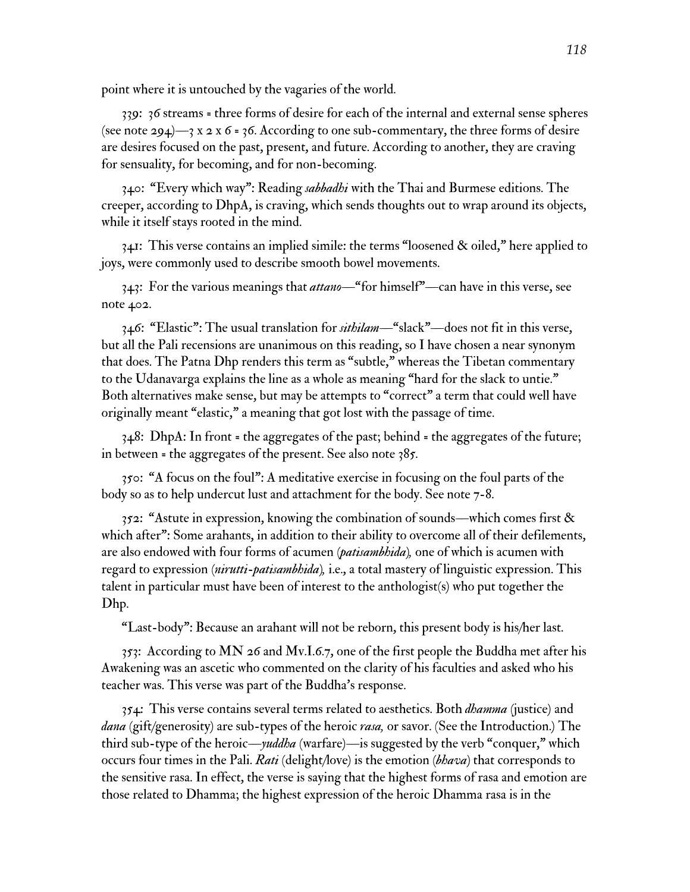point where it is untouched by the vagaries of the world.

339: 36 streams = three forms of desire for each of the internal and external sense spheres (see note 294)—3 x 2 x 6 = 36. According to one sub-commentary, the three forms of desire are desires focused on the past, present, and future. According to another, they are craving for sensuality, for becoming, and for non-becoming.

340: "Every which way": Reading *sabbadhi* with the Thai and Burmese editions. The creeper, according to DhpA, is craving, which sends thoughts out to wrap around its objects, while it itself stays rooted in the mind.

341: This verse contains an implied simile: the terms "loosened & oiled," here applied to joys, were commonly used to describe smooth bowel movements.

343: For the various meanings that *attano*—"for himself"—can have in this verse, see note 402.

346: "Elastic": The usual translation for *sithilam*—"slack"—does not fit in this verse, but all the Pali recensions are unanimous on this reading, so I have chosen a near synonym that does. The Patna Dhp renders this term as "subtle," whereas the Tibetan commentary to the Udanavarga explains the line as a whole as meaning "hard for the slack to untie." Both alternatives make sense, but may be attempts to "correct" a term that could well have originally meant "elastic," a meaning that got lost with the passage of time.

348: DhpA: In front = the aggregates of the past; behind = the aggregates of the future; in between = the aggregates of the present. See also note 385.

350: "A focus on the foul": A meditative exercise in focusing on the foul parts of the body so as to help undercut lust and attachment for the body. See note 7-8.

352: "Astute in expression, knowing the combination of sounds—which comes first & which after": Some arahants, in addition to their ability to overcome all of their defilements, are also endowed with four forms of acumen (*patisambhida*), one of which is acumen with regard to expression (*nirutti-patisambhida*), i.e., a total mastery of linguistic expression. This talent in particular must have been of interest to the anthologist(s) who put together the Dhp.

"Last-body": Because an arahant will not be reborn, this present body is his/her last.

353: According to MN 26 and Mv.I.6.7, one of the first people the Buddha met after his Awakening was an ascetic who commented on the clarity of his faculties and asked who his teacher was. This verse was part of the Buddha's response.

354: This verse contains several terms related to aesthetics. Both *dhamma* (justice) and *dana* (gift/generosity) are sub-types of the heroic *rasa,* or savor. (See the Introduction.) The third sub-type of the heroic—*yuddha* (warfare)—is suggested by the verb "conquer," which occurs four times in the Pali. *Rati* (delight/love) is the emotion (*bhava*) that corresponds to the sensitive rasa. In effect, the verse is saying that the highest forms of rasa and emotion are those related to Dhamma; the highest expression of the heroic Dhamma rasa is in the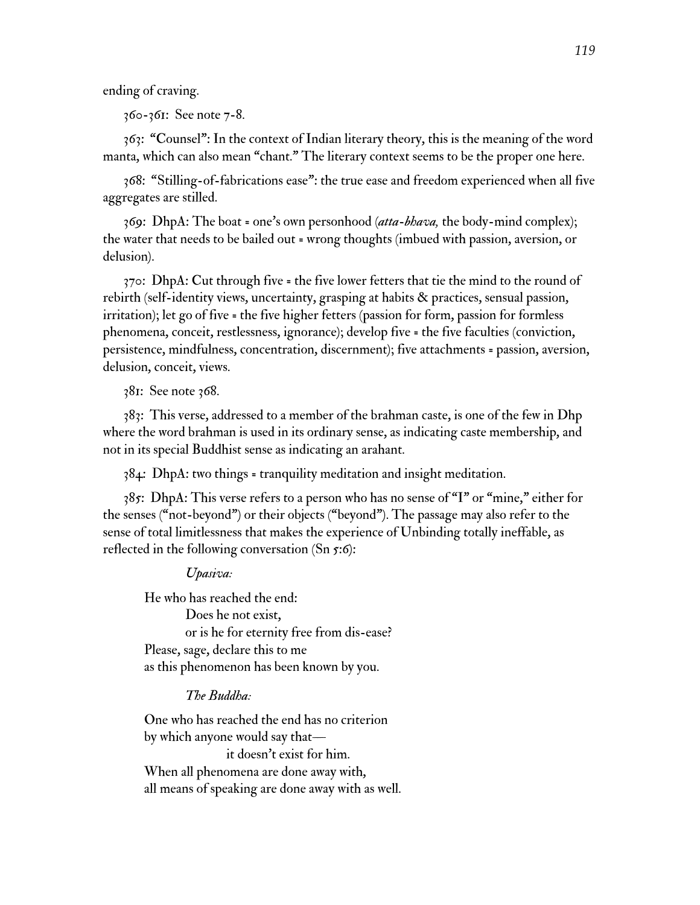ending of craving.

360-361: See note 7-8.

363: "Counsel": In the context of Indian literary theory, this is the meaning of the word manta, which can also mean "chant." The literary context seems to be the proper one here.

368: "Stilling-of-fabrications ease": the true ease and freedom experienced when all five aggregates are stilled.

369: DhpA: The boat = one's own personhood (*atta-bhava,* the body-mind complex); the water that needs to be bailed out = wrong thoughts (imbued with passion, aversion, or delusion).

370: DhpA: Cut through five = the five lower fetters that tie the mind to the round of rebirth (self-identity views, uncertainty, grasping at habits & practices, sensual passion, irritation); let go of five = the five higher fetters (passion for form, passion for formless phenomena, conceit, restlessness, ignorance); develop five = the five faculties (conviction, persistence, mindfulness, concentration, discernment); five attachments = passion, aversion, delusion, conceit, views.

381: See note 368.

383: This verse, addressed to a member of the brahman caste, is one of the few in Dhp where the word brahman is used in its ordinary sense, as indicating caste membership, and not in its special Buddhist sense as indicating an arahant.

384: DhpA: two things = tranquility meditation and insight meditation.

385: DhpA: This verse refers to a person who has no sense of "I" or "mine," either for the senses ("not-beyond") or their objects ("beyond"). The passage may also refer to the sense of total limitlessness that makes the experience of Unbinding totally ineffable, as reflected in the following conversation (Sn 5:6):

*Upasiva:*

He who has reached the end:
Does he not exist,
or is he for eternity free from dis-ease?
Please, sage, declare this to me
as this phenomenon has been known by you.

*The Buddha:*

One who has reached the end has no criterion
by which anyone would say that—
it doesn't exist for him.
When all phenomena are done away with,
all means of speaking are done away with as well.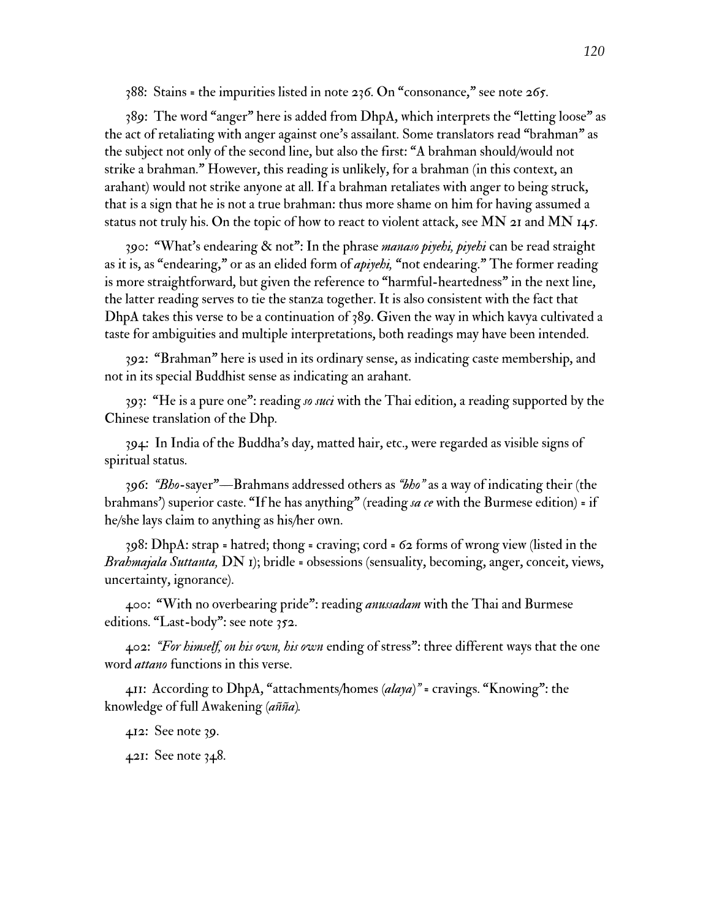388: Stains = the impurities listed in note 236. On "consonance," see note 265.

389: The word "anger" here is added from DhpA, which interprets the "letting loose" as the act of retaliating with anger against one's assailant. Some translators read "brahman" as the subject not only of the second line, but also the first: "A brahman should/would not strike a brahman." However, this reading is unlikely, for a brahman (in this context, an arahant) would not strike anyone at all. If a brahman retaliates with anger to being struck, that is a sign that he is not a true brahman: thus more shame on him for having assumed a status not truly his. On the topic of how to react to violent attack, see MN 21 and MN 145.

390: "What's endearing & not": In the phrase *manaso piyehi, piyehi* can be read straight as it is, as "endearing," or as an elided form of *apiyehi,* "not endearing." The former reading is more straightforward, but given the reference to "harmful-heartedness" in the next line, the latter reading serves to tie the stanza together. It is also consistent with the fact that DhpA takes this verse to be a continuation of 389. Given the way in which kavya cultivated a taste for ambiguities and multiple interpretations, both readings may have been intended.

392: "Brahman" here is used in its ordinary sense, as indicating caste membership, and not in its special Buddhist sense as indicating an arahant.

393: "He is a pure one": reading *so suci* with the Thai edition, a reading supported by the Chinese translation of the Dhp.

394: In India of the Buddha's day, matted hair, etc., were regarded as visible signs of spiritual status.

396: *"Bho*-sayer"—Brahmans addressed others as *"bho"* as a way of indicating their (the brahmans') superior caste. "If he has anything" (reading *sa ce* with the Burmese edition) = if he/she lays claim to anything as his/her own.

398: DhpA: strap = hatred; thong = craving; cord = 62 forms of wrong view (listed in the *Brahmajala Suttanta,* DN 1); bridle = obsessions (sensuality, becoming, anger, conceit, views, uncertainty, ignorance).

400: "With no overbearing pride": reading *anussadam* with the Thai and Burmese editions. "Last-body": see note 352.

402: *"For himself, on his own, his own* ending of stress": three different ways that the one word *attano* functions in this verse.

411: According to DhpA, "attachments/homes (*alaya*)" = cravings. "Knowing": the knowledge of full Awakening (*añña*).

412: See note 39.

421: See note 348.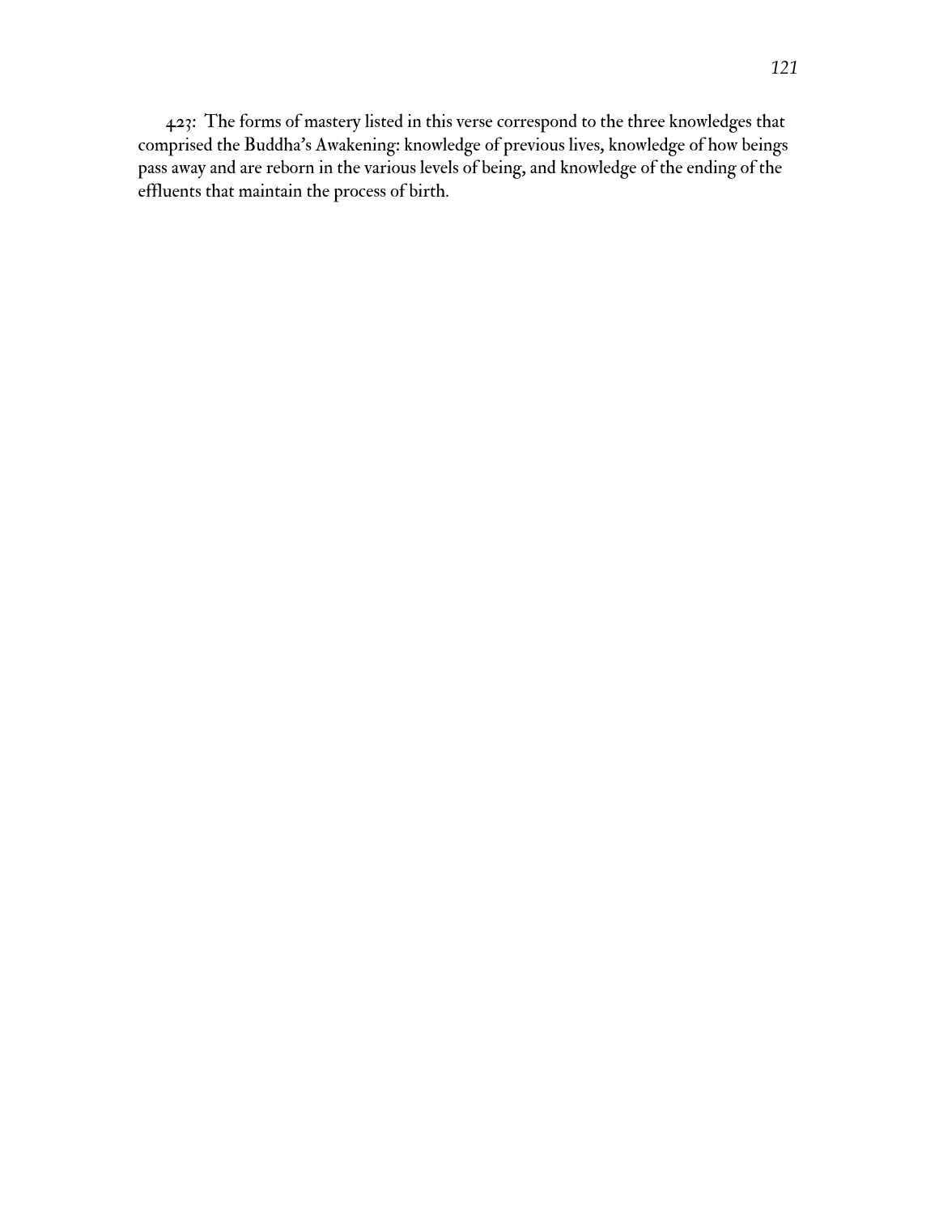423: The forms of mastery listed in this verse correspond to the three knowledges that comprised the Buddha's Awakening: knowledge of previous lives, knowledge of how beings pass away and are reborn in the various levels of being, and knowledge of the ending of the effluents that maintain the process of birth.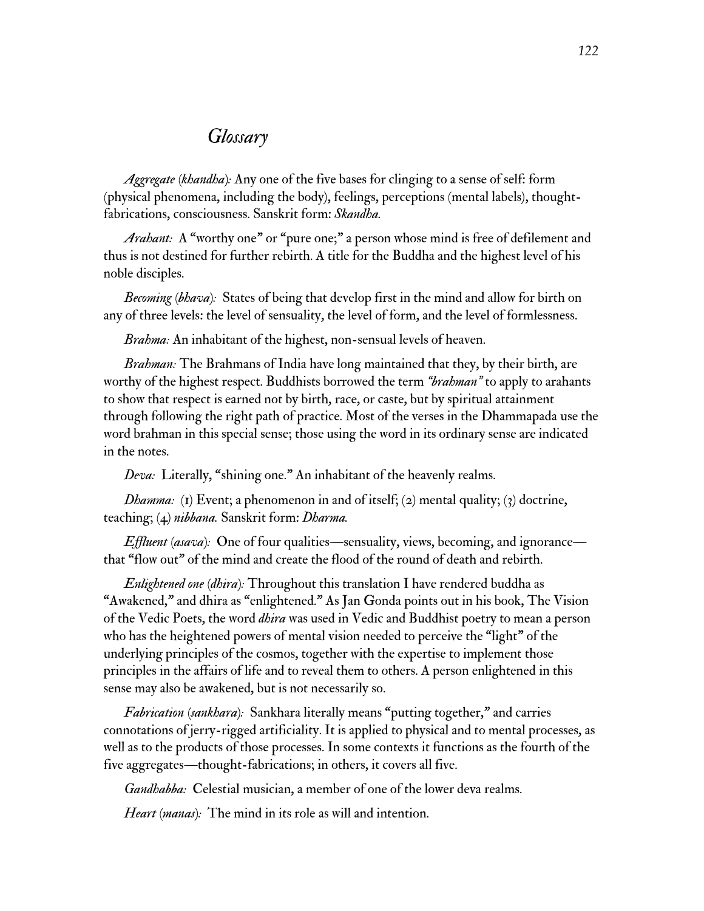# *Glossary*

*Aggregate* (*khandha*)*:* Any one of the five bases for clinging to a sense of self: form (physical phenomena, including the body), feelings, perceptions (mental labels), thought-fabrications, consciousness. Sanskrit form: *Skandha.*

*Arahant:* A "worthy one" or "pure one;" a person whose mind is free of defilement and thus is not destined for further rebirth. A title for the Buddha and the highest level of his noble disciples.

*Becoming* (*bhava*)*:* States of being that develop first in the mind and allow for birth on any of three levels: the level of sensuality, the level of form, and the level of formlessness.

*Brahma:* An inhabitant of the highest, non-sensual levels of heaven.

*Brahman:* The Brahmans of India have long maintained that they, by their birth, are worthy of the highest respect. Buddhists borrowed the term *"brahman"* to apply to arahants to show that respect is earned not by birth, race, or caste, but by spiritual attainment through following the right path of practice. Most of the verses in the Dhammapada use the word brahman in this special sense; those using the word in its ordinary sense are indicated in the notes.

*Deva:* Literally, "shining one." An inhabitant of the heavenly realms.

*Dhamma:* (1) Event; a phenomenon in and of itself; (2) mental quality; (3) doctrine, teaching; (4) *nibbana.* Sanskrit form: *Dharma.*

*Effluent* (*asava*)*:* One of four qualities—sensuality, views, becoming, and ignorance—that "flow out" of the mind and create the flood of the round of death and rebirth.

*Enlightened one* (*dhira*)*:* Throughout this translation I have rendered buddha as "Awakened," and dhira as "enlightened." As Jan Gonda points out in his book, The Vision of the Vedic Poets, the word *dhira* was used in Vedic and Buddhist poetry to mean a person who has the heightened powers of mental vision needed to perceive the "light" of the underlying principles of the cosmos, together with the expertise to implement those principles in the affairs of life and to reveal them to others. A person enlightened in this sense may also be awakened, but is not necessarily so.

*Fabrication* (*sankhara*)*:* Sankhara literally means "putting together," and carries connotations of jerry-rigged artificiality. It is applied to physical and to mental processes, as well as to the products of those processes. In some contexts it functions as the fourth of the five aggregates—thought-fabrications; in others, it covers all five.

*Gandhabba:* Celestial musician, a member of one of the lower deva realms.

*Heart* (*manas*)*:* The mind in its role as will and intention.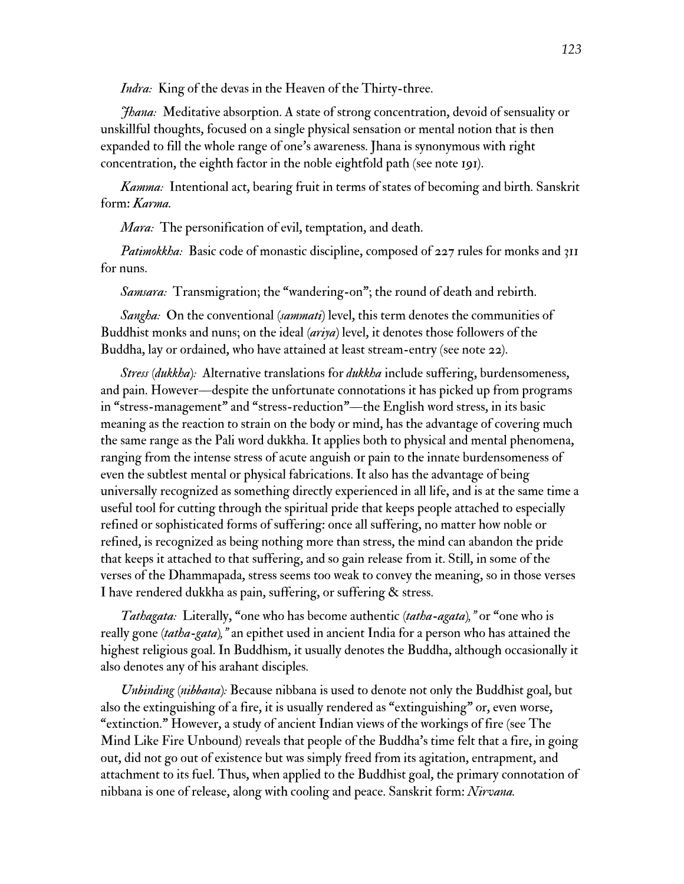*Indra:* King of the devas in the Heaven of the Thirty-three.

*Jhana:* Meditative absorption. A state of strong concentration, devoid of sensuality or unskillful thoughts, focused on a single physical sensation or mental notion that is then expanded to fill the whole range of one's awareness. Jhana is synonymous with right concentration, the eighth factor in the noble eightfold path (see note 191).

*Kamma:* Intentional act, bearing fruit in terms of states of becoming and birth. Sanskrit form: *Karma.*

*Mara:* The personification of evil, temptation, and death.

*Patimokkha:* Basic code of monastic discipline, composed of 227 rules for monks and 311 for nuns.

*Samsara:* Transmigration; the "wandering-on"; the round of death and rebirth.

*Sangha:* On the conventional (*sammati*) level, this term denotes the communities of Buddhist monks and nuns; on the ideal (*ariya*) level, it denotes those followers of the Buddha, lay or ordained, who have attained at least stream-entry (see note 22).

*Stress (dukkha):* Alternative translations for *dukkha* include suffering, burdensomeness, and pain. However—despite the unfortunate connotations it has picked up from programs in "stress-management" and "stress-reduction"—the English word stress, in its basic meaning as the reaction to strain on the body or mind, has the advantage of covering much the same range as the Pali word dukkha. It applies both to physical and mental phenomena, ranging from the intense stress of acute anguish or pain to the innate burdensomeness of even the subtlest mental or physical fabrications. It also has the advantage of being universally recognized as something directly experienced in all life, and is at the same time a useful tool for cutting through the spiritual pride that keeps people attached to especially refined or sophisticated forms of suffering: once all suffering, no matter how noble or refined, is recognized as being nothing more than stress, the mind can abandon the pride that keeps it attached to that suffering, and so gain release from it. Still, in some of the verses of the Dhammapada, stress seems too weak to convey the meaning, so in those verses I have rendered dukkha as pain, suffering, or suffering & stress.

*Tathagata:* Literally, "one who has become authentic (*tatha-agata*)," or "one who is really gone (*tatha-gata*)," an epithet used in ancient India for a person who has attained the highest religious goal. In Buddhism, it usually denotes the Buddha, although occasionally it also denotes any of his arahant disciples.

*Unbinding (nibbana):* Because nibbana is used to denote not only the Buddhist goal, but also the extinguishing of a fire, it is usually rendered as "extinguishing" or, even worse, "extinction." However, a study of ancient Indian views of the workings of fire (see The Mind Like Fire Unbound) reveals that people of the Buddha's time felt that a fire, in going out, did not go out of existence but was simply freed from its agitation, entrapment, and attachment to its fuel. Thus, when applied to the Buddhist goal, the primary connotation of nibbana is one of release, along with cooling and peace. Sanskrit form: *Nirvana.*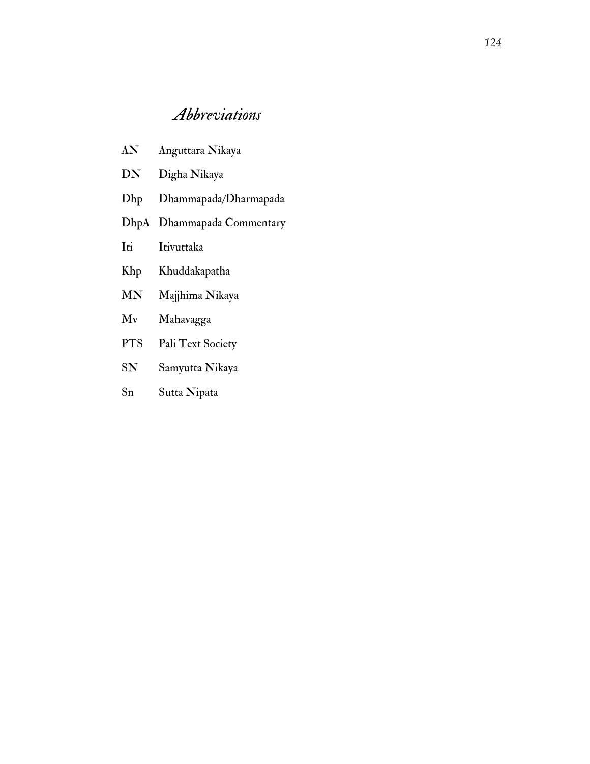# *Abbreviations*

| | |
|---|---|
| AN | Anguttara Nikaya |
| DN | Digha Nikaya |
| Dhp | Dhammapada/Dharmapada |
| DhpA | Dhammapada Commentary |
| Iti | Itivuttaka |
| Khp | Khuddakapatha |
| MN | Majjhima Nikaya |
| Mv | Mahavagga |
| PTS | Pali Text Society |
| SN | Samyutta Nikaya |
| Sn | Sutta Nipata |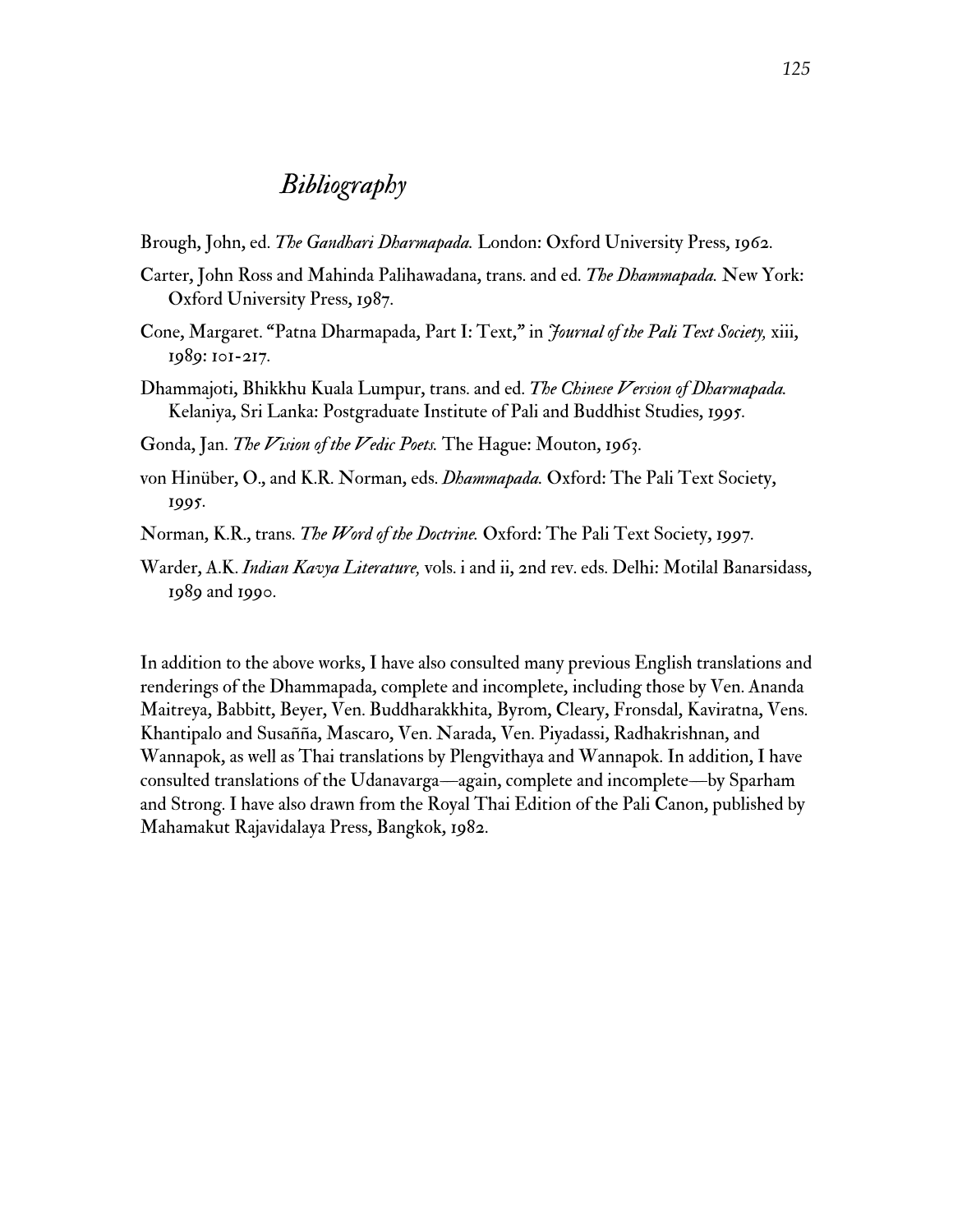# *Bibliography*

Brough, John, ed. *The Gandhari Dharmapada.* London: Oxford University Press, 1962.

Carter, John Ross and Mahinda Palihawadana, trans. and ed. *The Dhammapada.* New York: Oxford University Press, 1987.

Cone, Margaret. "Patna Dharmapada, Part I: Text," in *Journal of the Pali Text Society,* xiii, 1989: 101-217.

Dhammajoti, Bhikkhu Kuala Lumpur, trans. and ed. *The Chinese Version of Dharmapada.* Kelaniya, Sri Lanka: Postgraduate Institute of Pali and Buddhist Studies, 1995.

Gonda, Jan. *The Vision of the Vedic Poets.* The Hague: Mouton, 1963.

von Hinüber, O., and K.R. Norman, eds. *Dhammapada.* Oxford: The Pali Text Society, 1995.

Norman, K.R., trans. *The Word of the Doctrine.* Oxford: The Pali Text Society, 1997.

Warder, A.K. *Indian Kavya Literature,* vols. i and ii, 2nd rev. eds. Delhi: Motilal Banarsidass, 1989 and 1990.

In addition to the above works, I have also consulted many previous English translations and renderings of the Dhammapada, complete and incomplete, including those by Ven. Ananda Maitreya, Babbitt, Beyer, Ven. Buddharakkhita, Byrom, Cleary, Fronsdal, Kaviratna, Vens. Khantipalo and Susañña, Mascaro, Ven. Narada, Ven. Piyadassi, Radhakrishnan, and Wannapok, as well as Thai translations by Plengvithaya and Wannapok. In addition, I have consulted translations of the Udanavarga—again, complete and incomplete—by Sparham and Strong. I have also drawn from the Royal Thai Edition of the Pali Canon, published by Mahamakut Rajavidalaya Press, Bangkok, 1982.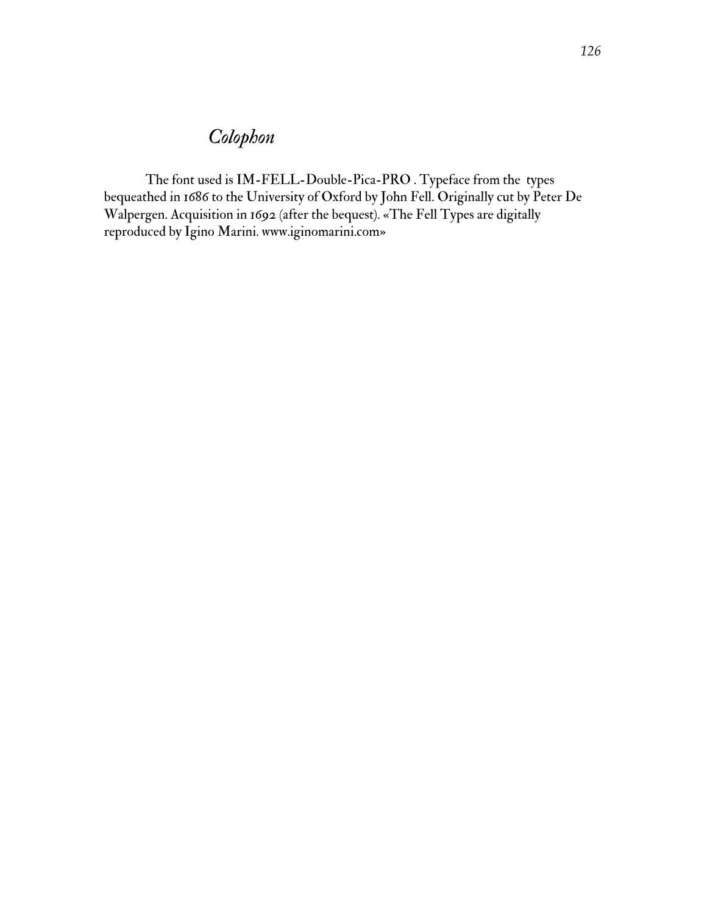# *Colophon*

The font used is IM-FELL-Double-Pica-PRO . Typeface from the types bequeathed in 1686 to the University of Oxford by John Fell. Originally cut by Peter De Walpergen. Acquisition in 1692 (after the bequest). «The Fell Types are digitally reproduced by Igino Marini. www.iginomarini.com»